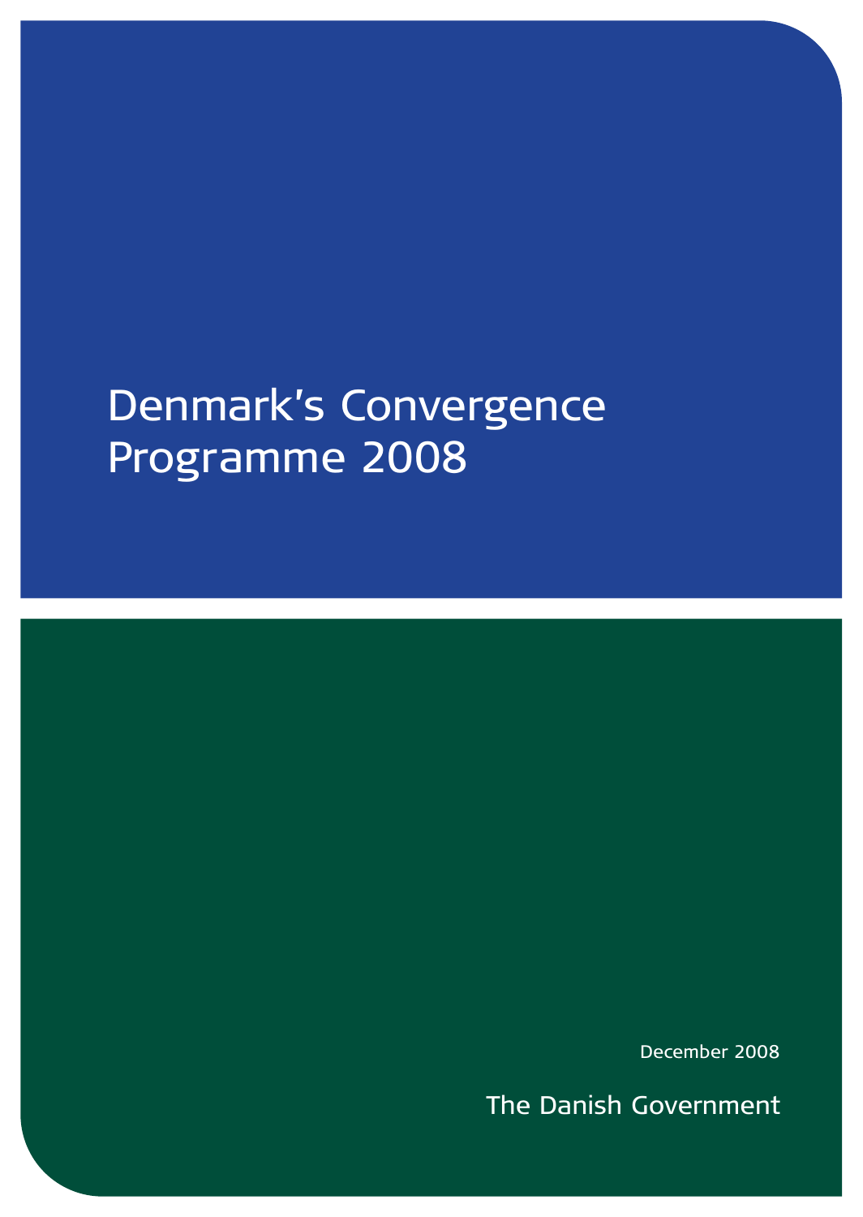# Denmark's Convergence Programme 2008

December 2008

The Danish Government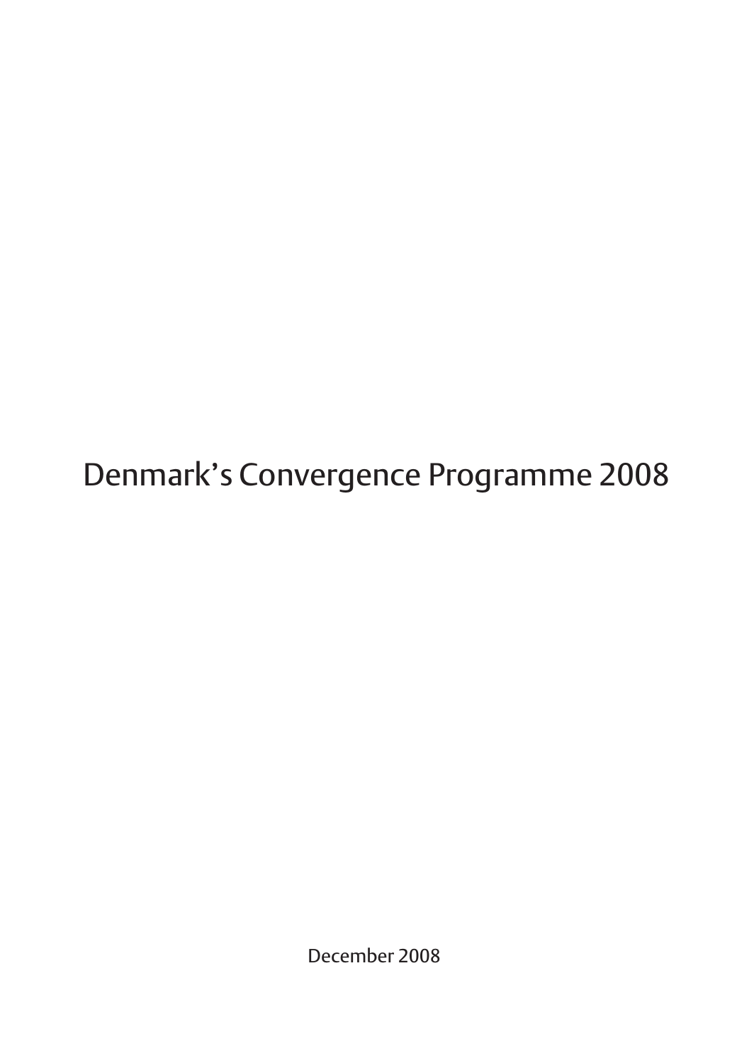# Denmark's Convergence Programme 2008

December 2008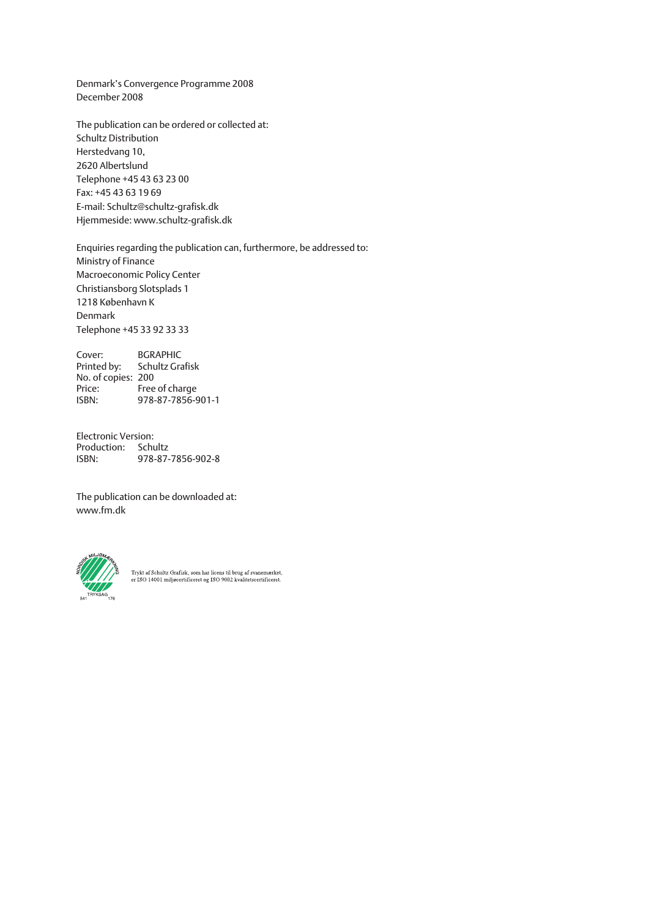Denmark's Convergence Programme 2008
December 2008

The publication can be ordered or collected at:
Schultz Distribution
Herstedvang 10,
2620 Albertslund
Telephone +45 43 63 23 00
Fax: +45 43 63 19 69
E-mail: Schultz@schultz-grafisk.dk
Hjemmeside: www.schultz-grafisk.dk

Enquiries regarding the publication can, furthermore, be addressed to:
Ministry of Finance
Macroeconomic Policy Center
Christiansborg Slotsplads 1
1218 København K
Denmark
Telephone +45 33 92 33 33

Cover: BGRAPHIC
Printed by: Schultz Grafisk
No. of copies: 200
Price: Free of charge
ISBN: 978-87-7856-901-1

Electronic Version:
Production: Schultz
ISBN: 978-87-7856-902-8

The publication can be downloaded at:
www.fm.dk

NORDISK MILJØMÆRKNING
TRYKSAG
541 176

Trykt af Schultz Grafisk, som har licens til brug af svanemærket,
er ISO 14001 miljøcertificeret og ISO 9002 kvalitetscertificeret.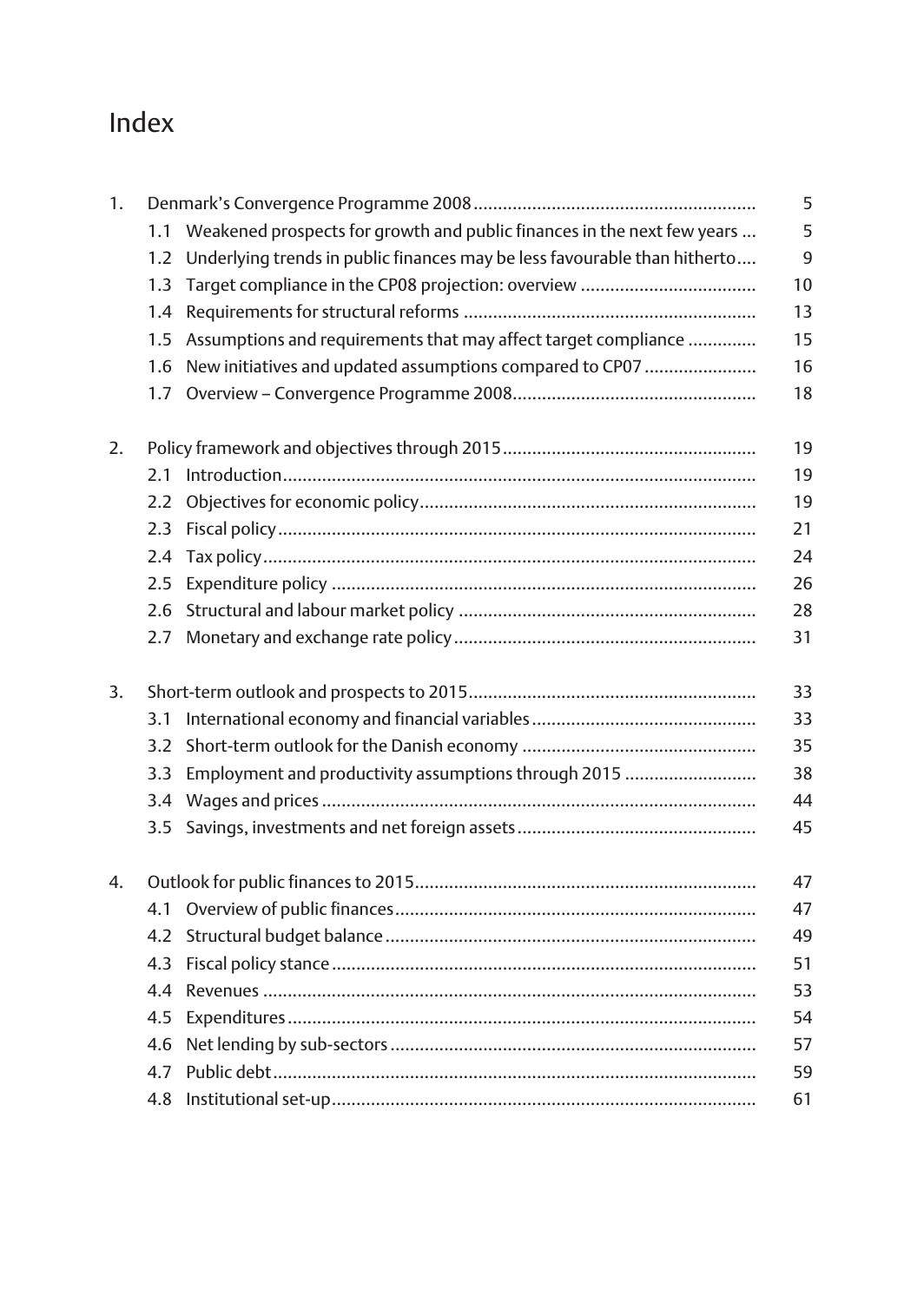# Index

| | | |
|---|---|---|
| 1. | Denmark's Convergence Programme 2008 | 5 |
| | 1.1 Weakened prospects for growth and public finances in the next few years | 5 |
| | 1.2 Underlying trends in public finances may be less favourable than hitherto | 9 |
| | 1.3 Target compliance in the CP08 projection: overview | 10 |
| | 1.4 Requirements for structural reforms | 13 |
| | 1.5 Assumptions and requirements that may affect target compliance | 15 |
| | 1.6 New initiatives and updated assumptions compared to CP07 | 16 |
| | 1.7 Overview – Convergence Programme 2008 | 18 |
| 2. | Policy framework and objectives through 2015 | 19 |
| | 2.1 Introduction | 19 |
| | 2.2 Objectives for economic policy | 19 |
| | 2.3 Fiscal policy | 21 |
| | 2.4 Tax policy | 24 |
| | 2.5 Expenditure policy | 26 |
| | 2.6 Structural and labour market policy | 28 |
| | 2.7 Monetary and exchange rate policy | 31 |
| 3. | Short-term outlook and prospects to 2015 | 33 |
| | 3.1 International economy and financial variables | 33 |
| | 3.2 Short-term outlook for the Danish economy | 35 |
| | 3.3 Employment and productivity assumptions through 2015 | 38 |
| | 3.4 Wages and prices | 44 |
| | 3.5 Savings, investments and net foreign assets | 45 |
| 4. | Outlook for public finances to 2015 | 47 |
| | 4.1 Overview of public finances | 47 |
| | 4.2 Structural budget balance | 49 |
| | 4.3 Fiscal policy stance | 51 |
| | 4.4 Revenues | 53 |
| | 4.5 Expenditures | 54 |
| | 4.6 Net lending by sub-sectors | 57 |
| | 4.7 Public debt | 59 |
| | 4.8 Institutional set-up | 61 |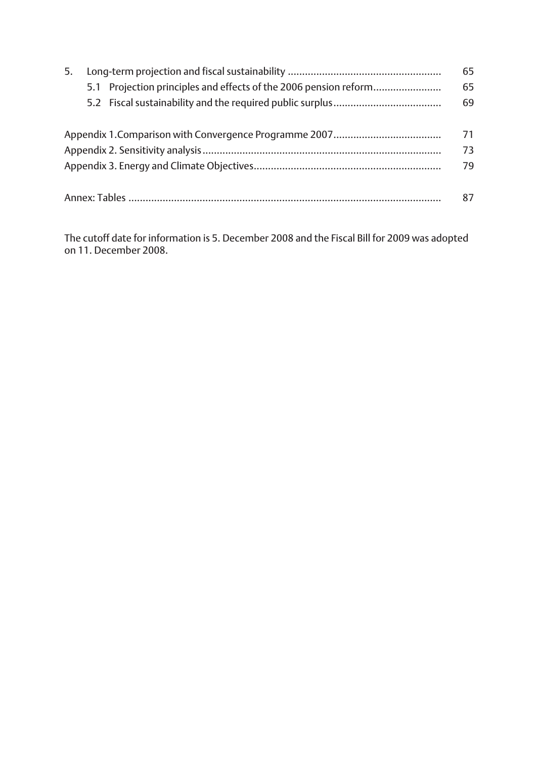| | | |
|---|---|---|
| 5. | Long-term projection and fiscal sustainability | 65 |
| | 5.1 Projection principles and effects of the 2006 pension reform | 65 |
| | 5.2 Fiscal sustainability and the required public surplus | 69 |
| | | |
| Appendix 1.Comparison with Convergence Programme 2007 | | 71 |
| Appendix 2. Sensitivity analysis | | 73 |
| Appendix 3. Energy and Climate Objectives | | 79 |
| | | |
| Annex: Tables | | 87 |

The cutoff date for information is 5. December 2008 and the Fiscal Bill for 2009 was adopted on 11. December 2008.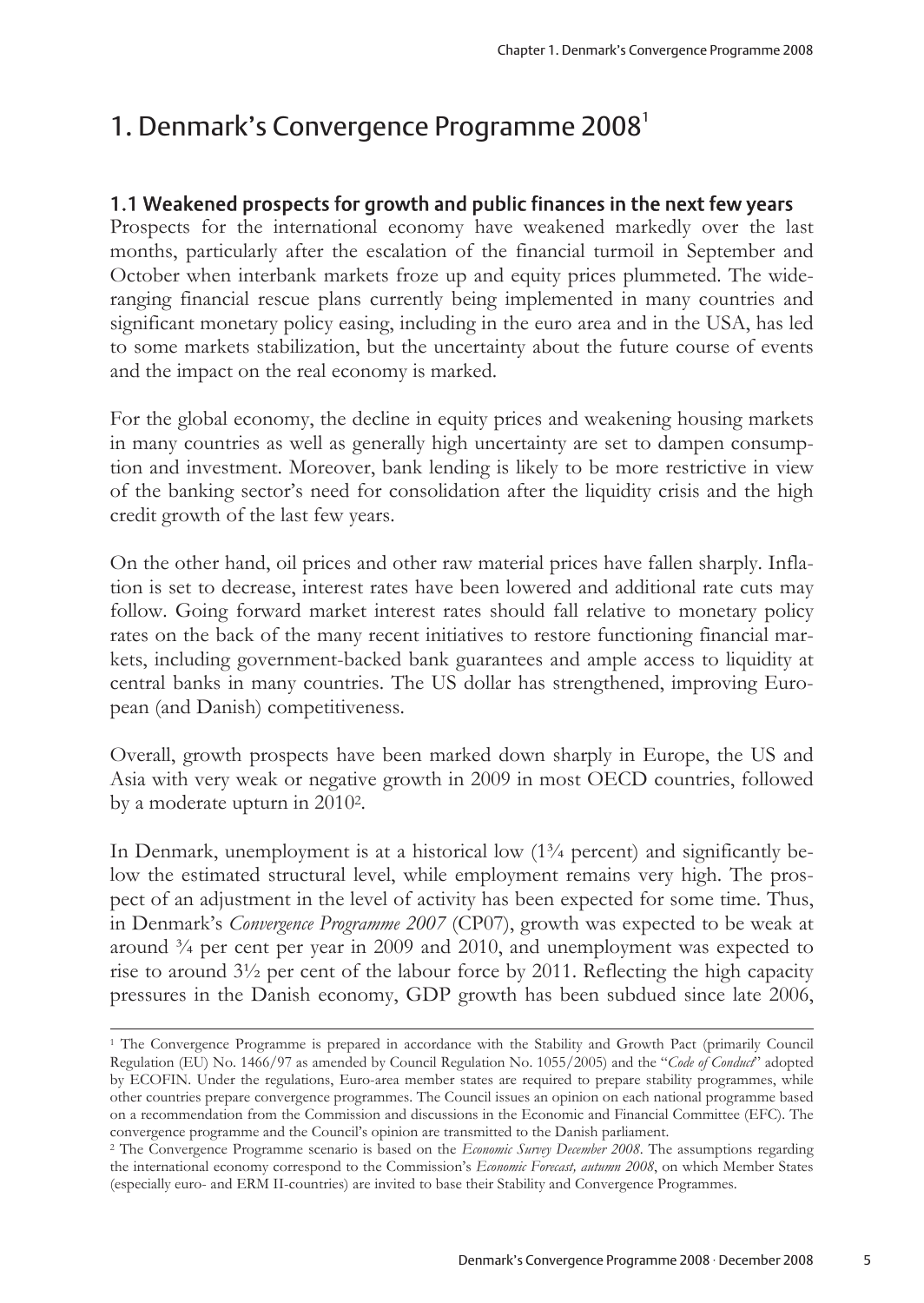# 1. Denmark's Convergence Programme 2008[1]

## 1.1 Weakened prospects for growth and public finances in the next few years

Prospects for the international economy have weakened markedly over the last months, particularly after the escalation of the financial turmoil in September and October when interbank markets froze up and equity prices plummeted. The wide-ranging financial rescue plans currently being implemented in many countries and significant monetary policy easing, including in the euro area and in the USA, has led to some markets stabilization, but the uncertainty about the future course of events and the impact on the real economy is marked.

For the global economy, the decline in equity prices and weakening housing markets in many countries as well as generally high uncertainty are set to dampen consumption and investment. Moreover, bank lending is likely to be more restrictive in view of the banking sector's need for consolidation after the liquidity crisis and the high credit growth of the last few years.

On the other hand, oil prices and other raw material prices have fallen sharply. Inflation is set to decrease, interest rates have been lowered and additional rate cuts may follow. Going forward market interest rates should fall relative to monetary policy rates on the back of the many recent initiatives to restore functioning financial markets, including government-backed bank guarantees and ample access to liquidity at central banks in many countries. The US dollar has strengthened, improving European (and Danish) competitiveness.

Overall, growth prospects have been marked down sharply in Europe, the US and Asia with very weak or negative growth in 2009 in most OECD countries, followed by a moderate upturn in 2010[2].

In Denmark, unemployment is at a historical low (1¾ percent) and significantly below the estimated structural level, while employment remains very high. The prospect of an adjustment in the level of activity has been expected for some time. Thus, in Denmark's *Convergence Programme 2007* (CP07), growth was expected to be weak at around ¾ per cent per year in 2009 and 2010, and unemployment was expected to rise to around 3½ per cent of the labour force by 2011. Reflecting the high capacity pressures in the Danish economy, GDP growth has been subdued since late 2006,

---

[1] The Convergence Programme is prepared in accordance with the Stability and Growth Pact (primarily Council Regulation (EU) No. 1466/97 as amended by Council Regulation No. 1055/2005) and the "*Code of Conduct*" adopted by ECOFIN. Under the regulations, Euro-area member states are required to prepare stability programmes, while other countries prepare convergence programmes. The Council issues an opinion on each national programme based on a recommendation from the Commission and discussions in the Economic and Financial Committee (EFC). The convergence programme and the Council's opinion are transmitted to the Danish parliament.

[2] The Convergence Programme scenario is based on the *Economic Survey December 2008*. The assumptions regarding the international economy correspond to the Commission's *Economic Forecast, autumn 2008*, on which Member States (especially euro- and ERM II-countries) are invited to base their Stability and Convergence Programmes.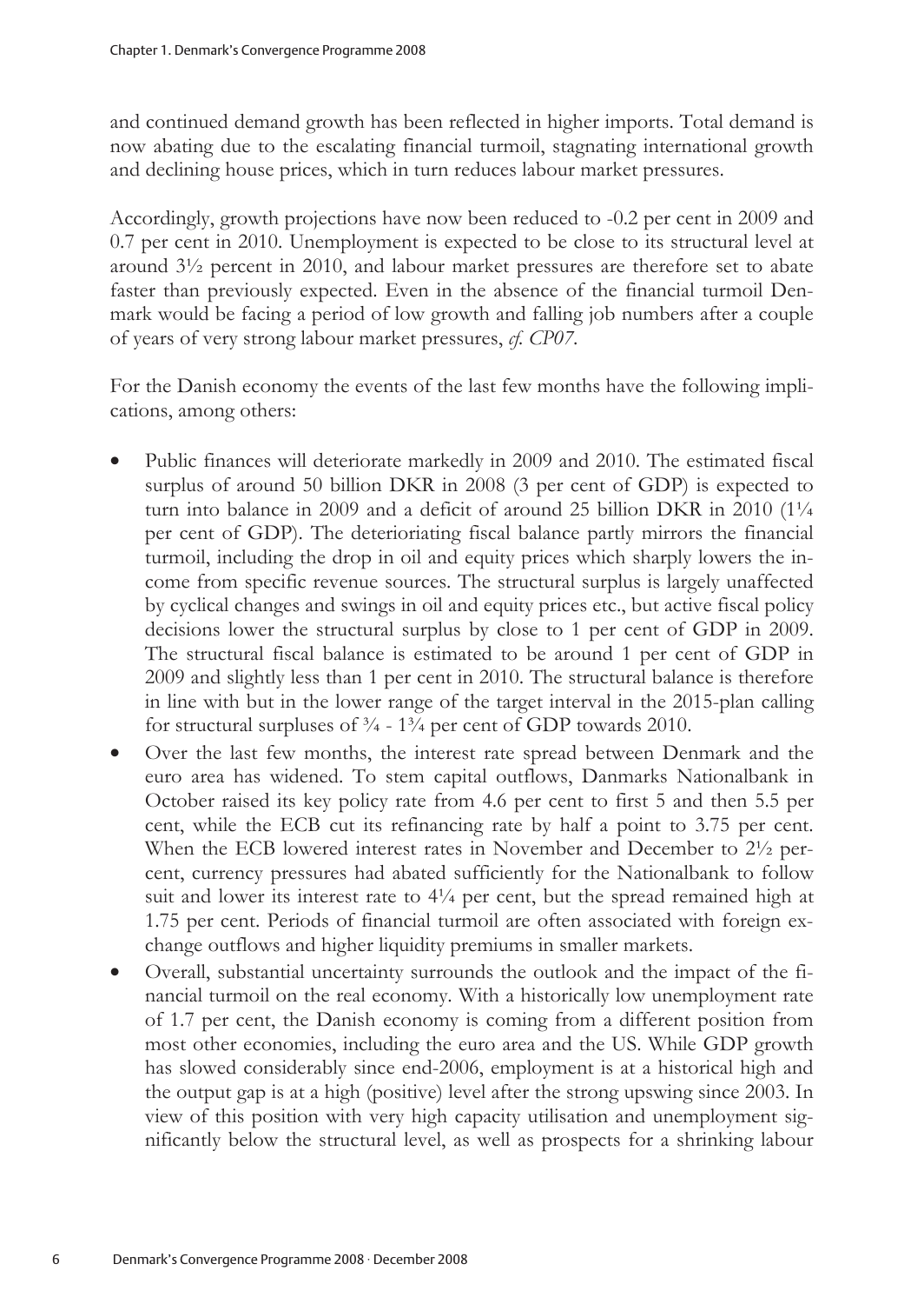and continued demand growth has been reflected in higher imports. Total demand is now abating due to the escalating financial turmoil, stagnating international growth and declining house prices, which in turn reduces labour market pressures.

Accordingly, growth projections have now been reduced to -0.2 per cent in 2009 and 0.7 per cent in 2010. Unemployment is expected to be close to its structural level at around 3½ percent in 2010, and labour market pressures are therefore set to abate faster than previously expected. Even in the absence of the financial turmoil Denmark would be facing a period of low growth and falling job numbers after a couple of years of very strong labour market pressures, *cf. CP07*.

For the Danish economy the events of the last few months have the following implications, among others:

- Public finances will deteriorate markedly in 2009 and 2010. The estimated fiscal surplus of around 50 billion DKR in 2008 (3 per cent of GDP) is expected to turn into balance in 2009 and a deficit of around 25 billion DKR in 2010 (1¼ per cent of GDP). The deterioriating fiscal balance partly mirrors the financial turmoil, including the drop in oil and equity prices which sharply lowers the income from specific revenue sources. The structural surplus is largely unaffected by cyclical changes and swings in oil and equity prices etc., but active fiscal policy decisions lower the structural surplus by close to 1 per cent of GDP in 2009. The structural fiscal balance is estimated to be around 1 per cent of GDP in 2009 and slightly less than 1 per cent in 2010. The structural balance is therefore in line with but in the lower range of the target interval in the 2015-plan calling for structural surpluses of ¾ - 1¾ per cent of GDP towards 2010.
- Over the last few months, the interest rate spread between Denmark and the euro area has widened. To stem capital outflows, Danmarks Nationalbank in October raised its key policy rate from 4.6 per cent to first 5 and then 5.5 per cent, while the ECB cut its refinancing rate by half a point to 3.75 per cent. When the ECB lowered interest rates in November and December to 2½ percent, currency pressures had abated sufficiently for the Nationalbank to follow suit and lower its interest rate to 4¼ per cent, but the spread remained high at 1.75 per cent. Periods of financial turmoil are often associated with foreign exchange outflows and higher liquidity premiums in smaller markets.
- Overall, substantial uncertainty surrounds the outlook and the impact of the financial turmoil on the real economy. With a historically low unemployment rate of 1.7 per cent, the Danish economy is coming from a different position from most other economies, including the euro area and the US. While GDP growth has slowed considerably since end-2006, employment is at a historical high and the output gap is at a high (positive) level after the strong upswing since 2003. In view of this position with very high capacity utilisation and unemployment significantly below the structural level, as well as prospects for a shrinking labour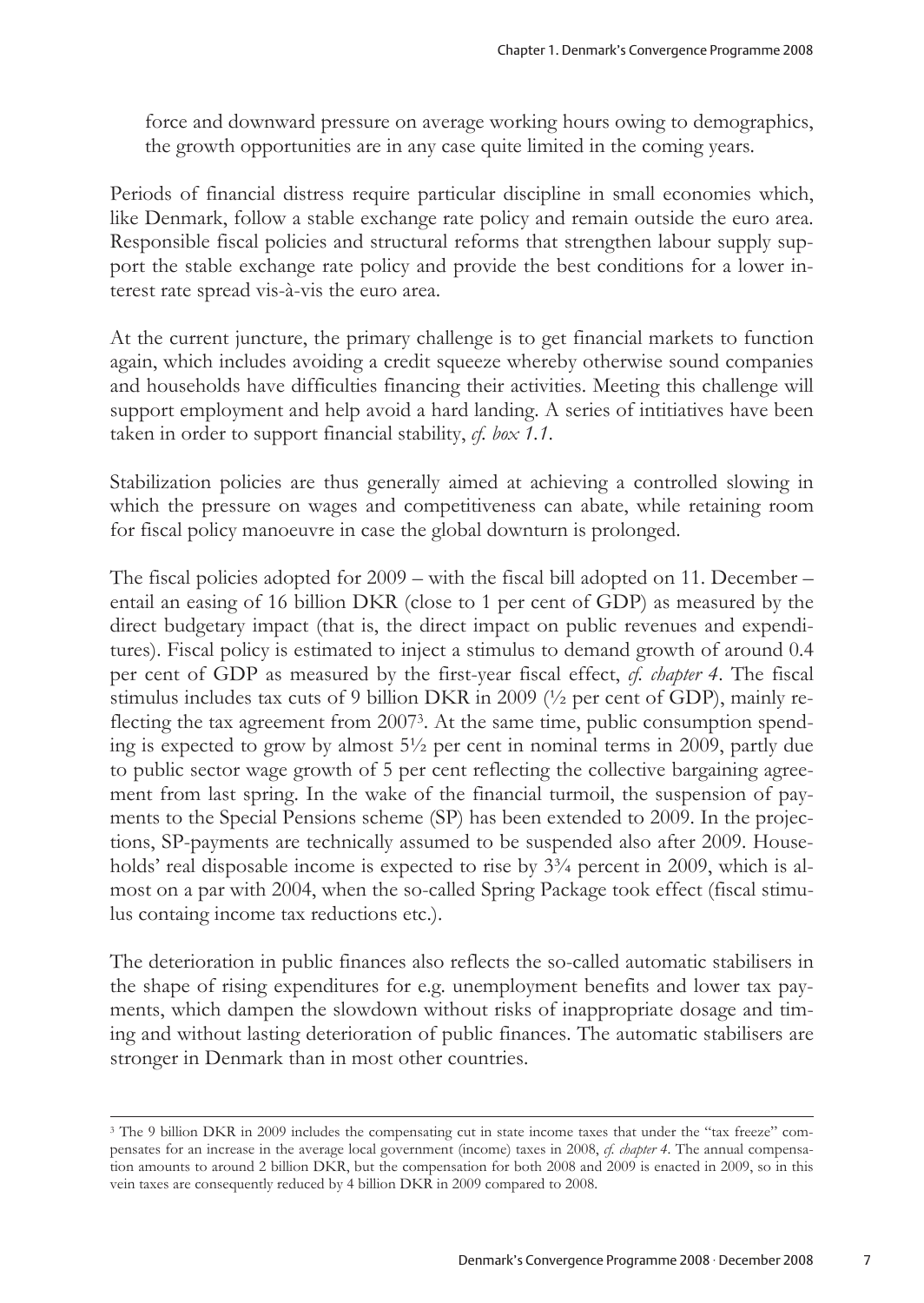force and downward pressure on average working hours owing to demographics, the growth opportunities are in any case quite limited in the coming years.

Periods of financial distress require particular discipline in small economies which, like Denmark, follow a stable exchange rate policy and remain outside the euro area. Responsible fiscal policies and structural reforms that strengthen labour supply support the stable exchange rate policy and provide the best conditions for a lower interest rate spread vis-à-vis the euro area.

At the current juncture, the primary challenge is to get financial markets to function again, which includes avoiding a credit squeeze whereby otherwise sound companies and households have difficulties financing their activities. Meeting this challenge will support employment and help avoid a hard landing. A series of intitiatives have been taken in order to support financial stability, *cf. box 1.1*.

Stabilization policies are thus generally aimed at achieving a controlled slowing in which the pressure on wages and competitiveness can abate, while retaining room for fiscal policy manoeuvre in case the global downturn is prolonged.

The fiscal policies adopted for 2009 – with the fiscal bill adopted on 11. December – entail an easing of 16 billion DKR (close to 1 per cent of GDP) as measured by the direct budgetary impact (that is, the direct impact on public revenues and expenditures). Fiscal policy is estimated to inject a stimulus to demand growth of around 0.4 per cent of GDP as measured by the first-year fiscal effect, *cf. chapter 4*. The fiscal stimulus includes tax cuts of 9 billion DKR in 2009 (½ per cent of GDP), mainly reflecting the tax agreement from 2007[3]. At the same time, public consumption spending is expected to grow by almost 5½ per cent in nominal terms in 2009, partly due to public sector wage growth of 5 per cent reflecting the collective bargaining agreement from last spring. In the wake of the financial turmoil, the suspension of payments to the Special Pensions scheme (SP) has been extended to 2009. In the projections, SP-payments are technically assumed to be suspended also after 2009. Households' real disposable income is expected to rise by 3¾ percent in 2009, which is almost on a par with 2004, when the so-called Spring Package took effect (fiscal stimulus containg income tax reductions etc.).

The deterioration in public finances also reflects the so-called automatic stabilisers in the shape of rising expenditures for e.g. unemployment benefits and lower tax payments, which dampen the slowdown without risks of inappropriate dosage and timing and without lasting deterioration of public finances. The automatic stabilisers are stronger in Denmark than in most other countries.

---

[3] The 9 billion DKR in 2009 includes the compensating cut in state income taxes that under the "tax freeze" compensates for an increase in the average local government (income) taxes in 2008, *cf. chapter 4*. The annual compensation amounts to around 2 billion DKR, but the compensation for both 2008 and 2009 is enacted in 2009, so in this vein taxes are consequently reduced by 4 billion DKR in 2009 compared to 2008.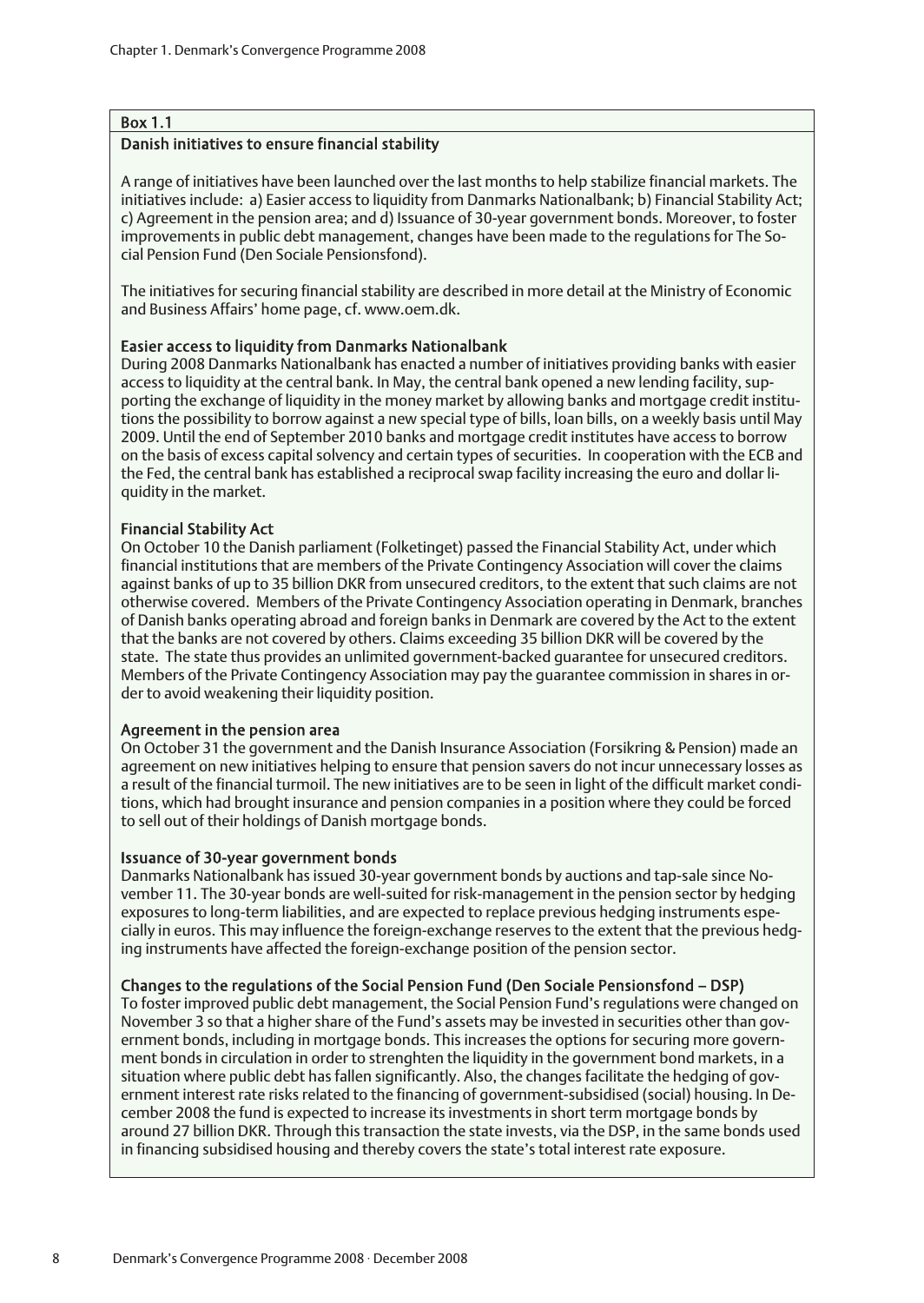## Box 1.1

### Danish initiatives to ensure financial stability

A range of initiatives have been launched over the last months to help stabilize financial markets. The initiatives include: a) Easier access to liquidity from Danmarks Nationalbank; b) Financial Stability Act; c) Agreement in the pension area; and d) Issuance of 30-year government bonds. Moreover, to foster improvements in public debt management, changes have been made to the regulations for The Social Pension Fund (Den Sociale Pensionsfond).

The initiatives for securing financial stability are described in more detail at the Ministry of Economic and Business Affairs' home page, cf. www.oem.dk.

**Easier access to liquidity from Danmarks Nationalbank**

During 2008 Danmarks Nationalbank has enacted a number of initiatives providing banks with easier access to liquidity at the central bank. In May, the central bank opened a new lending facility, supporting the exchange of liquidity in the money market by allowing banks and mortgage credit institutions the possibility to borrow against a new special type of bills, loan bills, on a weekly basis until May 2009. Until the end of September 2010 banks and mortgage credit institutes have access to borrow on the basis of excess capital solvency and certain types of securities. In cooperation with the ECB and the Fed, the central bank has established a reciprocal swap facility increasing the euro and dollar liquidity in the market.

**Financial Stability Act**

On October 10 the Danish parliament (Folketinget) passed the Financial Stability Act, under which financial institutions that are members of the Private Contingency Association will cover the claims against banks of up to 35 billion DKR from unsecured creditors, to the extent that such claims are not otherwise covered. Members of the Private Contingency Association operating in Denmark, branches of Danish banks operating abroad and foreign banks in Denmark are covered by the Act to the extent that the banks are not covered by others. Claims exceeding 35 billion DKR will be covered by the state. The state thus provides an unlimited government-backed guarantee for unsecured creditors. Members of the Private Contingency Association may pay the guarantee commission in shares in order to avoid weakening their liquidity position.

**Agreement in the pension area**

On October 31 the government and the Danish Insurance Association (Forsikring & Pension) made an agreement on new initiatives helping to ensure that pension savers do not incur unnecessary losses as a result of the financial turmoil. The new initiatives are to be seen in light of the difficult market conditions, which had brought insurance and pension companies in a position where they could be forced to sell out of their holdings of Danish mortgage bonds.

**Issuance of 30-year government bonds**

Danmarks Nationalbank has issued 30-year government bonds by auctions and tap-sale since November 11. The 30-year bonds are well-suited for risk-management in the pension sector by hedging exposures to long-term liabilities, and are expected to replace previous hedging instruments especially in euros. This may influence the foreign-exchange reserves to the extent that the previous hedging instruments have affected the foreign-exchange position of the pension sector.

**Changes to the regulations of the Social Pension Fund (Den Sociale Pensionsfond – DSP)**

To foster improved public debt management, the Social Pension Fund's regulations were changed on November 3 so that a higher share of the Fund's assets may be invested in securities other than government bonds, including in mortgage bonds. This increases the options for securing more government bonds in circulation in order to strenghten the liquidity in the government bond markets, in a situation where public debt has fallen significantly. Also, the changes facilitate the hedging of government interest rate risks related to the financing of government-subsidised (social) housing. In December 2008 the fund is expected to increase its investments in short term mortgage bonds by around 27 billion DKR. Through this transaction the state invests, via the DSP, in the same bonds used in financing subsidised housing and thereby covers the state's total interest rate exposure.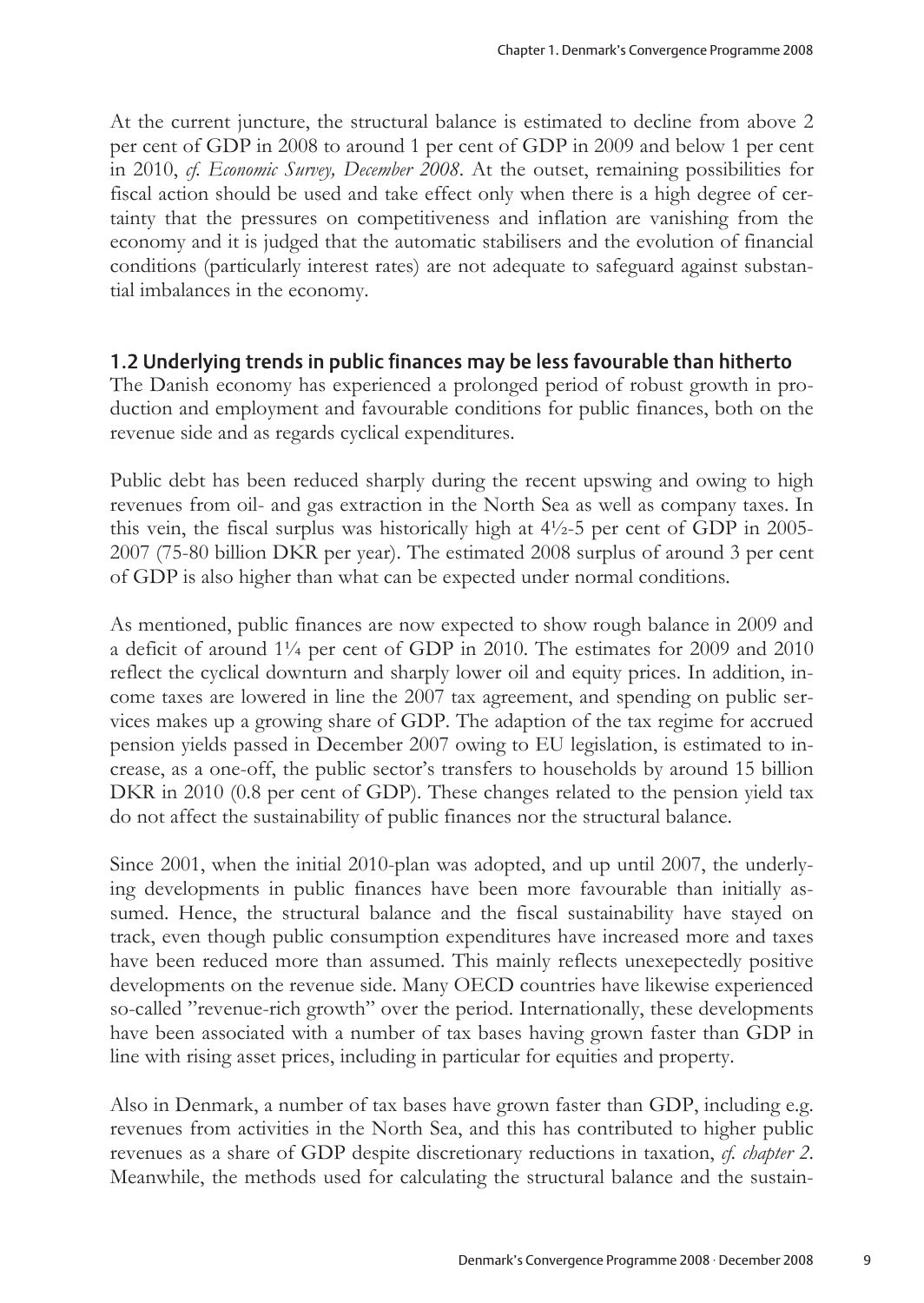At the current juncture, the structural balance is estimated to decline from above 2 per cent of GDP in 2008 to around 1 per cent of GDP in 2009 and below 1 per cent in 2010, *cf. Economic Survey, December 2008*. At the outset, remaining possibilities for fiscal action should be used and take effect only when there is a high degree of certainty that the pressures on competitiveness and inflation are vanishing from the economy and it is judged that the automatic stabilisers and the evolution of financial conditions (particularly interest rates) are not adequate to safeguard against substantial imbalances in the economy.

## 1.2 Underlying trends in public finances may be less favourable than hitherto

The Danish economy has experienced a prolonged period of robust growth in production and employment and favourable conditions for public finances, both on the revenue side and as regards cyclical expenditures.

Public debt has been reduced sharply during the recent upswing and owing to high revenues from oil- and gas extraction in the North Sea as well as company taxes. In this vein, the fiscal surplus was historically high at 4½-5 per cent of GDP in 2005-2007 (75-80 billion DKR per year). The estimated 2008 surplus of around 3 per cent of GDP is also higher than what can be expected under normal conditions.

As mentioned, public finances are now expected to show rough balance in 2009 and a deficit of around 1¼ per cent of GDP in 2010. The estimates for 2009 and 2010 reflect the cyclical downturn and sharply lower oil and equity prices. In addition, income taxes are lowered in line the 2007 tax agreement, and spending on public services makes up a growing share of GDP. The adaption of the tax regime for accrued pension yields passed in December 2007 owing to EU legislation, is estimated to increase, as a one-off, the public sector's transfers to households by around 15 billion DKR in 2010 (0.8 per cent of GDP). These changes related to the pension yield tax do not affect the sustainability of public finances nor the structural balance.

Since 2001, when the initial 2010-plan was adopted, and up until 2007, the underlying developments in public finances have been more favourable than initially assumed. Hence, the structural balance and the fiscal sustainability have stayed on track, even though public consumption expenditures have increased more and taxes have been reduced more than assumed. This mainly reflects unexepectedly positive developments on the revenue side. Many OECD countries have likewise experienced so-called "revenue-rich growth" over the period. Internationally, these developments have been associated with a number of tax bases having grown faster than GDP in line with rising asset prices, including in particular for equities and property.

Also in Denmark, a number of tax bases have grown faster than GDP, including e.g. revenues from activities in the North Sea, and this has contributed to higher public revenues as a share of GDP despite discretionary reductions in taxation, *cf. chapter 2*. Meanwhile, the methods used for calculating the structural balance and the sustain-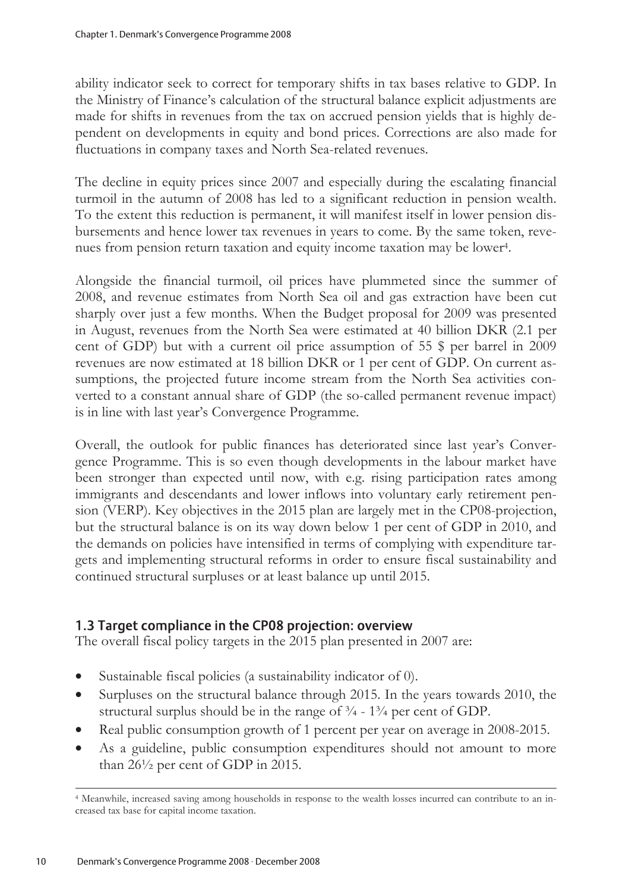ability indicator seek to correct for temporary shifts in tax bases relative to GDP. In the Ministry of Finance's calculation of the structural balance explicit adjustments are made for shifts in revenues from the tax on accrued pension yields that is highly dependent on developments in equity and bond prices. Corrections are also made for fluctuations in company taxes and North Sea-related revenues.

The decline in equity prices since 2007 and especially during the escalating financial turmoil in the autumn of 2008 has led to a significant reduction in pension wealth. To the extent this reduction is permanent, it will manifest itself in lower pension disbursements and hence lower tax revenues in years to come. By the same token, revenues from pension return taxation and equity income taxation may be lower[4].

Alongside the financial turmoil, oil prices have plummeted since the summer of 2008, and revenue estimates from North Sea oil and gas extraction have been cut sharply over just a few months. When the Budget proposal for 2009 was presented in August, revenues from the North Sea were estimated at 40 billion DKR (2.1 per cent of GDP) but with a current oil price assumption of 55 $ per barrel in 2009 revenues are now estimated at 18 billion DKR or 1 per cent of GDP. On current assumptions, the projected future income stream from the North Sea activities converted to a constant annual share of GDP (the so-called permanent revenue impact) is in line with last year's Convergence Programme.

Overall, the outlook for public finances has deteriorated since last year's Convergence Programme. This is so even though developments in the labour market have been stronger than expected until now, with e.g. rising participation rates among immigrants and descendants and lower inflows into voluntary early retirement pension (VERP). Key objectives in the 2015 plan are largely met in the CP08-projection, but the structural balance is on its way down below 1 per cent of GDP in 2010, and the demands on policies have intensified in terms of complying with expenditure targets and implementing structural reforms in order to ensure fiscal sustainability and continued structural surpluses or at least balance up until 2015.

## 1.3 Target compliance in the CP08 projection: overview

The overall fiscal policy targets in the 2015 plan presented in 2007 are:

- Sustainable fiscal policies (a sustainability indicator of 0).
- Surpluses on the structural balance through 2015. In the years towards 2010, the structural surplus should be in the range of ¾ - 1¾ per cent of GDP.
- Real public consumption growth of 1 percent per year on average in 2008-2015.
- As a guideline, public consumption expenditures should not amount to more than 26½ per cent of GDP in 2015.

---

[4] Meanwhile, increased saving among households in response to the wealth losses incurred can contribute to an increased tax base for capital income taxation.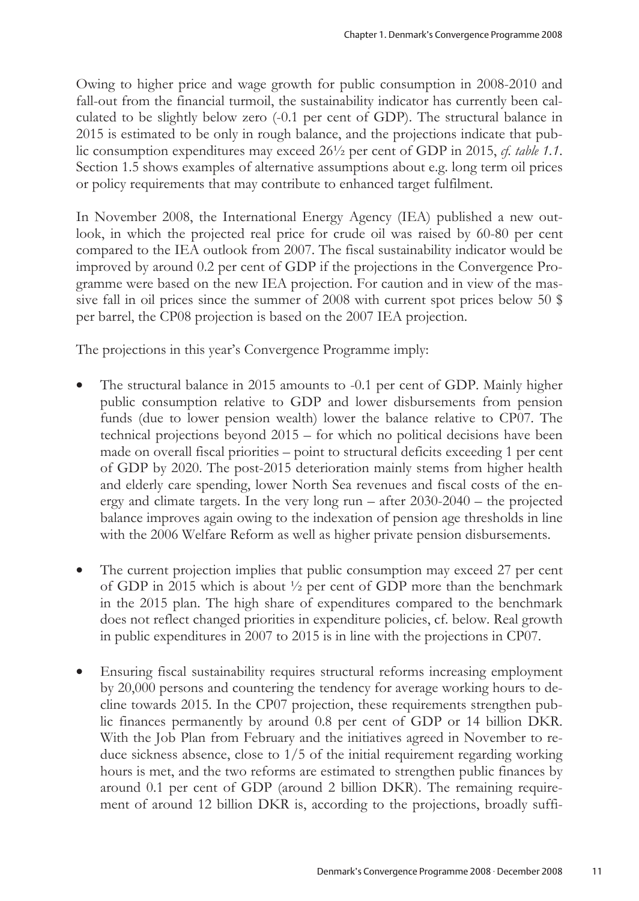Owing to higher price and wage growth for public consumption in 2008-2010 and fall-out from the financial turmoil, the sustainability indicator has currently been calculated to be slightly below zero (-0.1 per cent of GDP). The structural balance in 2015 is estimated to be only in rough balance, and the projections indicate that public consumption expenditures may exceed 26½ per cent of GDP in 2015, *cf. table 1.1*. Section 1.5 shows examples of alternative assumptions about e.g. long term oil prices or policy requirements that may contribute to enhanced target fulfilment.

In November 2008, the International Energy Agency (IEA) published a new outlook, in which the projected real price for crude oil was raised by 60-80 per cent compared to the IEA outlook from 2007. The fiscal sustainability indicator would be improved by around 0.2 per cent of GDP if the projections in the Convergence Programme were based on the new IEA projection. For caution and in view of the massive fall in oil prices since the summer of 2008 with current spot prices below 50 $ per barrel, the CP08 projection is based on the 2007 IEA projection.

The projections in this year's Convergence Programme imply:

- The structural balance in 2015 amounts to -0.1 per cent of GDP. Mainly higher public consumption relative to GDP and lower disbursements from pension funds (due to lower pension wealth) lower the balance relative to CP07. The technical projections beyond 2015 – for which no political decisions have been made on overall fiscal priorities – point to structural deficits exceeding 1 per cent of GDP by 2020. The post-2015 deterioration mainly stems from higher health and elderly care spending, lower North Sea revenues and fiscal costs of the energy and climate targets. In the very long run – after 2030-2040 – the projected balance improves again owing to the indexation of pension age thresholds in line with the 2006 Welfare Reform as well as higher private pension disbursements.

- The current projection implies that public consumption may exceed 27 per cent of GDP in 2015 which is about ½ per cent of GDP more than the benchmark in the 2015 plan. The high share of expenditures compared to the benchmark does not reflect changed priorities in expenditure policies, cf. below. Real growth in public expenditures in 2007 to 2015 is in line with the projections in CP07.

- Ensuring fiscal sustainability requires structural reforms increasing employment by 20,000 persons and countering the tendency for average working hours to decline towards 2015. In the CP07 projection, these requirements strengthen public finances permanently by around 0.8 per cent of GDP or 14 billion DKR. With the Job Plan from February and the initiatives agreed in November to reduce sickness absence, close to 1/5 of the initial requirement regarding working hours is met, and the two reforms are estimated to strengthen public finances by around 0.1 per cent of GDP (around 2 billion DKR). The remaining requirement of around 12 billion DKR is, according to the projections, broadly suffi-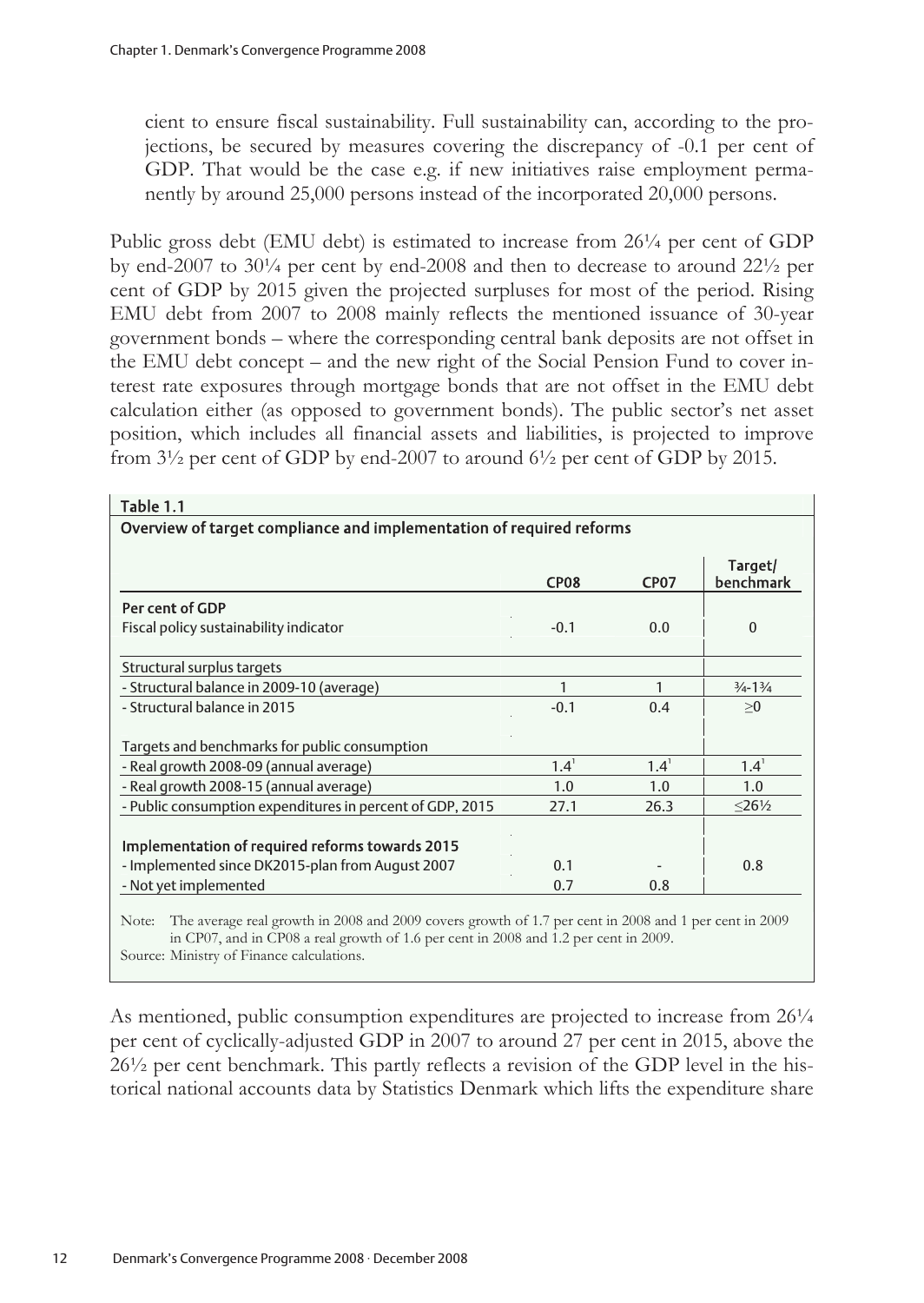cient to ensure fiscal sustainability. Full sustainability can, according to the projections, be secured by measures covering the discrepancy of -0.1 per cent of GDP. That would be the case e.g. if new initiatives raise employment permanently by around 25,000 persons instead of the incorporated 20,000 persons.

Public gross debt (EMU debt) is estimated to increase from 26¼ per cent of GDP by end-2007 to 30¼ per cent by end-2008 and then to decrease to around 22½ per cent of GDP by 2015 given the projected surpluses for most of the period. Rising EMU debt from 2007 to 2008 mainly reflects the mentioned issuance of 30-year government bonds – where the corresponding central bank deposits are not offset in the EMU debt concept – and the new right of the Social Pension Fund to cover interest rate exposures through mortgage bonds that are not offset in the EMU debt calculation either (as opposed to government bonds). The public sector's net asset position, which includes all financial assets and liabilities, is projected to improve from 3½ per cent of GDP by end-2007 to around 6½ per cent of GDP by 2015.

**Table 1.1**

**Overview of target compliance and implementation of required reforms**

| | CP08 | CP07 | Target/ benchmark |
|---|---|---|---|
| **Per cent of GDP** | | | |
| Fiscal policy sustainability indicator | -0.1 | 0.0 | 0 |
| Structural surplus targets | | | |
| - Structural balance in 2009-10 (average) | 1 | 1 | ¾-1¾ |
| - Structural balance in 2015 | -0.1 | 0.4 | ≥0 |
| Targets and benchmarks for public consumption | | | |
| - Real growth 2008-09 (annual average) | 1.4[1] | 1.4[1] | 1.4[1] |
| - Real growth 2008-15 (annual average) | 1.0 | 1.0 | 1.0 |
| - Public consumption expenditures in percent of GDP, 2015 | 27.1 | 26.3 | ≤26½ |
| **Implementation of required reforms towards 2015** | | | |
| - Implemented since DK2015-plan from August 2007 | 0.1 | - | 0.8 |
| - Not yet implemented | 0.7 | 0.8 | |

Note: The average real growth in 2008 and 2009 covers growth of 1.7 per cent in 2008 and 1 per cent in 2009 in CP07, and in CP08 a real growth of 1.6 per cent in 2008 and 1.2 per cent in 2009.
Source: Ministry of Finance calculations.

As mentioned, public consumption expenditures are projected to increase from 26¼ per cent of cyclically-adjusted GDP in 2007 to around 27 per cent in 2015, above the 26½ per cent benchmark. This partly reflects a revision of the GDP level in the historical national accounts data by Statistics Denmark which lifts the expenditure share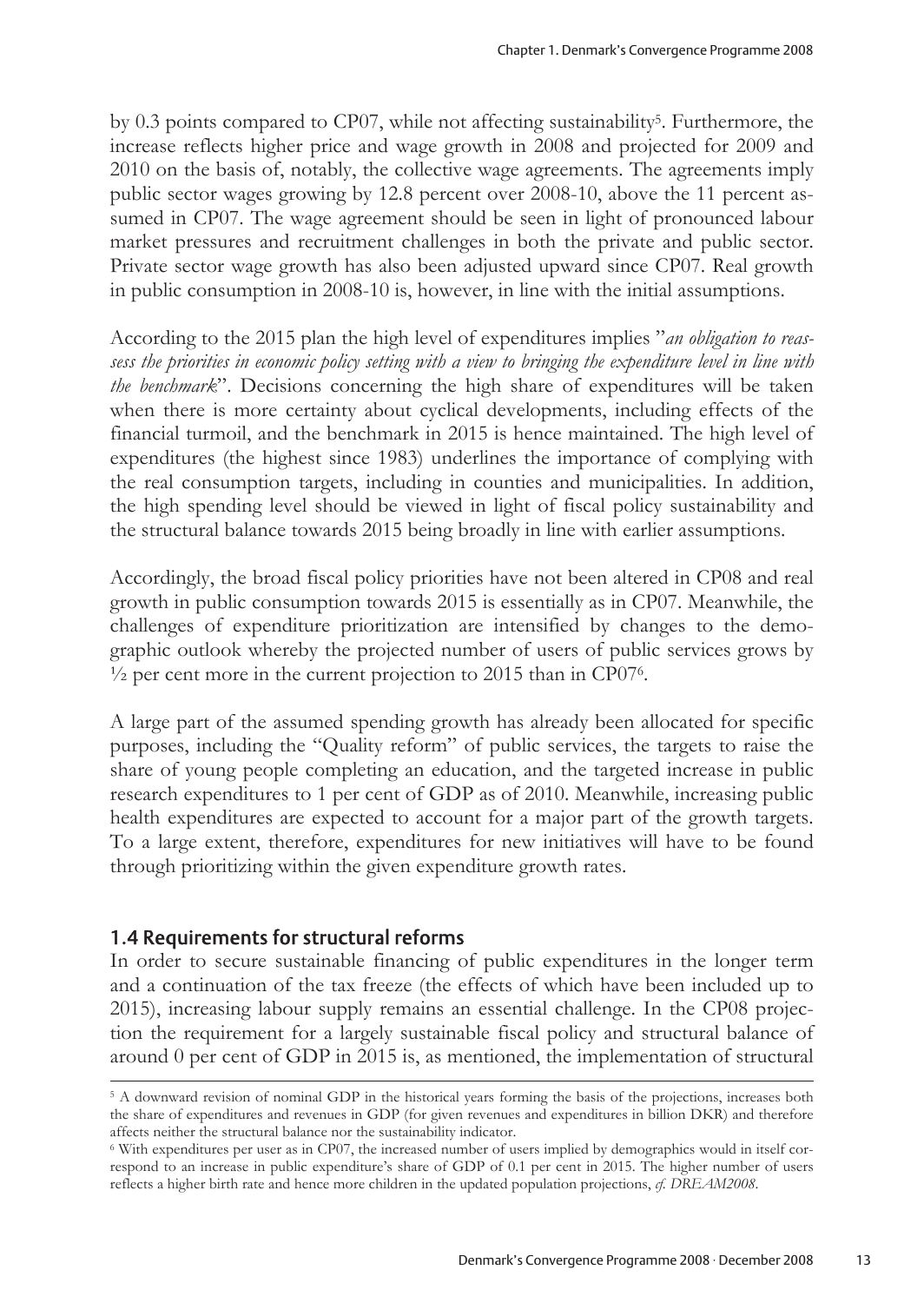by 0.3 points compared to CP07, while not affecting sustainability[5]. Furthermore, the increase reflects higher price and wage growth in 2008 and projected for 2009 and 2010 on the basis of, notably, the collective wage agreements. The agreements imply public sector wages growing by 12.8 percent over 2008-10, above the 11 percent assumed in CP07. The wage agreement should be seen in light of pronounced labour market pressures and recruitment challenges in both the private and public sector. Private sector wage growth has also been adjusted upward since CP07. Real growth in public consumption in 2008-10 is, however, in line with the initial assumptions.

According to the 2015 plan the high level of expenditures implies "*an obligation to reassess the priorities in economic policy setting with a view to bringing the expenditure level in line with the benchmark*". Decisions concerning the high share of expenditures will be taken when there is more certainty about cyclical developments, including effects of the financial turmoil, and the benchmark in 2015 is hence maintained. The high level of expenditures (the highest since 1983) underlines the importance of complying with the real consumption targets, including in counties and municipalities. In addition, the high spending level should be viewed in light of fiscal policy sustainability and the structural balance towards 2015 being broadly in line with earlier assumptions.

Accordingly, the broad fiscal policy priorities have not been altered in CP08 and real growth in public consumption towards 2015 is essentially as in CP07. Meanwhile, the challenges of expenditure prioritization are intensified by changes to the demographic outlook whereby the projected number of users of public services grows by ½ per cent more in the current projection to 2015 than in CP07[6].

A large part of the assumed spending growth has already been allocated for specific purposes, including the "Quality reform" of public services, the targets to raise the share of young people completing an education, and the targeted increase in public research expenditures to 1 per cent of GDP as of 2010. Meanwhile, increasing public health expenditures are expected to account for a major part of the growth targets. To a large extent, therefore, expenditures for new initiatives will have to be found through prioritizing within the given expenditure growth rates.

## 1.4 Requirements for structural reforms

In order to secure sustainable financing of public expenditures in the longer term and a continuation of the tax freeze (the effects of which have been included up to 2015), increasing labour supply remains an essential challenge. In the CP08 projection the requirement for a largely sustainable fiscal policy and structural balance of around 0 per cent of GDP in 2015 is, as mentioned, the implementation of structural

---

[5] A downward revision of nominal GDP in the historical years forming the basis of the projections, increases both the share of expenditures and revenues in GDP (for given revenues and expenditures in billion DKR) and therefore affects neither the structural balance nor the sustainability indicator.

[6] With expenditures per user as in CP07, the increased number of users implied by demographics would in itself correspond to an increase in public expenditure's share of GDP of 0.1 per cent in 2015. The higher number of users reflects a higher birth rate and hence more children in the updated population projections, *cf. DREAM2008*.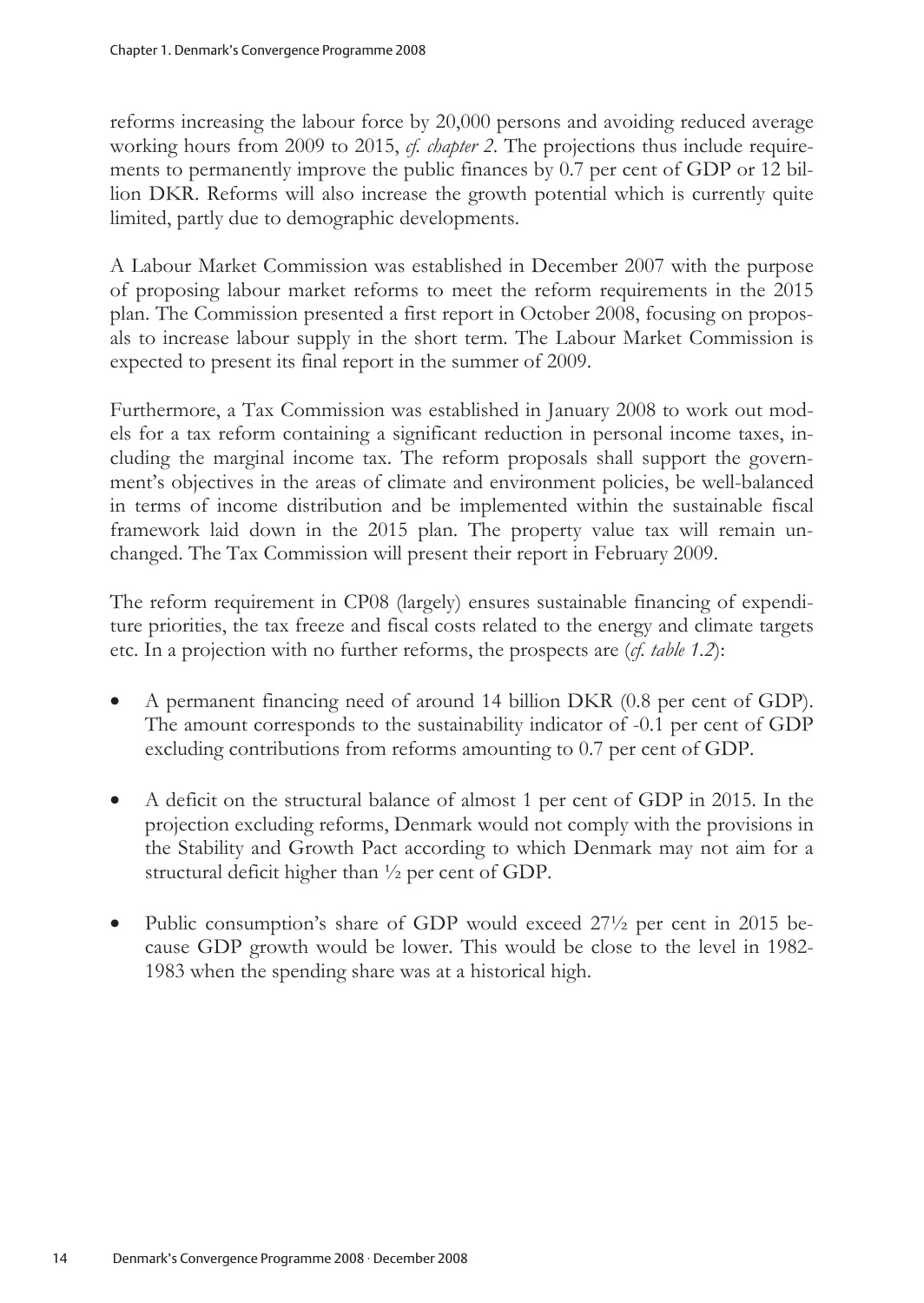reforms increasing the labour force by 20,000 persons and avoiding reduced average working hours from 2009 to 2015, *cf. chapter 2*. The projections thus include requirements to permanently improve the public finances by 0.7 per cent of GDP or 12 billion DKR. Reforms will also increase the growth potential which is currently quite limited, partly due to demographic developments.

A Labour Market Commission was established in December 2007 with the purpose of proposing labour market reforms to meet the reform requirements in the 2015 plan. The Commission presented a first report in October 2008, focusing on proposals to increase labour supply in the short term. The Labour Market Commission is expected to present its final report in the summer of 2009.

Furthermore, a Tax Commission was established in January 2008 to work out models for a tax reform containing a significant reduction in personal income taxes, including the marginal income tax. The reform proposals shall support the government's objectives in the areas of climate and environment policies, be well-balanced in terms of income distribution and be implemented within the sustainable fiscal framework laid down in the 2015 plan. The property value tax will remain unchanged. The Tax Commission will present their report in February 2009.

The reform requirement in CP08 (largely) ensures sustainable financing of expenditure priorities, the tax freeze and fiscal costs related to the energy and climate targets etc. In a projection with no further reforms, the prospects are (*cf. table 1.2*):

- A permanent financing need of around 14 billion DKR (0.8 per cent of GDP). The amount corresponds to the sustainability indicator of -0.1 per cent of GDP excluding contributions from reforms amounting to 0.7 per cent of GDP.

- A deficit on the structural balance of almost 1 per cent of GDP in 2015. In the projection excluding reforms, Denmark would not comply with the provisions in the Stability and Growth Pact according to which Denmark may not aim for a structural deficit higher than ½ per cent of GDP.

- Public consumption's share of GDP would exceed 27½ per cent in 2015 because GDP growth would be lower. This would be close to the level in 1982-1983 when the spending share was at a historical high.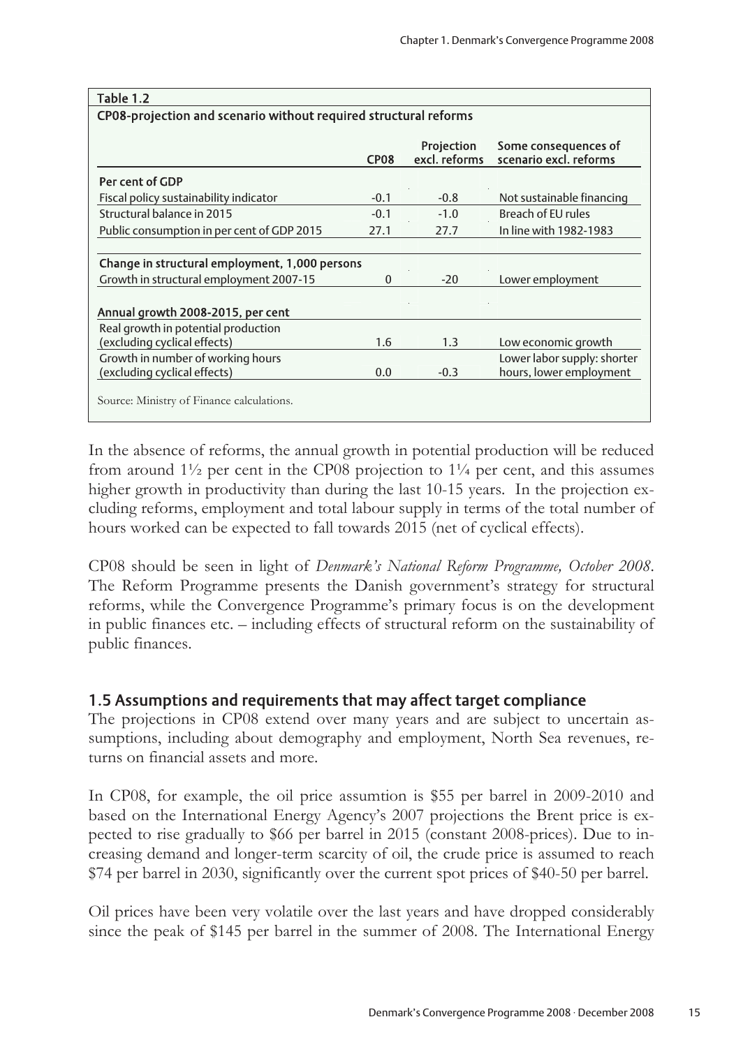**Table 1.2**

**CP08-projection and scenario without required structural reforms**

| | CP08 | Projection excl. reforms | Some consequences of scenario excl. reforms |
|---|---|---|---|
| **Per cent of GDP** | | | |
| Fiscal policy sustainability indicator | -0.1 | -0.8 | Not sustainable financing |
| Structural balance in 2015 | -0.1 | -1.0 | Breach of EU rules |
| Public consumption in per cent of GDP 2015 | 27.1 | 27.7 | In line with 1982-1983 |
| **Change in structural employment, 1,000 persons** | | | |
| Growth in structural employment 2007-15 | 0 | -20 | Lower employment |
| **Annual growth 2008-2015, per cent** | | | |
| Real growth in potential production (excluding cyclical effects) | 1.6 | 1.3 | Low economic growth |
| Growth in number of working hours (excluding cyclical effects) | 0.0 | -0.3 | Lower labor supply: shorter hours, lower employment |

Source: Ministry of Finance calculations.

In the absence of reforms, the annual growth in potential production will be reduced from around 1½ per cent in the CP08 projection to 1¼ per cent, and this assumes higher growth in productivity than during the last 10-15 years. In the projection excluding reforms, employment and total labour supply in terms of the total number of hours worked can be expected to fall towards 2015 (net of cyclical effects).

CP08 should be seen in light of *Denmark's National Reform Programme, October 2008*. The Reform Programme presents the Danish government's strategy for structural reforms, while the Convergence Programme's primary focus is on the development in public finances etc. – including effects of structural reform on the sustainability of public finances.

## 1.5 Assumptions and requirements that may affect target compliance

The projections in CP08 extend over many years and are subject to uncertain assumptions, including about demography and employment, North Sea revenues, returns on financial assets and more.

In CP08, for example, the oil price assumtion is $55 per barrel in 2009-2010 and based on the International Energy Agency's 2007 projections the Brent price is expected to rise gradually to $66 per barrel in 2015 (constant 2008-prices). Due to increasing demand and longer-term scarcity of oil, the crude price is assumed to reach $74 per barrel in 2030, significantly over the current spot prices of $40-50 per barrel.

Oil prices have been very volatile over the last years and have dropped considerably since the peak of $145 per barrel in the summer of 2008. The International Energy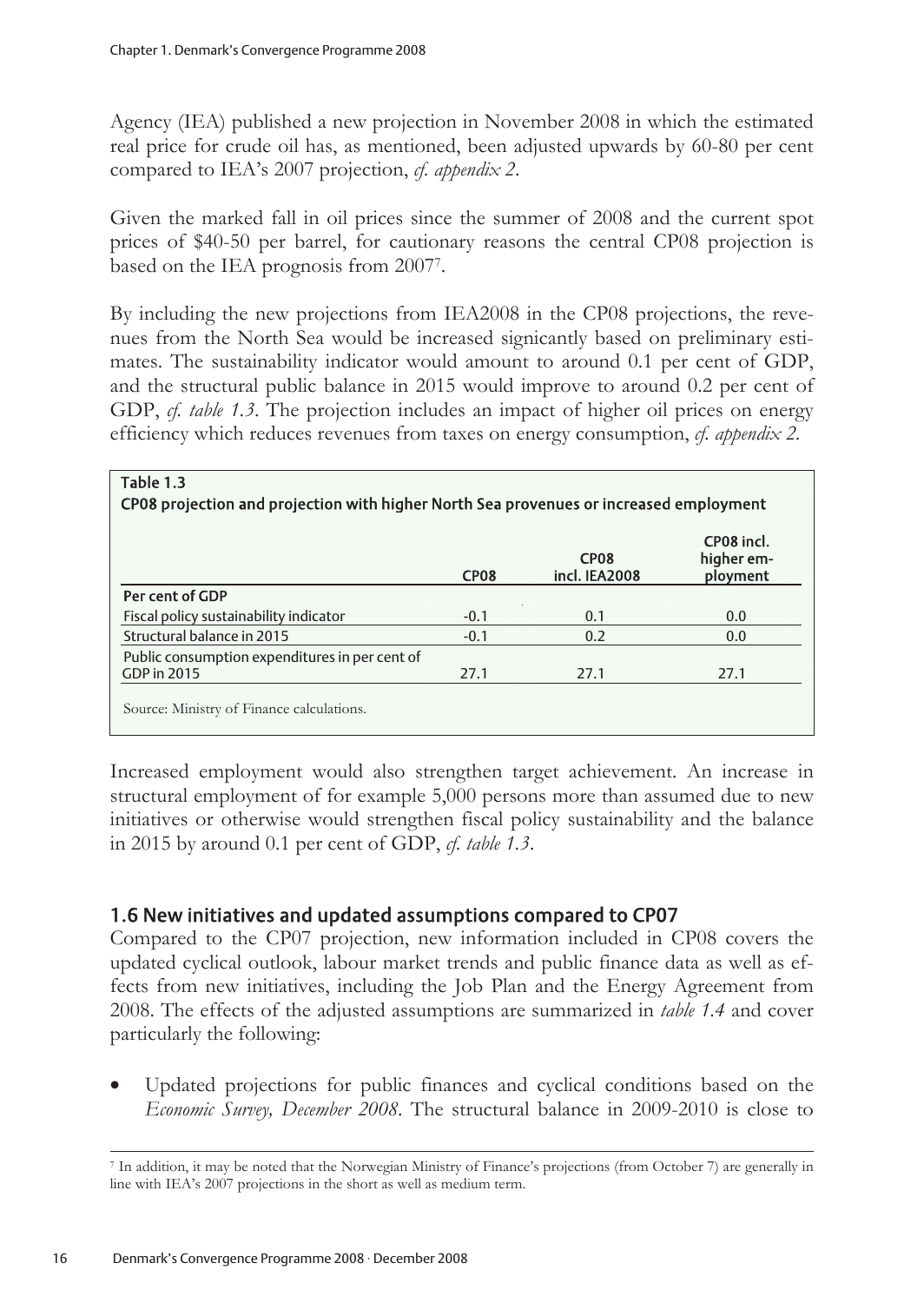Agency (IEA) published a new projection in November 2008 in which the estimated real price for crude oil has, as mentioned, been adjusted upwards by 60-80 per cent compared to IEA's 2007 projection, *cf. appendix 2*.

Given the marked fall in oil prices since the summer of 2008 and the current spot prices of $40-50 per barrel, for cautionary reasons the central CP08 projection is based on the IEA prognosis from 2007[7].

By including the new projections from IEA2008 in the CP08 projections, the revenues from the North Sea would be increased signicantly based on preliminary estimates. The sustainability indicator would amount to around 0.1 per cent of GDP, and the structural public balance in 2015 would improve to around 0.2 per cent of GDP, *cf. table 1.3*. The projection includes an impact of higher oil prices on energy efficiency which reduces revenues from taxes on energy consumption, *cf. appendix 2*.

**Table 1.3**
**CP08 projection and projection with higher North Sea provenues or increased employment**

| | CP08 | CP08 incl. IEA2008 | CP08 incl. higher employment |
|---|---|---|---|
| **Per cent of GDP** | | | |
| Fiscal policy sustainability indicator | -0.1 | 0.1 | 0.0 |
| Structural balance in 2015 | -0.1 | 0.2 | 0.0 |
| Public consumption expenditures in per cent of GDP in 2015 | 27.1 | 27.1 | 27.1 |

Source: Ministry of Finance calculations.

Increased employment would also strengthen target achievement. An increase in structural employment of for example 5,000 persons more than assumed due to new initiatives or otherwise would strengthen fiscal policy sustainability and the balance in 2015 by around 0.1 per cent of GDP, *cf. table 1.3*.

## 1.6 New initiatives and updated assumptions compared to CP07

Compared to the CP07 projection, new information included in CP08 covers the updated cyclical outlook, labour market trends and public finance data as well as effects from new initiatives, including the Job Plan and the Energy Agreement from 2008. The effects of the adjusted assumptions are summarized in *table 1.4* and cover particularly the following:

- Updated projections for public finances and cyclical conditions based on the *Economic Survey, December 2008*. The structural balance in 2009-2010 is close to

[7] In addition, it may be noted that the Norwegian Ministry of Finance's projections (from October 7) are generally in line with IEA's 2007 projections in the short as well as medium term.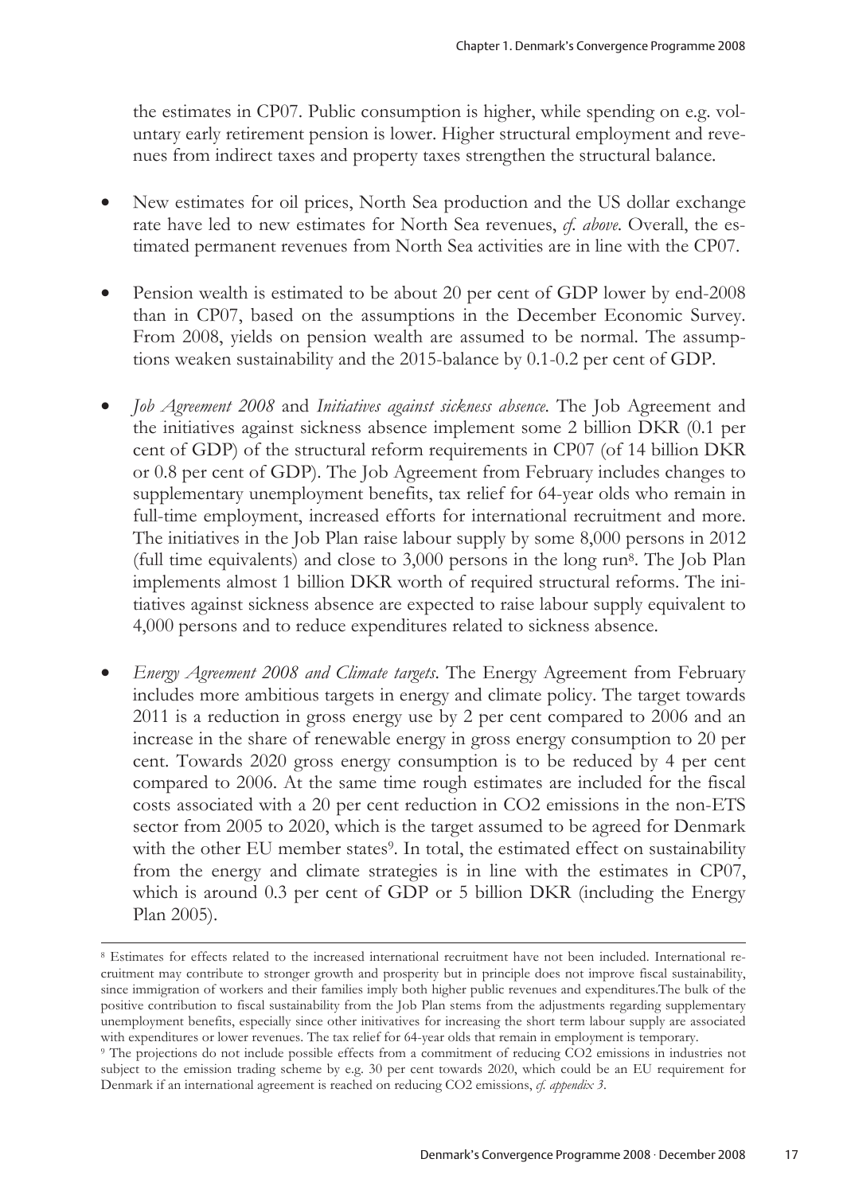the estimates in CP07. Public consumption is higher, while spending on e.g. voluntary early retirement pension is lower. Higher structural employment and revenues from indirect taxes and property taxes strengthen the structural balance.

- New estimates for oil prices, North Sea production and the US dollar exchange rate have led to new estimates for North Sea revenues, *cf. above*. Overall, the estimated permanent revenues from North Sea activities are in line with the CP07.

- Pension wealth is estimated to be about 20 per cent of GDP lower by end-2008 than in CP07, based on the assumptions in the December Economic Survey. From 2008, yields on pension wealth are assumed to be normal. The assumptions weaken sustainability and the 2015-balance by 0.1-0.2 per cent of GDP.

- *Job Agreement 2008* and *Initiatives against sickness absence*. The Job Agreement and the initiatives against sickness absence implement some 2 billion DKR (0.1 per cent of GDP) of the structural reform requirements in CP07 (of 14 billion DKR or 0.8 per cent of GDP). The Job Agreement from February includes changes to supplementary unemployment benefits, tax relief for 64-year olds who remain in full-time employment, increased efforts for international recruitment and more. The initiatives in the Job Plan raise labour supply by some 8,000 persons in 2012 (full time equivalents) and close to 3,000 persons in the long run[8]. The Job Plan implements almost 1 billion DKR worth of required structural reforms. The initiatives against sickness absence are expected to raise labour supply equivalent to 4,000 persons and to reduce expenditures related to sickness absence.

- *Energy Agreement 2008 and Climate targets*. The Energy Agreement from February includes more ambitious targets in energy and climate policy. The target towards 2011 is a reduction in gross energy use by 2 per cent compared to 2006 and an increase in the share of renewable energy in gross energy consumption to 20 per cent. Towards 2020 gross energy consumption is to be reduced by 4 per cent compared to 2006. At the same time rough estimates are included for the fiscal costs associated with a 20 per cent reduction in $CO_2$ emissions in the non-ETS sector from 2005 to 2020, which is the target assumed to be agreed for Denmark with the other EU member states[9]. In total, the estimated effect on sustainability from the energy and climate strategies is in line with the estimates in CP07, which is around 0.3 per cent of GDP or 5 billion DKR (including the Energy Plan 2005).

---

[8] Estimates for effects related to the increased international recruitment have not been included. International recruitment may contribute to stronger growth and prosperity but in principle does not improve fiscal sustainability, since immigration of workers and their families imply both higher public revenues and expenditures.The bulk of the positive contribution to fiscal sustainability from the Job Plan stems from the adjustments regarding supplementary unemployment benefits, especially since other initivatives for increasing the short term labour supply are associated with expenditures or lower revenues. The tax relief for 64-year olds that remain in employment is temporary.

[9] The projections do not include possible effects from a commitment of reducing $CO_2$ emissions in industries not subject to the emission trading scheme by e.g. 30 per cent towards 2020, which could be an EU requirement for Denmark if an international agreement is reached on reducing $CO_2$ emissions, *cf. appendix 3*.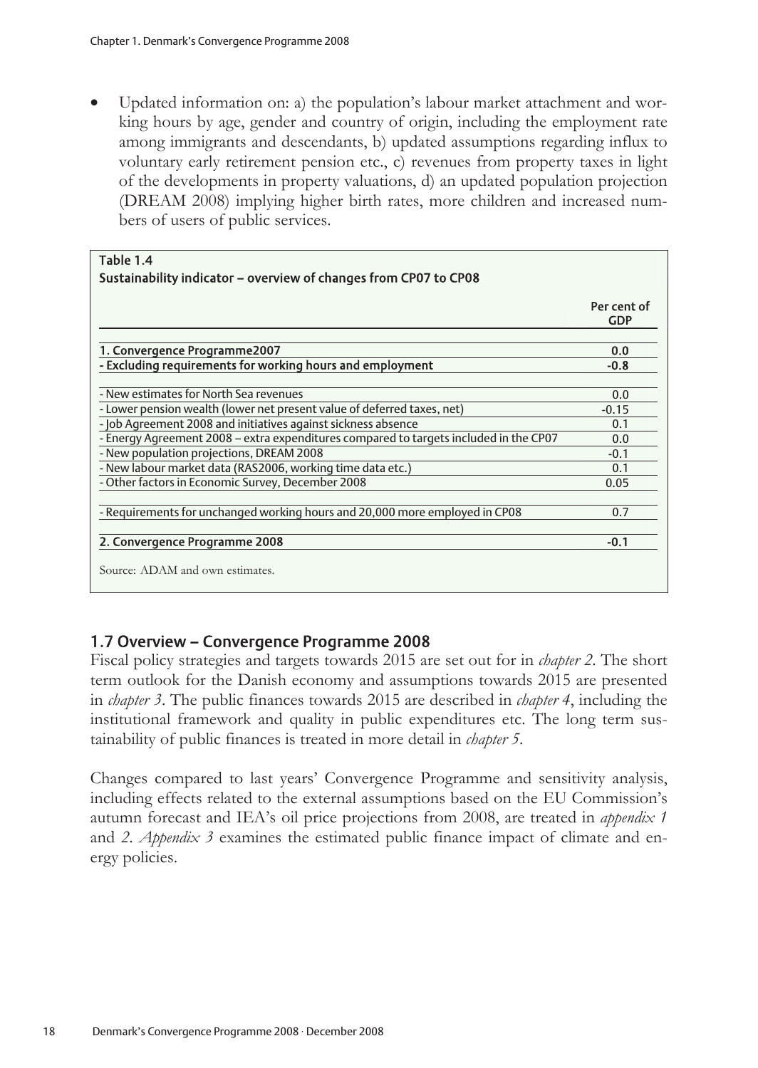- Updated information on: a) the population's labour market attachment and working hours by age, gender and country of origin, including the employment rate among immigrants and descendants, b) updated assumptions regarding influx to voluntary early retirement pension etc., c) revenues from property taxes in light of the developments in property valuations, d) an updated population projection (DREAM 2008) implying higher birth rates, more children and increased numbers of users of public services.

**Table 1.4**
**Sustainability indicator – overview of changes from CP07 to CP08**

| | Per cent of GDP |
|---|---|
| **1. Convergence Programme2007** | **0.0** |
| **- Excluding requirements for working hours and employment** | **-0.8** |
| - New estimates for North Sea revenues | 0.0 |
| - Lower pension wealth (lower net present value of deferred taxes, net) | -0.15 |
| - Job Agreement 2008 and initiatives against sickness absence | 0.1 |
| - Energy Agreement 2008 – extra expenditures compared to targets included in the CP07 | 0.0 |
| - New population projections, DREAM 2008 | -0.1 |
| - New labour market data (RAS2006, working time data etc.) | 0.1 |
| - Other factors in Economic Survey, December 2008 | 0.05 |
| - Requirements for unchanged working hours and 20,000 more employed in CP08 | 0.7 |
| **2. Convergence Programme 2008** | **-0.1** |

Source: ADAM and own estimates.

## 1.7 Overview – Convergence Programme 2008

Fiscal policy strategies and targets towards 2015 are set out for in *chapter 2*. The short term outlook for the Danish economy and assumptions towards 2015 are presented in *chapter 3*. The public finances towards 2015 are described in *chapter 4*, including the institutional framework and quality in public expenditures etc. The long term sustainability of public finances is treated in more detail in *chapter 5*.

Changes compared to last years' Convergence Programme and sensitivity analysis, including effects related to the external assumptions based on the EU Commission's autumn forecast and IEA's oil price projections from 2008, are treated in *appendix 1* and *2*. *Appendix 3* examines the estimated public finance impact of climate and energy policies.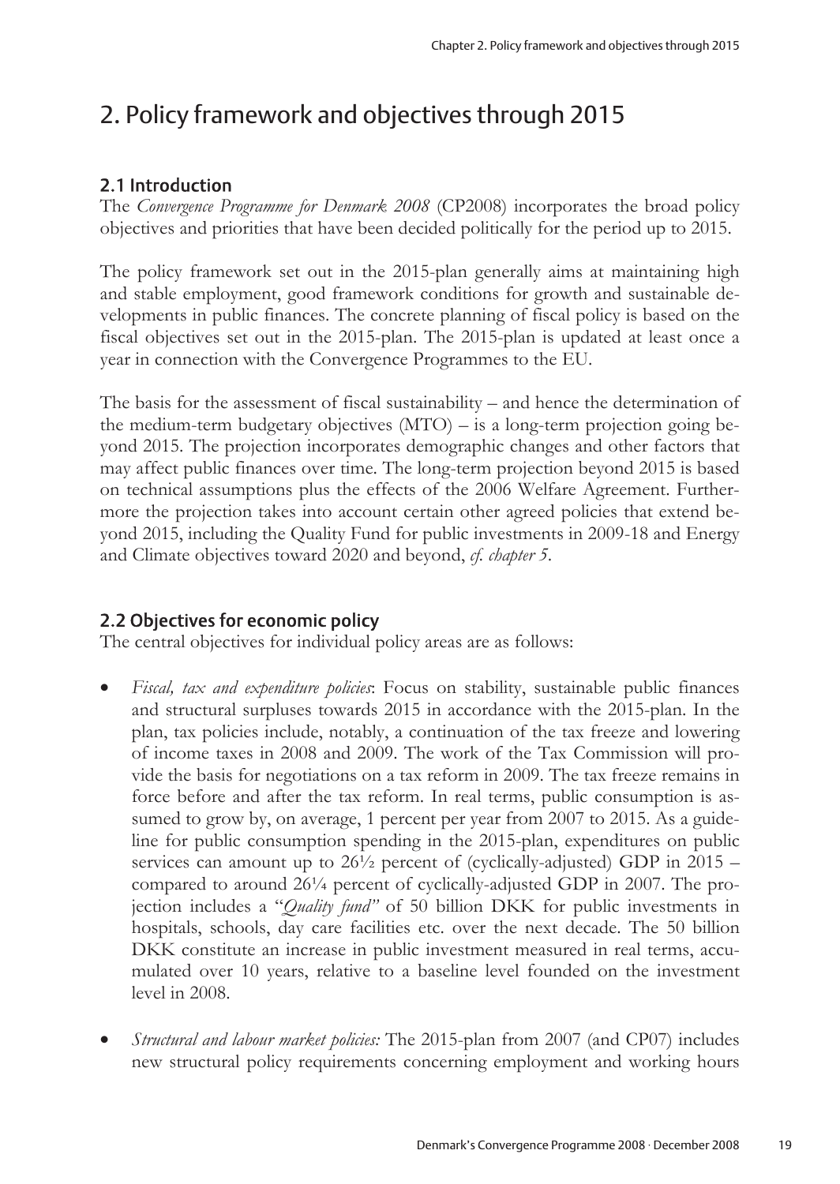# 2. Policy framework and objectives through 2015

## 2.1 Introduction

The *Convergence Programme for Denmark 2008* (CP2008) incorporates the broad policy objectives and priorities that have been decided politically for the period up to 2015.

The policy framework set out in the 2015-plan generally aims at maintaining high and stable employment, good framework conditions for growth and sustainable developments in public finances. The concrete planning of fiscal policy is based on the fiscal objectives set out in the 2015-plan. The 2015-plan is updated at least once a year in connection with the Convergence Programmes to the EU.

The basis for the assessment of fiscal sustainability – and hence the determination of the medium-term budgetary objectives (MTO) – is a long-term projection going beyond 2015. The projection incorporates demographic changes and other factors that may affect public finances over time. The long-term projection beyond 2015 is based on technical assumptions plus the effects of the 2006 Welfare Agreement. Furthermore the projection takes into account certain other agreed policies that extend beyond 2015, including the Quality Fund for public investments in 2009-18 and Energy and Climate objectives toward 2020 and beyond, *cf. chapter 5*.

## 2.2 Objectives for economic policy

The central objectives for individual policy areas are as follows:

- *Fiscal, tax and expenditure policies*: Focus on stability, sustainable public finances and structural surpluses towards 2015 in accordance with the 2015-plan. In the plan, tax policies include, notably, a continuation of the tax freeze and lowering of income taxes in 2008 and 2009. The work of the Tax Commission will provide the basis for negotiations on a tax reform in 2009. The tax freeze remains in force before and after the tax reform. In real terms, public consumption is assumed to grow by, on average, 1 percent per year from 2007 to 2015. As a guideline for public consumption spending in the 2015-plan, expenditures on public services can amount up to 26½ percent of (cyclically-adjusted) GDP in 2015 – compared to around 26¼ percent of cyclically-adjusted GDP in 2007. The projection includes a "*Quality fund"* of 50 billion DKK for public investments in hospitals, schools, day care facilities etc. over the next decade. The 50 billion DKK constitute an increase in public investment measured in real terms, accumulated over 10 years, relative to a baseline level founded on the investment level in 2008.

- *Structural and labour market policies:* The 2015-plan from 2007 (and CP07) includes new structural policy requirements concerning employment and working hours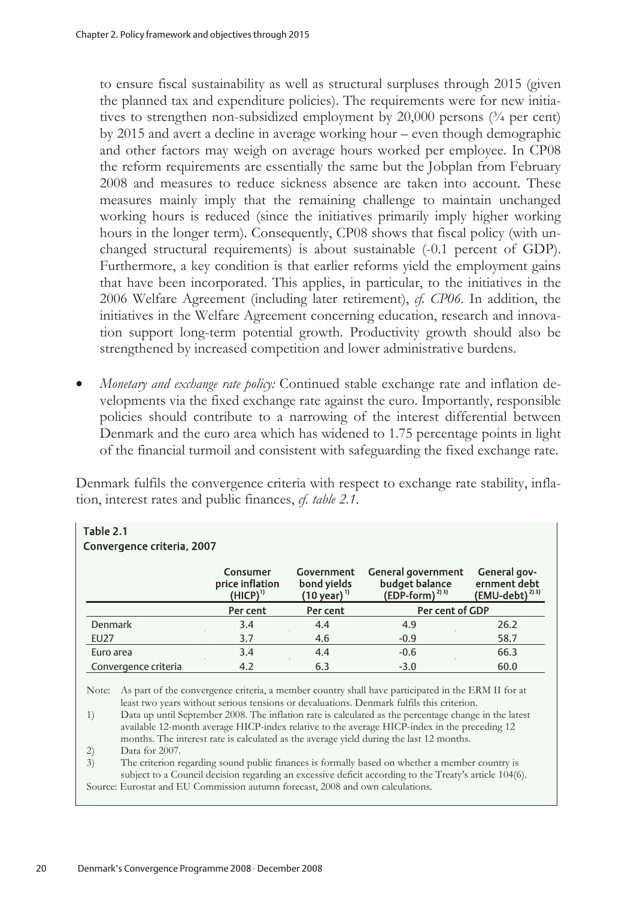to ensure fiscal sustainability as well as structural surpluses through 2015 (given the planned tax and expenditure policies). The requirements were for new initiatives to strengthen non-subsidized employment by 20,000 persons (¾ per cent) by 2015 and avert a decline in average working hour – even though demographic and other factors may weigh on average hours worked per employee. In CP08 the reform requirements are essentially the same but the Jobplan from February 2008 and measures to reduce sickness absence are taken into account. These measures mainly imply that the remaining challenge to maintain unchanged working hours is reduced (since the initiatives primarily imply higher working hours in the longer term). Consequently, CP08 shows that fiscal policy (with unchanged structural requirements) is about sustainable (-0.1 percent of GDP). Furthermore, a key condition is that earlier reforms yield the employment gains that have been incorporated. This applies, in particular, to the initiatives in the 2006 Welfare Agreement (including later retirement), *cf. CP06*. In addition, the initiatives in the Welfare Agreement concerning education, research and innovation support long-term potential growth. Productivity growth should also be strengthened by increased competition and lower administrative burdens.

- *Monetary and exchange rate policy:* Continued stable exchange rate and inflation developments via the fixed exchange rate against the euro. Importantly, responsible policies should contribute to a narrowing of the interest differential between Denmark and the euro area which has widened to 1.75 percentage points in light of the financial turmoil and consistent with safeguarding the fixed exchange rate.

Denmark fulfils the convergence criteria with respect to exchange rate stability, inflation, interest rates and public finances, *cf. table 2.1.*

**Table 2.1**
**Convergence criteria, 2007**

| | Consumer price inflation (HICP)[1] | Government bond yields (10 year)[1] | General government budget balance (EDP-form)[2,3] | General government debt (EMU-debt)[2,3] |
|---|---|---|---|---|
| | Per cent | Per cent | Per cent of GDP | |
| Denmark | 3.4 | 4.4 | 4.9 | 26.2 |
| EU27 | 3.7 | 4.6 | -0.9 | 58.7 |
| Euro area | 3.4 | 4.4 | -0.6 | 66.3 |
| Convergence criteria | 4.2 | 6.3 | -3.0 | 60.0 |

Note: As part of the convergence criteria, a member country shall have participated in the ERM II for at least two years without serious tensions or devaluations. Denmark fulfils this criterion.

1) Data up until September 2008. The inflation rate is calculated as the percentage change in the latest available 12-month average HICP-index relative to the average HICP-index in the preceding 12 months. The interest rate is calculated as the average yield during the last 12 months.

2) Data for 2007.

3) The criterion regarding sound public finances is formally based on whether a member country is subject to a Council decision regarding an excessive deficit according to the Treaty's article 104(6).

Source: Eurostat and EU Commission autumn forecast, 2008 and own calculations.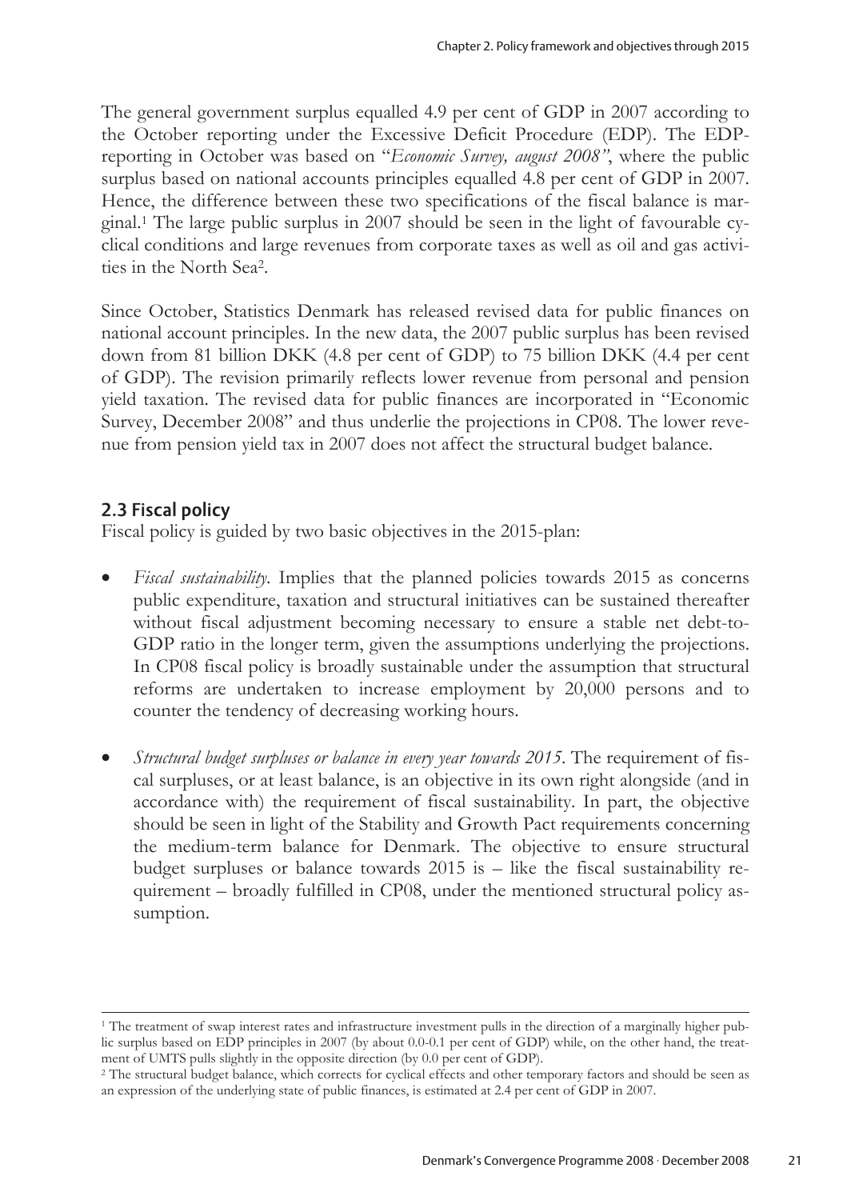The general government surplus equalled 4.9 per cent of GDP in 2007 according to the October reporting under the Excessive Deficit Procedure (EDP). The EDP-reporting in October was based on "*Economic Survey, august 2008"*, where the public surplus based on national accounts principles equalled 4.8 per cent of GDP in 2007. Hence, the difference between these two specifications of the fiscal balance is marginal.[1] The large public surplus in 2007 should be seen in the light of favourable cyclical conditions and large revenues from corporate taxes as well as oil and gas activities in the North Sea[2].

Since October, Statistics Denmark has released revised data for public finances on national account principles. In the new data, the 2007 public surplus has been revised down from 81 billion DKK (4.8 per cent of GDP) to 75 billion DKK (4.4 per cent of GDP). The revision primarily reflects lower revenue from personal and pension yield taxation. The revised data for public finances are incorporated in "Economic Survey, December 2008" and thus underlie the projections in CP08. The lower revenue from pension yield tax in 2007 does not affect the structural budget balance.

## 2.3 Fiscal policy

Fiscal policy is guided by two basic objectives in the 2015-plan:

- *Fiscal sustainability*. Implies that the planned policies towards 2015 as concerns public expenditure, taxation and structural initiatives can be sustained thereafter without fiscal adjustment becoming necessary to ensure a stable net debt-to-GDP ratio in the longer term, given the assumptions underlying the projections. In CP08 fiscal policy is broadly sustainable under the assumption that structural reforms are undertaken to increase employment by 20,000 persons and to counter the tendency of decreasing working hours.
- *Structural budget surpluses or balance in every year towards 2015*. The requirement of fiscal surpluses, or at least balance, is an objective in its own right alongside (and in accordance with) the requirement of fiscal sustainability. In part, the objective should be seen in light of the Stability and Growth Pact requirements concerning the medium-term balance for Denmark. The objective to ensure structural budget surpluses or balance towards 2015 is – like the fiscal sustainability requirement – broadly fulfilled in CP08, under the mentioned structural policy assumption.

---

[1] The treatment of swap interest rates and infrastructure investment pulls in the direction of a marginally higher public surplus based on EDP principles in 2007 (by about 0.0-0.1 per cent of GDP) while, on the other hand, the treatment of UMTS pulls slightly in the opposite direction (by 0.0 per cent of GDP).

[2] The structural budget balance, which corrects for cyclical effects and other temporary factors and should be seen as an expression of the underlying state of public finances, is estimated at 2.4 per cent of GDP in 2007.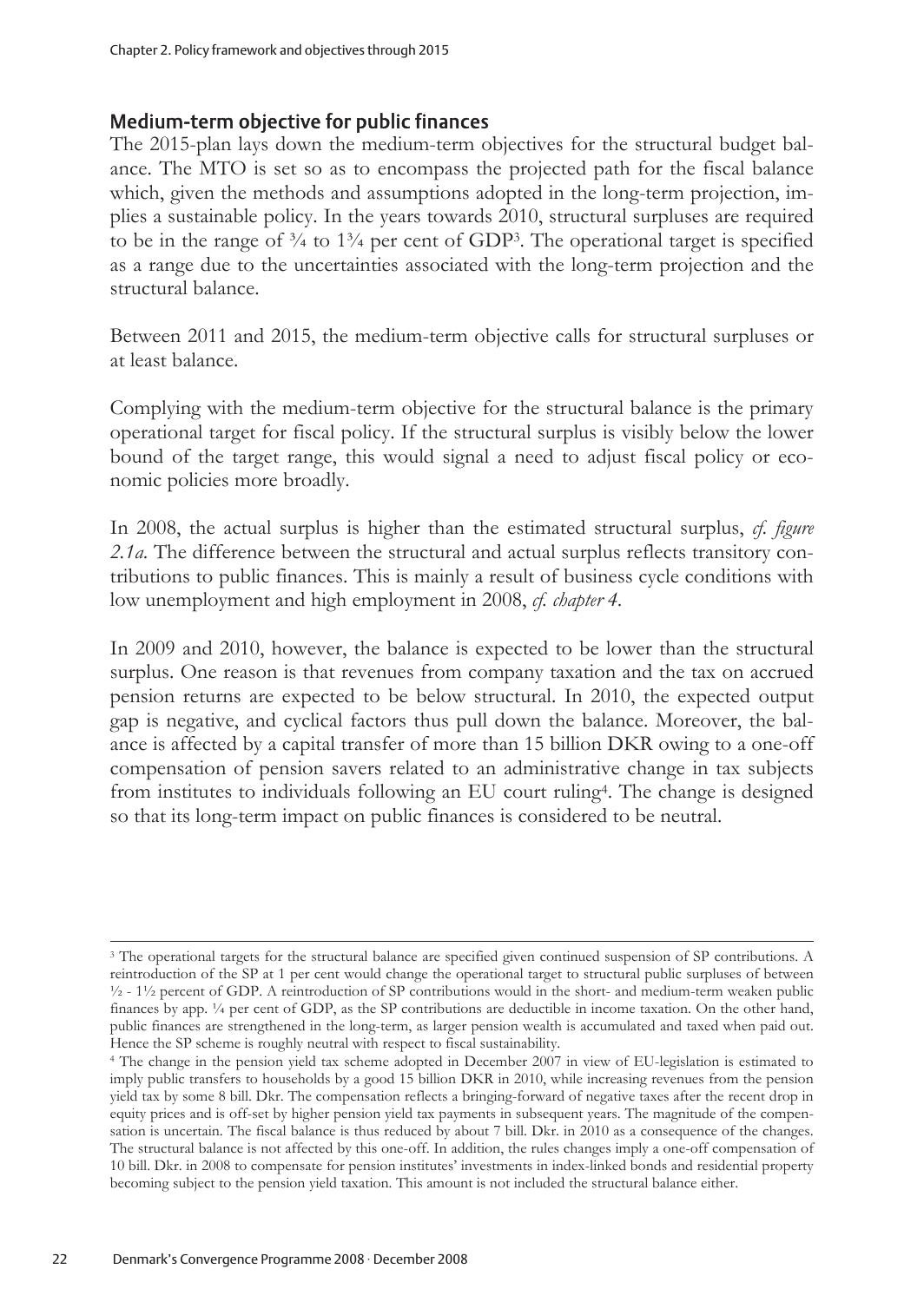## Medium-term objective for public finances

The 2015-plan lays down the medium-term objectives for the structural budget balance. The MTO is set so as to encompass the projected path for the fiscal balance which, given the methods and assumptions adopted in the long-term projection, implies a sustainable policy. In the years towards 2010, structural surpluses are required to be in the range of ¾ to 1¾ per cent of GDP[3]. The operational target is specified as a range due to the uncertainties associated with the long-term projection and the structural balance.

Between 2011 and 2015, the medium-term objective calls for structural surpluses or at least balance.

Complying with the medium-term objective for the structural balance is the primary operational target for fiscal policy. If the structural surplus is visibly below the lower bound of the target range, this would signal a need to adjust fiscal policy or economic policies more broadly.

In 2008, the actual surplus is higher than the estimated structural surplus, *cf. figure 2.1a*. The difference between the structural and actual surplus reflects transitory contributions to public finances. This is mainly a result of business cycle conditions with low unemployment and high employment in 2008, *cf. chapter 4*.

In 2009 and 2010, however, the balance is expected to be lower than the structural surplus. One reason is that revenues from company taxation and the tax on accrued pension returns are expected to be below structural. In 2010, the expected output gap is negative, and cyclical factors thus pull down the balance. Moreover, the balance is affected by a capital transfer of more than 15 billion DKR owing to a one-off compensation of pension savers related to an administrative change in tax subjects from institutes to individuals following an EU court ruling[4]. The change is designed so that its long-term impact on public finances is considered to be neutral.

---

[3] The operational targets for the structural balance are specified given continued suspension of SP contributions. A reintroduction of the SP at 1 per cent would change the operational target to structural public surpluses of between ½ - 1½ percent of GDP. A reintroduction of SP contributions would in the short- and medium-term weaken public finances by app. ¼ per cent of GDP, as the SP contributions are deductible in income taxation. On the other hand, public finances are strengthened in the long-term, as larger pension wealth is accumulated and taxed when paid out. Hence the SP scheme is roughly neutral with respect to fiscal sustainability.

[4] The change in the pension yield tax scheme adopted in December 2007 in view of EU-legislation is estimated to imply public transfers to households by a good 15 billion DKR in 2010, while increasing revenues from the pension yield tax by some 8 bill. Dkr. The compensation reflects a bringing-forward of negative taxes after the recent drop in equity prices and is off-set by higher pension yield tax payments in subsequent years. The magnitude of the compensation is uncertain. The fiscal balance is thus reduced by about 7 bill. Dkr. in 2010 as a consequence of the changes. The structural balance is not affected by this one-off. In addition, the rules changes imply a one-off compensation of 10 bill. Dkr. in 2008 to compensate for pension institutes' investments in index-linked bonds and residential property becoming subject to the pension yield taxation. This amount is not included the structural balance either.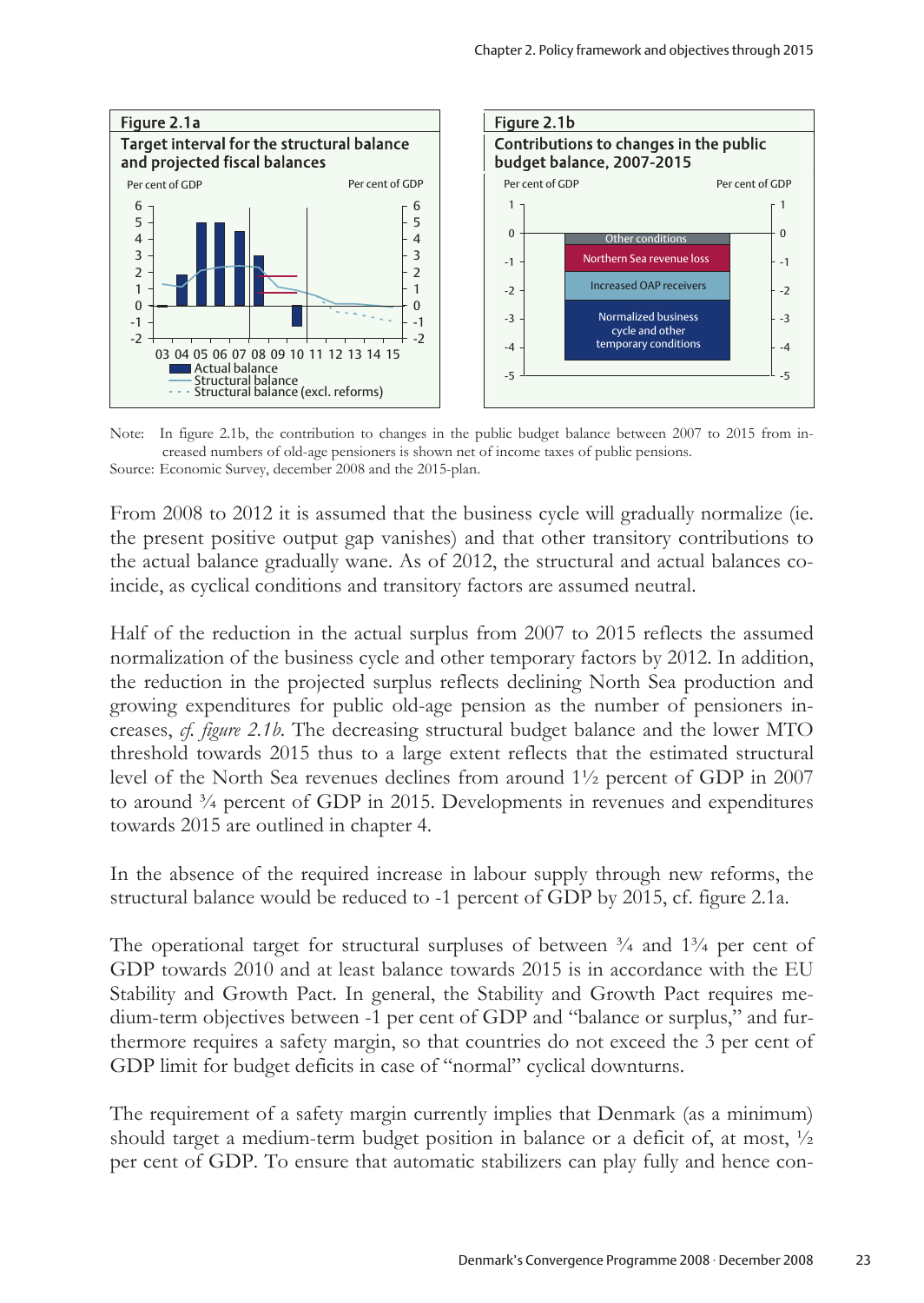**Figure 2.1a**
**Target interval for the structural balance and projected fiscal balances**

Per cent of GDP

Legend: Actual balance; Structural balance; Structural balance (excl. reforms)

**Figure 2.1b**
**Contributions to changes in the public budget balance, 2007-2015**

Per cent of GDP

Other conditions; Northern Sea revenue loss; Increased OAP receivers; Normalized business cycle and other temporary conditions

Note: In figure 2.1b, the contribution to changes in the public budget balance between 2007 to 2015 from increased numbers of old-age pensioners is shown net of income taxes of public pensions.
Source: Economic Survey, december 2008 and the 2015-plan.

From 2008 to 2012 it is assumed that the business cycle will gradually normalize (ie. the present positive output gap vanishes) and that other transitory contributions to the actual balance gradually wane. As of 2012, the structural and actual balances coincide, as cyclical conditions and transitory factors are assumed neutral.

Half of the reduction in the actual surplus from 2007 to 2015 reflects the assumed normalization of the business cycle and other temporary factors by 2012. In addition, the reduction in the projected surplus reflects declining North Sea production and growing expenditures for public old-age pension as the number of pensioners increases, *cf. figure 2.1b*. The decreasing structural budget balance and the lower MTO threshold towards 2015 thus to a large extent reflects that the estimated structural level of the North Sea revenues declines from around 1½ percent of GDP in 2007 to around ¾ percent of GDP in 2015. Developments in revenues and expenditures towards 2015 are outlined in chapter 4.

In the absence of the required increase in labour supply through new reforms, the structural balance would be reduced to -1 percent of GDP by 2015, cf. figure 2.1a.

The operational target for structural surpluses of between ¾ and 1¾ per cent of GDP towards 2010 and at least balance towards 2015 is in accordance with the EU Stability and Growth Pact. In general, the Stability and Growth Pact requires medium-term objectives between -1 per cent of GDP and "balance or surplus," and furthermore requires a safety margin, so that countries do not exceed the 3 per cent of GDP limit for budget deficits in case of "normal" cyclical downturns.

The requirement of a safety margin currently implies that Denmark (as a minimum) should target a medium-term budget position in balance or a deficit of, at most, ½ per cent of GDP. To ensure that automatic stabilizers can play fully and hence con-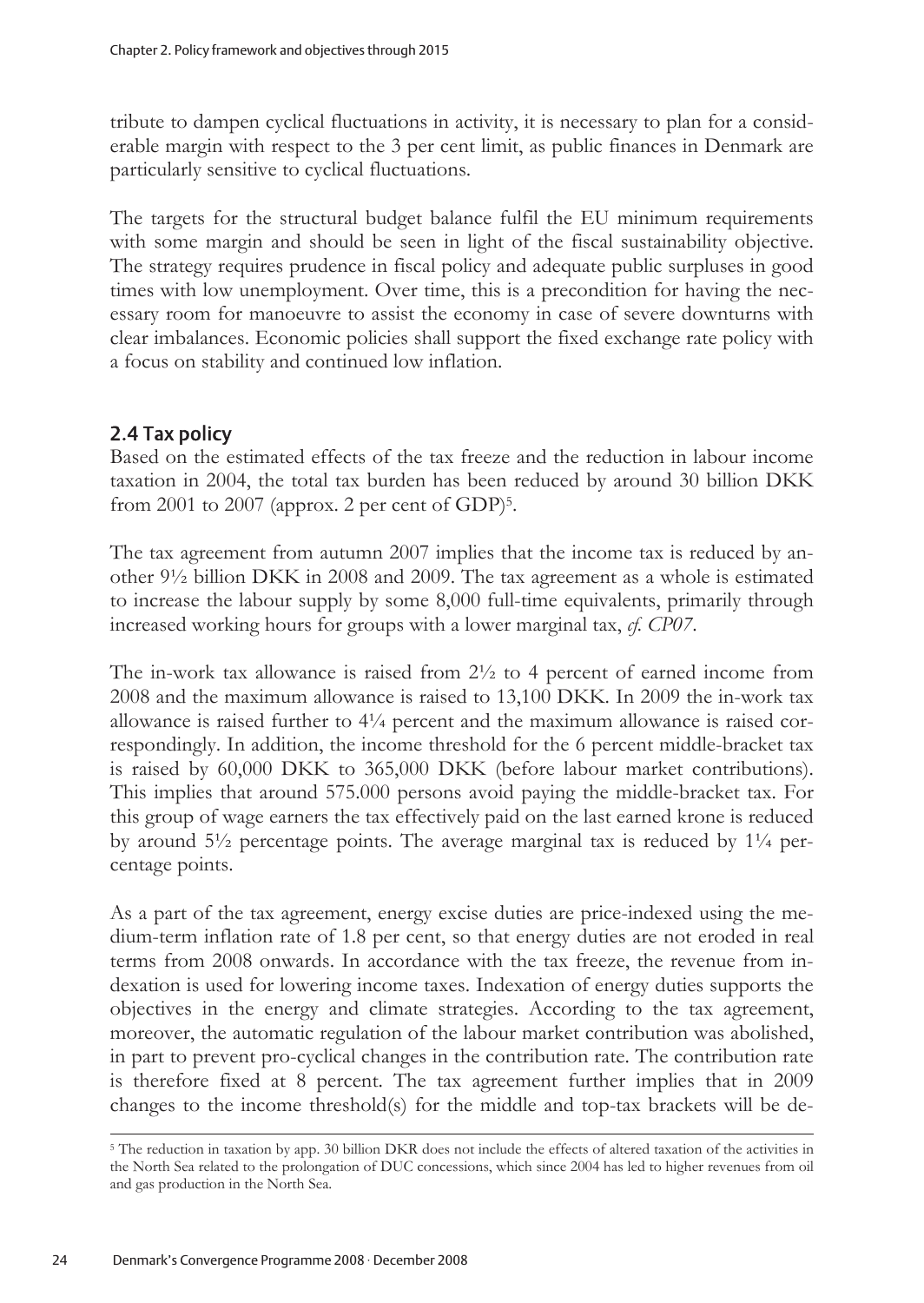tribute to dampen cyclical fluctuations in activity, it is necessary to plan for a considerable margin with respect to the 3 per cent limit, as public finances in Denmark are particularly sensitive to cyclical fluctuations.

The targets for the structural budget balance fulfil the EU minimum requirements with some margin and should be seen in light of the fiscal sustainability objective. The strategy requires prudence in fiscal policy and adequate public surpluses in good times with low unemployment. Over time, this is a precondition for having the necessary room for manoeuvre to assist the economy in case of severe downturns with clear imbalances. Economic policies shall support the fixed exchange rate policy with a focus on stability and continued low inflation.

## 2.4 Tax policy

Based on the estimated effects of the tax freeze and the reduction in labour income taxation in 2004, the total tax burden has been reduced by around 30 billion DKK from 2001 to 2007 (approx. 2 per cent of GDP)[5].

The tax agreement from autumn 2007 implies that the income tax is reduced by another 9½ billion DKK in 2008 and 2009. The tax agreement as a whole is estimated to increase the labour supply by some 8,000 full-time equivalents, primarily through increased working hours for groups with a lower marginal tax, *cf. CP07*.

The in-work tax allowance is raised from 2½ to 4 percent of earned income from 2008 and the maximum allowance is raised to 13,100 DKK. In 2009 the in-work tax allowance is raised further to 4¼ percent and the maximum allowance is raised correspondingly. In addition, the income threshold for the 6 percent middle-bracket tax is raised by 60,000 DKK to 365,000 DKK (before labour market contributions). This implies that around 575.000 persons avoid paying the middle-bracket tax. For this group of wage earners the tax effectively paid on the last earned krone is reduced by around 5½ percentage points. The average marginal tax is reduced by 1¼ percentage points.

As a part of the tax agreement, energy excise duties are price-indexed using the medium-term inflation rate of 1.8 per cent, so that energy duties are not eroded in real terms from 2008 onwards. In accordance with the tax freeze, the revenue from indexation is used for lowering income taxes. Indexation of energy duties supports the objectives in the energy and climate strategies. According to the tax agreement, moreover, the automatic regulation of the labour market contribution was abolished, in part to prevent pro-cyclical changes in the contribution rate. The contribution rate is therefore fixed at 8 percent. The tax agreement further implies that in 2009 changes to the income threshold(s) for the middle and top-tax brackets will be de-

---

[5] The reduction in taxation by app. 30 billion DKR does not include the effects of altered taxation of the activities in the North Sea related to the prolongation of DUC concessions, which since 2004 has led to higher revenues from oil and gas production in the North Sea.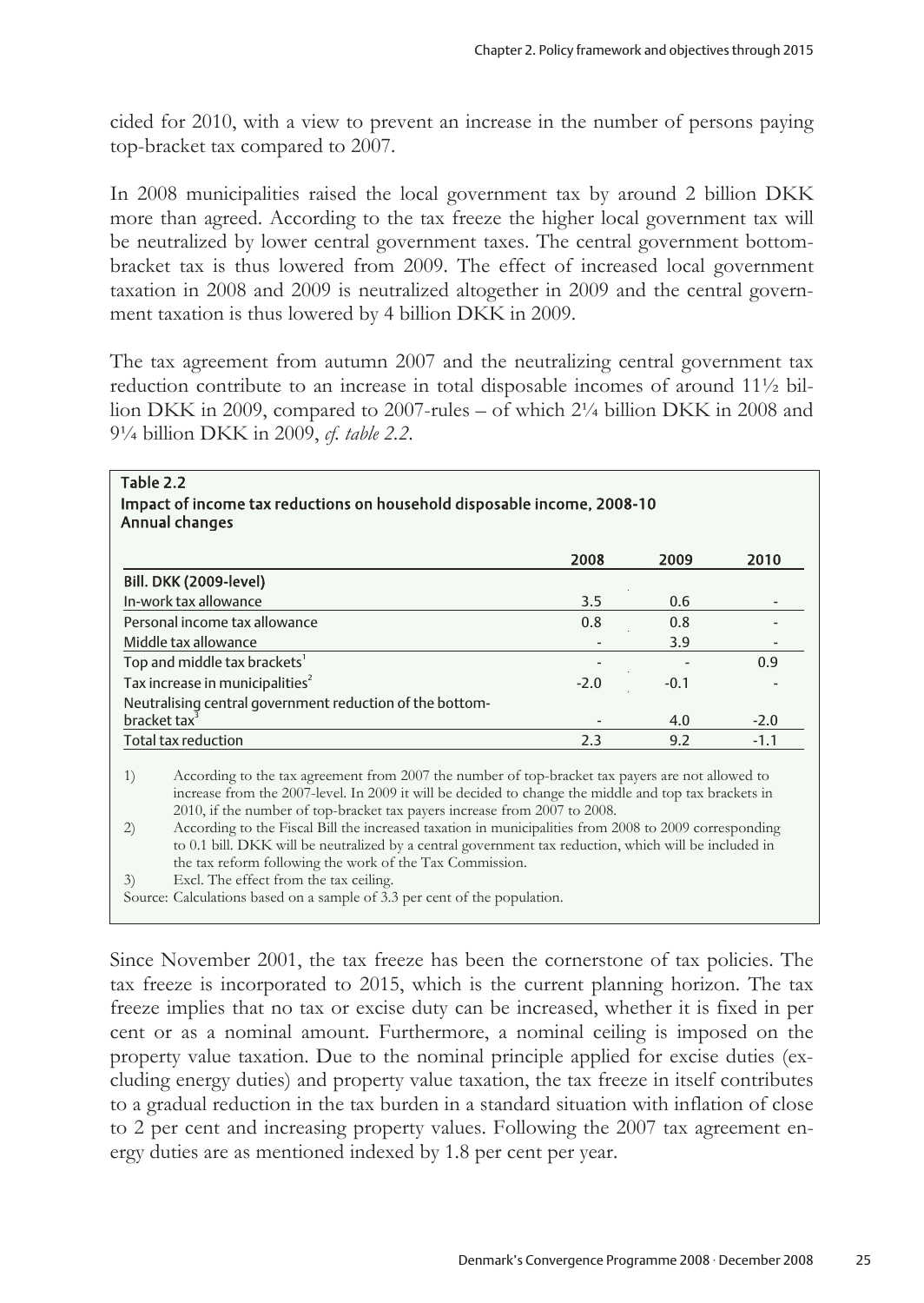cided for 2010, with a view to prevent an increase in the number of persons paying top-bracket tax compared to 2007.

In 2008 municipalities raised the local government tax by around 2 billion DKK more than agreed. According to the tax freeze the higher local government tax will be neutralized by lower central government taxes. The central government bottom-bracket tax is thus lowered from 2009. The effect of increased local government taxation in 2008 and 2009 is neutralized altogether in 2009 and the central government taxation is thus lowered by 4 billion DKK in 2009.

The tax agreement from autumn 2007 and the neutralizing central government tax reduction contribute to an increase in total disposable incomes of around 11½ billion DKK in 2009, compared to 2007-rules – of which 2¼ billion DKK in 2008 and 9¼ billion DKK in 2009, *cf. table 2.2*.

**Table 2.2**
**Impact of income tax reductions on household disposable income, 2008-10**
**Annual changes**

| | 2008 | 2009 | 2010 |
|---|---|---|---|
| **Bill. DKK (2009-level)** | | | |
| In-work tax allowance | 3.5 | 0.6 | - |
| Personal income tax allowance | 0.8 | 0.8 | - |
| Middle tax allowance | - | 3.9 | - |
| Top and middle tax brackets[1] | - | - | 0.9 |
| Tax increase in municipalities[2] | -2.0 | -0.1 | - |
| Neutralising central government reduction of the bottom-bracket tax[3] | - | 4.0 | -2.0 |
| Total tax reduction | 2.3 | 9.2 | -1.1 |

1) According to the tax agreement from 2007 the number of top-bracket tax payers are not allowed to increase from the 2007-level. In 2009 it will be decided to change the middle and top tax brackets in 2010, if the number of top-bracket tax payers increase from 2007 to 2008.

2) According to the Fiscal Bill the increased taxation in municipalities from 2008 to 2009 corresponding to 0.1 bill. DKK will be neutralized by a central government tax reduction, which will be included in the tax reform following the work of the Tax Commission.

3) Excl. The effect from the tax ceiling.

Source: Calculations based on a sample of 3.3 per cent of the population.

Since November 2001, the tax freeze has been the cornerstone of tax policies. The tax freeze is incorporated to 2015, which is the current planning horizon. The tax freeze implies that no tax or excise duty can be increased, whether it is fixed in per cent or as a nominal amount. Furthermore, a nominal ceiling is imposed on the property value taxation. Due to the nominal principle applied for excise duties (excluding energy duties) and property value taxation, the tax freeze in itself contributes to a gradual reduction in the tax burden in a standard situation with inflation of close to 2 per cent and increasing property values. Following the 2007 tax agreement energy duties are as mentioned indexed by 1.8 per cent per year.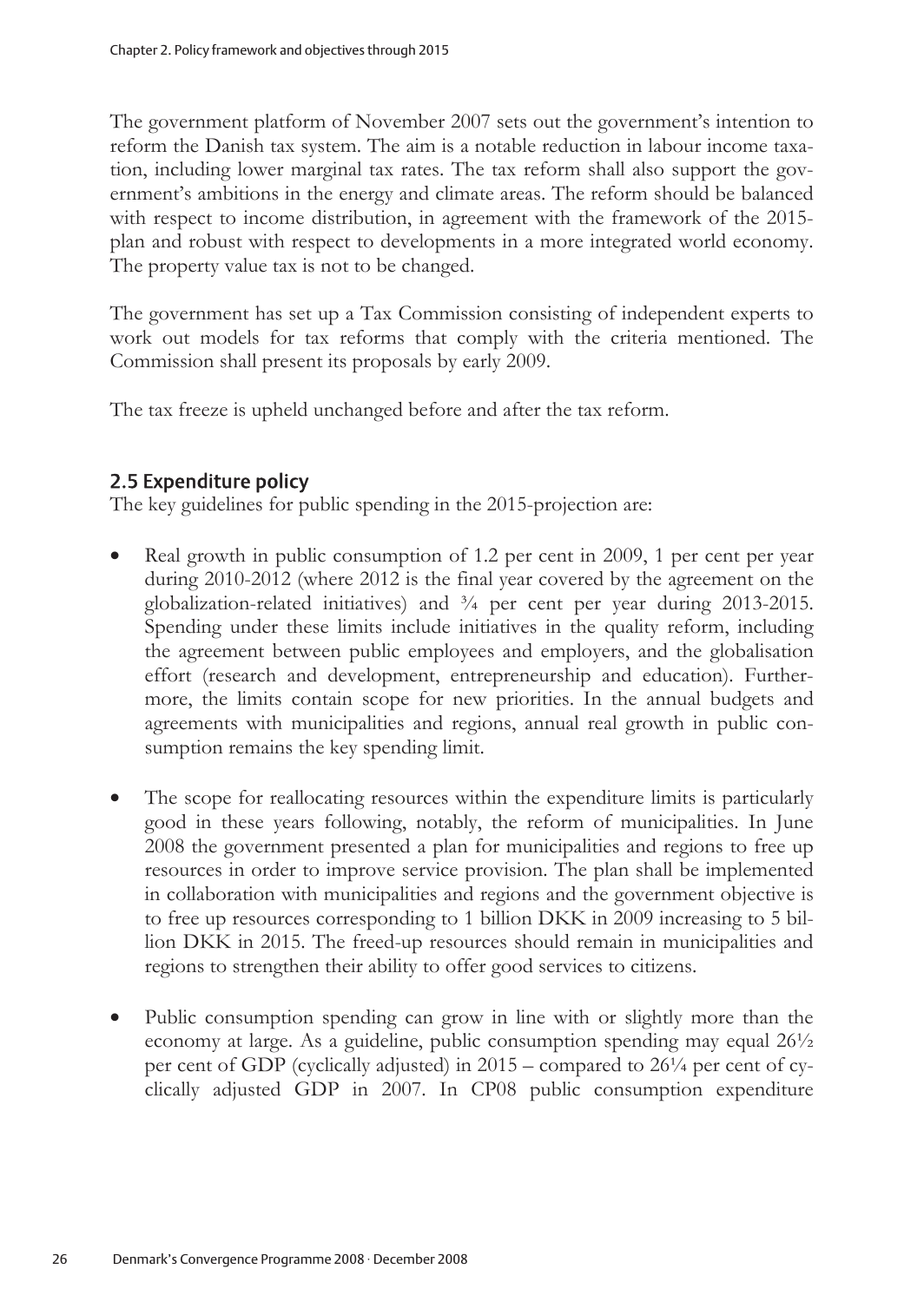The government platform of November 2007 sets out the government's intention to reform the Danish tax system. The aim is a notable reduction in labour income taxation, including lower marginal tax rates. The tax reform shall also support the government's ambitions in the energy and climate areas. The reform should be balanced with respect to income distribution, in agreement with the framework of the 2015-plan and robust with respect to developments in a more integrated world economy. The property value tax is not to be changed.

The government has set up a Tax Commission consisting of independent experts to work out models for tax reforms that comply with the criteria mentioned. The Commission shall present its proposals by early 2009.

The tax freeze is upheld unchanged before and after the tax reform.

## 2.5 Expenditure policy

The key guidelines for public spending in the 2015-projection are:

- Real growth in public consumption of 1.2 per cent in 2009, 1 per cent per year during 2010-2012 (where 2012 is the final year covered by the agreement on the globalization-related initiatives) and ¾ per cent per year during 2013-2015. Spending under these limits include initiatives in the quality reform, including the agreement between public employees and employers, and the globalisation effort (research and development, entrepreneurship and education). Furthermore, the limits contain scope for new priorities. In the annual budgets and agreements with municipalities and regions, annual real growth in public consumption remains the key spending limit.

- The scope for reallocating resources within the expenditure limits is particularly good in these years following, notably, the reform of municipalities. In June 2008 the government presented a plan for municipalities and regions to free up resources in order to improve service provision. The plan shall be implemented in collaboration with municipalities and regions and the government objective is to free up resources corresponding to 1 billion DKK in 2009 increasing to 5 billion DKK in 2015. The freed-up resources should remain in municipalities and regions to strengthen their ability to offer good services to citizens.

- Public consumption spending can grow in line with or slightly more than the economy at large. As a guideline, public consumption spending may equal 26½ per cent of GDP (cyclically adjusted) in 2015 – compared to 26¼ per cent of cyclically adjusted GDP in 2007. In CP08 public consumption expenditure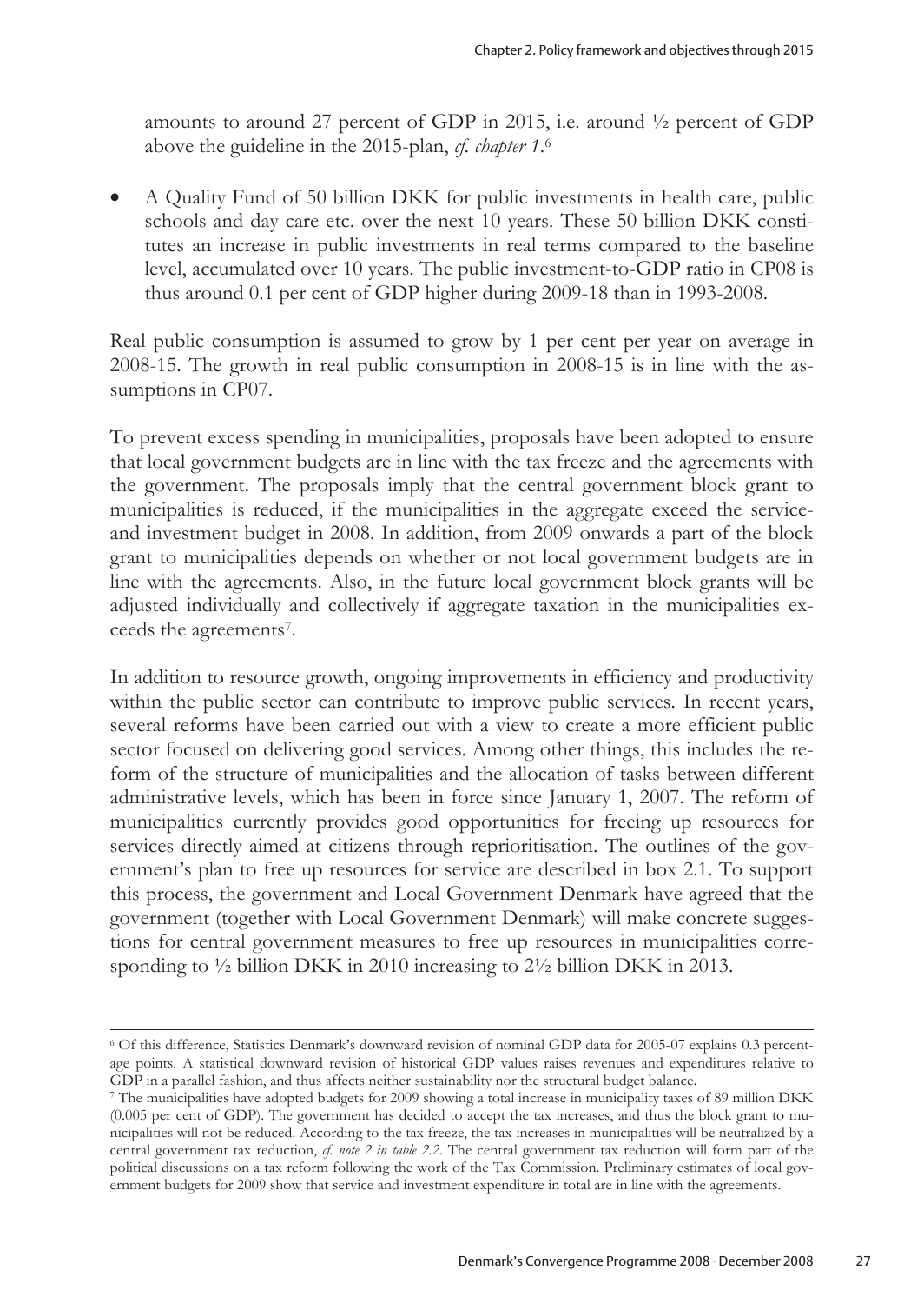amounts to around 27 percent of GDP in 2015, i.e. around ½ percent of GDP above the guideline in the 2015-plan, *cf. chapter 1*.[6]

- A Quality Fund of 50 billion DKK for public investments in health care, public schools and day care etc. over the next 10 years. These 50 billion DKK constitutes an increase in public investments in real terms compared to the baseline level, accumulated over 10 years. The public investment-to-GDP ratio in CP08 is thus around 0.1 per cent of GDP higher during 2009-18 than in 1993-2008.

Real public consumption is assumed to grow by 1 per cent per year on average in 2008-15. The growth in real public consumption in 2008-15 is in line with the assumptions in CP07.

To prevent excess spending in municipalities, proposals have been adopted to ensure that local government budgets are in line with the tax freeze and the agreements with the government. The proposals imply that the central government block grant to municipalities is reduced, if the municipalities in the aggregate exceed the service- and investment budget in 2008. In addition, from 2009 onwards a part of the block grant to municipalities depends on whether or not local government budgets are in line with the agreements. Also, in the future local government block grants will be adjusted individually and collectively if aggregate taxation in the municipalities exceeds the agreements[7].

In addition to resource growth, ongoing improvements in efficiency and productivity within the public sector can contribute to improve public services. In recent years, several reforms have been carried out with a view to create a more efficient public sector focused on delivering good services. Among other things, this includes the reform of the structure of municipalities and the allocation of tasks between different administrative levels, which has been in force since January 1, 2007. The reform of municipalities currently provides good opportunities for freeing up resources for services directly aimed at citizens through reprioritisation. The outlines of the government's plan to free up resources for service are described in box 2.1. To support this process, the government and Local Government Denmark have agreed that the government (together with Local Government Denmark) will make concrete suggestions for central government measures to free up resources in municipalities corresponding to ½ billion DKK in 2010 increasing to 2½ billion DKK in 2013.

---

[6] Of this difference, Statistics Denmark's downward revision of nominal GDP data for 2005-07 explains 0.3 percentage points. A statistical downward revision of historical GDP values raises revenues and expenditures relative to GDP in a parallel fashion, and thus affects neither sustainability nor the structural budget balance.

[7] The municipalities have adopted budgets for 2009 showing a total increase in municipality taxes of 89 million DKK (0.005 per cent of GDP). The government has decided to accept the tax increases, and thus the block grant to municipalities will not be reduced. According to the tax freeze, the tax increases in municipalities will be neutralized by a central government tax reduction, *cf. note 2 in table 2.2*. The central government tax reduction will form part of the political discussions on a tax reform following the work of the Tax Commission. Preliminary estimates of local government budgets for 2009 show that service and investment expenditure in total are in line with the agreements.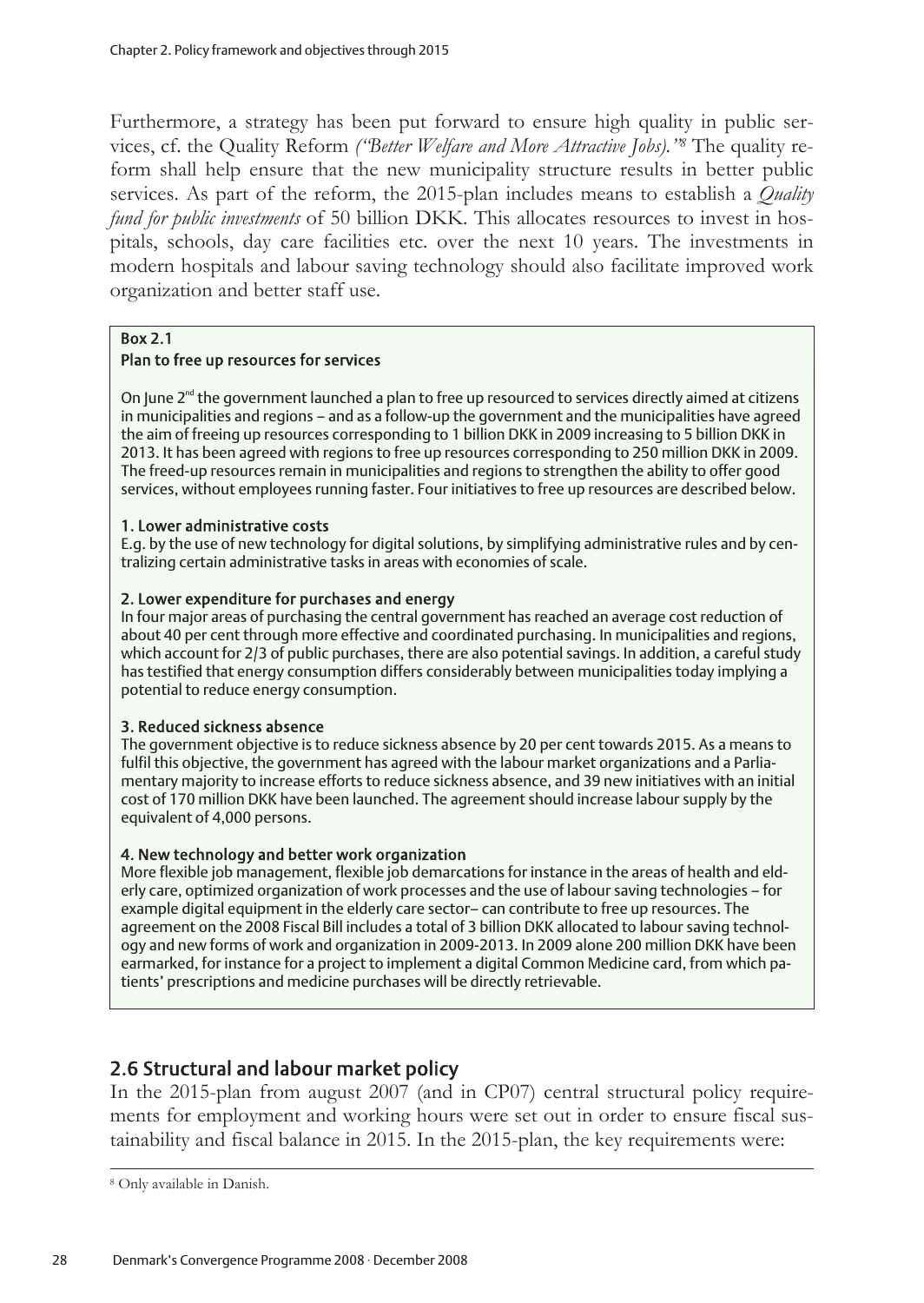Furthermore, a strategy has been put forward to ensure high quality in public services, cf. the Quality Reform *("Better Welfare and More Attractive Jobs)."*[8] The quality reform shall help ensure that the new municipality structure results in better public services. As part of the reform, the 2015-plan includes means to establish a *Quality fund for public investments* of 50 billion DKK. This allocates resources to invest in hospitals, schools, day care facilities etc. over the next 10 years. The investments in modern hospitals and labour saving technology should also facilitate improved work organization and better staff use.

**Box 2.1**

**Plan to free up resources for services**

On June 2nd the government launched a plan to free up resourced to services directly aimed at citizens in municipalities and regions – and as a follow-up the government and the municipalities have agreed the aim of freeing up resources corresponding to 1 billion DKK in 2009 increasing to 5 billion DKK in 2013. It has been agreed with regions to free up resources corresponding to 250 million DKK in 2009. The freed-up resources remain in municipalities and regions to strengthen the ability to offer good services, without employees running faster. Four initiatives to free up resources are described below.

**1. Lower administrative costs**

E.g. by the use of new technology for digital solutions, by simplifying administrative rules and by centralizing certain administrative tasks in areas with economies of scale.

**2. Lower expenditure for purchases and energy**

In four major areas of purchasing the central government has reached an average cost reduction of about 40 per cent through more effective and coordinated purchasing. In municipalities and regions, which account for 2/3 of public purchases, there are also potential savings. In addition, a careful study has testified that energy consumption differs considerably between municipalities today implying a potential to reduce energy consumption.

**3. Reduced sickness absence**

The government objective is to reduce sickness absence by 20 per cent towards 2015. As a means to fulfil this objective, the government has agreed with the labour market organizations and a Parliamentary majority to increase efforts to reduce sickness absence, and 39 new initiatives with an initial cost of 170 million DKK have been launched. The agreement should increase labour supply by the equivalent of 4,000 persons.

**4. New technology and better work organization**

More flexible job management, flexible job demarcations for instance in the areas of health and elderly care, optimized organization of work processes and the use of labour saving technologies – for example digital equipment in the elderly care sector– can contribute to free up resources. The agreement on the 2008 Fiscal Bill includes a total of 3 billion DKK allocated to labour saving technology and new forms of work and organization in 2009-2013. In 2009 alone 200 million DKK have been earmarked, for instance for a project to implement a digital Common Medicine card, from which patients' prescriptions and medicine purchases will be directly retrievable.

## 2.6 Structural and labour market policy

In the 2015-plan from august 2007 (and in CP07) central structural policy requirements for employment and working hours were set out in order to ensure fiscal sustainability and fiscal balance in 2015. In the 2015-plan, the key requirements were:

[8] Only available in Danish.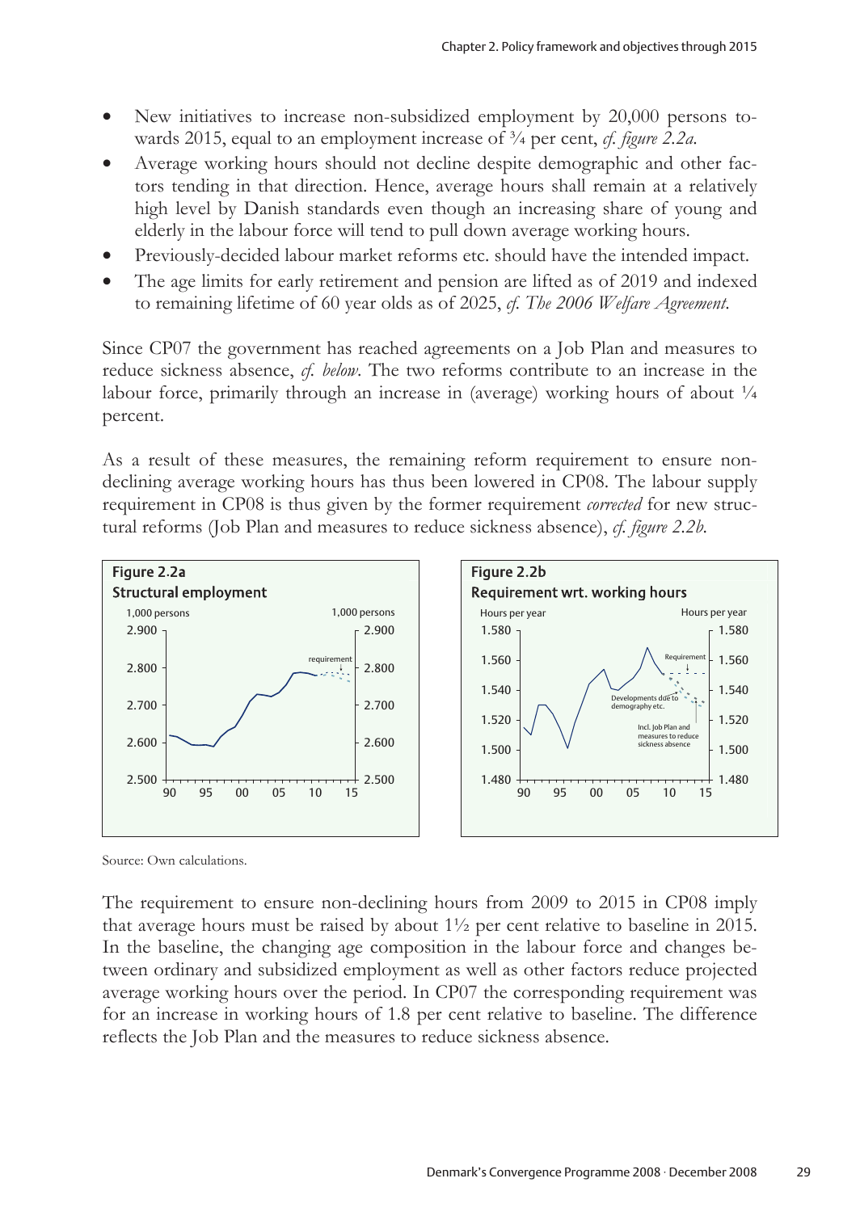- New initiatives to increase non-subsidized employment by 20,000 persons towards 2015, equal to an employment increase of ¾ per cent, *cf. figure 2.2a.*
- Average working hours should not decline despite demographic and other factors tending in that direction. Hence, average hours shall remain at a relatively high level by Danish standards even though an increasing share of young and elderly in the labour force will tend to pull down average working hours.
- Previously-decided labour market reforms etc. should have the intended impact.
- The age limits for early retirement and pension are lifted as of 2019 and indexed to remaining lifetime of 60 year olds as of 2025, *cf. The 2006 Welfare Agreement.*

Since CP07 the government has reached agreements on a Job Plan and measures to reduce sickness absence, *cf. below*. The two reforms contribute to an increase in the labour force, primarily through an increase in (average) working hours of about ¼ percent.

As a result of these measures, the remaining reform requirement to ensure non-declining average working hours has thus been lowered in CP08. The labour supply requirement in CP08 is thus given by the former requirement *corrected* for new structural reforms (Job Plan and measures to reduce sickness absence), *cf. figure 2.2b.*

**Figure 2.2a**
**Structural employment**

**Figure 2.2b**
**Requirement wrt. working hours**

Source: Own calculations.

The requirement to ensure non-declining hours from 2009 to 2015 in CP08 imply that average hours must be raised by about 1½ per cent relative to baseline in 2015. In the baseline, the changing age composition in the labour force and changes between ordinary and subsidized employment as well as other factors reduce projected average working hours over the period. In CP07 the corresponding requirement was for an increase in working hours of 1.8 per cent relative to baseline. The difference reflects the Job Plan and the measures to reduce sickness absence.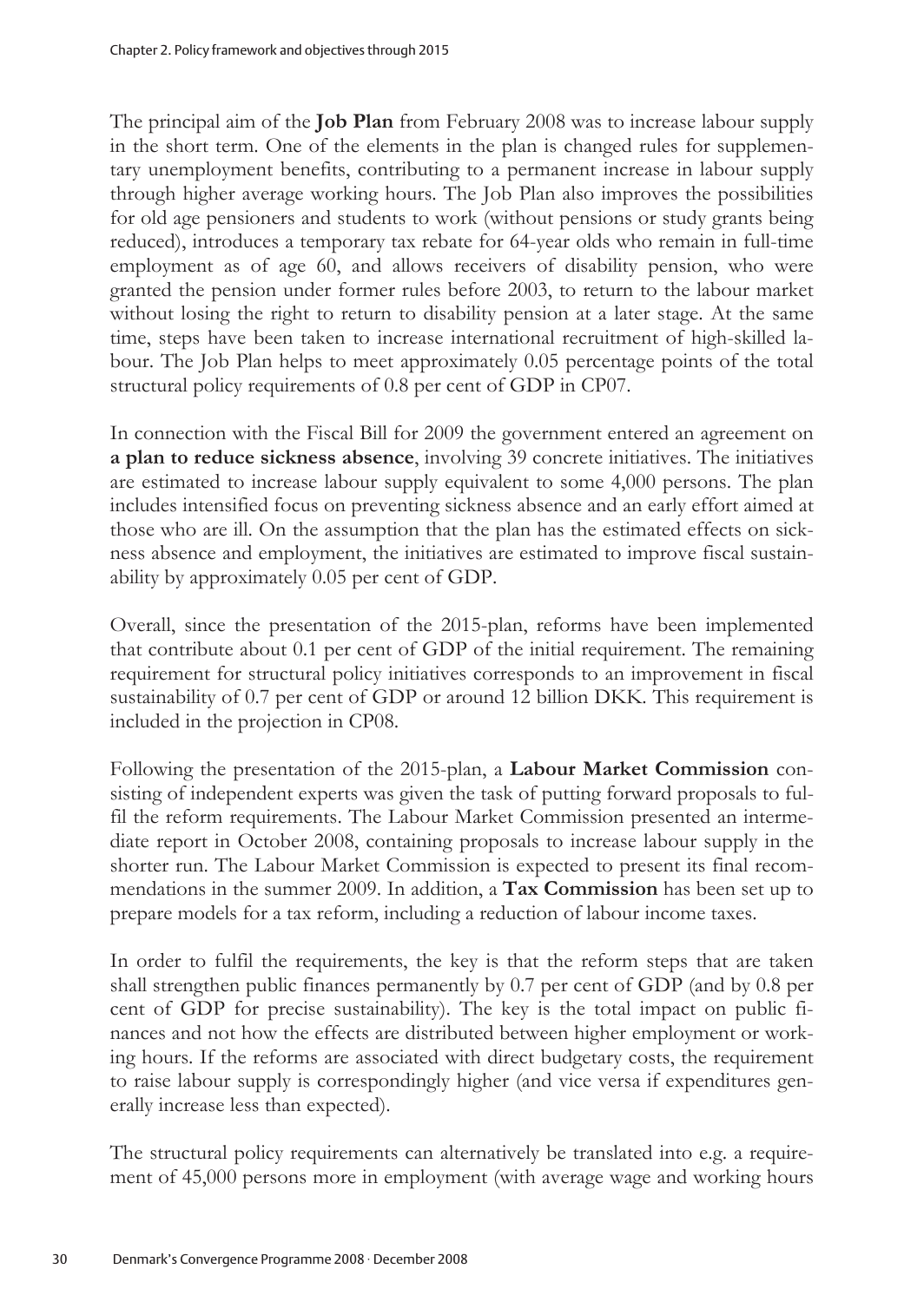The principal aim of the **Job Plan** from February 2008 was to increase labour supply in the short term. One of the elements in the plan is changed rules for supplementary unemployment benefits, contributing to a permanent increase in labour supply through higher average working hours. The Job Plan also improves the possibilities for old age pensioners and students to work (without pensions or study grants being reduced), introduces a temporary tax rebate for 64-year olds who remain in full-time employment as of age 60, and allows receivers of disability pension, who were granted the pension under former rules before 2003, to return to the labour market without losing the right to return to disability pension at a later stage. At the same time, steps have been taken to increase international recruitment of high-skilled labour. The Job Plan helps to meet approximately 0.05 percentage points of the total structural policy requirements of 0.8 per cent of GDP in CP07.

In connection with the Fiscal Bill for 2009 the government entered an agreement on **a plan to reduce sickness absence**, involving 39 concrete initiatives. The initiatives are estimated to increase labour supply equivalent to some 4,000 persons. The plan includes intensified focus on preventing sickness absence and an early effort aimed at those who are ill. On the assumption that the plan has the estimated effects on sickness absence and employment, the initiatives are estimated to improve fiscal sustainability by approximately 0.05 per cent of GDP.

Overall, since the presentation of the 2015-plan, reforms have been implemented that contribute about 0.1 per cent of GDP of the initial requirement. The remaining requirement for structural policy initiatives corresponds to an improvement in fiscal sustainability of 0.7 per cent of GDP or around 12 billion DKK. This requirement is included in the projection in CP08.

Following the presentation of the 2015-plan, a **Labour Market Commission** consisting of independent experts was given the task of putting forward proposals to fulfil the reform requirements. The Labour Market Commission presented an intermediate report in October 2008, containing proposals to increase labour supply in the shorter run. The Labour Market Commission is expected to present its final recommendations in the summer 2009. In addition, a **Tax Commission** has been set up to prepare models for a tax reform, including a reduction of labour income taxes.

In order to fulfil the requirements, the key is that the reform steps that are taken shall strengthen public finances permanently by 0.7 per cent of GDP (and by 0.8 per cent of GDP for precise sustainability). The key is the total impact on public finances and not how the effects are distributed between higher employment or working hours. If the reforms are associated with direct budgetary costs, the requirement to raise labour supply is correspondingly higher (and vice versa if expenditures generally increase less than expected).

The structural policy requirements can alternatively be translated into e.g. a requirement of 45,000 persons more in employment (with average wage and working hours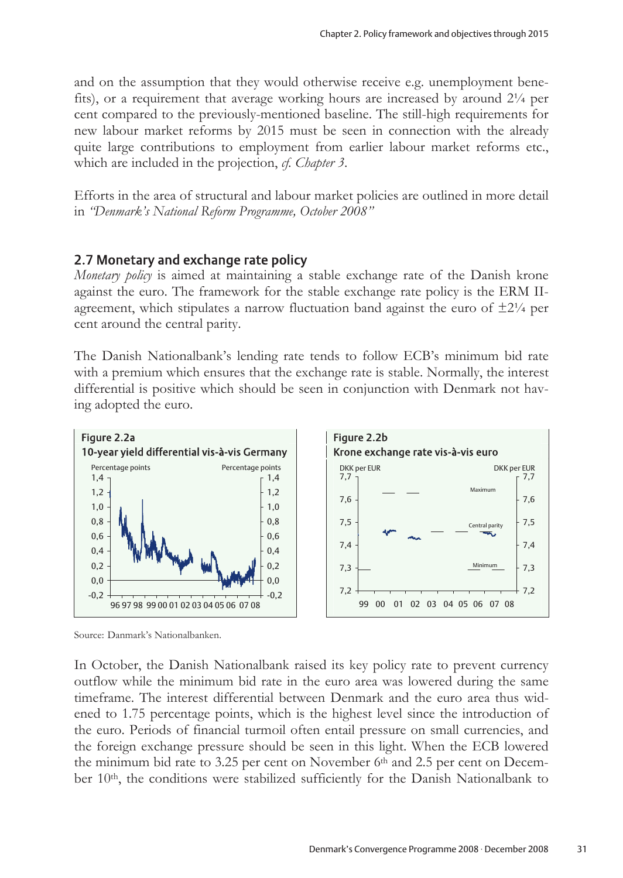and on the assumption that they would otherwise receive e.g. unemployment benefits), or a requirement that average working hours are increased by around 2¼ per cent compared to the previously-mentioned baseline. The still-high requirements for new labour market reforms by 2015 must be seen in connection with the already quite large contributions to employment from earlier labour market reforms etc., which are included in the projection, *cf. Chapter 3*.

Efforts in the area of structural and labour market policies are outlined in more detail in *"Denmark's National Reform Programme, October 2008"*

## 2.7 Monetary and exchange rate policy

*Monetary policy* is aimed at maintaining a stable exchange rate of the Danish krone against the euro. The framework for the stable exchange rate policy is the ERM II-agreement, which stipulates a narrow fluctuation band against the euro of ±2¼ per cent around the central parity.

The Danish Nationalbank's lending rate tends to follow ECB's minimum bid rate with a premium which ensures that the exchange rate is stable. Normally, the interest differential is positive which should be seen in conjunction with Denmark not having adopted the euro.

**Figure 2.2a**
**10-year yield differential vis-à-vis Germany**

**Figure 2.2b**
**Krone exchange rate vis-à-vis euro**

Source: Danmark's Nationalbanken.

In October, the Danish Nationalbank raised its key policy rate to prevent currency outflow while the minimum bid rate in the euro area was lowered during the same timeframe. The interest differential between Denmark and the euro area thus widened to 1.75 percentage points, which is the highest level since the introduction of the euro. Periods of financial turmoil often entail pressure on small currencies, and the foreign exchange pressure should be seen in this light. When the ECB lowered the minimum bid rate to 3.25 per cent on November 6th and 2.5 per cent on December 10th, the conditions were stabilized sufficiently for the Danish Nationalbank to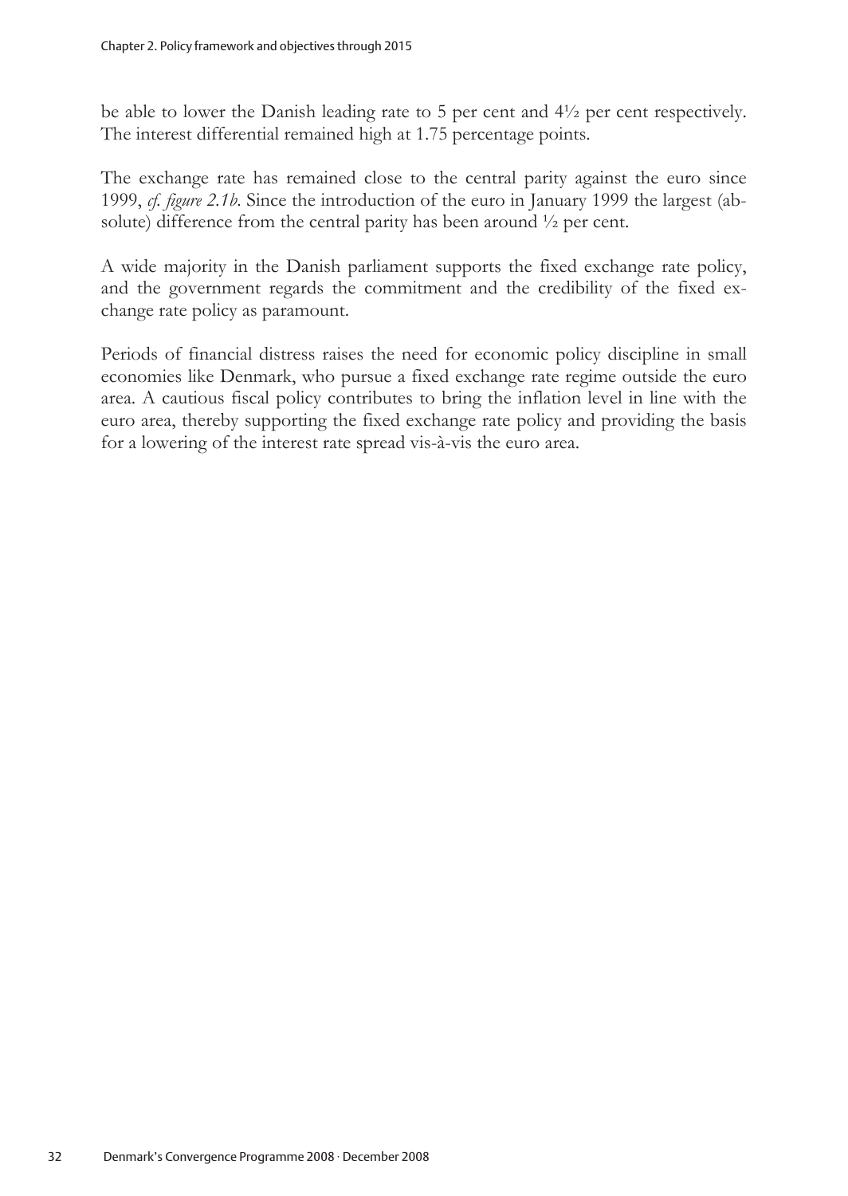be able to lower the Danish leading rate to 5 per cent and 4½ per cent respectively. The interest differential remained high at 1.75 percentage points.

The exchange rate has remained close to the central parity against the euro since 1999, *cf. figure 2.1b*. Since the introduction of the euro in January 1999 the largest (absolute) difference from the central parity has been around ½ per cent.

A wide majority in the Danish parliament supports the fixed exchange rate policy, and the government regards the commitment and the credibility of the fixed exchange rate policy as paramount.

Periods of financial distress raises the need for economic policy discipline in small economies like Denmark, who pursue a fixed exchange rate regime outside the euro area. A cautious fiscal policy contributes to bring the inflation level in line with the euro area, thereby supporting the fixed exchange rate policy and providing the basis for a lowering of the interest rate spread vis-à-vis the euro area.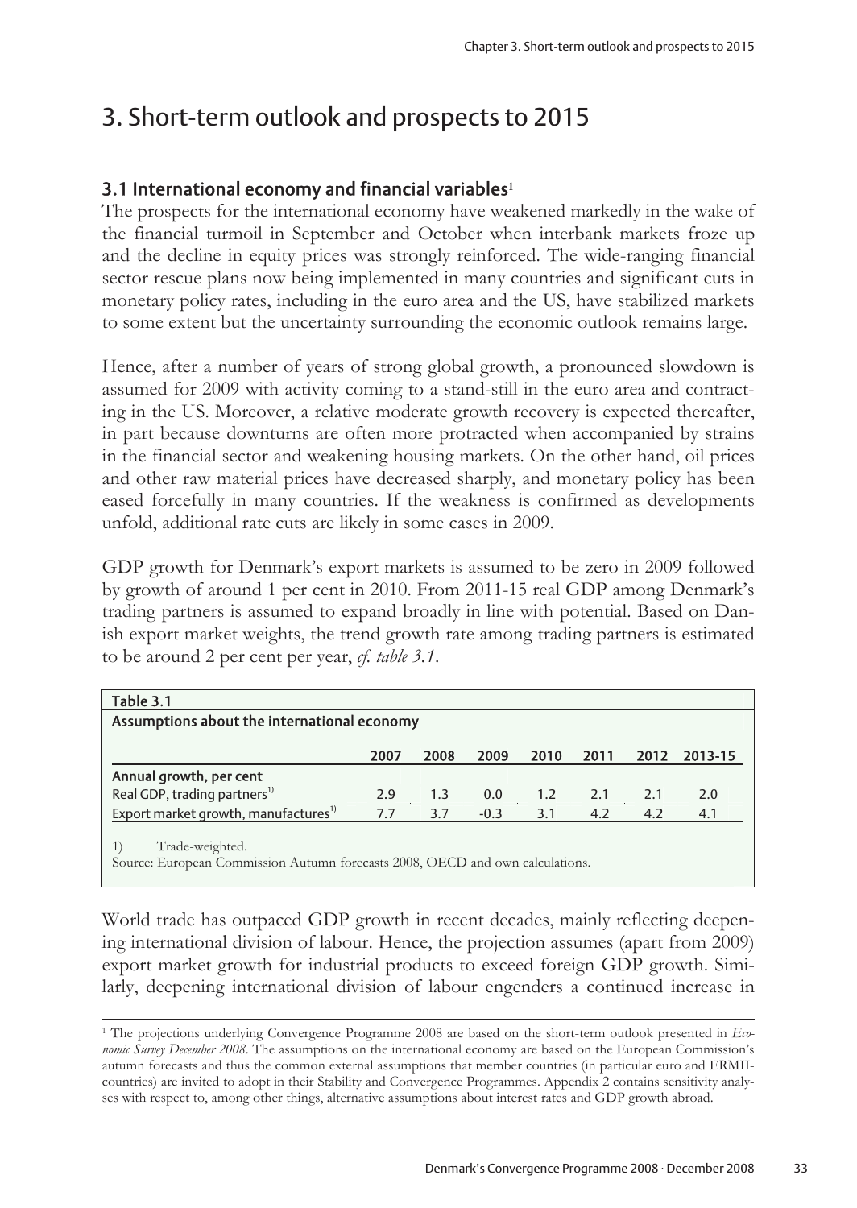# 3. Short-term outlook and prospects to 2015

## 3.1 International economy and financial variables[1]

The prospects for the international economy have weakened markedly in the wake of the financial turmoil in September and October when interbank markets froze up and the decline in equity prices was strongly reinforced. The wide-ranging financial sector rescue plans now being implemented in many countries and significant cuts in monetary policy rates, including in the euro area and the US, have stabilized markets to some extent but the uncertainty surrounding the economic outlook remains large.

Hence, after a number of years of strong global growth, a pronounced slowdown is assumed for 2009 with activity coming to a stand-still in the euro area and contracting in the US. Moreover, a relative moderate growth recovery is expected thereafter, in part because downturns are often more protracted when accompanied by strains in the financial sector and weakening housing markets. On the other hand, oil prices and other raw material prices have decreased sharply, and monetary policy has been eased forcefully in many countries. If the weakness is confirmed as developments unfold, additional rate cuts are likely in some cases in 2009.

GDP growth for Denmark's export markets is assumed to be zero in 2009 followed by growth of around 1 per cent in 2010. From 2011-15 real GDP among Denmark's trading partners is assumed to expand broadly in line with potential. Based on Danish export market weights, the trend growth rate among trading partners is estimated to be around 2 per cent per year, *cf. table 3.1*.

**Table 3.1**
**Assumptions about the international economy**

| | 2007 | 2008 | 2009 | 2010 | 2011 | 2012 | 2013-15 |
|---|---|---|---|---|---|---|---|
| **Annual growth, per cent** | | | | | | | |
| Real GDP, trading partners[1)] | 2.9 | 1.3 | 0.0 | 1.2 | 2.1 | 2.1 | 2.0 |
| Export market growth, manufactures[1)] | 7.7 | 3.7 | -0.3 | 3.1 | 4.2 | 4.2 | 4.1 |

1) Trade-weighted.
Source: European Commission Autumn forecasts 2008, OECD and own calculations.

World trade has outpaced GDP growth in recent decades, mainly reflecting deepening international division of labour. Hence, the projection assumes (apart from 2009) export market growth for industrial products to exceed foreign GDP growth. Similarly, deepening international division of labour engenders a continued increase in

[1] The projections underlying Convergence Programme 2008 are based on the short-term outlook presented in *Economic Survey December 2008*. The assumptions on the international economy are based on the European Commission's autumn forecasts and thus the common external assumptions that member countries (in particular euro and ERMII-countries) are invited to adopt in their Stability and Convergence Programmes. Appendix 2 contains sensitivity analyses with respect to, among other things, alternative assumptions about interest rates and GDP growth abroad.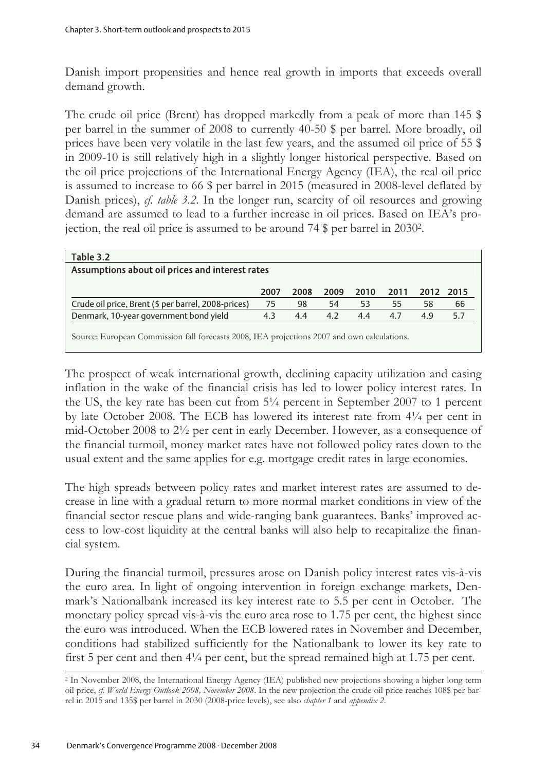Danish import propensities and hence real growth in imports that exceeds overall demand growth.

The crude oil price (Brent) has dropped markedly from a peak of more than 145 $ per barrel in the summer of 2008 to currently 40-50 $ per barrel. More broadly, oil prices have been very volatile in the last few years, and the assumed oil price of 55 $ in 2009-10 is still relatively high in a slightly longer historical perspective. Based on the oil price projections of the International Energy Agency (IEA), the real oil price is assumed to increase to 66 $ per barrel in 2015 (measured in 2008-level deflated by Danish prices), *cf. table 3.2*. In the longer run, scarcity of oil resources and growing demand are assumed to lead to a further increase in oil prices. Based on IEA's projection, the real oil price is assumed to be around 74 $ per barrel in 2030[2].

**Table 3.2**

**Assumptions about oil prices and interest rates**

| | 2007 | 2008 | 2009 | 2010 | 2011 | 2012 | 2015 |
|---|---|---|---|---|---|---|---|
| Crude oil price, Brent ($ per barrel, 2008-prices) | 75 | 98 | 54 | 53 | 55 | 58 | 66 |
| Denmark, 10-year government bond yield | 4.3 | 4.4 | 4.2 | 4.4 | 4.7 | 4.9 | 5.7 |

Source: European Commission fall forecasts 2008, IEA projections 2007 and own calculations.

The prospect of weak international growth, declining capacity utilization and easing inflation in the wake of the financial crisis has led to lower policy interest rates. In the US, the key rate has been cut from 5¼ percent in September 2007 to 1 percent by late October 2008. The ECB has lowered its interest rate from 4¼ per cent in mid-October 2008 to 2½ per cent in early December. However, as a consequence of the financial turmoil, money market rates have not followed policy rates down to the usual extent and the same applies for e.g. mortgage credit rates in large economies.

The high spreads between policy rates and market interest rates are assumed to decrease in line with a gradual return to more normal market conditions in view of the financial sector rescue plans and wide-ranging bank guarantees. Banks' improved access to low-cost liquidity at the central banks will also help to recapitalize the financial system.

During the financial turmoil, pressures arose on Danish policy interest rates vis-à-vis the euro area. In light of ongoing intervention in foreign exchange markets, Denmark's Nationalbank increased its key interest rate to 5.5 per cent in October. The monetary policy spread vis-à-vis the euro area rose to 1.75 per cent, the highest since the euro was introduced. When the ECB lowered rates in November and December, conditions had stabilized sufficiently for the Nationalbank to lower its key rate to first 5 per cent and then 4¼ per cent, but the spread remained high at 1.75 per cent.

[2] In November 2008, the International Energy Agency (IEA) published new projections showing a higher long term oil price, *cf. World Energy Outlook 2008, November 2008*. In the new projection the crude oil price reaches 108$ per barrel in 2015 and 135$ per barrel in 2030 (2008-price levels), see also *chapter 1* and *appendix 2*.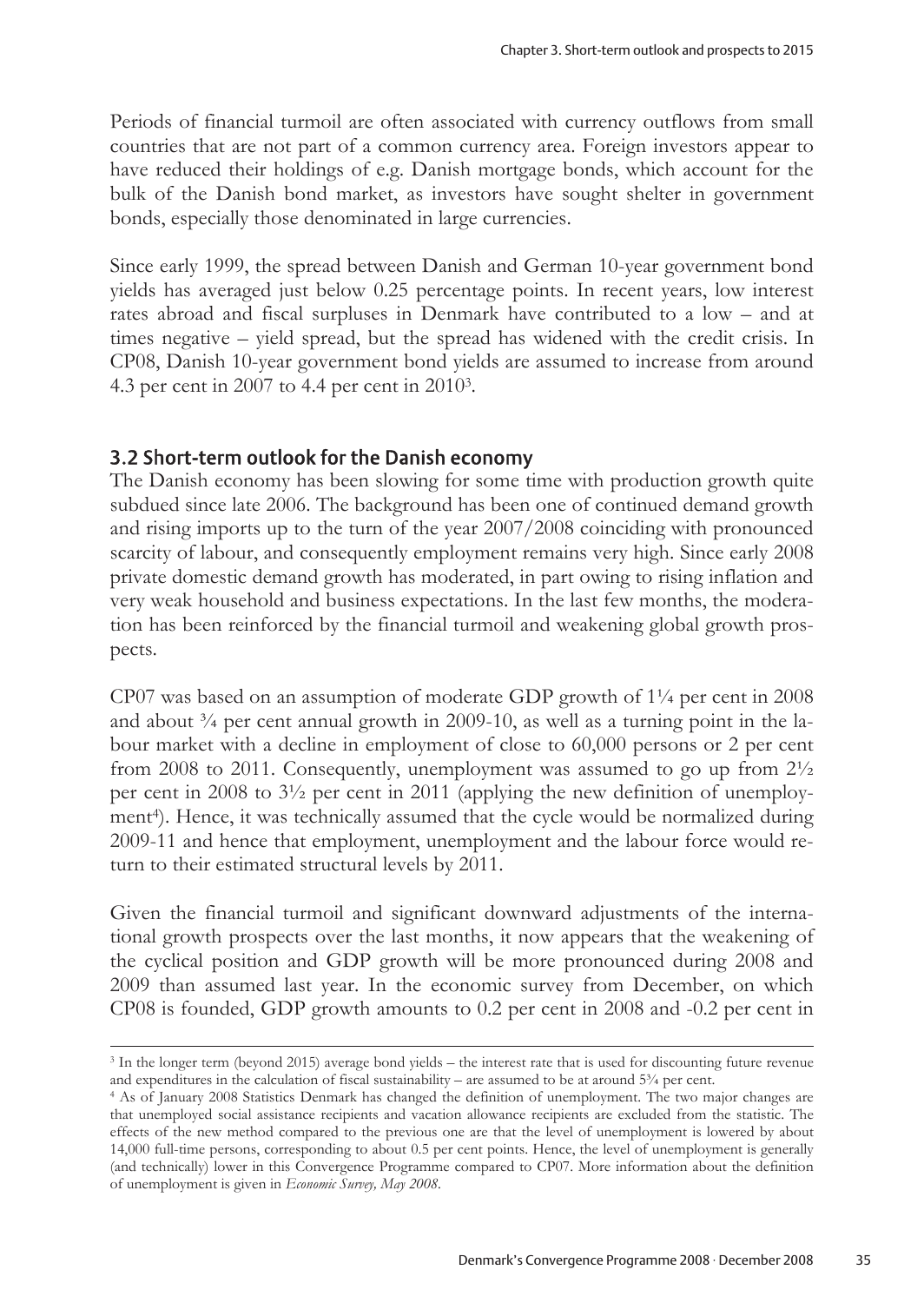Periods of financial turmoil are often associated with currency outflows from small countries that are not part of a common currency area. Foreign investors appear to have reduced their holdings of e.g. Danish mortgage bonds, which account for the bulk of the Danish bond market, as investors have sought shelter in government bonds, especially those denominated in large currencies.

Since early 1999, the spread between Danish and German 10-year government bond yields has averaged just below 0.25 percentage points. In recent years, low interest rates abroad and fiscal surpluses in Denmark have contributed to a low – and at times negative – yield spread, but the spread has widened with the credit crisis. In CP08, Danish 10-year government bond yields are assumed to increase from around 4.3 per cent in 2007 to 4.4 per cent in 2010[3].

## 3.2 Short-term outlook for the Danish economy

The Danish economy has been slowing for some time with production growth quite subdued since late 2006. The background has been one of continued demand growth and rising imports up to the turn of the year 2007/2008 coinciding with pronounced scarcity of labour, and consequently employment remains very high. Since early 2008 private domestic demand growth has moderated, in part owing to rising inflation and very weak household and business expectations. In the last few months, the moderation has been reinforced by the financial turmoil and weakening global growth prospects.

CP07 was based on an assumption of moderate GDP growth of 1¼ per cent in 2008 and about ¾ per cent annual growth in 2009-10, as well as a turning point in the labour market with a decline in employment of close to 60,000 persons or 2 per cent from 2008 to 2011. Consequently, unemployment was assumed to go up from 2½ per cent in 2008 to 3½ per cent in 2011 (applying the new definition of unemployment[4]). Hence, it was technically assumed that the cycle would be normalized during 2009-11 and hence that employment, unemployment and the labour force would return to their estimated structural levels by 2011.

Given the financial turmoil and significant downward adjustments of the international growth prospects over the last months, it now appears that the weakening of the cyclical position and GDP growth will be more pronounced during 2008 and 2009 than assumed last year. In the economic survey from December, on which CP08 is founded, GDP growth amounts to 0.2 per cent in 2008 and -0.2 per cent in

---

[3] In the longer term (beyond 2015) average bond yields – the interest rate that is used for discounting future revenue and expenditures in the calculation of fiscal sustainability – are assumed to be at around 5¾ per cent.

[4] As of January 2008 Statistics Denmark has changed the definition of unemployment. The two major changes are that unemployed social assistance recipients and vacation allowance recipients are excluded from the statistic. The effects of the new method compared to the previous one are that the level of unemployment is lowered by about 14,000 full-time persons, corresponding to about 0.5 per cent points. Hence, the level of unemployment is generally (and technically) lower in this Convergence Programme compared to CP07. More information about the definition of unemployment is given in *Economic Survey, May 2008*.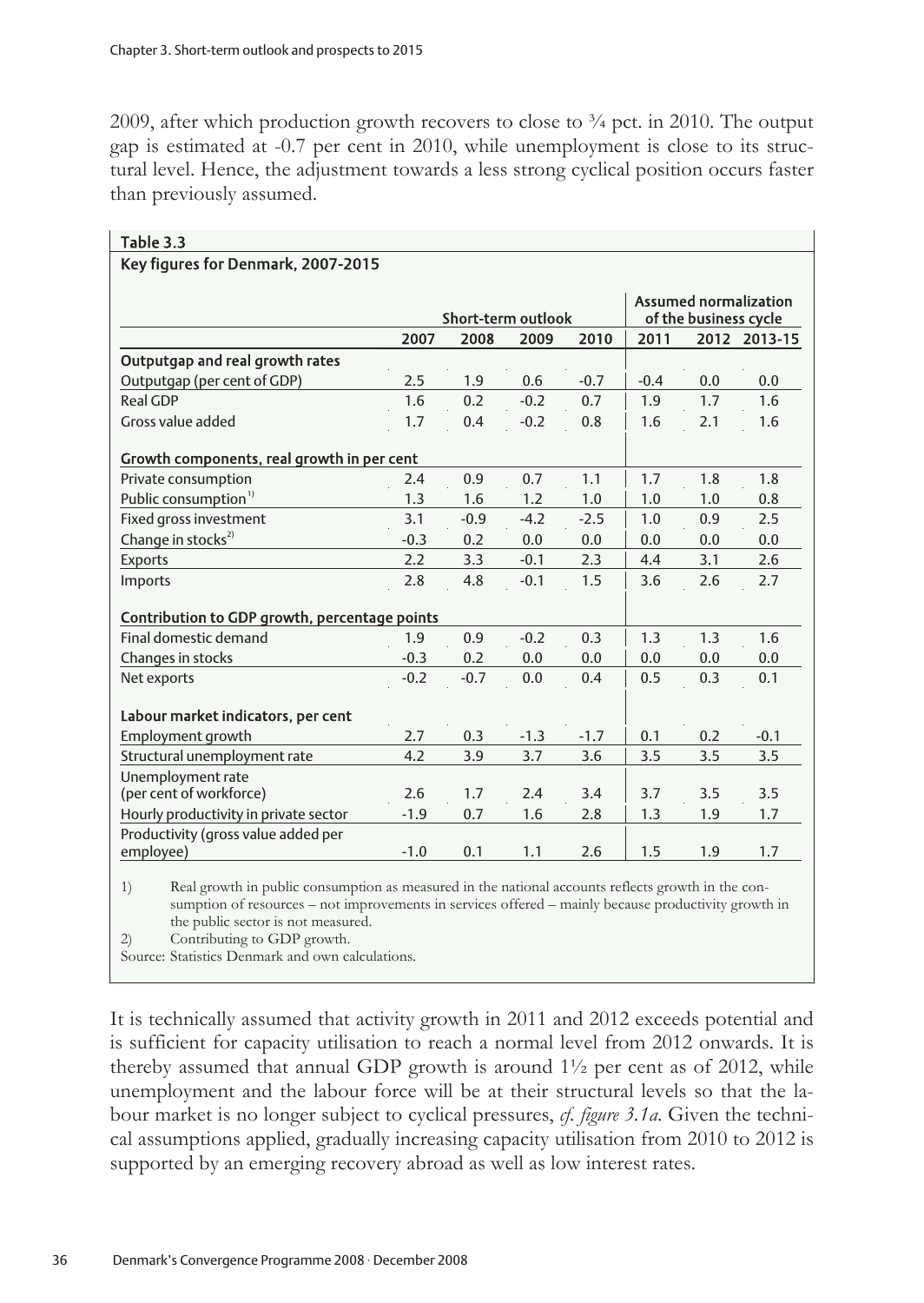2009, after which production growth recovers to close to ¾ pct. in 2010. The output gap is estimated at -0.7 per cent in 2010, while unemployment is close to its structural level. Hence, the adjustment towards a less strong cyclical position occurs faster than previously assumed.

**Table 3.3**

**Key figures for Denmark, 2007-2015**

| | Short-term outlook | | | | Assumed normalization of the business cycle | | |
|---|---|---|---|---|---|---|---|
| | 2007 | 2008 | 2009 | 2010 | 2011 | 2012 | 2013-15 |
| **Outputgap and real growth rates** | | | | | | | |
| Outputgap (per cent of GDP) | 2.5 | 1.9 | 0.6 | -0.7 | -0.4 | 0.0 | 0.0 |
| Real GDP | 1.6 | 0.2 | -0.2 | 0.7 | 1.9 | 1.7 | 1.6 |
| Gross value added | 1.7 | 0.4 | -0.2 | 0.8 | 1.6 | 2.1 | 1.6 |
| **Growth components, real growth in per cent** | | | | | | | |
| Private consumption | 2.4 | 0.9 | 0.7 | 1.1 | 1.7 | 1.8 | 1.8 |
| Public consumption[1)] | 1.3 | 1.6 | 1.2 | 1.0 | 1.0 | 1.0 | 0.8 |
| Fixed gross investment | 3.1 | -0.9 | -4.2 | -2.5 | 1.0 | 0.9 | 2.5 |
| Change in stocks[2)] | -0.3 | 0.2 | 0.0 | 0.0 | 0.0 | 0.0 | 0.0 |
| Exports | 2.2 | 3.3 | -0.1 | 2.3 | 4.4 | 3.1 | 2.6 |
| Imports | 2.8 | 4.8 | -0.1 | 1.5 | 3.6 | 2.6 | 2.7 |
| **Contribution to GDP growth, percentage points** | | | | | | | |
| Final domestic demand | 1.9 | 0.9 | -0.2 | 0.3 | 1.3 | 1.3 | 1.6 |
| Changes in stocks | -0.3 | 0.2 | 0.0 | 0.0 | 0.0 | 0.0 | 0.0 |
| Net exports | -0.2 | -0.7 | 0.0 | 0.4 | 0.5 | 0.3 | 0.1 |
| **Labour market indicators, per cent** | | | | | | | |
| Employment growth | 2.7 | 0.3 | -1.3 | -1.7 | 0.1 | 0.2 | -0.1 |
| Structural unemployment rate | 4.2 | 3.9 | 3.7 | 3.6 | 3.5 | 3.5 | 3.5 |
| Unemployment rate (per cent of workforce) | 2.6 | 1.7 | 2.4 | 3.4 | 3.7 | 3.5 | 3.5 |
| Hourly productivity in private sector | -1.9 | 0.7 | 1.6 | 2.8 | 1.3 | 1.9 | 1.7 |
| Productivity (gross value added per employee) | -1.0 | 0.1 | 1.1 | 2.6 | 1.5 | 1.9 | 1.7 |

1) Real growth in public consumption as measured in the national accounts reflects growth in the consumption of resources – not improvements in services offered – mainly because productivity growth in the public sector is not measured.

2) Contributing to GDP growth.

Source: Statistics Denmark and own calculations.

It is technically assumed that activity growth in 2011 and 2012 exceeds potential and is sufficient for capacity utilisation to reach a normal level from 2012 onwards. It is thereby assumed that annual GDP growth is around 1½ per cent as of 2012, while unemployment and the labour force will be at their structural levels so that the labour market is no longer subject to cyclical pressures, *cf. figure 3.1a*. Given the technical assumptions applied, gradually increasing capacity utilisation from 2010 to 2012 is supported by an emerging recovery abroad as well as low interest rates.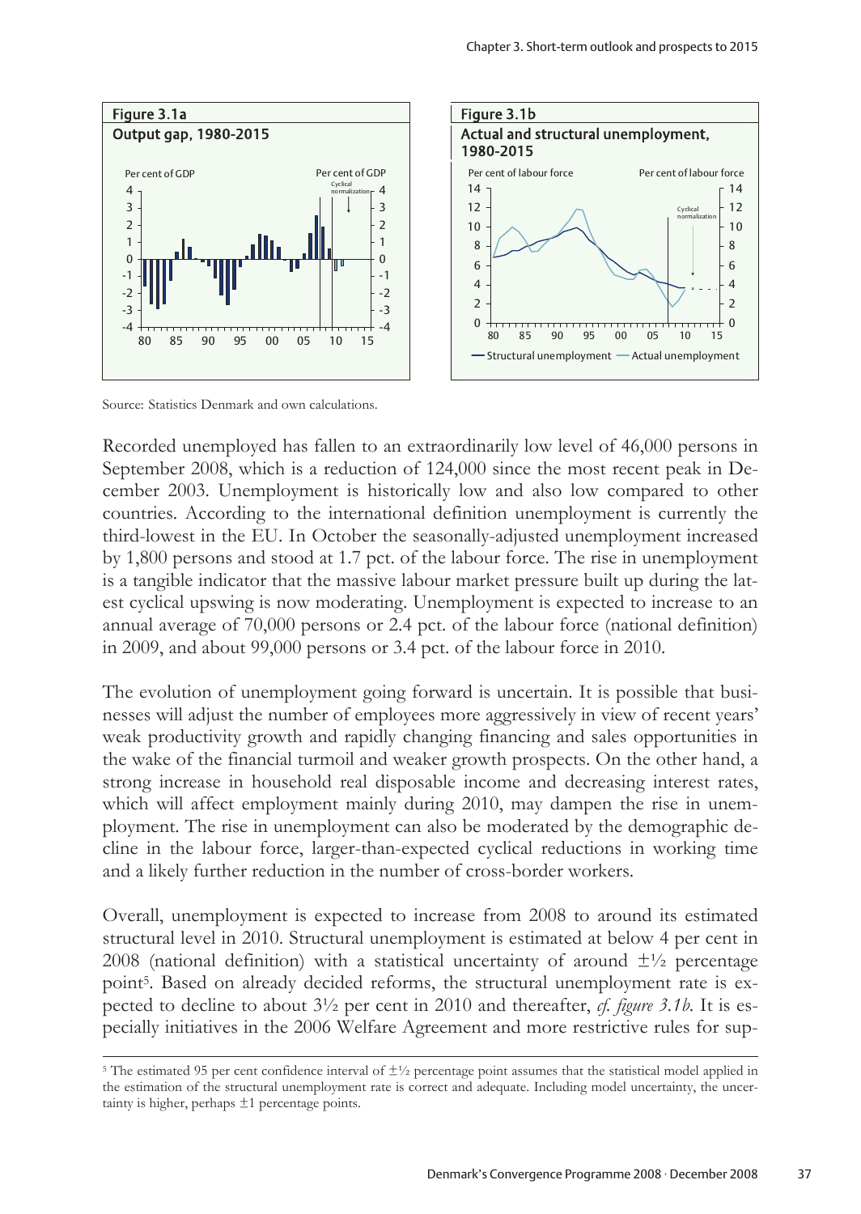**Figure 3.1a**
**Output gap, 1980-2015**

**Figure 3.1b**
**Actual and structural unemployment, 1980-2015**

Source: Statistics Denmark and own calculations.

Recorded unemployed has fallen to an extraordinarily low level of 46,000 persons in September 2008, which is a reduction of 124,000 since the most recent peak in December 2003. Unemployment is historically low and also low compared to other countries. According to the international definition unemployment is currently the third-lowest in the EU. In October the seasonally-adjusted unemployment increased by 1,800 persons and stood at 1.7 pct. of the labour force. The rise in unemployment is a tangible indicator that the massive labour market pressure built up during the latest cyclical upswing is now moderating. Unemployment is expected to increase to an annual average of 70,000 persons or 2.4 pct. of the labour force (national definition) in 2009, and about 99,000 persons or 3.4 pct. of the labour force in 2010.

The evolution of unemployment going forward is uncertain. It is possible that businesses will adjust the number of employees more aggressively in view of recent years' weak productivity growth and rapidly changing financing and sales opportunities in the wake of the financial turmoil and weaker growth prospects. On the other hand, a strong increase in household real disposable income and decreasing interest rates, which will affect employment mainly during 2010, may dampen the rise in unemployment. The rise in unemployment can also be moderated by the demographic decline in the labour force, larger-than-expected cyclical reductions in working time and a likely further reduction in the number of cross-border workers.

Overall, unemployment is expected to increase from 2008 to around its estimated structural level in 2010. Structural unemployment is estimated at below 4 per cent in 2008 (national definition) with a statistical uncertainty of around ±½ percentage point[5]. Based on already decided reforms, the structural unemployment rate is expected to decline to about 3½ per cent in 2010 and thereafter, *cf. figure 3.1b*. It is especially initiatives in the 2006 Welfare Agreement and more restrictive rules for sup-

---

[5] The estimated 95 per cent confidence interval of ±½ percentage point assumes that the statistical model applied in the estimation of the structural unemployment rate is correct and adequate. Including model uncertainty, the uncertainty is higher, perhaps ±1 percentage points.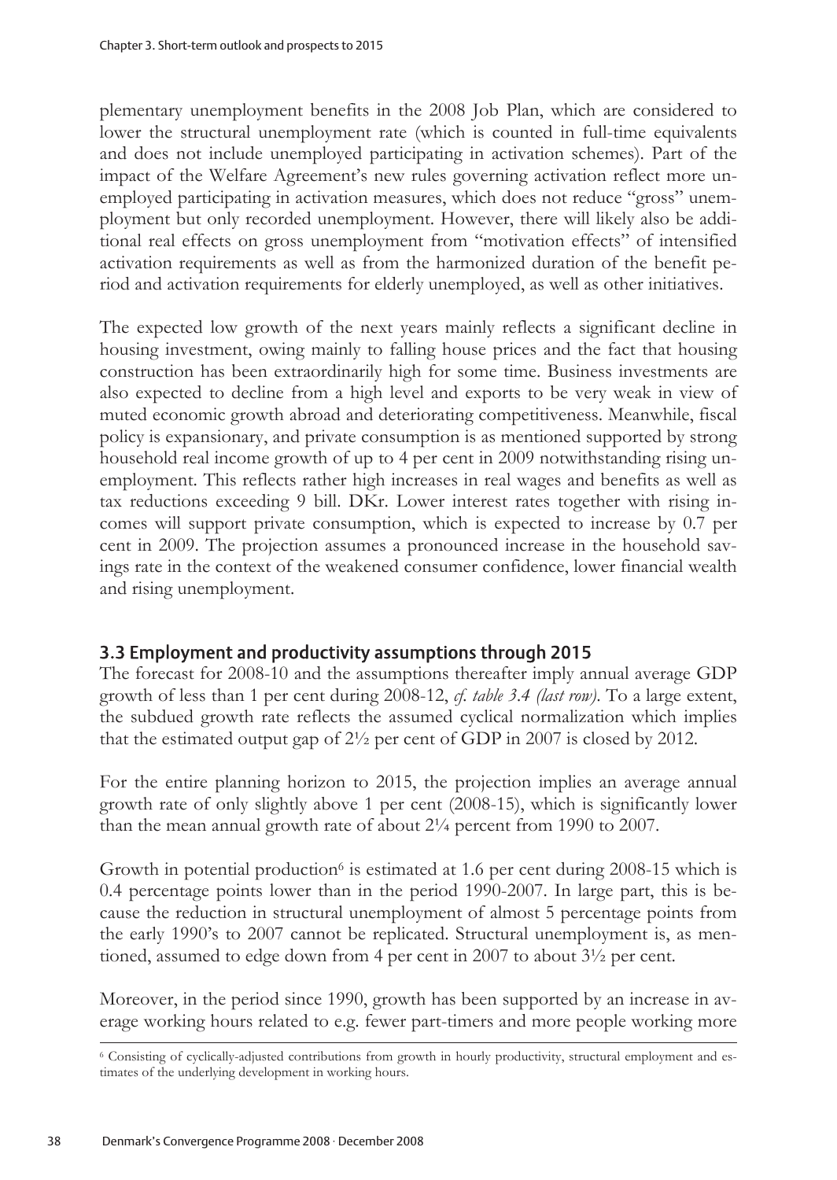plementary unemployment benefits in the 2008 Job Plan, which are considered to lower the structural unemployment rate (which is counted in full-time equivalents and does not include unemployed participating in activation schemes). Part of the impact of the Welfare Agreement's new rules governing activation reflect more unemployed participating in activation measures, which does not reduce "gross" unemployment but only recorded unemployment. However, there will likely also be additional real effects on gross unemployment from "motivation effects" of intensified activation requirements as well as from the harmonized duration of the benefit period and activation requirements for elderly unemployed, as well as other initiatives.

The expected low growth of the next years mainly reflects a significant decline in housing investment, owing mainly to falling house prices and the fact that housing construction has been extraordinarily high for some time. Business investments are also expected to decline from a high level and exports to be very weak in view of muted economic growth abroad and deteriorating competitiveness. Meanwhile, fiscal policy is expansionary, and private consumption is as mentioned supported by strong household real income growth of up to 4 per cent in 2009 notwithstanding rising unemployment. This reflects rather high increases in real wages and benefits as well as tax reductions exceeding 9 bill. DKr. Lower interest rates together with rising incomes will support private consumption, which is expected to increase by 0.7 per cent in 2009. The projection assumes a pronounced increase in the household savings rate in the context of the weakened consumer confidence, lower financial wealth and rising unemployment.

## 3.3 Employment and productivity assumptions through 2015

The forecast for 2008-10 and the assumptions thereafter imply annual average GDP growth of less than 1 per cent during 2008-12, *cf. table 3.4 (last row)*. To a large extent, the subdued growth rate reflects the assumed cyclical normalization which implies that the estimated output gap of 2½ per cent of GDP in 2007 is closed by 2012.

For the entire planning horizon to 2015, the projection implies an average annual growth rate of only slightly above 1 per cent (2008-15), which is significantly lower than the mean annual growth rate of about 2¼ percent from 1990 to 2007.

Growth in potential production[6] is estimated at 1.6 per cent during 2008-15 which is 0.4 percentage points lower than in the period 1990-2007. In large part, this is because the reduction in structural unemployment of almost 5 percentage points from the early 1990's to 2007 cannot be replicated. Structural unemployment is, as mentioned, assumed to edge down from 4 per cent in 2007 to about 3½ per cent.

Moreover, in the period since 1990, growth has been supported by an increase in average working hours related to e.g. fewer part-timers and more people working more

[6] Consisting of cyclically-adjusted contributions from growth in hourly productivity, structural employment and estimates of the underlying development in working hours.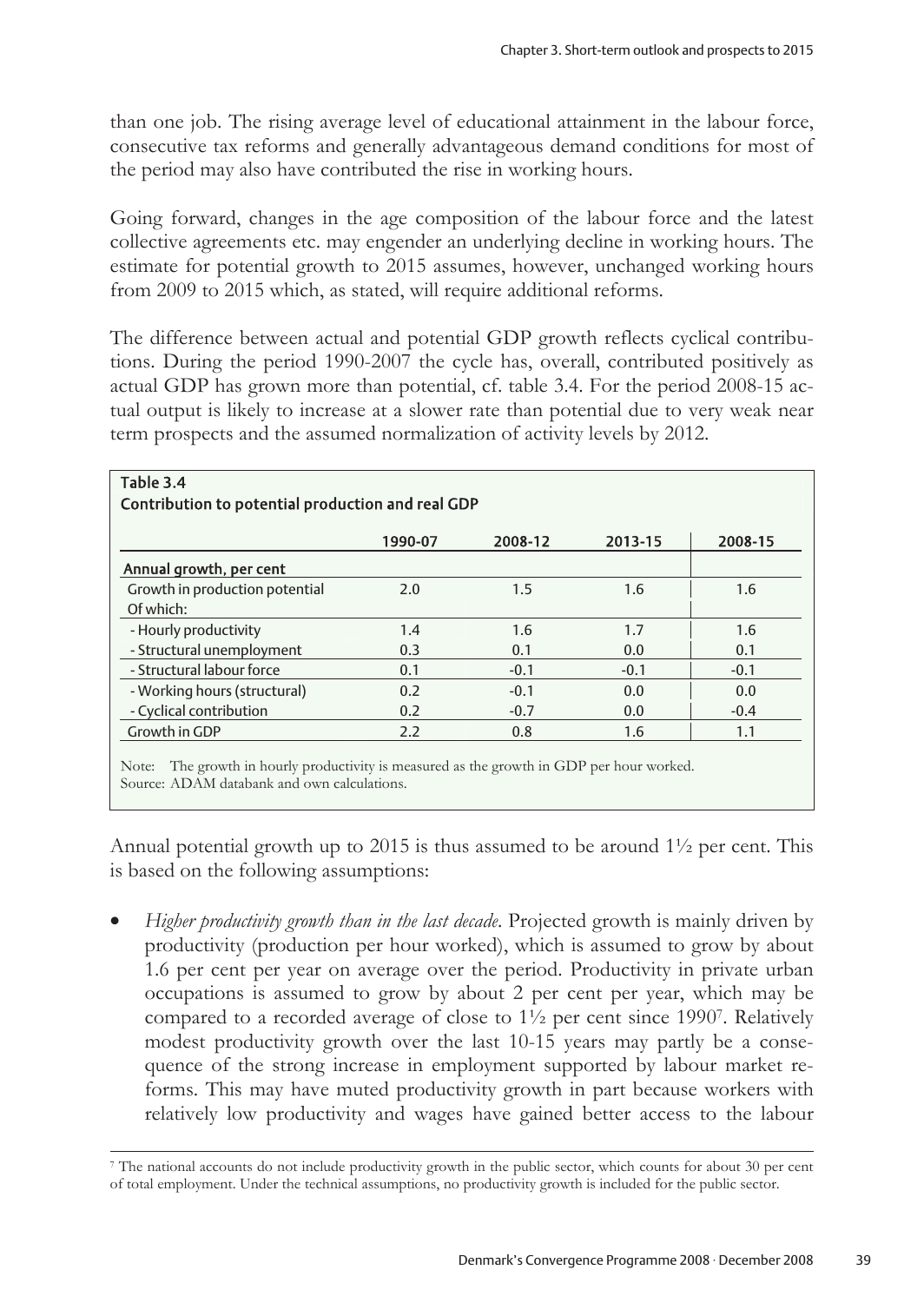than one job. The rising average level of educational attainment in the labour force, consecutive tax reforms and generally advantageous demand conditions for most of the period may also have contributed the rise in working hours.

Going forward, changes in the age composition of the labour force and the latest collective agreements etc. may engender an underlying decline in working hours. The estimate for potential growth to 2015 assumes, however, unchanged working hours from 2009 to 2015 which, as stated, will require additional reforms.

The difference between actual and potential GDP growth reflects cyclical contributions. During the period 1990-2007 the cycle has, overall, contributed positively as actual GDP has grown more than potential, cf. table 3.4. For the period 2008-15 actual output is likely to increase at a slower rate than potential due to very weak near term prospects and the assumed normalization of activity levels by 2012.

**Table 3.4**
**Contribution to potential production and real GDP**

| | 1990-07 | 2008-12 | 2013-15 | 2008-15 |
|---|---|---|---|---|
| Annual growth, per cent | | | | |
| Growth in production potential | 2.0 | 1.5 | 1.6 | 1.6 |
| Of which: | | | | |
| - Hourly productivity | 1.4 | 1.6 | 1.7 | 1.6 |
| - Structural unemployment | 0.3 | 0.1 | 0.0 | 0.1 |
| - Structural labour force | 0.1 | -0.1 | -0.1 | -0.1 |
| - Working hours (structural) | 0.2 | -0.1 | 0.0 | 0.0 |
| - Cyclical contribution | 0.2 | -0.7 | 0.0 | -0.4 |
| Growth in GDP | 2.2 | 0.8 | 1.6 | 1.1 |

Note: The growth in hourly productivity is measured as the growth in GDP per hour worked.
Source: ADAM databank and own calculations.

Annual potential growth up to 2015 is thus assumed to be around 1½ per cent. This is based on the following assumptions:

- *Higher productivity growth than in the last decade*. Projected growth is mainly driven by productivity (production per hour worked), which is assumed to grow by about 1.6 per cent per year on average over the period. Productivity in private urban occupations is assumed to grow by about 2 per cent per year, which may be compared to a recorded average of close to 1½ per cent since 1990[7]. Relatively modest productivity growth over the last 10-15 years may partly be a consequence of the strong increase in employment supported by labour market reforms. This may have muted productivity growth in part because workers with relatively low productivity and wages have gained better access to the labour

[7] The national accounts do not include productivity growth in the public sector, which counts for about 30 per cent of total employment. Under the technical assumptions, no productivity growth is included for the public sector.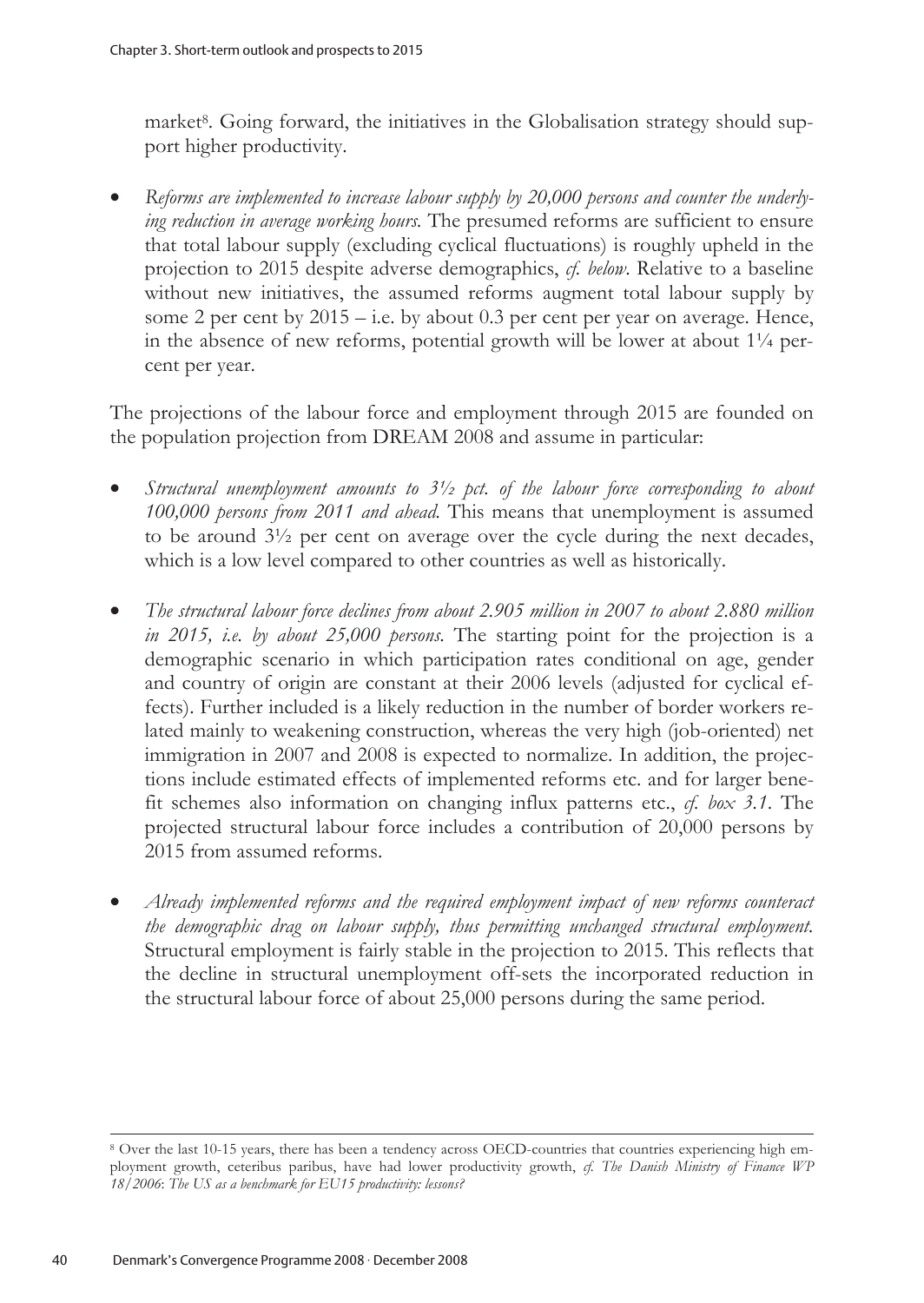market[8]. Going forward, the initiatives in the Globalisation strategy should support higher productivity.

- *Reforms are implemented to increase labour supply by 20,000 persons and counter the underlying reduction in average working hours.* The presumed reforms are sufficient to ensure that total labour supply (excluding cyclical fluctuations) is roughly upheld in the projection to 2015 despite adverse demographics, *cf. below*. Relative to a baseline without new initiatives, the assumed reforms augment total labour supply by some 2 per cent by 2015 – i.e. by about 0.3 per cent per year on average. Hence, in the absence of new reforms, potential growth will be lower at about 1¼ percent per year.

The projections of the labour force and employment through 2015 are founded on the population projection from DREAM 2008 and assume in particular:

- *Structural unemployment amounts to 3½ pct. of the labour force corresponding to about 100,000 persons from 2011 and ahead.* This means that unemployment is assumed to be around 3½ per cent on average over the cycle during the next decades, which is a low level compared to other countries as well as historically.

- *The structural labour force declines from about 2.905 million in 2007 to about 2.880 million in 2015, i.e. by about 25,000 persons.* The starting point for the projection is a demographic scenario in which participation rates conditional on age, gender and country of origin are constant at their 2006 levels (adjusted for cyclical effects). Further included is a likely reduction in the number of border workers related mainly to weakening construction, whereas the very high (job-oriented) net immigration in 2007 and 2008 is expected to normalize. In addition, the projections include estimated effects of implemented reforms etc. and for larger benefit schemes also information on changing influx patterns etc., *cf. box 3.1*. The projected structural labour force includes a contribution of 20,000 persons by 2015 from assumed reforms.

- *Already implemented reforms and the required employment impact of new reforms counteract the demographic drag on labour supply, thus permitting unchanged structural employment.* Structural employment is fairly stable in the projection to 2015. This reflects that the decline in structural unemployment off-sets the incorporated reduction in the structural labour force of about 25,000 persons during the same period.

---

[8] Over the last 10-15 years, there has been a tendency across OECD-countries that countries experiencing high employment growth, ceteribus paribus, have had lower productivity growth, *cf. The Danish Ministry of Finance WP 18/2006*: *The US as a benchmark for EU15 productivity: lessons?*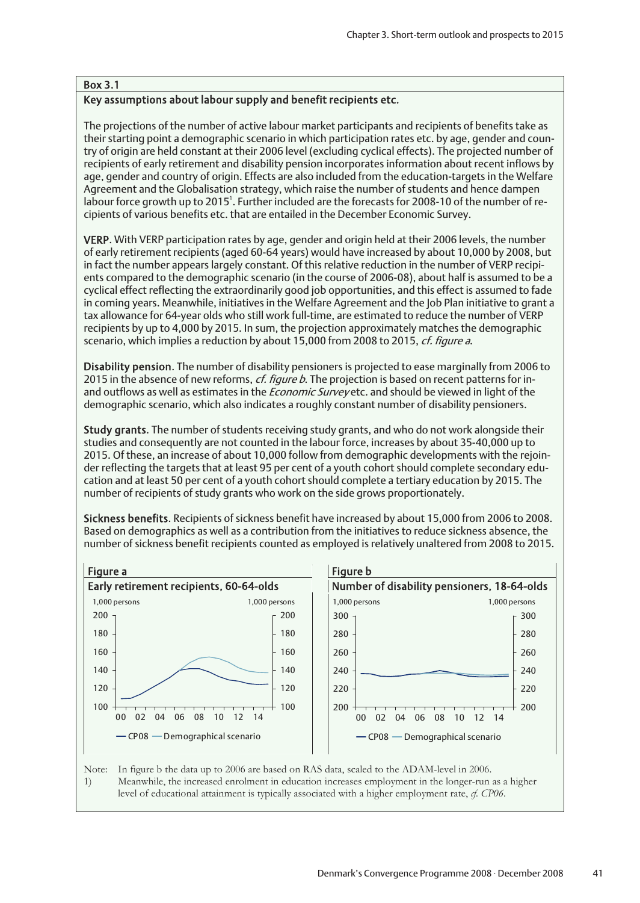### Box 3.1

**Key assumptions about labour supply and benefit recipients etc.**

The projections of the number of active labour market participants and recipients of benefits take as their starting point a demographic scenario in which participation rates etc. by age, gender and country of origin are held constant at their 2006 level (excluding cyclical effects). The projected number of recipients of early retirement and disability pension incorporates information about recent inflows by age, gender and country of origin. Effects are also included from the education-targets in the Welfare Agreement and the Globalisation strategy, which raise the number of students and hence dampen labour force growth up to 2015[1]. Further included are the forecasts for 2008-10 of the number of recipients of various benefits etc. that are entailed in the December Economic Survey.

**VERP**. With VERP participation rates by age, gender and origin held at their 2006 levels, the number of early retirement recipients (aged 60-64 years) would have increased by about 10,000 by 2008, but in fact the number appears largely constant. Of this relative reduction in the number of VERP recipients compared to the demographic scenario (in the course of 2006-08), about half is assumed to be a cyclical effect reflecting the extraordinarily good job opportunities, and this effect is assumed to fade in coming years. Meanwhile, initiatives in the Welfare Agreement and the Job Plan initiative to grant a tax allowance for 64-year olds who still work full-time, are estimated to reduce the number of VERP recipients by up to 4,000 by 2015. In sum, the projection approximately matches the demographic scenario, which implies a reduction by about 15,000 from 2008 to 2015, *cf. figure a*.

**Disability pension**. The number of disability pensioners is projected to ease marginally from 2006 to 2015 in the absence of new reforms, *cf. figure b*. The projection is based on recent patterns for in- and outflows as well as estimates in the *Economic Survey* etc. and should be viewed in light of the demographic scenario, which also indicates a roughly constant number of disability pensioners.

**Study grants**. The number of students receiving study grants, and who do not work alongside their studies and consequently are not counted in the labour force, increases by about 35-40,000 up to 2015. Of these, an increase of about 10,000 follow from demographic developments with the rejoinder reflecting the targets that at least 95 per cent of a youth cohort should complete secondary education and at least 50 per cent of a youth cohort should complete a tertiary education by 2015. The number of recipients of study grants who work on the side grows proportionately.

**Sickness benefits**. Recipients of sickness benefit have increased by about 15,000 from 2006 to 2008. Based on demographics as well as a contribution from the initiatives to reduce sickness absence, the number of sickness benefit recipients counted as employed is relatively unaltered from 2008 to 2015.

**Figure a**

**Early retirement recipients, 60-64-olds**

1,000 persons (axis 100–200; years 00–14)

— CP08 — Demographical scenario

**Figure b**

**Number of disability pensioners, 18-64-olds**

1,000 persons (axis 200–300; years 00–14)

— CP08 — Demographical scenario

Note: In figure b the data up to 2006 are based on RAS data, scaled to the ADAM-level in 2006.

1) Meanwhile, the increased enrolment in education increases employment in the longer-run as a higher level of educational attainment is typically associated with a higher employment rate, *cf. CP06*.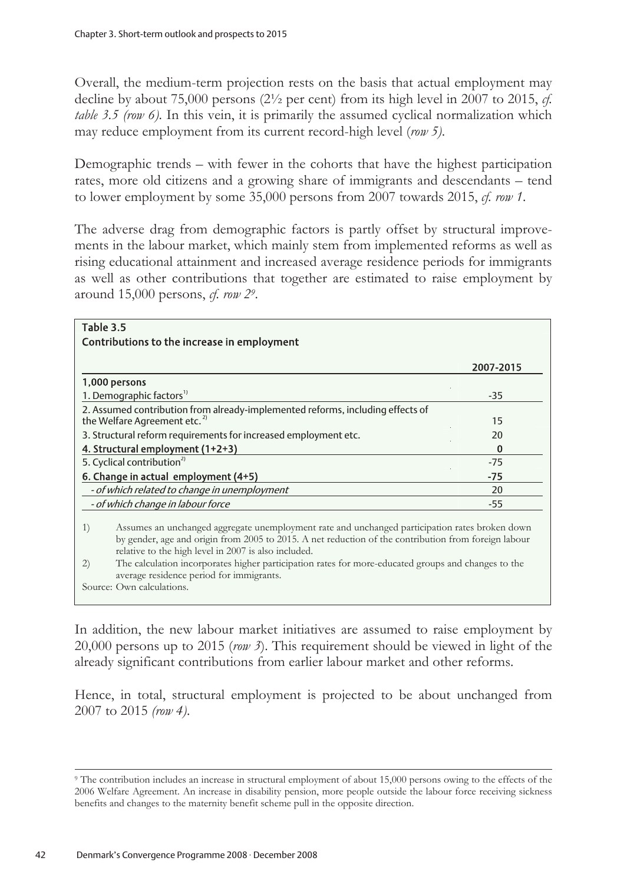Overall, the medium-term projection rests on the basis that actual employment may decline by about 75,000 persons (2½ per cent) from its high level in 2007 to 2015, *cf. table 3.5 (row 6)*. In this vein, it is primarily the assumed cyclical normalization which may reduce employment from its current record-high level (*row 5*).

Demographic trends – with fewer in the cohorts that have the highest participation rates, more old citizens and a growing share of immigrants and descendants – tend to lower employment by some 35,000 persons from 2007 towards 2015, *cf. row 1*.

The adverse drag from demographic factors is partly offset by structural improvements in the labour market, which mainly stem from implemented reforms as well as rising educational attainment and increased average residence periods for immigrants as well as other contributions that together are estimated to raise employment by around 15,000 persons, *cf. row 2*[9].

**Table 3.5**
**Contributions to the increase in employment**

| | 2007-2015 |
|---|---|
| **1,000 persons** | |
| 1. Demographic factors[1)] | -35 |
| 2. Assumed contribution from already-implemented reforms, including effects of the Welfare Agreement etc.[2)] | 15 |
| 3. Structural reform requirements for increased employment etc. | 20 |
| **4. Structural employment (1+2+3)** | **0** |
| 5. Cyclical contribution[2)] | -75 |
| **6. Change in actual employment (4+5)** | **-75** |
| *- of which related to change in unemployment* | 20 |
| *- of which change in labour force* | -55 |

1) Assumes an unchanged aggregate unemployment rate and unchanged participation rates broken down by gender, age and origin from 2005 to 2015. A net reduction of the contribution from foreign labour relative to the high level in 2007 is also included.
2) The calculation incorporates higher participation rates for more-educated groups and changes to the average residence period for immigrants.
Source: Own calculations.

In addition, the new labour market initiatives are assumed to raise employment by 20,000 persons up to 2015 (*row 3*). This requirement should be viewed in light of the already significant contributions from earlier labour market and other reforms.

Hence, in total, structural employment is projected to be about unchanged from 2007 to 2015 *(row 4)*.

[9] The contribution includes an increase in structural employment of about 15,000 persons owing to the effects of the 2006 Welfare Agreement. An increase in disability pension, more people outside the labour force receiving sickness benefits and changes to the maternity benefit scheme pull in the opposite direction.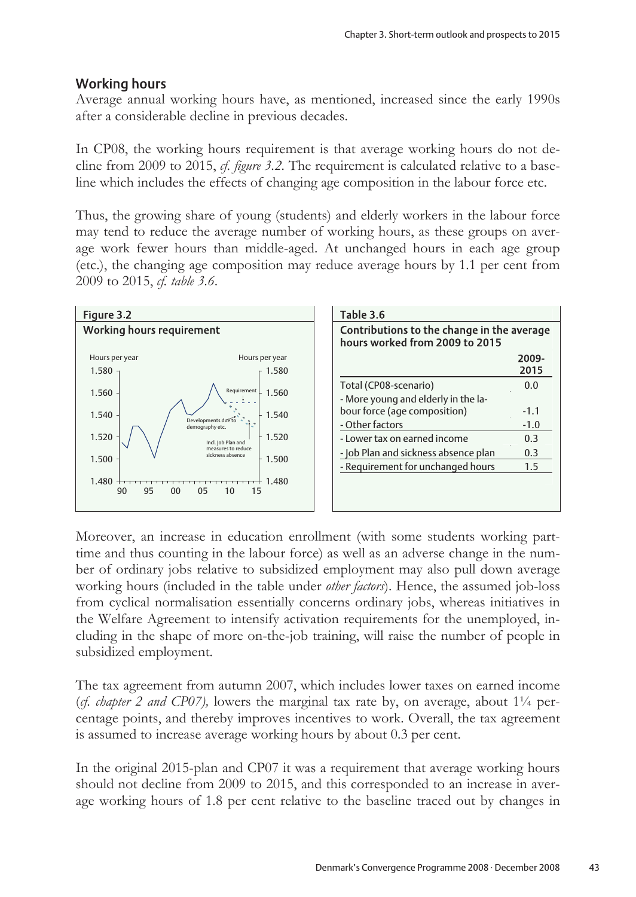## Working hours

Average annual working hours have, as mentioned, increased since the early 1990s after a considerable decline in previous decades.

In CP08, the working hours requirement is that average working hours do not decline from 2009 to 2015, *cf. figure 3.2*. The requirement is calculated relative to a baseline which includes the effects of changing age composition in the labour force etc.

Thus, the growing share of young (students) and elderly workers in the labour force may tend to reduce the average number of working hours, as these groups on average work fewer hours than middle-aged. At unchanged hours in each age group (etc.), the changing age composition may reduce average hours by 1.1 per cent from 2009 to 2015, *cf. table 3.6*.

**Figure 3.2**
**Working hours requirement**

**Table 3.6**
**Contributions to the change in the average hours worked from 2009 to 2015**

| | 2009-2015 |
|---|---|
| Total (CP08-scenario) | 0.0 |
| - More young and elderly in the labour force (age composition) | -1.1 |
| - Other factors | -1.0 |
| - Lower tax on earned income | 0.3 |
| - Job Plan and sickness absence plan | 0.3 |
| - Requirement for unchanged hours | 1.5 |

Moreover, an increase in education enrollment (with some students working part-time and thus counting in the labour force) as well as an adverse change in the number of ordinary jobs relative to subsidized employment may also pull down average working hours (included in the table under *other factors*). Hence, the assumed job-loss from cyclical normalisation essentially concerns ordinary jobs, whereas initiatives in the Welfare Agreement to intensify activation requirements for the unemployed, including in the shape of more on-the-job training, will raise the number of people in subsidized employment.

The tax agreement from autumn 2007, which includes lower taxes on earned income (*cf. chapter 2 and CP07),* lowers the marginal tax rate by, on average, about 1¼ percentage points, and thereby improves incentives to work. Overall, the tax agreement is assumed to increase average working hours by about 0.3 per cent.

In the original 2015-plan and CP07 it was a requirement that average working hours should not decline from 2009 to 2015, and this corresponded to an increase in average working hours of 1.8 per cent relative to the baseline traced out by changes in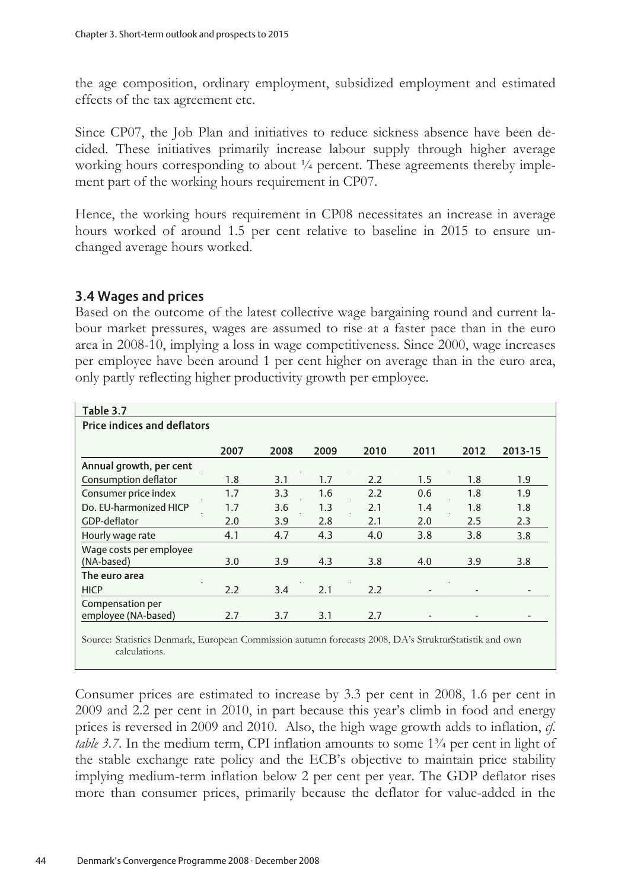the age composition, ordinary employment, subsidized employment and estimated effects of the tax agreement etc.

Since CP07, the Job Plan and initiatives to reduce sickness absence have been decided. These initiatives primarily increase labour supply through higher average working hours corresponding to about ¼ percent. These agreements thereby implement part of the working hours requirement in CP07.

Hence, the working hours requirement in CP08 necessitates an increase in average hours worked of around 1.5 per cent relative to baseline in 2015 to ensure unchanged average hours worked.

## 3.4 Wages and prices

Based on the outcome of the latest collective wage bargaining round and current labour market pressures, wages are assumed to rise at a faster pace than in the euro area in 2008-10, implying a loss in wage competitiveness. Since 2000, wage increases per employee have been around 1 per cent higher on average than in the euro area, only partly reflecting higher productivity growth per employee.

**Table 3.7**
**Price indices and deflators**

| | 2007 | 2008 | 2009 | 2010 | 2011 | 2012 | 2013-15 |
|---|---|---|---|---|---|---|---|
| **Annual growth, per cent** | | | | | | | |
| Consumption deflator | 1.8 | 3.1 | 1.7 | 2.2 | 1.5 | 1.8 | 1.9 |
| Consumer price index | 1.7 | 3.3 | 1.6 | 2.2 | 0.6 | 1.8 | 1.9 |
| Do. EU-harmonized HICP | 1.7 | 3.6 | 1.3 | 2.1 | 1.4 | 1.8 | 1.8 |
| GDP-deflator | 2.0 | 3.9 | 2.8 | 2.1 | 2.0 | 2.5 | 2.3 |
| Hourly wage rate | 4.1 | 4.7 | 4.3 | 4.0 | 3.8 | 3.8 | 3.8 |
| Wage costs per employee (NA-based) | 3.0 | 3.9 | 4.3 | 3.8 | 4.0 | 3.9 | 3.8 |
| **The euro area** | | | | | | | |
| HICP | 2.2 | 3.4 | 2.1 | 2.2 | - | - | - |
| Compensation per employee (NA-based) | 2.7 | 3.7 | 3.1 | 2.7 | - | - | - |

Source: Statistics Denmark, European Commission autumn forecasts 2008, DA's StrukturStatistik and own calculations.

Consumer prices are estimated to increase by 3.3 per cent in 2008, 1.6 per cent in 2009 and 2.2 per cent in 2010, in part because this year's climb in food and energy prices is reversed in 2009 and 2010. Also, the high wage growth adds to inflation, *cf. table 3.7*. In the medium term, CPI inflation amounts to some 1¾ per cent in light of the stable exchange rate policy and the ECB's objective to maintain price stability implying medium-term inflation below 2 per cent per year. The GDP deflator rises more than consumer prices, primarily because the deflator for value-added in the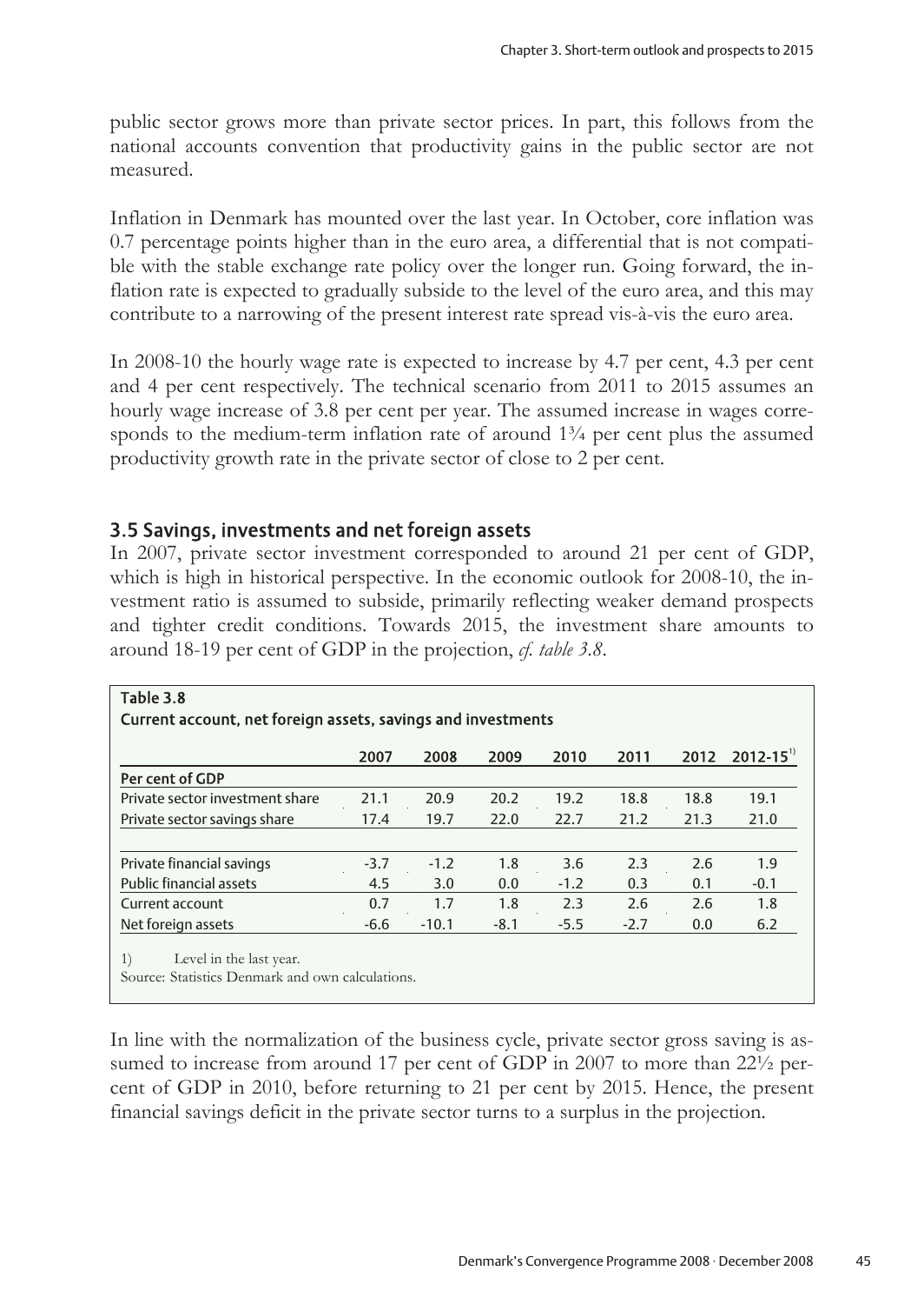public sector grows more than private sector prices. In part, this follows from the national accounts convention that productivity gains in the public sector are not measured.

Inflation in Denmark has mounted over the last year. In October, core inflation was 0.7 percentage points higher than in the euro area, a differential that is not compatible with the stable exchange rate policy over the longer run. Going forward, the inflation rate is expected to gradually subside to the level of the euro area, and this may contribute to a narrowing of the present interest rate spread vis-à-vis the euro area.

In 2008-10 the hourly wage rate is expected to increase by 4.7 per cent, 4.3 per cent and 4 per cent respectively. The technical scenario from 2011 to 2015 assumes an hourly wage increase of 3.8 per cent per year. The assumed increase in wages corresponds to the medium-term inflation rate of around 1¾ per cent plus the assumed productivity growth rate in the private sector of close to 2 per cent.

## 3.5 Savings, investments and net foreign assets

In 2007, private sector investment corresponded to around 21 per cent of GDP, which is high in historical perspective. In the economic outlook for 2008-10, the investment ratio is assumed to subside, primarily reflecting weaker demand prospects and tighter credit conditions. Towards 2015, the investment share amounts to around 18-19 per cent of GDP in the projection, *cf. table 3.8*.

**Table 3.8**
**Current account, net foreign assets, savings and investments**

| | 2007 | 2008 | 2009 | 2010 | 2011 | 2012 | 2012-15[1] |
|---|---|---|---|---|---|---|---|
| **Per cent of GDP** | | | | | | | |
| Private sector investment share | 21.1 | 20.9 | 20.2 | 19.2 | 18.8 | 18.8 | 19.1 |
| Private sector savings share | 17.4 | 19.7 | 22.0 | 22.7 | 21.2 | 21.3 | 21.0 |
| | | | | | | | |
| Private financial savings | -3.7 | -1.2 | 1.8 | 3.6 | 2.3 | 2.6 | 1.9 |
| Public financial assets | 4.5 | 3.0 | 0.0 | -1.2 | 0.3 | 0.1 | -0.1 |
| Current account | 0.7 | 1.7 | 1.8 | 2.3 | 2.6 | 2.6 | 1.8 |
| Net foreign assets | -6.6 | -10.1 | -8.1 | -5.5 | -2.7 | 0.0 | 6.2 |

1) Level in the last year.
Source: Statistics Denmark and own calculations.

In line with the normalization of the business cycle, private sector gross saving is assumed to increase from around 17 per cent of GDP in 2007 to more than 22½ percent of GDP in 2010, before returning to 21 per cent by 2015. Hence, the present financial savings deficit in the private sector turns to a surplus in the projection.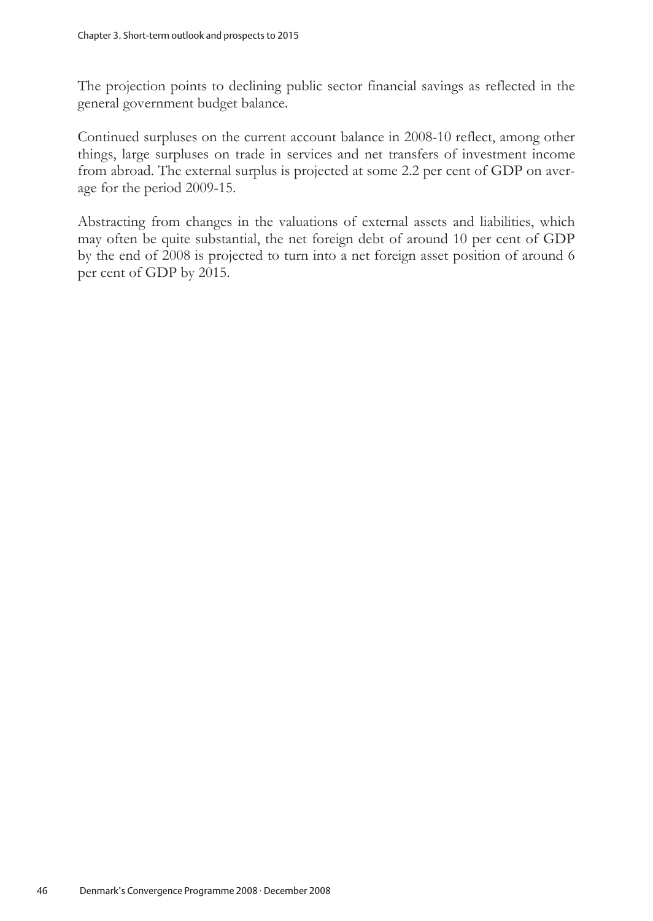The projection points to declining public sector financial savings as reflected in the general government budget balance.

Continued surpluses on the current account balance in 2008-10 reflect, among other things, large surpluses on trade in services and net transfers of investment income from abroad. The external surplus is projected at some 2.2 per cent of GDP on average for the period 2009-15.

Abstracting from changes in the valuations of external assets and liabilities, which may often be quite substantial, the net foreign debt of around 10 per cent of GDP by the end of 2008 is projected to turn into a net foreign asset position of around 6 per cent of GDP by 2015.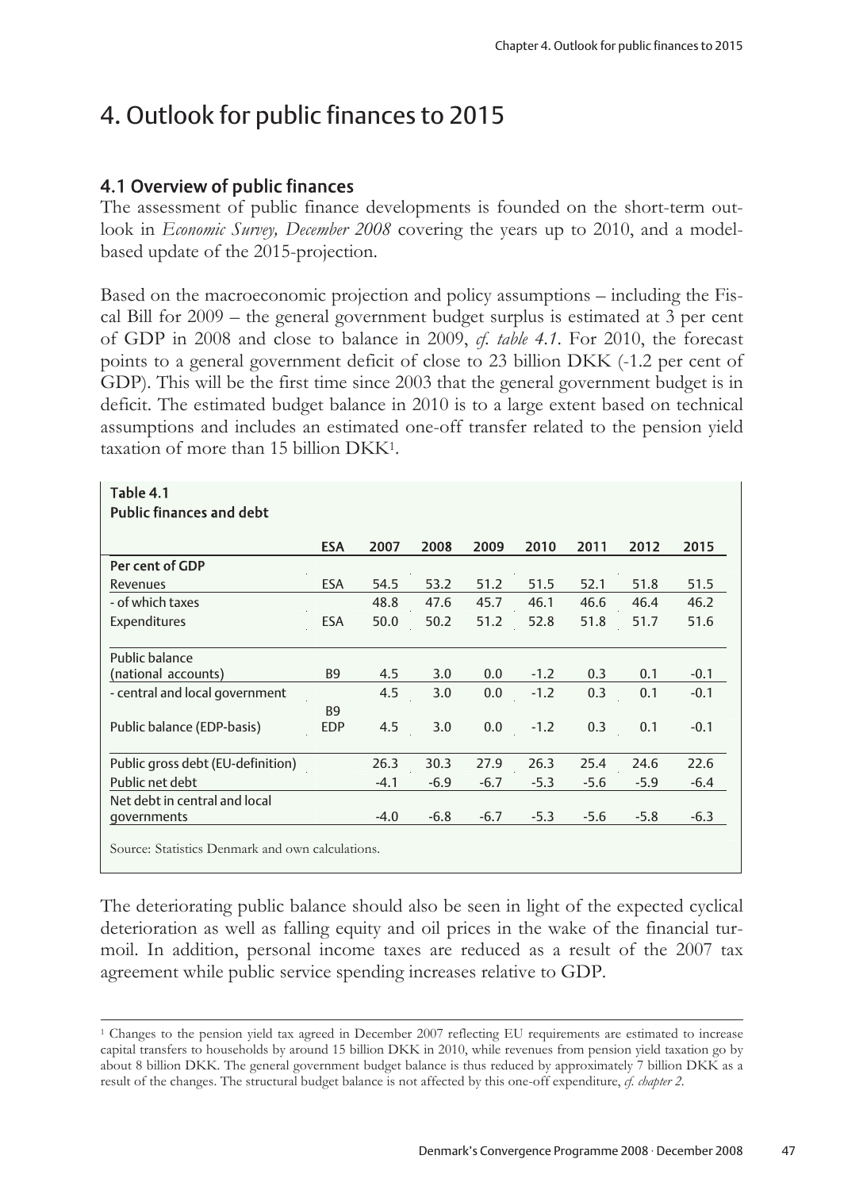// Chapter 4. Outlook for public finances to 2015

# 4. Outlook for public finances to 2015

## 4.1 Overview of public finances

The assessment of public finance developments is founded on the short-term outlook in *Economic Survey, December 2008* covering the years up to 2010, and a model-based update of the 2015-projection.

Based on the macroeconomic projection and policy assumptions – including the Fiscal Bill for 2009 – the general government budget surplus is estimated at 3 per cent of GDP in 2008 and close to balance in 2009, *cf. table 4.1*. For 2010, the forecast points to a general government deficit of close to 23 billion DKK (-1.2 per cent of GDP). This will be the first time since 2003 that the general government budget is in deficit. The estimated budget balance in 2010 is to a large extent based on technical assumptions and includes an estimated one-off transfer related to the pension yield taxation of more than 15 billion DKK[1].

**Table 4.1**
**Public finances and debt**

| | ESA | 2007 | 2008 | 2009 | 2010 | 2011 | 2012 | 2015 |
|---|---|---|---|---|---|---|---|---|
| **Per cent of GDP** | | | | | | | | |
| Revenues | ESA | 54.5 | 53.2 | 51.2 | 51.5 | 52.1 | 51.8 | 51.5 |
| - of which taxes | | 48.8 | 47.6 | 45.7 | 46.1 | 46.6 | 46.4 | 46.2 |
| Expenditures | ESA | 50.0 | 50.2 | 51.2 | 52.8 | 51.8 | 51.7 | 51.6 |
| Public balance (national accounts) | B9 | 4.5 | 3.0 | 0.0 | -1.2 | 0.3 | 0.1 | -0.1 |
| - central and local government | | 4.5 | 3.0 | 0.0 | -1.2 | 0.3 | 0.1 | -0.1 |
| Public balance (EDP-basis) | B9 EDP | 4.5 | 3.0 | 0.0 | -1.2 | 0.3 | 0.1 | -0.1 |
| Public gross debt (EU-definition) | | 26.3 | 30.3 | 27.9 | 26.3 | 25.4 | 24.6 | 22.6 |
| Public net debt | | -4.1 | -6.9 | -6.7 | -5.3 | -5.6 | -5.9 | -6.4 |
| Net debt in central and local governments | | -4.0 | -6.8 | -6.7 | -5.3 | -5.6 | -5.8 | -6.3 |

Source: Statistics Denmark and own calculations.

The deteriorating public balance should also be seen in light of the expected cyclical deterioration as well as falling equity and oil prices in the wake of the financial turmoil. In addition, personal income taxes are reduced as a result of the 2007 tax agreement while public service spending increases relative to GDP.

[1] Changes to the pension yield tax agreed in December 2007 reflecting EU requirements are estimated to increase capital transfers to households by around 15 billion DKK in 2010, while revenues from pension yield taxation go by about 8 billion DKK. The general government budget balance is thus reduced by approximately 7 billion DKK as a result of the changes. The structural budget balance is not affected by this one-off expenditure, *cf. chapter 2*.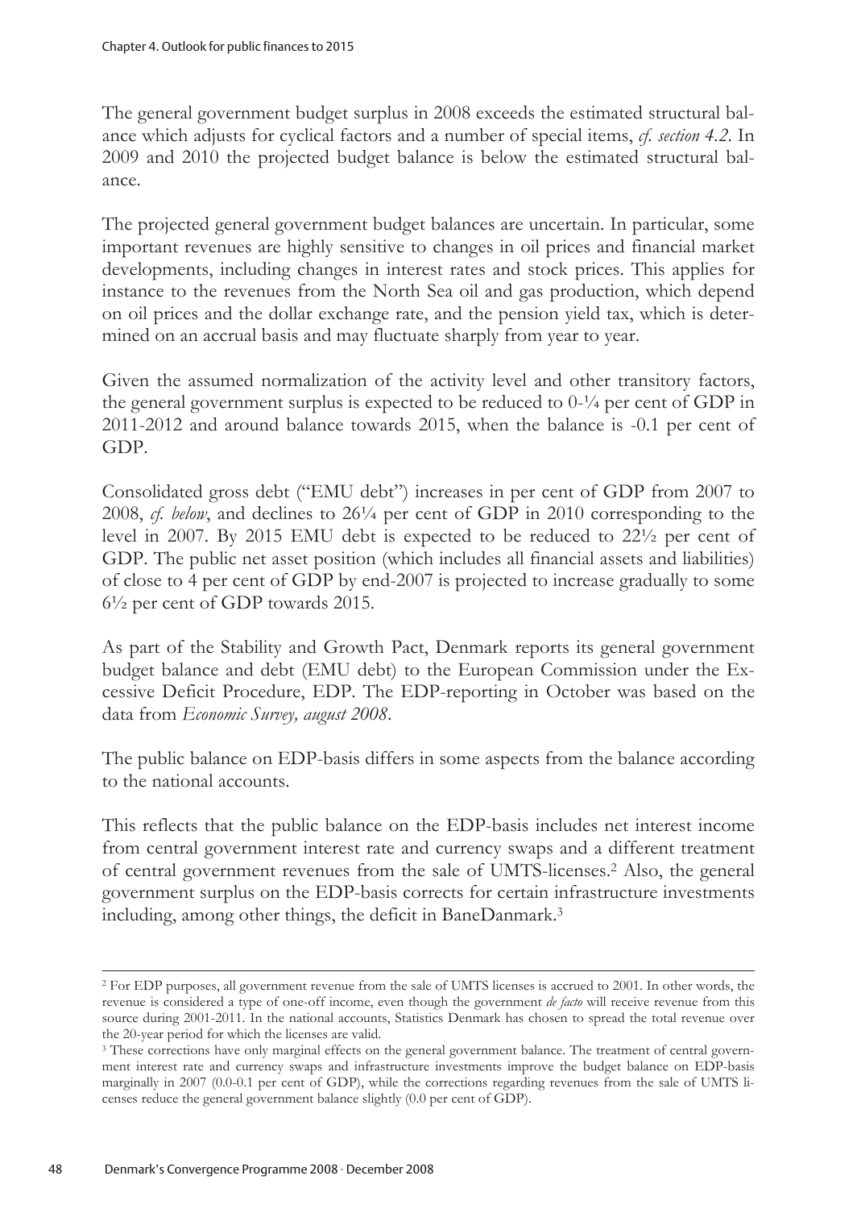The general government budget surplus in 2008 exceeds the estimated structural balance which adjusts for cyclical factors and a number of special items, *cf. section 4.2*. In 2009 and 2010 the projected budget balance is below the estimated structural balance.

The projected general government budget balances are uncertain. In particular, some important revenues are highly sensitive to changes in oil prices and financial market developments, including changes in interest rates and stock prices. This applies for instance to the revenues from the North Sea oil and gas production, which depend on oil prices and the dollar exchange rate, and the pension yield tax, which is determined on an accrual basis and may fluctuate sharply from year to year.

Given the assumed normalization of the activity level and other transitory factors, the general government surplus is expected to be reduced to 0-¼ per cent of GDP in 2011-2012 and around balance towards 2015, when the balance is -0.1 per cent of GDP.

Consolidated gross debt ("EMU debt") increases in per cent of GDP from 2007 to 2008, *cf. below*, and declines to 26¼ per cent of GDP in 2010 corresponding to the level in 2007. By 2015 EMU debt is expected to be reduced to 22½ per cent of GDP. The public net asset position (which includes all financial assets and liabilities) of close to 4 per cent of GDP by end-2007 is projected to increase gradually to some 6½ per cent of GDP towards 2015.

As part of the Stability and Growth Pact, Denmark reports its general government budget balance and debt (EMU debt) to the European Commission under the Excessive Deficit Procedure, EDP. The EDP-reporting in October was based on the data from *Economic Survey, august 2008*.

The public balance on EDP-basis differs in some aspects from the balance according to the national accounts.

This reflects that the public balance on the EDP-basis includes net interest income from central government interest rate and currency swaps and a different treatment of central government revenues from the sale of UMTS-licenses.[2] Also, the general government surplus on the EDP-basis corrects for certain infrastructure investments including, among other things, the deficit in BaneDanmark.[3]

---

[2] For EDP purposes, all government revenue from the sale of UMTS licenses is accrued to 2001. In other words, the revenue is considered a type of one-off income, even though the government *de facto* will receive revenue from this source during 2001-2011. In the national accounts, Statistics Denmark has chosen to spread the total revenue over the 20-year period for which the licenses are valid.

[3] These corrections have only marginal effects on the general government balance. The treatment of central government interest rate and currency swaps and infrastructure investments improve the budget balance on EDP-basis marginally in 2007 (0.0-0.1 per cent of GDP), while the corrections regarding revenues from the sale of UMTS licenses reduce the general government balance slightly (0.0 per cent of GDP).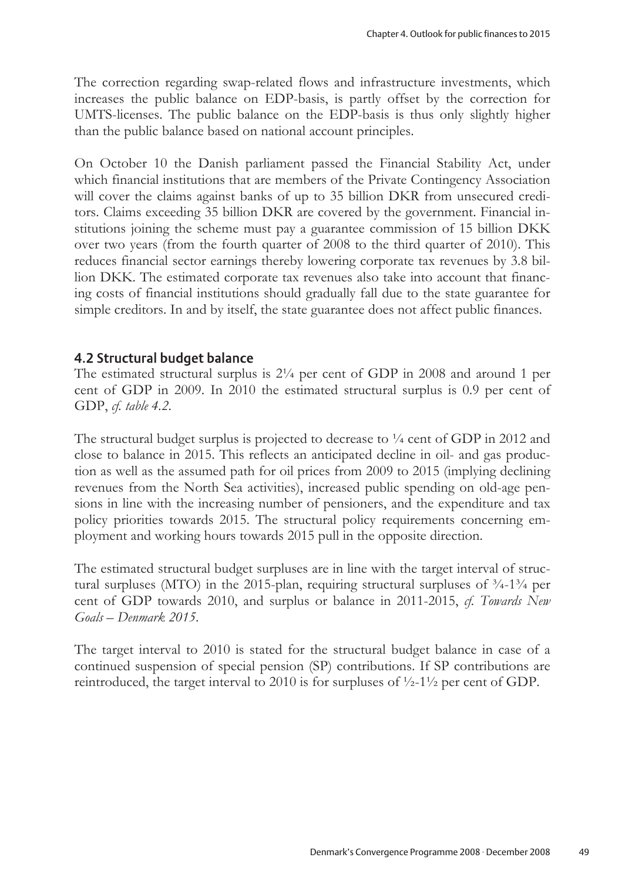The correction regarding swap-related flows and infrastructure investments, which increases the public balance on EDP-basis, is partly offset by the correction for UMTS-licenses. The public balance on the EDP-basis is thus only slightly higher than the public balance based on national account principles.

On October 10 the Danish parliament passed the Financial Stability Act, under which financial institutions that are members of the Private Contingency Association will cover the claims against banks of up to 35 billion DKR from unsecured creditors. Claims exceeding 35 billion DKR are covered by the government. Financial institutions joining the scheme must pay a guarantee commission of 15 billion DKK over two years (from the fourth quarter of 2008 to the third quarter of 2010). This reduces financial sector earnings thereby lowering corporate tax revenues by 3.8 billion DKK. The estimated corporate tax revenues also take into account that financing costs of financial institutions should gradually fall due to the state guarantee for simple creditors. In and by itself, the state guarantee does not affect public finances.

## 4.2 Structural budget balance

The estimated structural surplus is 2¼ per cent of GDP in 2008 and around 1 per cent of GDP in 2009. In 2010 the estimated structural surplus is 0.9 per cent of GDP, *cf. table 4.2*.

The structural budget surplus is projected to decrease to ¼ cent of GDP in 2012 and close to balance in 2015. This reflects an anticipated decline in oil- and gas production as well as the assumed path for oil prices from 2009 to 2015 (implying declining revenues from the North Sea activities), increased public spending on old-age pensions in line with the increasing number of pensioners, and the expenditure and tax policy priorities towards 2015. The structural policy requirements concerning employment and working hours towards 2015 pull in the opposite direction.

The estimated structural budget surpluses are in line with the target interval of structural surpluses (MTO) in the 2015-plan, requiring structural surpluses of ¾-1¾ per cent of GDP towards 2010, and surplus or balance in 2011-2015, *cf. Towards New Goals – Denmark 2015*.

The target interval to 2010 is stated for the structural budget balance in case of a continued suspension of special pension (SP) contributions. If SP contributions are reintroduced, the target interval to 2010 is for surpluses of ½-1½ per cent of GDP.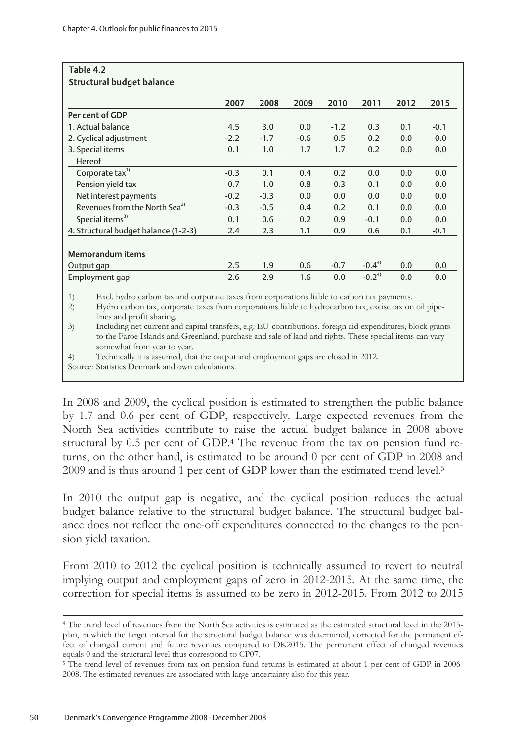**Table 4.2**

**Structural budget balance**

| | 2007 | 2008 | 2009 | 2010 | 2011 | 2012 | 2015 |
|---|---|---|---|---|---|---|---|
| **Per cent of GDP** | | | | | | | |
| 1. Actual balance | 4.5 | 3.0 | 0.0 | -1.2 | 0.3 | 0.1 | -0.1 |
| 2. Cyclical adjustment | -2.2 | -1.7 | -0.6 | 0.5 | 0.2 | 0.0 | 0.0 |
| 3. Special items | 0.1 | 1.0 | 1.7 | 1.7 | 0.2 | 0.0 | 0.0 |
| Hereof | | | | | | | |
| Corporate tax[1] | -0.3 | 0.1 | 0.4 | 0.2 | 0.0 | 0.0 | 0.0 |
| Pension yield tax | 0.7 | 1.0 | 0.8 | 0.3 | 0.1 | 0.0 | 0.0 |
| Net interest payments | -0.2 | -0.3 | 0.0 | 0.0 | 0.0 | 0.0 | 0.0 |
| Revenues from the North Sea[2] | -0.3 | -0.5 | 0.4 | 0.2 | 0.1 | 0.0 | 0.0 |
| Special items[3] | 0.1 | 0.6 | 0.2 | 0.9 | -0.1 | 0.0 | 0.0 |
| 4. Structural budget balance (1-2-3) | 2.4 | 2.3 | 1.1 | 0.9 | 0.6 | 0.1 | -0.1 |
| **Memorandum items** | | | | | | | |
| Output gap | 2.5 | 1.9 | 0.6 | -0.7 | -0.4[4] | 0.0 | 0.0 |
| Employment gap | 2.6 | 2.9 | 1.6 | 0.0 | -0.2[4] | 0.0 | 0.0 |

1) Excl. hydro carbon tax and corporate taxes from corporations liable to carbon tax payments.
2) Hydro carbon tax, corporate taxes from corporations liable to hydrocarbon tax, excise tax on oil pipelines and profit sharing.
3) Including net current and capital transfers, e.g. EU-contributions, foreign aid expenditures, block grants to the Faroe Islands and Greenland, purchase and sale of land and rights. These special items can vary somewhat from year to year.
4) Technically it is assumed, that the output and employment gaps are closed in 2012.

Source: Statistics Denmark and own calculations.

In 2008 and 2009, the cyclical position is estimated to strengthen the public balance by 1.7 and 0.6 per cent of GDP, respectively. Large expected revenues from the North Sea activities contribute to raise the actual budget balance in 2008 above structural by 0.5 per cent of GDP.[4] The revenue from the tax on pension fund returns, on the other hand, is estimated to be around 0 per cent of GDP in 2008 and 2009 and is thus around 1 per cent of GDP lower than the estimated trend level.[5]

In 2010 the output gap is negative, and the cyclical position reduces the actual budget balance relative to the structural budget balance. The structural budget balance does not reflect the one-off expenditures connected to the changes to the pension yield taxation.

From 2010 to 2012 the cyclical position is technically assumed to revert to neutral implying output and employment gaps of zero in 2012-2015. At the same time, the correction for special items is assumed to be zero in 2012-2015. From 2012 to 2015

[4] The trend level of revenues from the North Sea activities is estimated as the estimated structural level in the 2015-plan, in which the target interval for the structural budget balance was determined, corrected for the permanent effect of changed current and future revenues compared to DK2015. The permanent effect of changed revenues equals 0 and the structural level thus correspond to CP07.

[5] The trend level of revenues from tax on pension fund returns is estimated at about 1 per cent of GDP in 2006-2008. The estimated revenues are associated with large uncertainty also for this year.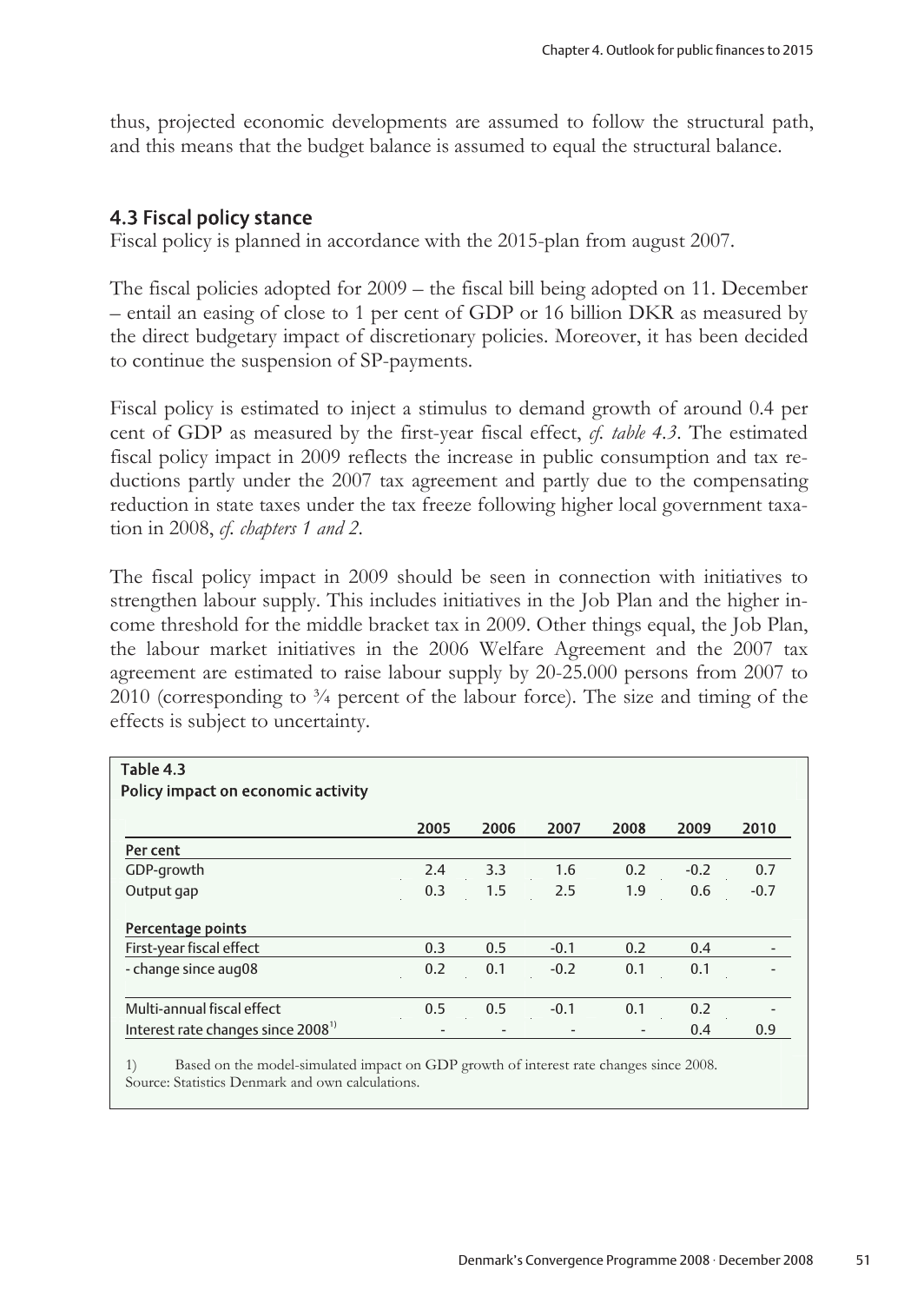thus, projected economic developments are assumed to follow the structural path, and this means that the budget balance is assumed to equal the structural balance.

### 4.3 Fiscal policy stance

Fiscal policy is planned in accordance with the 2015-plan from august 2007.

The fiscal policies adopted for 2009 – the fiscal bill being adopted on 11. December – entail an easing of close to 1 per cent of GDP or 16 billion DKR as measured by the direct budgetary impact of discretionary policies. Moreover, it has been decided to continue the suspension of SP-payments.

Fiscal policy is estimated to inject a stimulus to demand growth of around 0.4 per cent of GDP as measured by the first-year fiscal effect, *cf. table 4.3*. The estimated fiscal policy impact in 2009 reflects the increase in public consumption and tax reductions partly under the 2007 tax agreement and partly due to the compensating reduction in state taxes under the tax freeze following higher local government taxation in 2008, *cf. chapters 1 and 2*.

The fiscal policy impact in 2009 should be seen in connection with initiatives to strengthen labour supply. This includes initiatives in the Job Plan and the higher income threshold for the middle bracket tax in 2009. Other things equal, the Job Plan, the labour market initiatives in the 2006 Welfare Agreement and the 2007 tax agreement are estimated to raise labour supply by 20-25.000 persons from 2007 to 2010 (corresponding to ¾ percent of the labour force). The size and timing of the effects is subject to uncertainty.

**Table 4.3**
**Policy impact on economic activity**

| | 2005 | 2006 | 2007 | 2008 | 2009 | 2010 |
|---|---|---|---|---|---|---|
| **Per cent** | | | | | | |
| GDP-growth | 2.4 | 3.3 | 1.6 | 0.2 | -0.2 | 0.7 |
| Output gap | 0.3 | 1.5 | 2.5 | 1.9 | 0.6 | -0.7 |
| **Percentage points** | | | | | | |
| First-year fiscal effect | 0.3 | 0.5 | -0.1 | 0.2 | 0.4 | - |
| - change since aug08 | 0.2 | 0.1 | -0.2 | 0.1 | 0.1 | - |
| Multi-annual fiscal effect | 0.5 | 0.5 | -0.1 | 0.1 | 0.2 | - |
| Interest rate changes since 2008[1] | - | - | - | - | 0.4 | 0.9 |

1) Based on the model-simulated impact on GDP growth of interest rate changes since 2008.
Source: Statistics Denmark and own calculations.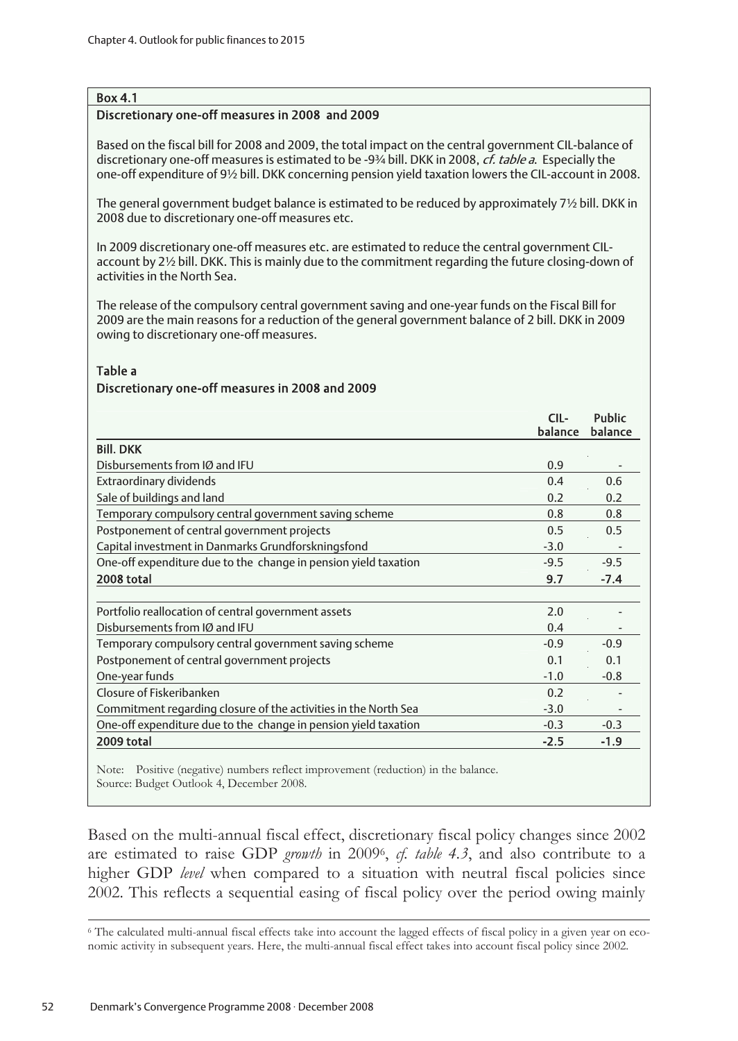**Box 4.1**

**Discretionary one-off measures in 2008 and 2009**

Based on the fiscal bill for 2008 and 2009, the total impact on the central government CIL-balance of discretionary one-off measures is estimated to be -9¾ bill. DKK in 2008, *cf. table a*. Especially the one-off expenditure of 9½ bill. DKK concerning pension yield taxation lowers the CIL-account in 2008.

The general government budget balance is estimated to be reduced by approximately 7½ bill. DKK in 2008 due to discretionary one-off measures etc.

In 2009 discretionary one-off measures etc. are estimated to reduce the central government CIL-account by 2½ bill. DKK. This is mainly due to the commitment regarding the future closing-down of activities in the North Sea.

The release of the compulsory central government saving and one-year funds on the Fiscal Bill for 2009 are the main reasons for a reduction of the general government balance of 2 bill. DKK in 2009 owing to discretionary one-off measures.

**Table a**

**Discretionary one-off measures in 2008 and 2009**

| | CIL-balance | Public balance |
|---|---|---|
| **Bill. DKK** | | |
| Disbursements from IØ and IFU | 0.9 | - |
| Extraordinary dividends | 0.4 | 0.6 |
| Sale of buildings and land | 0.2 | 0.2 |
| Temporary compulsory central government saving scheme | 0.8 | 0.8 |
| Postponement of central government projects | 0.5 | 0.5 |
| Capital investment in Danmarks Grundforskningsfond | -3.0 | - |
| One-off expenditure due to the change in pension yield taxation | -9.5 | -9.5 |
| **2008 total** | **9.7** | **-7.4** |
| | | |
| Portfolio reallocation of central government assets | 2.0 | - |
| Disbursements from IØ and IFU | 0.4 | - |
| Temporary compulsory central government saving scheme | -0.9 | -0.9 |
| Postponement of central government projects | 0.1 | 0.1 |
| One-year funds | -1.0 | -0.8 |
| Closure of Fiskeribanken | 0.2 | - |
| Commitment regarding closure of the activities in the North Sea | -3.0 | - |
| One-off expenditure due to the change in pension yield taxation | -0.3 | -0.3 |
| **2009 total** | **-2.5** | **-1.9** |

Note: Positive (negative) numbers reflect improvement (reduction) in the balance.
Source: Budget Outlook 4, December 2008.

Based on the multi-annual fiscal effect, discretionary fiscal policy changes since 2002 are estimated to raise GDP *growth* in 2009[6], *cf. table 4.3*, and also contribute to a higher GDP *level* when compared to a situation with neutral fiscal policies since 2002. This reflects a sequential easing of fiscal policy over the period owing mainly

[6] The calculated multi-annual fiscal effects take into account the lagged effects of fiscal policy in a given year on economic activity in subsequent years. Here, the multi-annual fiscal effect takes into account fiscal policy since 2002.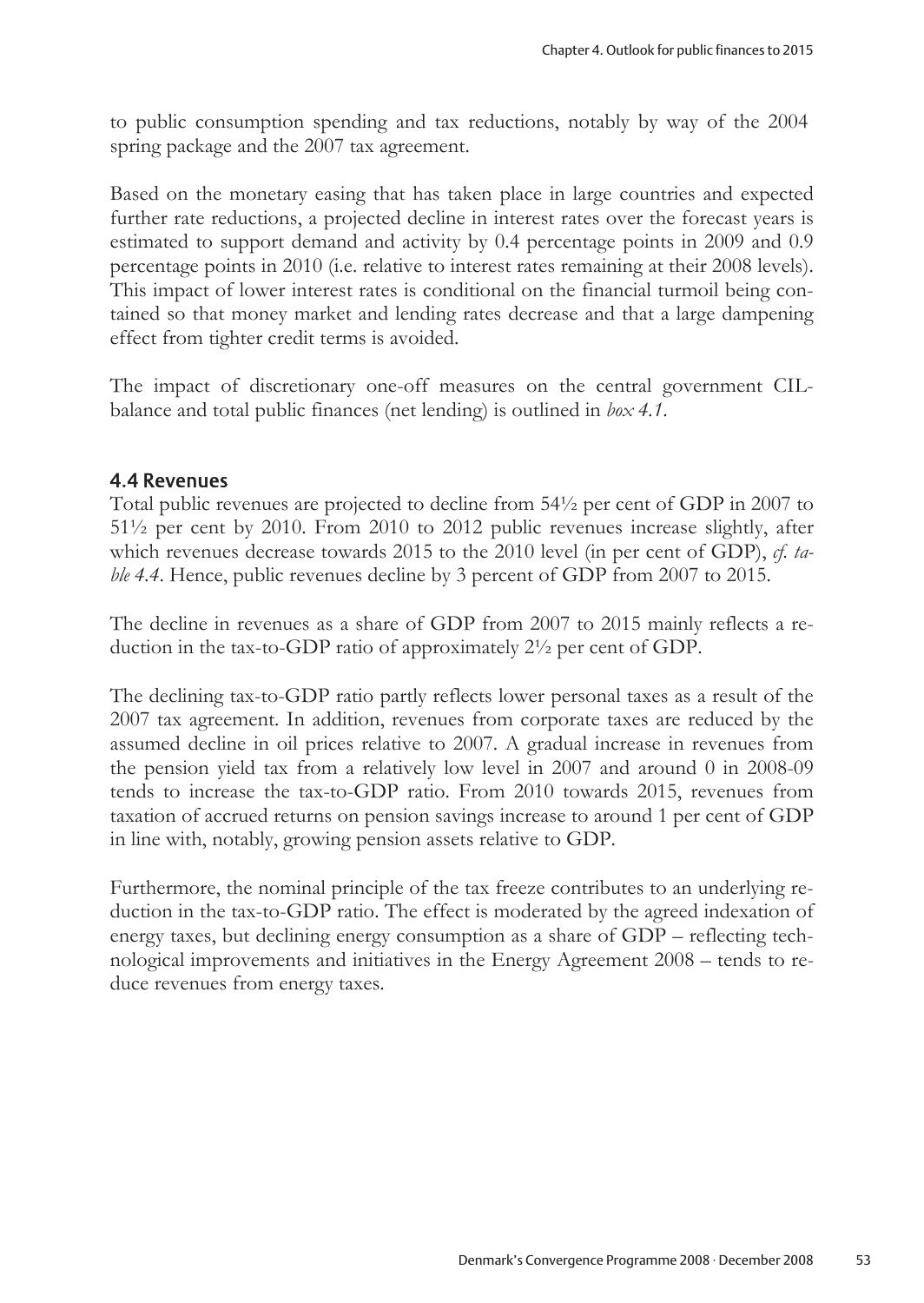to public consumption spending and tax reductions, notably by way of the 2004 spring package and the 2007 tax agreement.

Based on the monetary easing that has taken place in large countries and expected further rate reductions, a projected decline in interest rates over the forecast years is estimated to support demand and activity by 0.4 percentage points in 2009 and 0.9 percentage points in 2010 (i.e. relative to interest rates remaining at their 2008 levels). This impact of lower interest rates is conditional on the financial turmoil being contained so that money market and lending rates decrease and that a large dampening effect from tighter credit terms is avoided.

The impact of discretionary one-off measures on the central government CIL-balance and total public finances (net lending) is outlined in *box 4.1*.

## 4.4 Revenues

Total public revenues are projected to decline from 54½ per cent of GDP in 2007 to 51½ per cent by 2010. From 2010 to 2012 public revenues increase slightly, after which revenues decrease towards 2015 to the 2010 level (in per cent of GDP), *cf. table 4.4*. Hence, public revenues decline by 3 percent of GDP from 2007 to 2015.

The decline in revenues as a share of GDP from 2007 to 2015 mainly reflects a reduction in the tax-to-GDP ratio of approximately 2½ per cent of GDP.

The declining tax-to-GDP ratio partly reflects lower personal taxes as a result of the 2007 tax agreement. In addition, revenues from corporate taxes are reduced by the assumed decline in oil prices relative to 2007. A gradual increase in revenues from the pension yield tax from a relatively low level in 2007 and around 0 in 2008-09 tends to increase the tax-to-GDP ratio. From 2010 towards 2015, revenues from taxation of accrued returns on pension savings increase to around 1 per cent of GDP in line with, notably, growing pension assets relative to GDP.

Furthermore, the nominal principle of the tax freeze contributes to an underlying reduction in the tax-to-GDP ratio. The effect is moderated by the agreed indexation of energy taxes, but declining energy consumption as a share of GDP – reflecting technological improvements and initiatives in the Energy Agreement 2008 – tends to reduce revenues from energy taxes.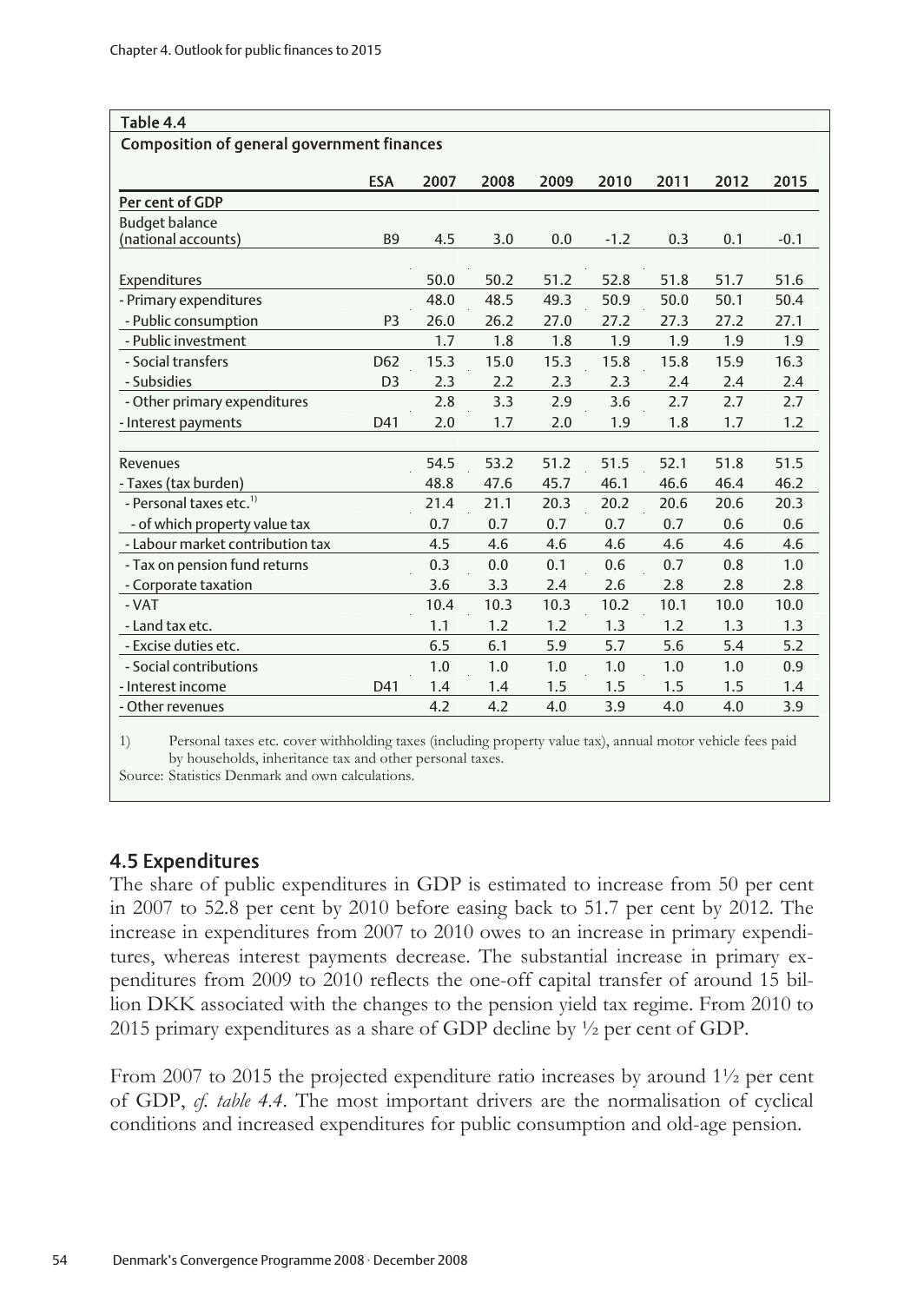Table 4.4

Composition of general government finances

|  | ESA | 2007 | 2008 | 2009 | 2010 | 2011 | 2012 | 2015 |
|---|---|---|---|---|---|---|---|---|
| Per cent of GDP |  |  |  |  |  |  |  |  |
| Budget balance (national accounts) | B9 | 4.5 | 3.0 | 0.0 | -1.2 | 0.3 | 0.1 | -0.1 |
| Expenditures |  | 50.0 | 50.2 | 51.2 | 52.8 | 51.8 | 51.7 | 51.6 |
| - Primary expenditures |  | 48.0 | 48.5 | 49.3 | 50.9 | 50.0 | 50.1 | 50.4 |
| - Public consumption | P3 | 26.0 | 26.2 | 27.0 | 27.2 | 27.3 | 27.2 | 27.1 |
| - Public investment |  | 1.7 | 1.8 | 1.8 | 1.9 | 1.9 | 1.9 | 1.9 |
| - Social transfers | D62 | 15.3 | 15.0 | 15.3 | 15.8 | 15.8 | 15.9 | 16.3 |
| - Subsidies | D3 | 2.3 | 2.2 | 2.3 | 2.3 | 2.4 | 2.4 | 2.4 |
| - Other primary expenditures |  | 2.8 | 3.3 | 2.9 | 3.6 | 2.7 | 2.7 | 2.7 |
| - Interest payments | D41 | 2.0 | 1.7 | 2.0 | 1.9 | 1.8 | 1.7 | 1.2 |
| Revenues |  | 54.5 | 53.2 | 51.2 | 51.5 | 52.1 | 51.8 | 51.5 |
| - Taxes (tax burden) |  | 48.8 | 47.6 | 45.7 | 46.1 | 46.6 | 46.4 | 46.2 |
| - Personal taxes etc.[1] |  | 21.4 | 21.1 | 20.3 | 20.2 | 20.6 | 20.6 | 20.3 |
| - of which property value tax |  | 0.7 | 0.7 | 0.7 | 0.7 | 0.7 | 0.6 | 0.6 |
| - Labour market contribution tax |  | 4.5 | 4.6 | 4.6 | 4.6 | 4.6 | 4.6 | 4.6 |
| - Tax on pension fund returns |  | 0.3 | 0.0 | 0.1 | 0.6 | 0.7 | 0.8 | 1.0 |
| - Corporate taxation |  | 3.6 | 3.3 | 2.4 | 2.6 | 2.8 | 2.8 | 2.8 |
| - VAT |  | 10.4 | 10.3 | 10.3 | 10.2 | 10.1 | 10.0 | 10.0 |
| - Land tax etc. |  | 1.1 | 1.2 | 1.2 | 1.3 | 1.2 | 1.3 | 1.3 |
| - Excise duties etc. |  | 6.5 | 6.1 | 5.9 | 5.7 | 5.6 | 5.4 | 5.2 |
| - Social contributions |  | 1.0 | 1.0 | 1.0 | 1.0 | 1.0 | 1.0 | 0.9 |
| - Interest income | D41 | 1.4 | 1.4 | 1.5 | 1.5 | 1.5 | 1.5 | 1.4 |
| - Other revenues |  | 4.2 | 4.2 | 4.0 | 3.9 | 4.0 | 4.0 | 3.9 |

1) Personal taxes etc. cover withholding taxes (including property value tax), annual motor vehicle fees paid by households, inheritance tax and other personal taxes.

Source: Statistics Denmark and own calculations.

## 4.5 Expenditures

The share of public expenditures in GDP is estimated to increase from 50 per cent in 2007 to 52.8 per cent by 2010 before easing back to 51.7 per cent by 2012. The increase in expenditures from 2007 to 2010 owes to an increase in primary expenditures, whereas interest payments decrease. The substantial increase in primary expenditures from 2009 to 2010 reflects the one-off capital transfer of around 15 billion DKK associated with the changes to the pension yield tax regime. From 2010 to 2015 primary expenditures as a share of GDP decline by ½ per cent of GDP.

From 2007 to 2015 the projected expenditure ratio increases by around 1½ per cent of GDP, *cf. table 4.4*. The most important drivers are the normalisation of cyclical conditions and increased expenditures for public consumption and old-age pension.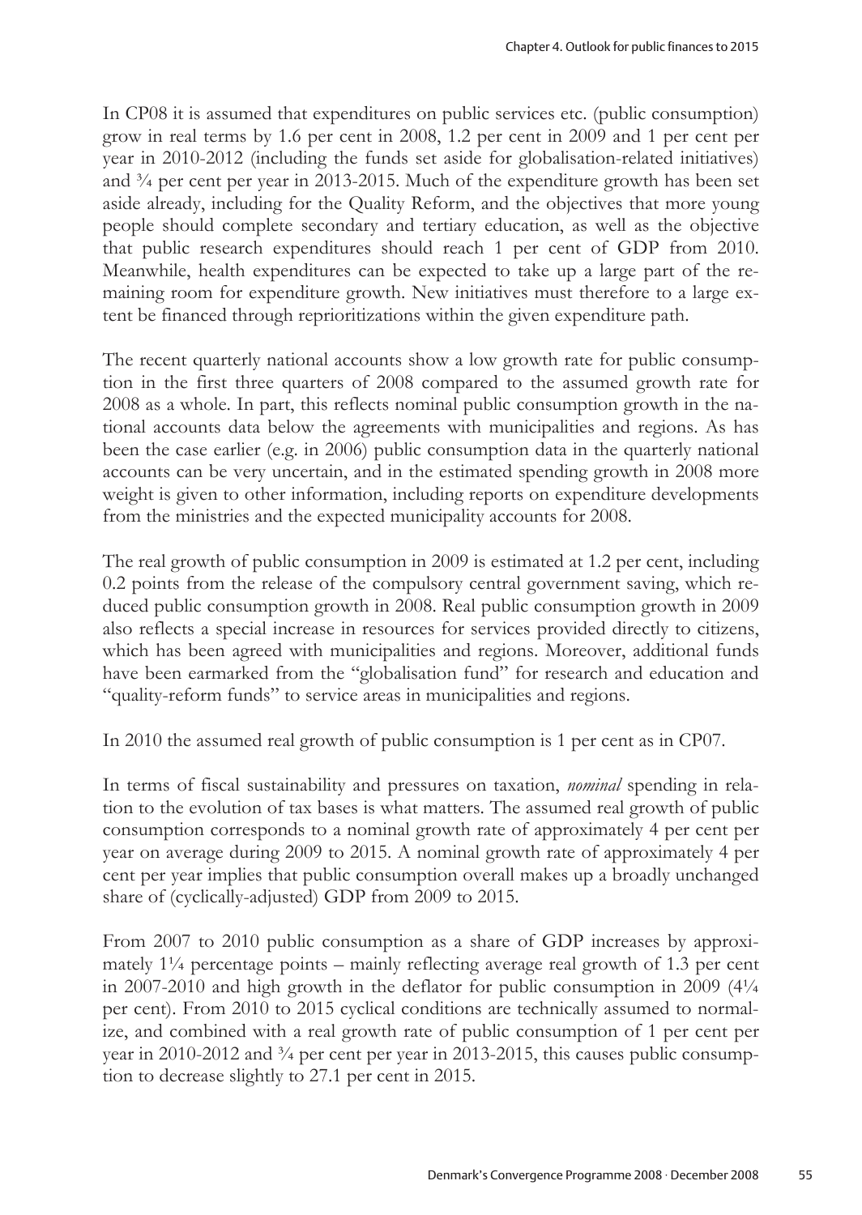In CP08 it is assumed that expenditures on public services etc. (public consumption) grow in real terms by 1.6 per cent in 2008, 1.2 per cent in 2009 and 1 per cent per year in 2010-2012 (including the funds set aside for globalisation-related initiatives) and ¾ per cent per year in 2013-2015. Much of the expenditure growth has been set aside already, including for the Quality Reform, and the objectives that more young people should complete secondary and tertiary education, as well as the objective that public research expenditures should reach 1 per cent of GDP from 2010. Meanwhile, health expenditures can be expected to take up a large part of the remaining room for expenditure growth. New initiatives must therefore to a large extent be financed through reprioritizations within the given expenditure path.

The recent quarterly national accounts show a low growth rate for public consumption in the first three quarters of 2008 compared to the assumed growth rate for 2008 as a whole. In part, this reflects nominal public consumption growth in the national accounts data below the agreements with municipalities and regions. As has been the case earlier (e.g. in 2006) public consumption data in the quarterly national accounts can be very uncertain, and in the estimated spending growth in 2008 more weight is given to other information, including reports on expenditure developments from the ministries and the expected municipality accounts for 2008.

The real growth of public consumption in 2009 is estimated at 1.2 per cent, including 0.2 points from the release of the compulsory central government saving, which reduced public consumption growth in 2008. Real public consumption growth in 2009 also reflects a special increase in resources for services provided directly to citizens, which has been agreed with municipalities and regions. Moreover, additional funds have been earmarked from the "globalisation fund" for research and education and "quality-reform funds" to service areas in municipalities and regions.

In 2010 the assumed real growth of public consumption is 1 per cent as in CP07.

In terms of fiscal sustainability and pressures on taxation, *nominal* spending in relation to the evolution of tax bases is what matters. The assumed real growth of public consumption corresponds to a nominal growth rate of approximately 4 per cent per year on average during 2009 to 2015. A nominal growth rate of approximately 4 per cent per year implies that public consumption overall makes up a broadly unchanged share of (cyclically-adjusted) GDP from 2009 to 2015.

From 2007 to 2010 public consumption as a share of GDP increases by approximately 1¼ percentage points – mainly reflecting average real growth of 1.3 per cent in 2007-2010 and high growth in the deflator for public consumption in 2009 (4¼ per cent). From 2010 to 2015 cyclical conditions are technically assumed to normalize, and combined with a real growth rate of public consumption of 1 per cent per year in 2010-2012 and ¾ per cent per year in 2013-2015, this causes public consumption to decrease slightly to 27.1 per cent in 2015.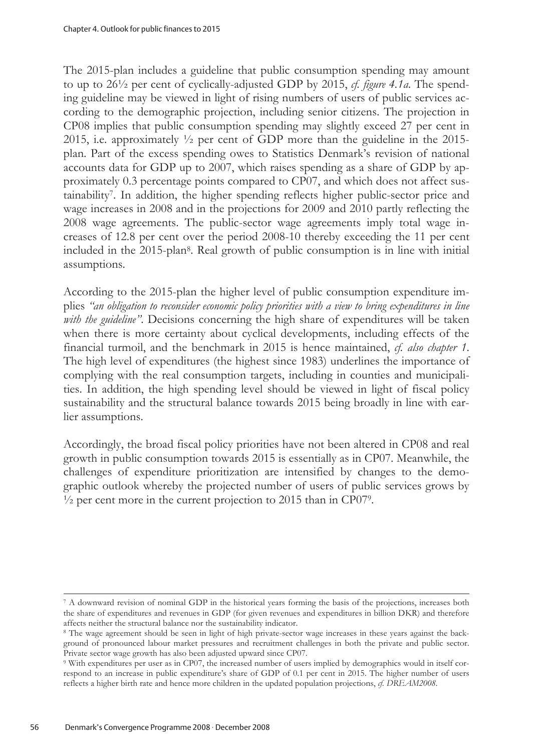The 2015-plan includes a guideline that public consumption spending may amount to up to 26½ per cent of cyclically-adjusted GDP by 2015, *cf. figure 4.1a*. The spending guideline may be viewed in light of rising numbers of users of public services according to the demographic projection, including senior citizens. The projection in CP08 implies that public consumption spending may slightly exceed 27 per cent in 2015, i.e. approximately ½ per cent of GDP more than the guideline in the 2015-plan. Part of the excess spending owes to Statistics Denmark's revision of national accounts data for GDP up to 2007, which raises spending as a share of GDP by approximately 0.3 percentage points compared to CP07, and which does not affect sustainability[7]. In addition, the higher spending reflects higher public-sector price and wage increases in 2008 and in the projections for 2009 and 2010 partly reflecting the 2008 wage agreements. The public-sector wage agreements imply total wage increases of 12.8 per cent over the period 2008-10 thereby exceeding the 11 per cent included in the 2015-plan[8]. Real growth of public consumption is in line with initial assumptions.

According to the 2015-plan the higher level of public consumption expenditure implies *"an obligation to reconsider economic policy priorities with a view to bring expenditures in line with the guideline"*. Decisions concerning the high share of expenditures will be taken when there is more certainty about cyclical developments, including effects of the financial turmoil, and the benchmark in 2015 is hence maintained, *cf. also chapter 1*. The high level of expenditures (the highest since 1983) underlines the importance of complying with the real consumption targets, including in counties and municipalities. In addition, the high spending level should be viewed in light of fiscal policy sustainability and the structural balance towards 2015 being broadly in line with earlier assumptions.

Accordingly, the broad fiscal policy priorities have not been altered in CP08 and real growth in public consumption towards 2015 is essentially as in CP07. Meanwhile, the challenges of expenditure prioritization are intensified by changes to the demographic outlook whereby the projected number of users of public services grows by ½ per cent more in the current projection to 2015 than in CP07[9].

---

[7] A downward revision of nominal GDP in the historical years forming the basis of the projections, increases both the share of expenditures and revenues in GDP (for given revenues and expenditures in billion DKR) and therefore affects neither the structural balance nor the sustainability indicator.

[8] The wage agreement should be seen in light of high private-sector wage increases in these years against the background of pronounced labour market pressures and recruitment challenges in both the private and public sector. Private sector wage growth has also been adjusted upward since CP07.

[9] With expenditures per user as in CP07, the increased number of users implied by demographics would in itself correspond to an increase in public expenditure's share of GDP of 0.1 per cent in 2015. The higher number of users reflects a higher birth rate and hence more children in the updated population projections, *cf. DREAM2008*.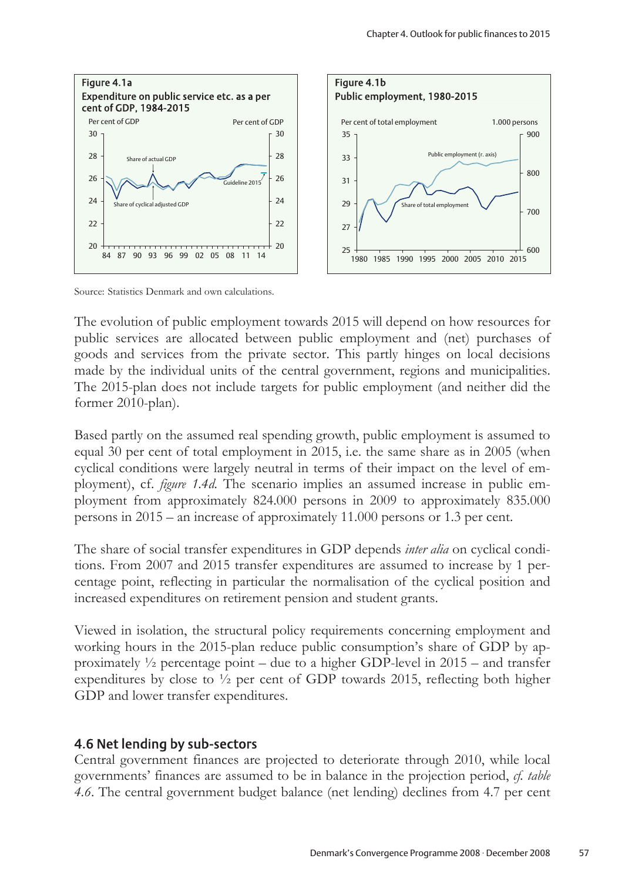**Figure 4.1a**
**Expenditure on public service etc. as a per cent of GDP, 1984-2015**

**Figure 4.1b**
**Public employment, 1980-2015**

Source: Statistics Denmark and own calculations.

The evolution of public employment towards 2015 will depend on how resources for public services are allocated between public employment and (net) purchases of goods and services from the private sector. This partly hinges on local decisions made by the individual units of the central government, regions and municipalities. The 2015-plan does not include targets for public employment (and neither did the former 2010-plan).

Based partly on the assumed real spending growth, public employment is assumed to equal 30 per cent of total employment in 2015, i.e. the same share as in 2005 (when cyclical conditions were largely neutral in terms of their impact on the level of employment), cf. *figure 1.4d*. The scenario implies an assumed increase in public employment from approximately 824.000 persons in 2009 to approximately 835.000 persons in 2015 – an increase of approximately 11.000 persons or 1.3 per cent.

The share of social transfer expenditures in GDP depends *inter alia* on cyclical conditions. From 2007 and 2015 transfer expenditures are assumed to increase by 1 percentage point, reflecting in particular the normalisation of the cyclical position and increased expenditures on retirement pension and student grants.

Viewed in isolation, the structural policy requirements concerning employment and working hours in the 2015-plan reduce public consumption's share of GDP by approximately ½ percentage point – due to a higher GDP-level in 2015 – and transfer expenditures by close to ½ per cent of GDP towards 2015, reflecting both higher GDP and lower transfer expenditures.

## 4.6 Net lending by sub-sectors

Central government finances are projected to deteriorate through 2010, while local governments' finances are assumed to be in balance in the projection period, *cf. table 4.6*. The central government budget balance (net lending) declines from 4.7 per cent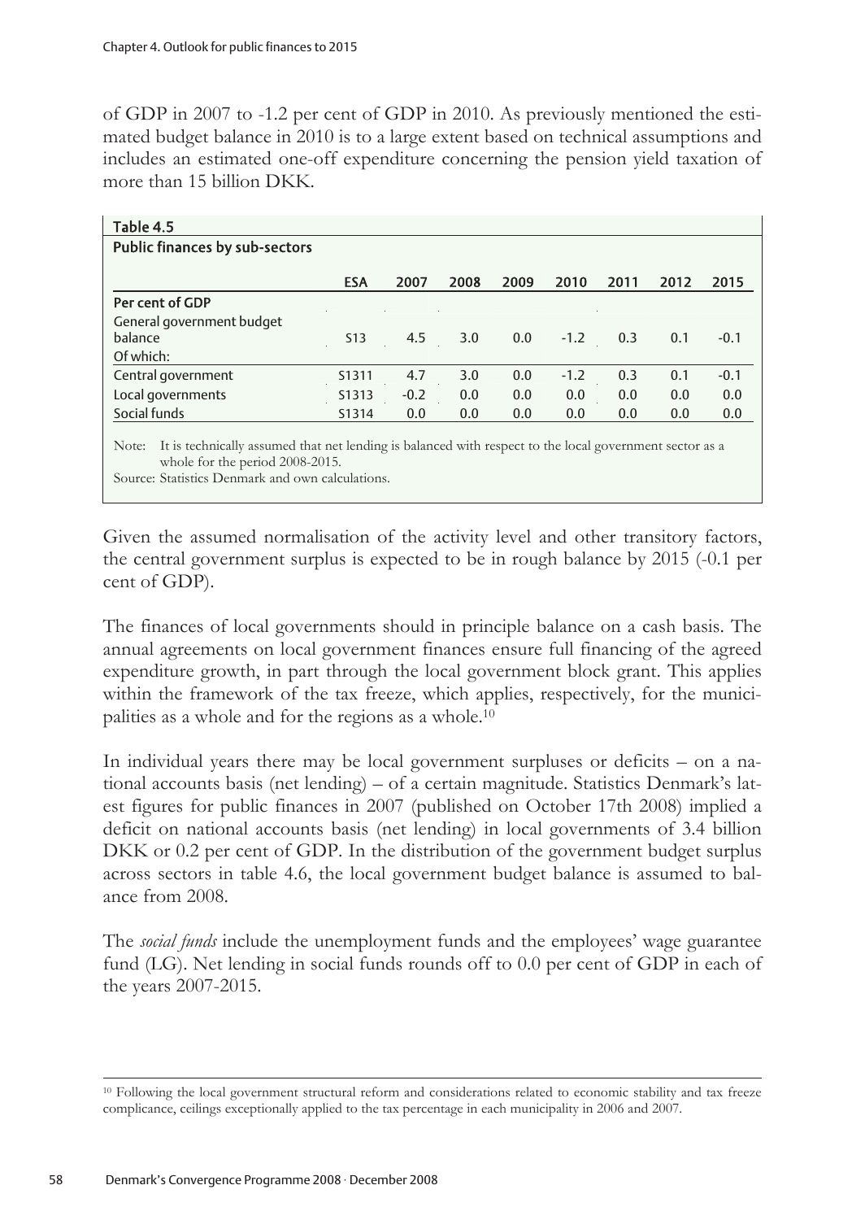of GDP in 2007 to -1.2 per cent of GDP in 2010. As previously mentioned the estimated budget balance in 2010 is to a large extent based on technical assumptions and includes an estimated one-off expenditure concerning the pension yield taxation of more than 15 billion DKK.

**Table 4.5**
**Public finances by sub-sectors**

| | ESA | 2007 | 2008 | 2009 | 2010 | 2011 | 2012 | 2015 |
|---|---|---|---|---|---|---|---|---|
| **Per cent of GDP** | | | | | | | | |
| General government budget balance | S13 | 4.5 | 3.0 | 0.0 | -1.2 | 0.3 | 0.1 | -0.1 |
| Of which: | | | | | | | | |
| Central government | S1311 | 4.7 | 3.0 | 0.0 | -1.2 | 0.3 | 0.1 | -0.1 |
| Local governments | S1313 | -0.2 | 0.0 | 0.0 | 0.0 | 0.0 | 0.0 | 0.0 |
| Social funds | S1314 | 0.0 | 0.0 | 0.0 | 0.0 | 0.0 | 0.0 | 0.0 |

Note: It is technically assumed that net lending is balanced with respect to the local government sector as a whole for the period 2008-2015.
Source: Statistics Denmark and own calculations.

Given the assumed normalisation of the activity level and other transitory factors, the central government surplus is expected to be in rough balance by 2015 (-0.1 per cent of GDP).

The finances of local governments should in principle balance on a cash basis. The annual agreements on local government finances ensure full financing of the agreed expenditure growth, in part through the local government block grant. This applies within the framework of the tax freeze, which applies, respectively, for the municipalities as a whole and for the regions as a whole.[10]

In individual years there may be local government surpluses or deficits – on a national accounts basis (net lending) – of a certain magnitude. Statistics Denmark's latest figures for public finances in 2007 (published on October 17th 2008) implied a deficit on national accounts basis (net lending) in local governments of 3.4 billion DKK or 0.2 per cent of GDP. In the distribution of the government budget surplus across sectors in table 4.6, the local government budget balance is assumed to balance from 2008.

The *social funds* include the unemployment funds and the employees' wage guarantee fund (LG). Net lending in social funds rounds off to 0.0 per cent of GDP in each of the years 2007-2015.

[10] Following the local government structural reform and considerations related to economic stability and tax freeze complicance, ceilings exceptionally applied to the tax percentage in each municipality in 2006 and 2007.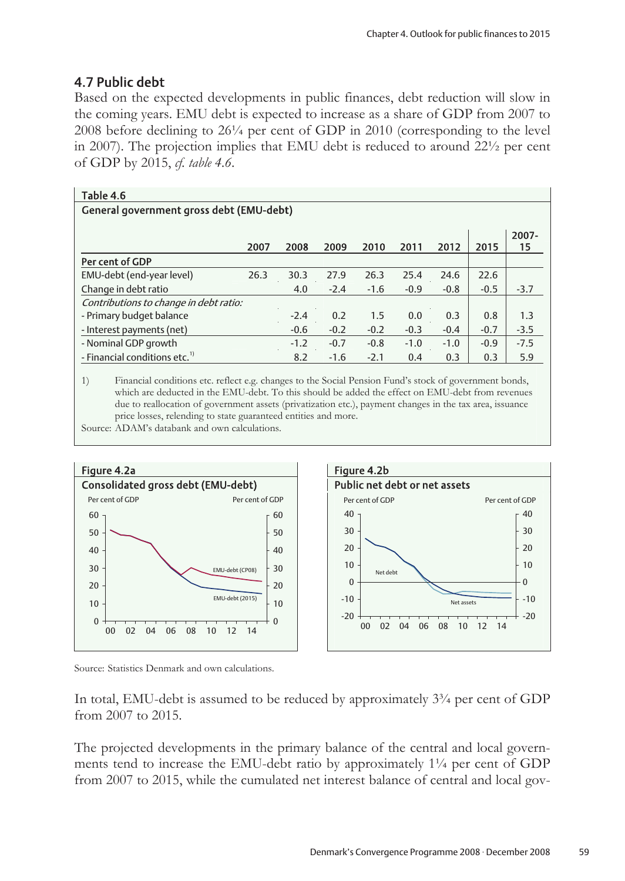## 4.7 Public debt

Based on the expected developments in public finances, debt reduction will slow in the coming years. EMU debt is expected to increase as a share of GDP from 2007 to 2008 before declining to 26¼ per cent of GDP in 2010 (corresponding to the level in 2007). The projection implies that EMU debt is reduced to around 22½ per cent of GDP by 2015, *cf. table 4.6*.

**Table 4.6**

**General government gross debt (EMU-debt)**

| | 2007 | 2008 | 2009 | 2010 | 2011 | 2012 | 2015 | 2007-15 |
|---|---|---|---|---|---|---|---|---|
| **Per cent of GDP** | | | | | | | | |
| EMU-debt (end-year level) | 26.3 | 30.3 | 27.9 | 26.3 | 25.4 | 24.6 | 22.6 | |
| Change in debt ratio | | 4.0 | -2.4 | -1.6 | -0.9 | -0.8 | -0.5 | -3.7 |
| *Contributions to change in debt ratio:* | | | | | | | | |
| - Primary budget balance | | -2.4 | 0.2 | 1.5 | 0.0 | 0.3 | 0.8 | 1.3 |
| - Interest payments (net) | | -0.6 | -0.2 | -0.2 | -0.3 | -0.4 | -0.7 | -3.5 |
| - Nominal GDP growth | | -1.2 | -0.7 | -0.8 | -1.0 | -1.0 | -0.9 | -7.5 |
| - Financial conditions etc.[1] | | 8.2 | -1.6 | -2.1 | 0.4 | 0.3 | 0.3 | 5.9 |

1) Financial conditions etc. reflect e.g. changes to the Social Pension Fund's stock of government bonds, which are deducted in the EMU-debt. To this should be added the effect on EMU-debt from revenues due to reallocation of government assets (privatization etc.), payment changes in the tax area, issuance price losses, relending to state guaranteed entities and more.

Source: ADAM's databank and own calculations.

**Figure 4.2a**

**Consolidated gross debt (EMU-debt)**

**Figure 4.2b**

**Public net debt or net assets**

Source: Statistics Denmark and own calculations.

In total, EMU-debt is assumed to be reduced by approximately 3¾ per cent of GDP from 2007 to 2015.

The projected developments in the primary balance of the central and local governments tend to increase the EMU-debt ratio by approximately 1¼ per cent of GDP from 2007 to 2015, while the cumulated net interest balance of central and local gov-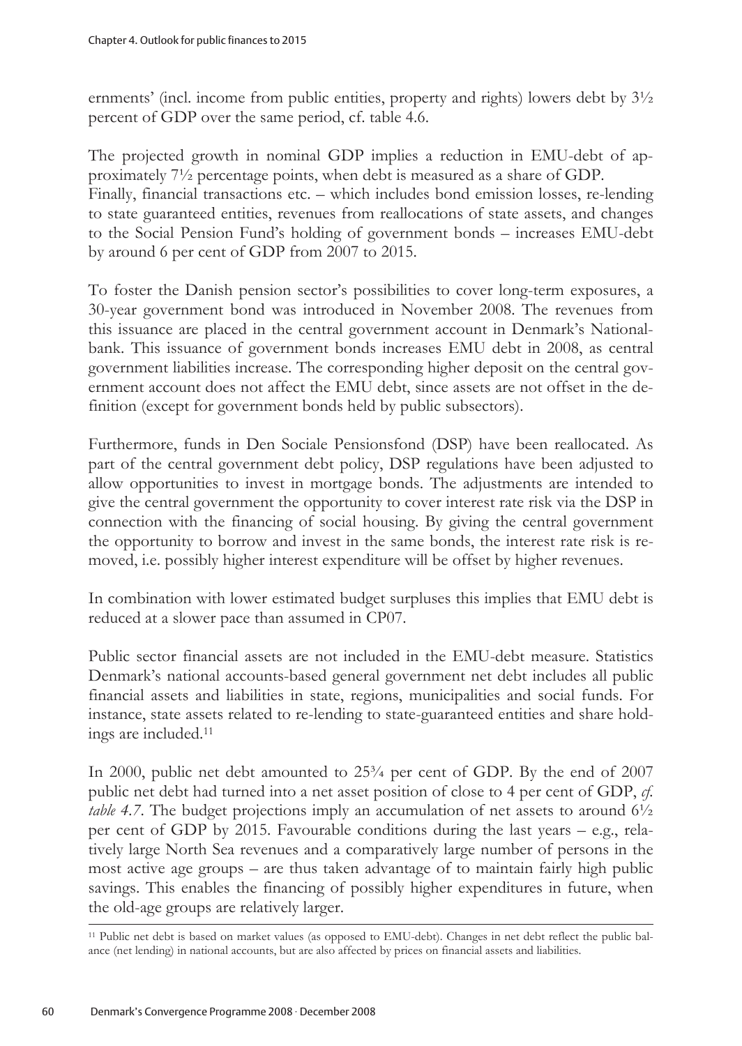ernments' (incl. income from public entities, property and rights) lowers debt by 3½ percent of GDP over the same period, cf. table 4.6.

The projected growth in nominal GDP implies a reduction in EMU-debt of approximately 7½ percentage points, when debt is measured as a share of GDP. Finally, financial transactions etc. – which includes bond emission losses, re-lending to state guaranteed entities, revenues from reallocations of state assets, and changes to the Social Pension Fund's holding of government bonds – increases EMU-debt by around 6 per cent of GDP from 2007 to 2015.

To foster the Danish pension sector's possibilities to cover long-term exposures, a 30-year government bond was introduced in November 2008. The revenues from this issuance are placed in the central government account in Denmark's Nationalbank. This issuance of government bonds increases EMU debt in 2008, as central government liabilities increase. The corresponding higher deposit on the central government account does not affect the EMU debt, since assets are not offset in the definition (except for government bonds held by public subsectors).

Furthermore, funds in Den Sociale Pensionsfond (DSP) have been reallocated. As part of the central government debt policy, DSP regulations have been adjusted to allow opportunities to invest in mortgage bonds. The adjustments are intended to give the central government the opportunity to cover interest rate risk via the DSP in connection with the financing of social housing. By giving the central government the opportunity to borrow and invest in the same bonds, the interest rate risk is removed, i.e. possibly higher interest expenditure will be offset by higher revenues.

In combination with lower estimated budget surpluses this implies that EMU debt is reduced at a slower pace than assumed in CP07.

Public sector financial assets are not included in the EMU-debt measure. Statistics Denmark's national accounts-based general government net debt includes all public financial assets and liabilities in state, regions, municipalities and social funds. For instance, state assets related to re-lending to state-guaranteed entities and share holdings are included.[11]

In 2000, public net debt amounted to 25¾ per cent of GDP. By the end of 2007 public net debt had turned into a net asset position of close to 4 per cent of GDP, *cf. table 4.7*. The budget projections imply an accumulation of net assets to around 6½ per cent of GDP by 2015. Favourable conditions during the last years – e.g., relatively large North Sea revenues and a comparatively large number of persons in the most active age groups – are thus taken advantage of to maintain fairly high public savings. This enables the financing of possibly higher expenditures in future, when the old-age groups are relatively larger.

[11] Public net debt is based on market values (as opposed to EMU-debt). Changes in net debt reflect the public balance (net lending) in national accounts, but are also affected by prices on financial assets and liabilities.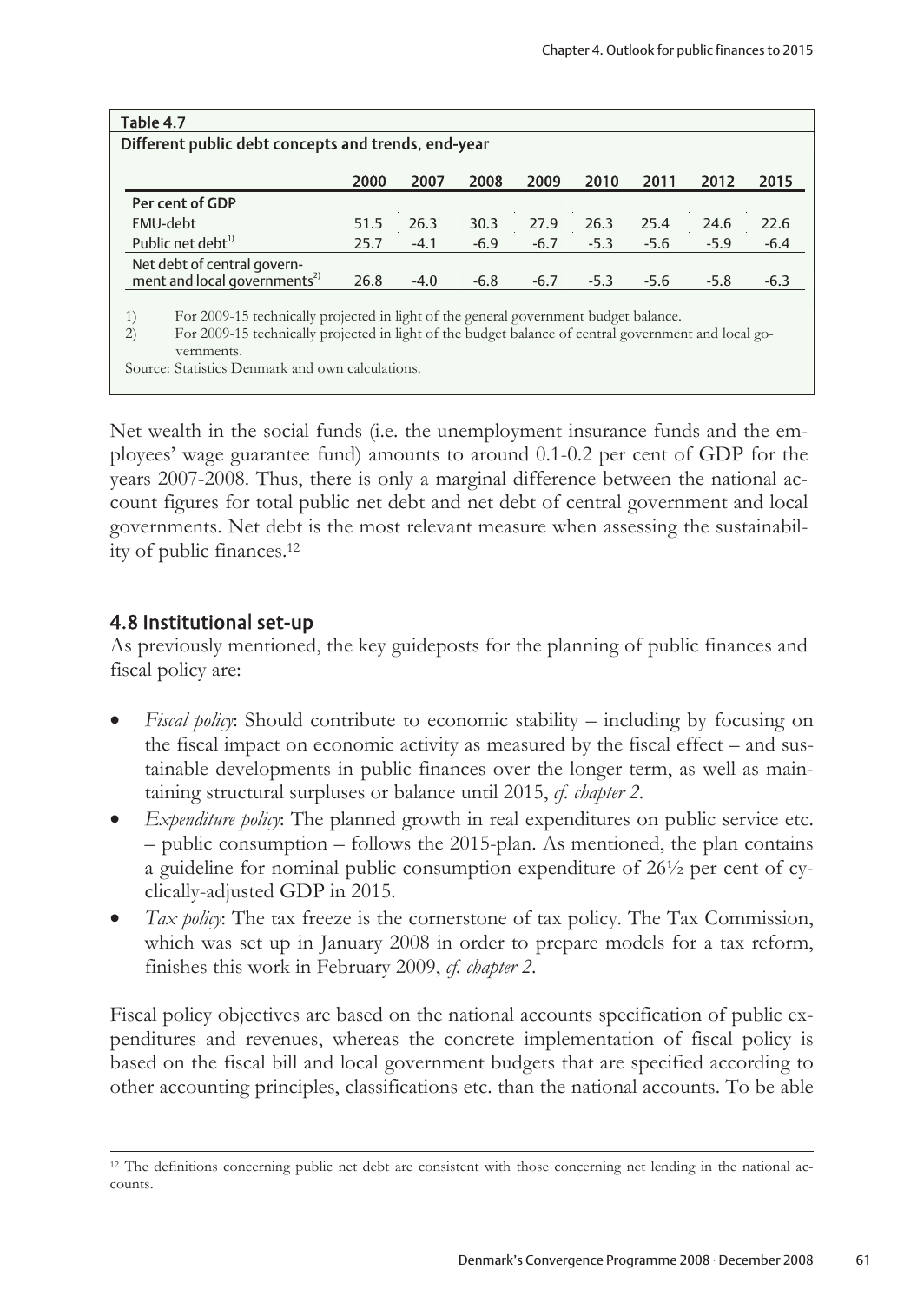**Table 4.7**

**Different public debt concepts and trends, end-year**

| | 2000 | 2007 | 2008 | 2009 | 2010 | 2011 | 2012 | 2015 |
|---|---|---|---|---|---|---|---|---|
| **Per cent of GDP** | | | | | | | | |
| EMU-debt | 51.5 | 26.3 | 30.3 | 27.9 | 26.3 | 25.4 | 24.6 | 22.6 |
| Public net debt[1)] | 25.7 | -4.1 | -6.9 | -6.7 | -5.3 | -5.6 | -5.9 | -6.4 |
| Net debt of central government and local governments[2)] | 26.8 | -4.0 | -6.8 | -6.7 | -5.3 | -5.6 | -5.8 | -6.3 |

1) For 2009-15 technically projected in light of the general government budget balance.
2) For 2009-15 technically projected in light of the budget balance of central government and local governments.

Source: Statistics Denmark and own calculations.

Net wealth in the social funds (i.e. the unemployment insurance funds and the employees' wage guarantee fund) amounts to around 0.1-0.2 per cent of GDP for the years 2007-2008. Thus, there is only a marginal difference between the national account figures for total public net debt and net debt of central government and local governments. Net debt is the most relevant measure when assessing the sustainability of public finances.[12]

## 4.8 Institutional set-up

As previously mentioned, the key guideposts for the planning of public finances and fiscal policy are:

- *Fiscal policy*: Should contribute to economic stability – including by focusing on the fiscal impact on economic activity as measured by the fiscal effect – and sustainable developments in public finances over the longer term, as well as maintaining structural surpluses or balance until 2015, *cf. chapter 2*.
- *Expenditure policy*: The planned growth in real expenditures on public service etc. – public consumption – follows the 2015-plan. As mentioned, the plan contains a guideline for nominal public consumption expenditure of 26½ per cent of cyclically-adjusted GDP in 2015.
- *Tax policy*: The tax freeze is the cornerstone of tax policy. The Tax Commission, which was set up in January 2008 in order to prepare models for a tax reform, finishes this work in February 2009, *cf. chapter 2*.

Fiscal policy objectives are based on the national accounts specification of public expenditures and revenues, whereas the concrete implementation of fiscal policy is based on the fiscal bill and local government budgets that are specified according to other accounting principles, classifications etc. than the national accounts. To be able

[12] The definitions concerning public net debt are consistent with those concerning net lending in the national accounts.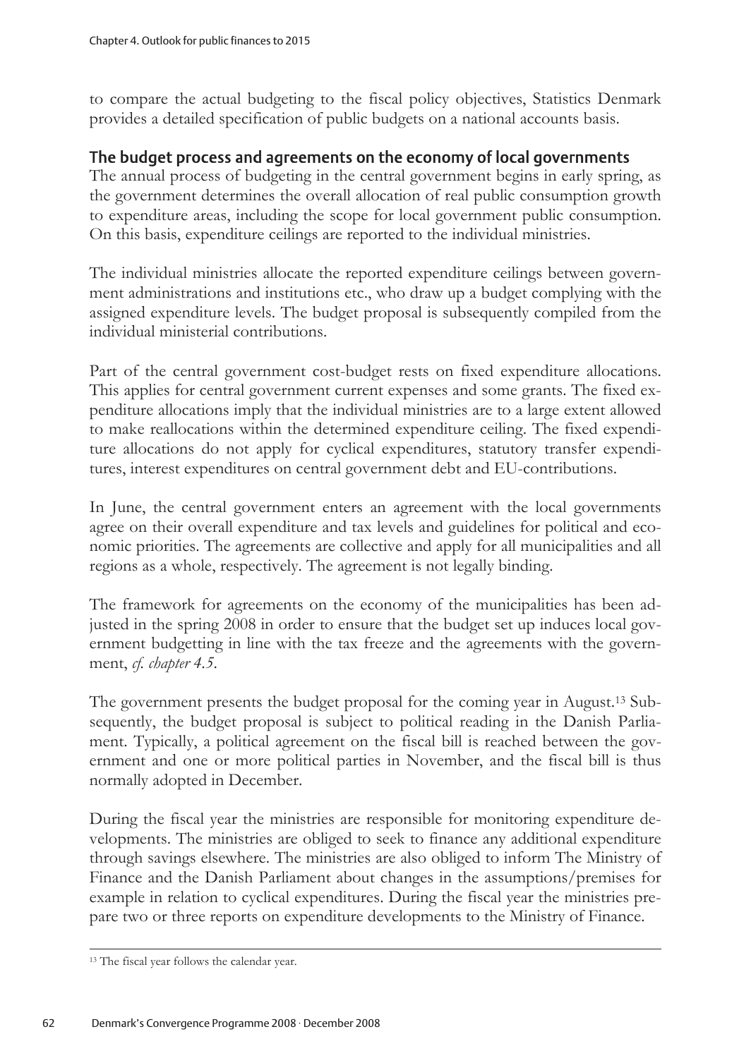to compare the actual budgeting to the fiscal policy objectives, Statistics Denmark provides a detailed specification of public budgets on a national accounts basis.

## The budget process and agreements on the economy of local governments

The annual process of budgeting in the central government begins in early spring, as the government determines the overall allocation of real public consumption growth to expenditure areas, including the scope for local government public consumption. On this basis, expenditure ceilings are reported to the individual ministries.

The individual ministries allocate the reported expenditure ceilings between government administrations and institutions etc., who draw up a budget complying with the assigned expenditure levels. The budget proposal is subsequently compiled from the individual ministerial contributions.

Part of the central government cost-budget rests on fixed expenditure allocations. This applies for central government current expenses and some grants. The fixed expenditure allocations imply that the individual ministries are to a large extent allowed to make reallocations within the determined expenditure ceiling. The fixed expenditure allocations do not apply for cyclical expenditures, statutory transfer expenditures, interest expenditures on central government debt and EU-contributions.

In June, the central government enters an agreement with the local governments agree on their overall expenditure and tax levels and guidelines for political and economic priorities. The agreements are collective and apply for all municipalities and all regions as a whole, respectively. The agreement is not legally binding.

The framework for agreements on the economy of the municipalities has been adjusted in the spring 2008 in order to ensure that the budget set up induces local government budgetting in line with the tax freeze and the agreements with the government, *cf. chapter 4.5*.

The government presents the budget proposal for the coming year in August.[13] Subsequently, the budget proposal is subject to political reading in the Danish Parliament. Typically, a political agreement on the fiscal bill is reached between the government and one or more political parties in November, and the fiscal bill is thus normally adopted in December.

During the fiscal year the ministries are responsible for monitoring expenditure developments. The ministries are obliged to seek to finance any additional expenditure through savings elsewhere. The ministries are also obliged to inform The Ministry of Finance and the Danish Parliament about changes in the assumptions/premises for example in relation to cyclical expenditures. During the fiscal year the ministries prepare two or three reports on expenditure developments to the Ministry of Finance.

---

[13] The fiscal year follows the calendar year.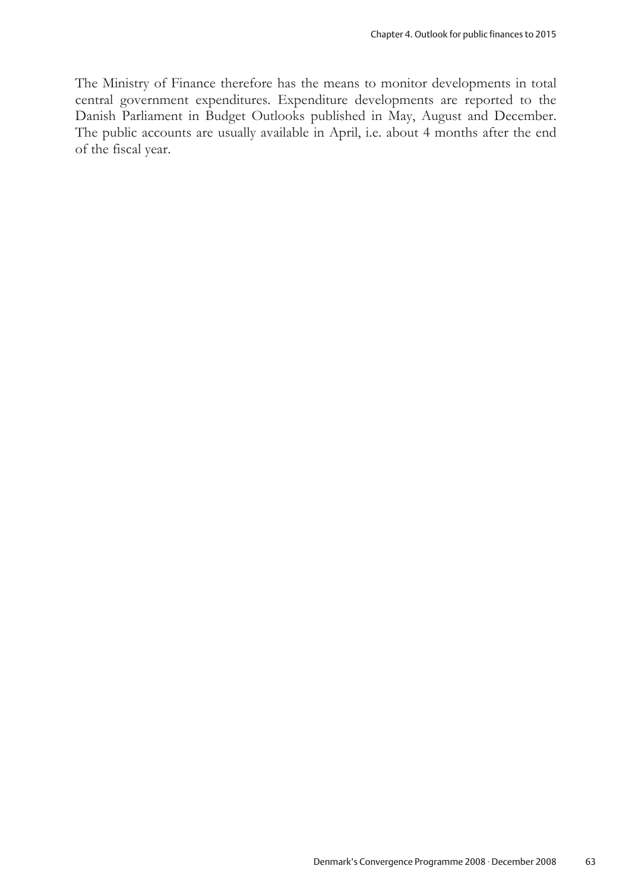The Ministry of Finance therefore has the means to monitor developments in total central government expenditures. Expenditure developments are reported to the Danish Parliament in Budget Outlooks published in May, August and December. The public accounts are usually available in April, i.e. about 4 months after the end of the fiscal year.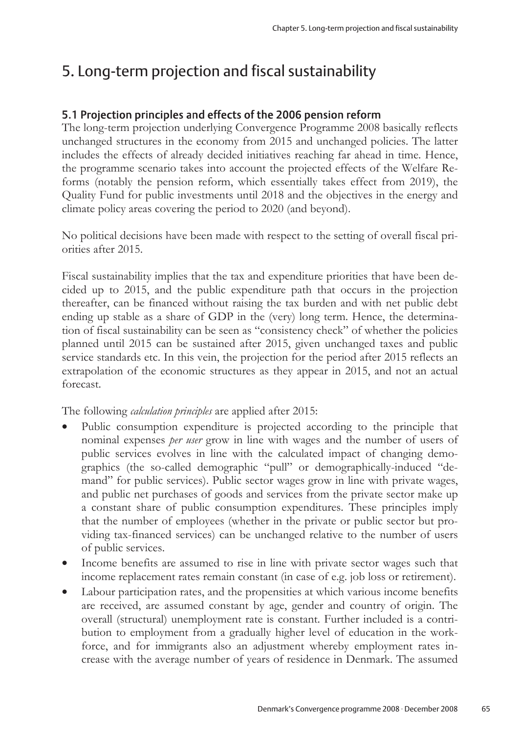# 5. Long-term projection and fiscal sustainability

## 5.1 Projection principles and effects of the 2006 pension reform

The long-term projection underlying Convergence Programme 2008 basically reflects unchanged structures in the economy from 2015 and unchanged policies. The latter includes the effects of already decided initiatives reaching far ahead in time. Hence, the programme scenario takes into account the projected effects of the Welfare Reforms (notably the pension reform, which essentially takes effect from 2019), the Quality Fund for public investments until 2018 and the objectives in the energy and climate policy areas covering the period to 2020 (and beyond).

No political decisions have been made with respect to the setting of overall fiscal priorities after 2015.

Fiscal sustainability implies that the tax and expenditure priorities that have been decided up to 2015, and the public expenditure path that occurs in the projection thereafter, can be financed without raising the tax burden and with net public debt ending up stable as a share of GDP in the (very) long term. Hence, the determination of fiscal sustainability can be seen as "consistency check" of whether the policies planned until 2015 can be sustained after 2015, given unchanged taxes and public service standards etc. In this vein, the projection for the period after 2015 reflects an extrapolation of the economic structures as they appear in 2015, and not an actual forecast.

The following *calculation principles* are applied after 2015:

- Public consumption expenditure is projected according to the principle that nominal expenses *per user* grow in line with wages and the number of users of public services evolves in line with the calculated impact of changing demographics (the so-called demographic "pull" or demographically-induced "demand" for public services). Public sector wages grow in line with private wages, and public net purchases of goods and services from the private sector make up a constant share of public consumption expenditures. These principles imply that the number of employees (whether in the private or public sector but providing tax-financed services) can be unchanged relative to the number of users of public services.
- Income benefits are assumed to rise in line with private sector wages such that income replacement rates remain constant (in case of e.g. job loss or retirement).
- Labour participation rates, and the propensities at which various income benefits are received, are assumed constant by age, gender and country of origin. The overall (structural) unemployment rate is constant. Further included is a contribution to employment from a gradually higher level of education in the workforce, and for immigrants also an adjustment whereby employment rates increase with the average number of years of residence in Denmark. The assumed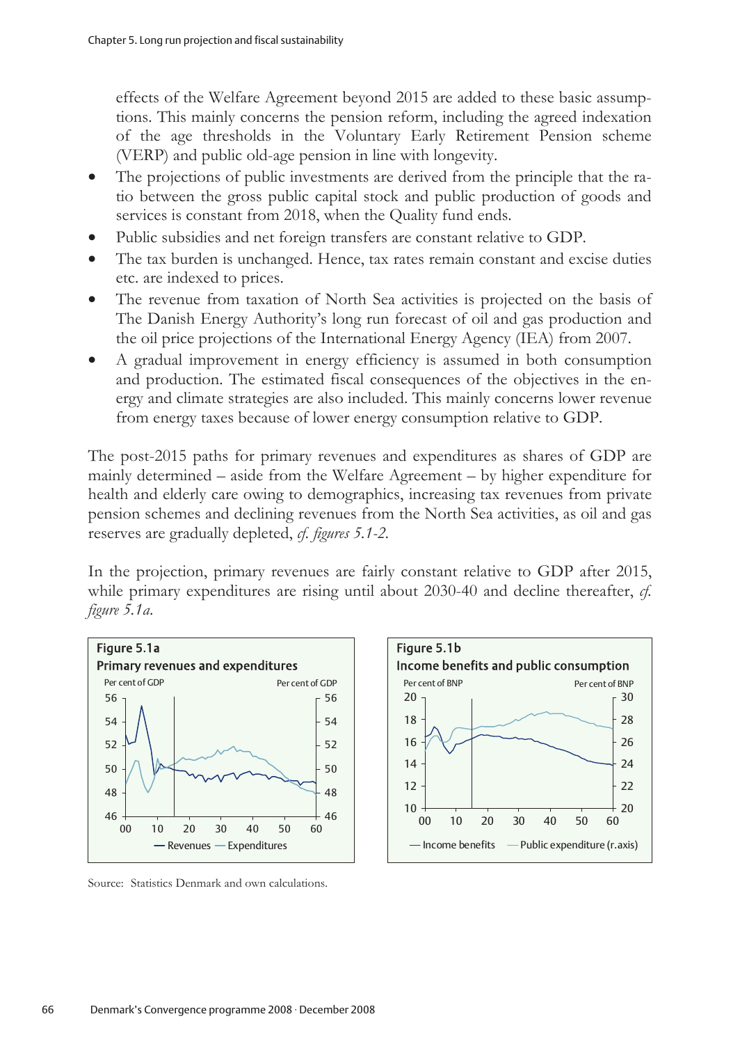effects of the Welfare Agreement beyond 2015 are added to these basic assumptions. This mainly concerns the pension reform, including the agreed indexation of the age thresholds in the Voluntary Early Retirement Pension scheme (VERP) and public old-age pension in line with longevity.

- The projections of public investments are derived from the principle that the ratio between the gross public capital stock and public production of goods and services is constant from 2018, when the Quality fund ends.
- Public subsidies and net foreign transfers are constant relative to GDP.
- The tax burden is unchanged. Hence, tax rates remain constant and excise duties etc. are indexed to prices.
- The revenue from taxation of North Sea activities is projected on the basis of The Danish Energy Authority's long run forecast of oil and gas production and the oil price projections of the International Energy Agency (IEA) from 2007.
- A gradual improvement in energy efficiency is assumed in both consumption and production. The estimated fiscal consequences of the objectives in the energy and climate strategies are also included. This mainly concerns lower revenue from energy taxes because of lower energy consumption relative to GDP.

The post-2015 paths for primary revenues and expenditures as shares of GDP are mainly determined – aside from the Welfare Agreement – by higher expenditure for health and elderly care owing to demographics, increasing tax revenues from private pension schemes and declining revenues from the North Sea activities, as oil and gas reserves are gradually depleted, *cf. figures 5.1-2.*

In the projection, primary revenues are fairly constant relative to GDP after 2015, while primary expenditures are rising until about 2030-40 and decline thereafter, *cf. figure 5.1a.*

**Figure 5.1a**
**Primary revenues and expenditures**

**Figure 5.1b**
**Income benefits and public consumption**

Source: Statistics Denmark and own calculations.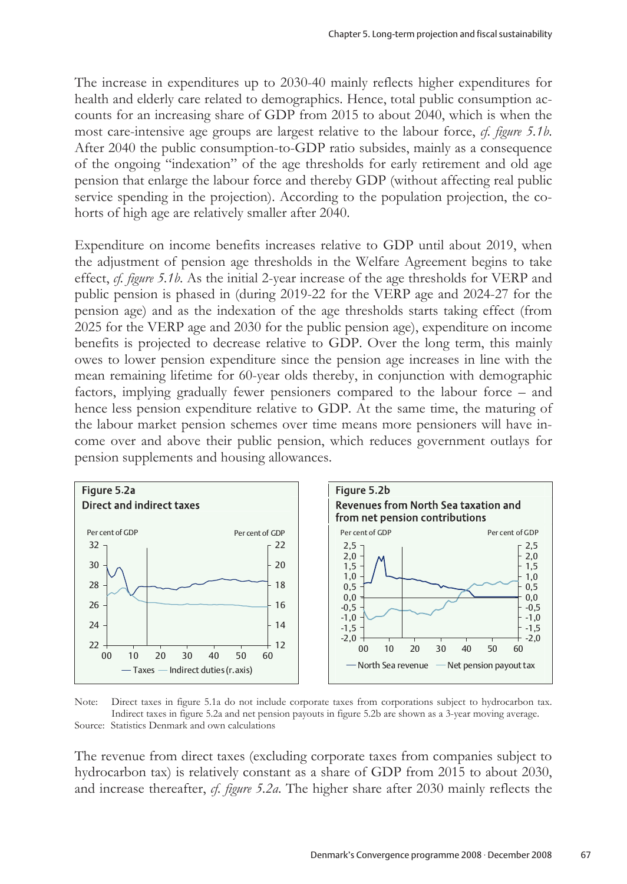The increase in expenditures up to 2030-40 mainly reflects higher expenditures for health and elderly care related to demographics. Hence, total public consumption accounts for an increasing share of GDP from 2015 to about 2040, which is when the most care-intensive age groups are largest relative to the labour force, *cf. figure 5.1b*. After 2040 the public consumption-to-GDP ratio subsides, mainly as a consequence of the ongoing "indexation" of the age thresholds for early retirement and old age pension that enlarge the labour force and thereby GDP (without affecting real public service spending in the projection). According to the population projection, the cohorts of high age are relatively smaller after 2040.

Expenditure on income benefits increases relative to GDP until about 2019, when the adjustment of pension age thresholds in the Welfare Agreement begins to take effect, *cf. figure 5.1b*. As the initial 2-year increase of the age thresholds for VERP and public pension is phased in (during 2019-22 for the VERP age and 2024-27 for the pension age) and as the indexation of the age thresholds starts taking effect (from 2025 for the VERP age and 2030 for the public pension age), expenditure on income benefits is projected to decrease relative to GDP. Over the long term, this mainly owes to lower pension expenditure since the pension age increases in line with the mean remaining lifetime for 60-year olds thereby, in conjunction with demographic factors, implying gradually fewer pensioners compared to the labour force – and hence less pension expenditure relative to GDP. At the same time, the maturing of the labour market pension schemes over time means more pensioners will have income over and above their public pension, which reduces government outlays for pension supplements and housing allowances.

**Figure 5.2a**
**Direct and indirect taxes**

**Figure 5.2b**
**Revenues from North Sea taxation and from net pension contributions**

Note: Direct taxes in figure 5.1a do not include corporate taxes from corporations subject to hydrocarbon tax. Indirect taxes in figure 5.2a and net pension payouts in figure 5.2b are shown as a 3-year moving average.
Source: Statistics Denmark and own calculations

The revenue from direct taxes (excluding corporate taxes from companies subject to hydrocarbon tax) is relatively constant as a share of GDP from 2015 to about 2030, and increase thereafter, *cf. figure 5.2a*. The higher share after 2030 mainly reflects the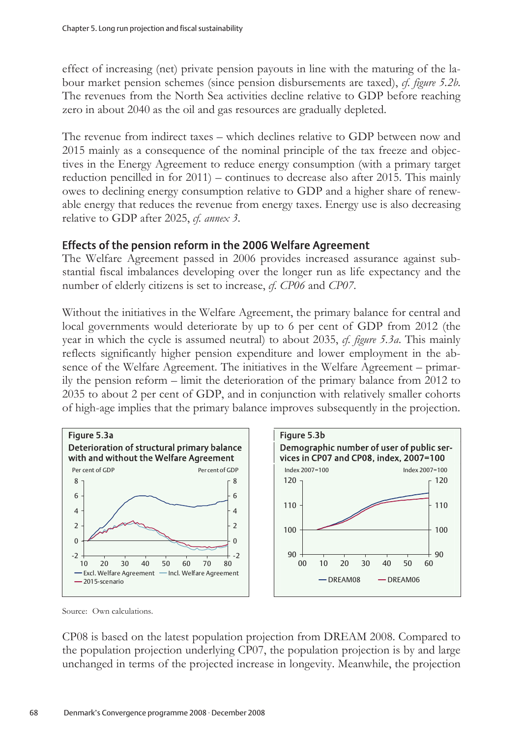effect of increasing (net) private pension payouts in line with the maturing of the labour market pension schemes (since pension disbursements are taxed), *cf. figure 5.2b*. The revenues from the North Sea activities decline relative to GDP before reaching zero in about 2040 as the oil and gas resources are gradually depleted.

The revenue from indirect taxes – which declines relative to GDP between now and 2015 mainly as a consequence of the nominal principle of the tax freeze and objectives in the Energy Agreement to reduce energy consumption (with a primary target reduction pencilled in for 2011) – continues to decrease also after 2015. This mainly owes to declining energy consumption relative to GDP and a higher share of renewable energy that reduces the revenue from energy taxes. Energy use is also decreasing relative to GDP after 2025, *cf. annex 3*.

## Effects of the pension reform in the 2006 Welfare Agreement

The Welfare Agreement passed in 2006 provides increased assurance against substantial fiscal imbalances developing over the longer run as life expectancy and the number of elderly citizens is set to increase, *cf. CP06* and *CP07*.

Without the initiatives in the Welfare Agreement, the primary balance for central and local governments would deteriorate by up to 6 per cent of GDP from 2012 (the year in which the cycle is assumed neutral) to about 2035, *cf. figure 5.3a*. This mainly reflects significantly higher pension expenditure and lower employment in the absence of the Welfare Agreement. The initiatives in the Welfare Agreement – primarily the pension reform – limit the deterioration of the primary balance from 2012 to 2035 to about 2 per cent of GDP, and in conjunction with relatively smaller cohorts of high-age implies that the primary balance improves subsequently in the projection.

**Figure 5.3a**
**Deterioration of structural primary balance with and without the Welfare Agreement**

**Figure 5.3b**
**Demographic number of user of public services in CP07 and CP08, index, 2007=100**

Source: Own calculations.

CP08 is based on the latest population projection from DREAM 2008. Compared to the population projection underlying CP07, the population projection is by and large unchanged in terms of the projected increase in longevity. Meanwhile, the projection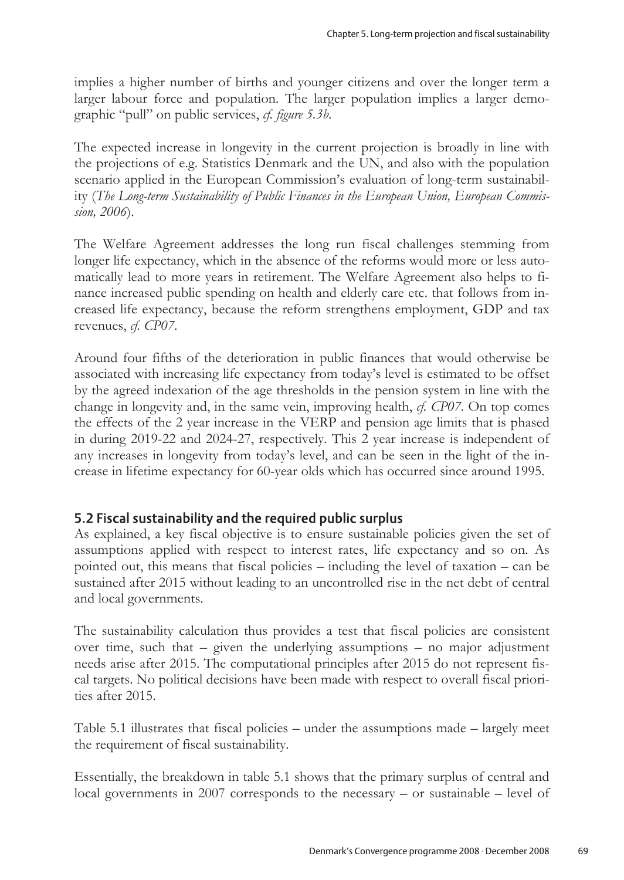implies a higher number of births and younger citizens and over the longer term a larger labour force and population. The larger population implies a larger demographic "pull" on public services, *cf. figure 5.3b*.

The expected increase in longevity in the current projection is broadly in line with the projections of e.g. Statistics Denmark and the UN, and also with the population scenario applied in the European Commission's evaluation of long-term sustainability (*The Long-term Sustainability of Public Finances in the European Union, European Commission, 2006*).

The Welfare Agreement addresses the long run fiscal challenges stemming from longer life expectancy, which in the absence of the reforms would more or less automatically lead to more years in retirement. The Welfare Agreement also helps to finance increased public spending on health and elderly care etc. that follows from increased life expectancy, because the reform strengthens employment, GDP and tax revenues, *cf. CP07*.

Around four fifths of the deterioration in public finances that would otherwise be associated with increasing life expectancy from today's level is estimated to be offset by the agreed indexation of the age thresholds in the pension system in line with the change in longevity and, in the same vein, improving health, *cf. CP07*. On top comes the effects of the 2 year increase in the VERP and pension age limits that is phased in during 2019-22 and 2024-27, respectively. This 2 year increase is independent of any increases in longevity from today's level, and can be seen in the light of the increase in lifetime expectancy for 60-year olds which has occurred since around 1995.

## 5.2 Fiscal sustainability and the required public surplus

As explained, a key fiscal objective is to ensure sustainable policies given the set of assumptions applied with respect to interest rates, life expectancy and so on. As pointed out, this means that fiscal policies – including the level of taxation – can be sustained after 2015 without leading to an uncontrolled rise in the net debt of central and local governments.

The sustainability calculation thus provides a test that fiscal policies are consistent over time, such that – given the underlying assumptions – no major adjustment needs arise after 2015. The computational principles after 2015 do not represent fiscal targets. No political decisions have been made with respect to overall fiscal priorities after 2015.

Table 5.1 illustrates that fiscal policies – under the assumptions made – largely meet the requirement of fiscal sustainability.

Essentially, the breakdown in table 5.1 shows that the primary surplus of central and local governments in 2007 corresponds to the necessary – or sustainable – level of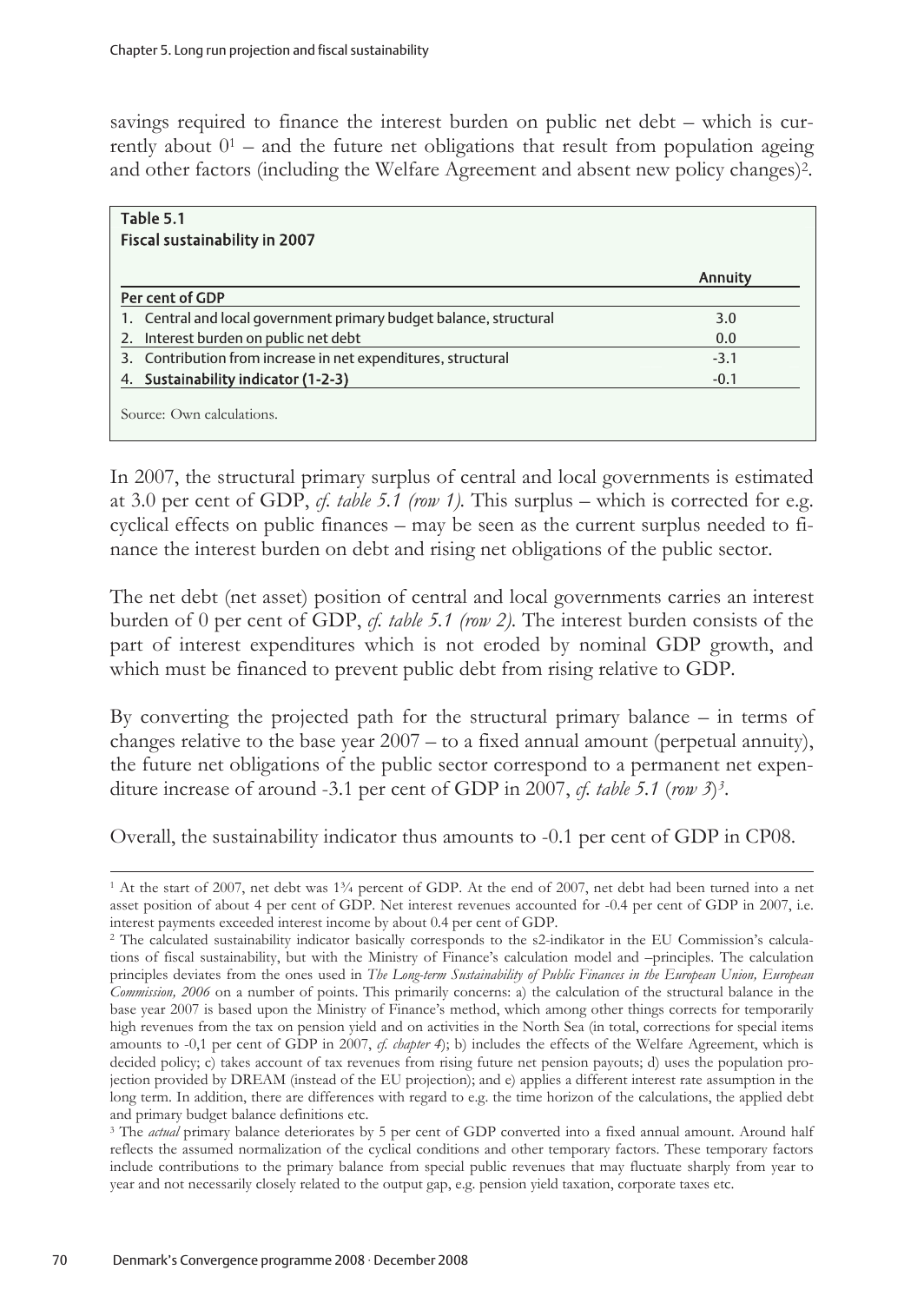savings required to finance the interest burden on public net debt – which is currently about 0[1] – and the future net obligations that result from population ageing and other factors (including the Welfare Agreement and absent new policy changes)[2].

**Table 5.1**
**Fiscal sustainability in 2007**

| | Annuity |
|---|---|
| **Per cent of GDP** | |
| 1. Central and local government primary budget balance, structural | 3.0 |
| 2. Interest burden on public net debt | 0.0 |
| 3. Contribution from increase in net expenditures, structural | -3.1 |
| 4. **Sustainability indicator (1-2-3)** | -0.1 |

Source: Own calculations.

In 2007, the structural primary surplus of central and local governments is estimated at 3.0 per cent of GDP, *cf. table 5.1 (row 1)*. This surplus – which is corrected for e.g. cyclical effects on public finances – may be seen as the current surplus needed to finance the interest burden on debt and rising net obligations of the public sector.

The net debt (net asset) position of central and local governments carries an interest burden of 0 per cent of GDP, *cf. table 5.1 (row 2)*. The interest burden consists of the part of interest expenditures which is not eroded by nominal GDP growth, and which must be financed to prevent public debt from rising relative to GDP.

By converting the projected path for the structural primary balance – in terms of changes relative to the base year 2007 – to a fixed annual amount (perpetual annuity), the future net obligations of the public sector correspond to a permanent net expenditure increase of around -3.1 per cent of GDP in 2007, *cf. table 5.1* (*row 3*)[3].

Overall, the sustainability indicator thus amounts to -0.1 per cent of GDP in CP08.

---

[1] At the start of 2007, net debt was 1¾ percent of GDP. At the end of 2007, net debt had been turned into a net asset position of about 4 per cent of GDP. Net interest revenues accounted for -0.4 per cent of GDP in 2007, i.e. interest payments exceeded interest income by about 0.4 per cent of GDP.

[2] The calculated sustainability indicator basically corresponds to the s2-indikator in the EU Commission's calculations of fiscal sustainability, but with the Ministry of Finance's calculation model and –principles. The calculation principles deviates from the ones used in *The Long-term Sustainability of Public Finances in the European Union, European Commission, 2006* on a number of points. This primarily concerns: a) the calculation of the structural balance in the base year 2007 is based upon the Ministry of Finance's method, which among other things corrects for temporarily high revenues from the tax on pension yield and on activities in the North Sea (in total, corrections for special items amounts to -0,1 per cent of GDP in 2007, *cf. chapter 4*); b) includes the effects of the Welfare Agreement, which is decided policy; c) takes account of tax revenues from rising future net pension payouts; d) uses the population projection provided by DREAM (instead of the EU projection); and e) applies a different interest rate assumption in the long term. In addition, there are differences with regard to e.g. the time horizon of the calculations, the applied debt and primary budget balance definitions etc.

[3] The *actual* primary balance deteriorates by 5 per cent of GDP converted into a fixed annual amount. Around half reflects the assumed normalization of the cyclical conditions and other temporary factors. These temporary factors include contributions to the primary balance from special public revenues that may fluctuate sharply from year to year and not necessarily closely related to the output gap, e.g. pension yield taxation, corporate taxes etc.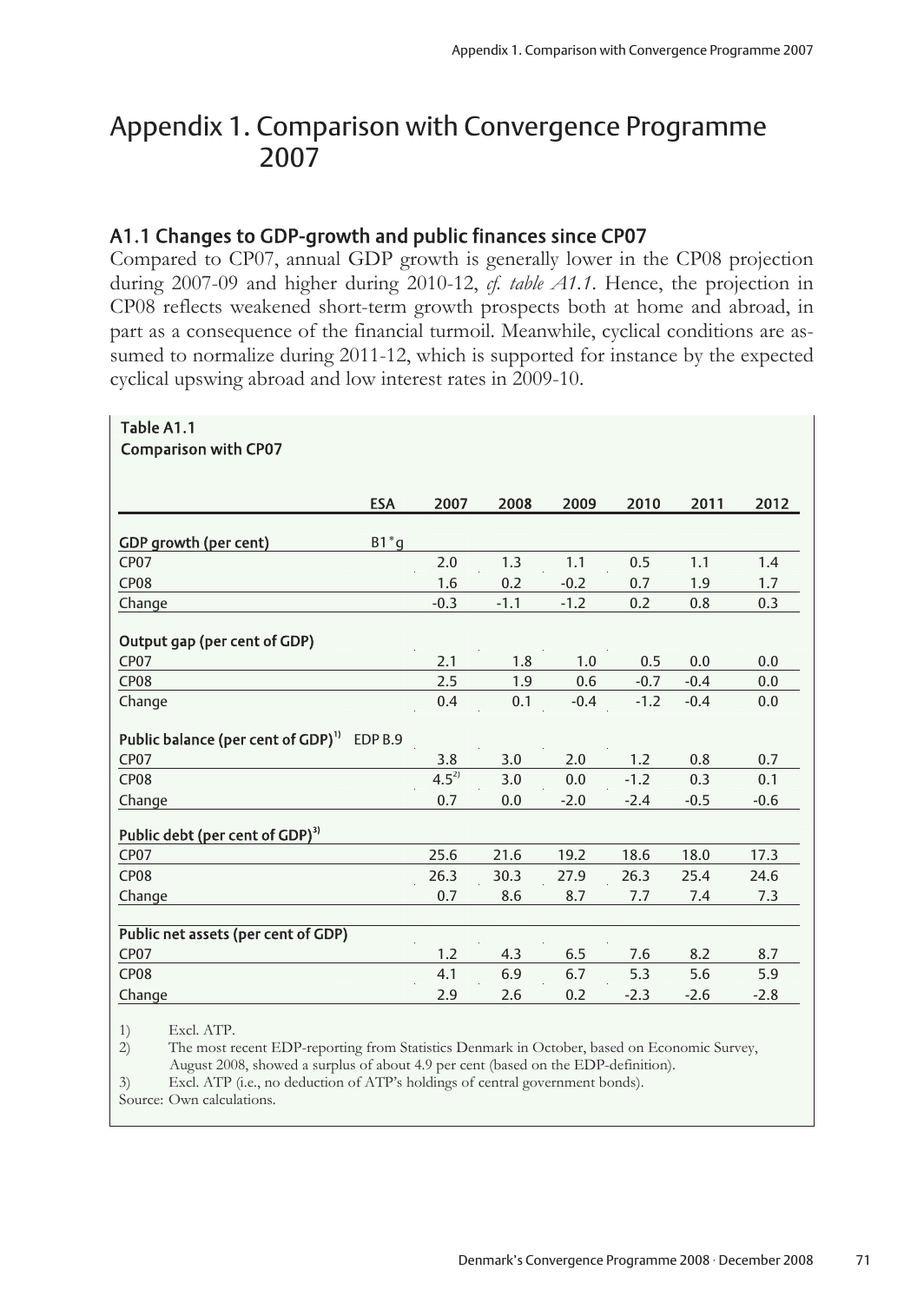# Appendix 1. Comparison with Convergence Programme 2007

## A1.1 Changes to GDP-growth and public finances since CP07

Compared to CP07, annual GDP growth is generally lower in the CP08 projection during 2007-09 and higher during 2010-12, *cf. table A1.1*. Hence, the projection in CP08 reflects weakened short-term growth prospects both at home and abroad, in part as a consequence of the financial turmoil. Meanwhile, cyclical conditions are assumed to normalize during 2011-12, which is supported for instance by the expected cyclical upswing abroad and low interest rates in 2009-10.

**Table A1.1**
**Comparison with CP07**

| | ESA | 2007 | 2008 | 2009 | 2010 | 2011 | 2012 |
|---|---|---|---|---|---|---|---|
| **GDP growth (per cent)** | B1*g | | | | | | |
| CP07 | | 2.0 | 1.3 | 1.1 | 0.5 | 1.1 | 1.4 |
| CP08 | | 1.6 | 0.2 | -0.2 | 0.7 | 1.9 | 1.7 |
| Change | | -0.3 | -1.1 | -1.2 | 0.2 | 0.8 | 0.3 |
| **Output gap (per cent of GDP)** | | | | | | | |
| CP07 | | 2.1 | 1.8 | 1.0 | 0.5 | 0.0 | 0.0 |
| CP08 | | 2.5 | 1.9 | 0.6 | -0.7 | -0.4 | 0.0 |
| Change | | 0.4 | 0.1 | -0.4 | -1.2 | -0.4 | 0.0 |
| **Public balance (per cent of GDP)[1]** | EDP B.9 | | | | | | |
| CP07 | | 3.8 | 3.0 | 2.0 | 1.2 | 0.8 | 0.7 |
| CP08 | | 4.5[2] | 3.0 | 0.0 | -1.2 | 0.3 | 0.1 |
| Change | | 0.7 | 0.0 | -2.0 | -2.4 | -0.5 | -0.6 |
| **Public debt (per cent of GDP)[3]** | | | | | | | |
| CP07 | | 25.6 | 21.6 | 19.2 | 18.6 | 18.0 | 17.3 |
| CP08 | | 26.3 | 30.3 | 27.9 | 26.3 | 25.4 | 24.6 |
| Change | | 0.7 | 8.6 | 8.7 | 7.7 | 7.4 | 7.3 |
| **Public net assets (per cent of GDP)** | | | | | | | |
| CP07 | | 1.2 | 4.3 | 6.5 | 7.6 | 8.2 | 8.7 |
| CP08 | | 4.1 | 6.9 | 6.7 | 5.3 | 5.6 | 5.9 |
| Change | | 2.9 | 2.6 | 0.2 | -2.3 | -2.6 | -2.8 |

1) Excl. ATP.
2) The most recent EDP-reporting from Statistics Denmark in October, based on Economic Survey, August 2008, showed a surplus of about 4.9 per cent (based on the EDP-definition).
3) Excl. ATP (i.e., no deduction of ATP's holdings of central government bonds).
Source: Own calculations.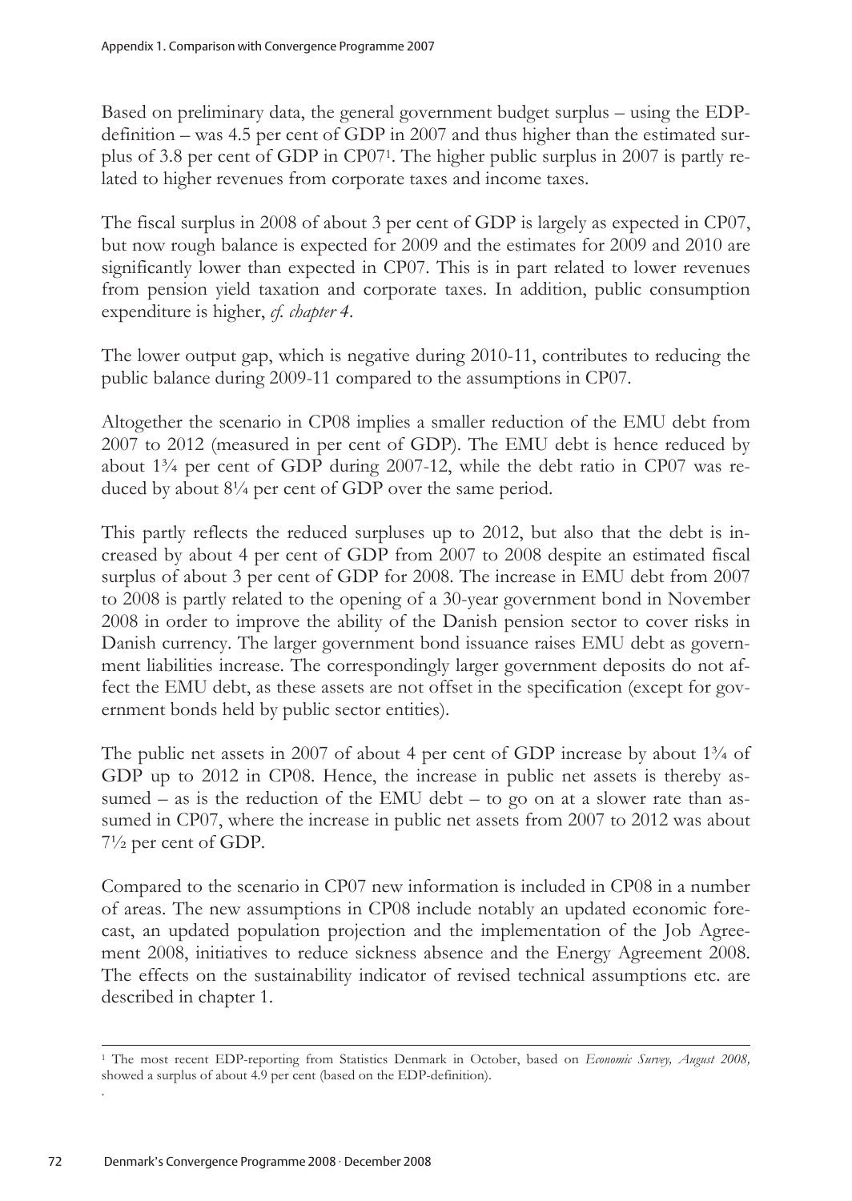Based on preliminary data, the general government budget surplus – using the EDP-definition – was 4.5 per cent of GDP in 2007 and thus higher than the estimated surplus of 3.8 per cent of GDP in CP07[1]. The higher public surplus in 2007 is partly related to higher revenues from corporate taxes and income taxes.

The fiscal surplus in 2008 of about 3 per cent of GDP is largely as expected in CP07, but now rough balance is expected for 2009 and the estimates for 2009 and 2010 are significantly lower than expected in CP07. This is in part related to lower revenues from pension yield taxation and corporate taxes. In addition, public consumption expenditure is higher, *cf. chapter 4*.

The lower output gap, which is negative during 2010-11, contributes to reducing the public balance during 2009-11 compared to the assumptions in CP07.

Altogether the scenario in CP08 implies a smaller reduction of the EMU debt from 2007 to 2012 (measured in per cent of GDP). The EMU debt is hence reduced by about 1¾ per cent of GDP during 2007-12, while the debt ratio in CP07 was reduced by about 8¼ per cent of GDP over the same period.

This partly reflects the reduced surpluses up to 2012, but also that the debt is increased by about 4 per cent of GDP from 2007 to 2008 despite an estimated fiscal surplus of about 3 per cent of GDP for 2008. The increase in EMU debt from 2007 to 2008 is partly related to the opening of a 30-year government bond in November 2008 in order to improve the ability of the Danish pension sector to cover risks in Danish currency. The larger government bond issuance raises EMU debt as government liabilities increase. The correspondingly larger government deposits do not affect the EMU debt, as these assets are not offset in the specification (except for government bonds held by public sector entities).

The public net assets in 2007 of about 4 per cent of GDP increase by about 1¾ of GDP up to 2012 in CP08. Hence, the increase in public net assets is thereby assumed – as is the reduction of the EMU debt – to go on at a slower rate than assumed in CP07, where the increase in public net assets from 2007 to 2012 was about 7½ per cent of GDP.

Compared to the scenario in CP07 new information is included in CP08 in a number of areas. The new assumptions in CP08 include notably an updated economic forecast, an updated population projection and the implementation of the Job Agreement 2008, initiatives to reduce sickness absence and the Energy Agreement 2008. The effects on the sustainability indicator of revised technical assumptions etc. are described in chapter 1.

---

[1] The most recent EDP-reporting from Statistics Denmark in October, based on *Economic Survey, August 2008,* showed a surplus of about 4.9 per cent (based on the EDP-definition).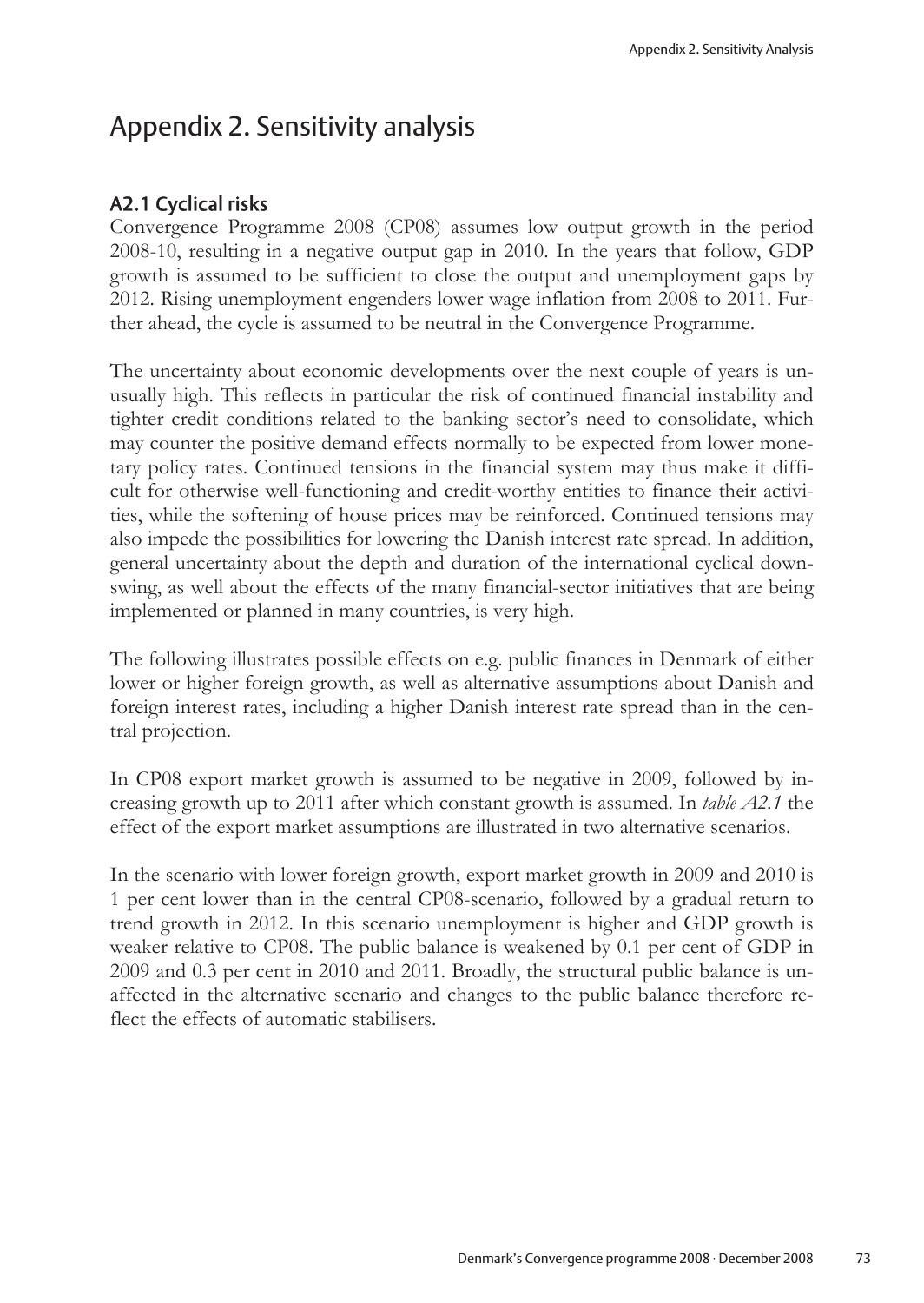# Appendix 2. Sensitivity analysis

## A2.1 Cyclical risks

Convergence Programme 2008 (CP08) assumes low output growth in the period 2008-10, resulting in a negative output gap in 2010. In the years that follow, GDP growth is assumed to be sufficient to close the output and unemployment gaps by 2012. Rising unemployment engenders lower wage inflation from 2008 to 2011. Further ahead, the cycle is assumed to be neutral in the Convergence Programme.

The uncertainty about economic developments over the next couple of years is unusually high. This reflects in particular the risk of continued financial instability and tighter credit conditions related to the banking sector's need to consolidate, which may counter the positive demand effects normally to be expected from lower monetary policy rates. Continued tensions in the financial system may thus make it difficult for otherwise well-functioning and credit-worthy entities to finance their activities, while the softening of house prices may be reinforced. Continued tensions may also impede the possibilities for lowering the Danish interest rate spread. In addition, general uncertainty about the depth and duration of the international cyclical downswing, as well about the effects of the many financial-sector initiatives that are being implemented or planned in many countries, is very high.

The following illustrates possible effects on e.g. public finances in Denmark of either lower or higher foreign growth, as well as alternative assumptions about Danish and foreign interest rates, including a higher Danish interest rate spread than in the central projection.

In CP08 export market growth is assumed to be negative in 2009, followed by increasing growth up to 2011 after which constant growth is assumed. In *table A2.1* the effect of the export market assumptions are illustrated in two alternative scenarios.

In the scenario with lower foreign growth, export market growth in 2009 and 2010 is 1 per cent lower than in the central CP08-scenario, followed by a gradual return to trend growth in 2012. In this scenario unemployment is higher and GDP growth is weaker relative to CP08. The public balance is weakened by 0.1 per cent of GDP in 2009 and 0.3 per cent in 2010 and 2011. Broadly, the structural public balance is unaffected in the alternative scenario and changes to the public balance therefore reflect the effects of automatic stabilisers.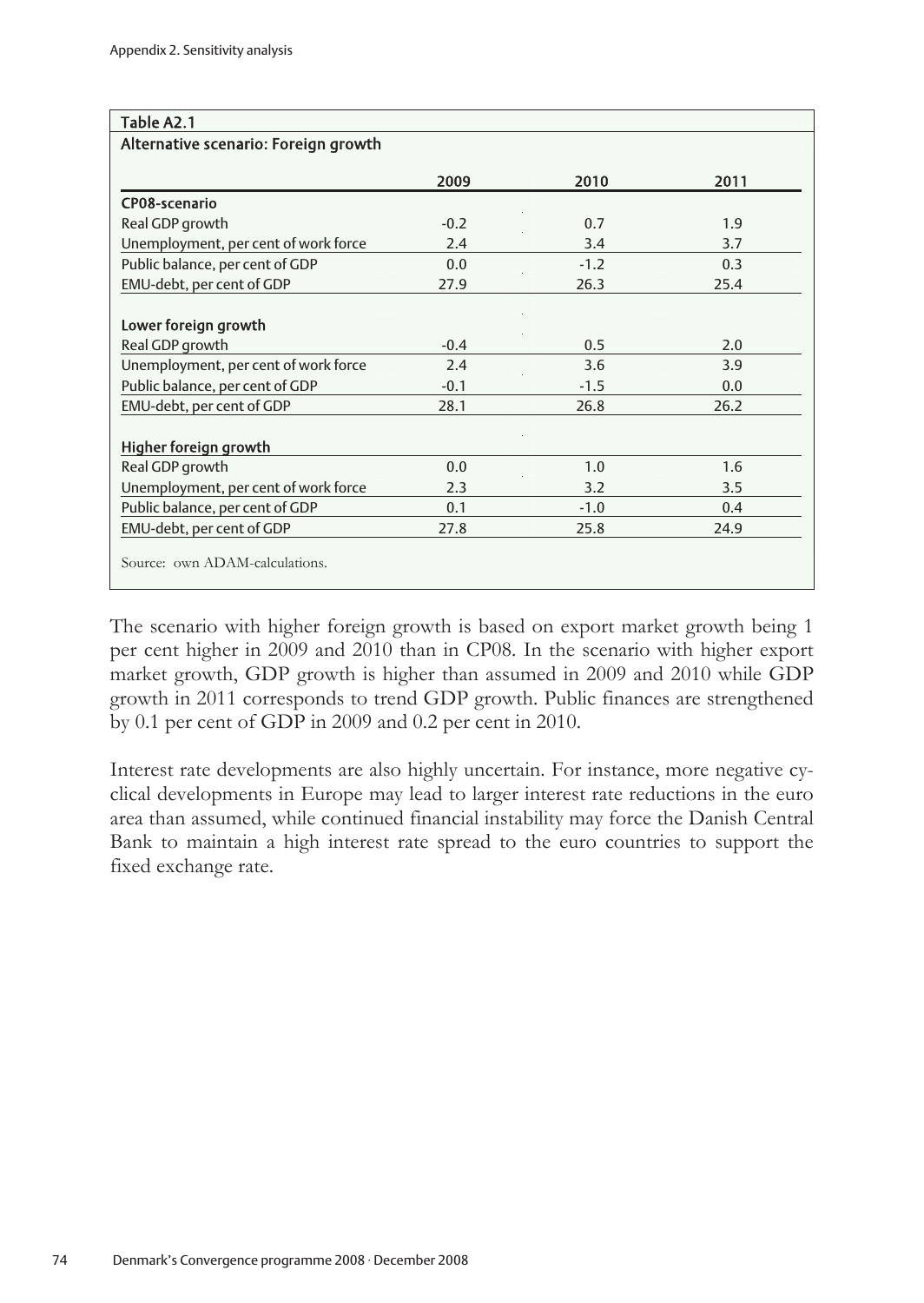**Table A2.1**

**Alternative scenario: Foreign growth**

| | 2009 | 2010 | 2011 |
|---|---|---|---|
| **CP08-scenario** | | | |
| Real GDP growth | -0.2 | 0.7 | 1.9 |
| Unemployment, per cent of work force | 2.4 | 3.4 | 3.7 |
| Public balance, per cent of GDP | 0.0 | -1.2 | 0.3 |
| EMU-debt, per cent of GDP | 27.9 | 26.3 | 25.4 |
| | | | |
| **Lower foreign growth** | | | |
| Real GDP growth | -0.4 | 0.5 | 2.0 |
| Unemployment, per cent of work force | 2.4 | 3.6 | 3.9 |
| Public balance, per cent of GDP | -0.1 | -1.5 | 0.0 |
| EMU-debt, per cent of GDP | 28.1 | 26.8 | 26.2 |
| | | | |
| **Higher foreign growth** | | | |
| Real GDP growth | 0.0 | 1.0 | 1.6 |
| Unemployment, per cent of work force | 2.3 | 3.2 | 3.5 |
| Public balance, per cent of GDP | 0.1 | -1.0 | 0.4 |
| EMU-debt, per cent of GDP | 27.8 | 25.8 | 24.9 |

Source: own ADAM-calculations.

The scenario with higher foreign growth is based on export market growth being 1 per cent higher in 2009 and 2010 than in CP08. In the scenario with higher export market growth, GDP growth is higher than assumed in 2009 and 2010 while GDP growth in 2011 corresponds to trend GDP growth. Public finances are strengthened by 0.1 per cent of GDP in 2009 and 0.2 per cent in 2010.

Interest rate developments are also highly uncertain. For instance, more negative cyclical developments in Europe may lead to larger interest rate reductions in the euro area than assumed, while continued financial instability may force the Danish Central Bank to maintain a high interest rate spread to the euro countries to support the fixed exchange rate.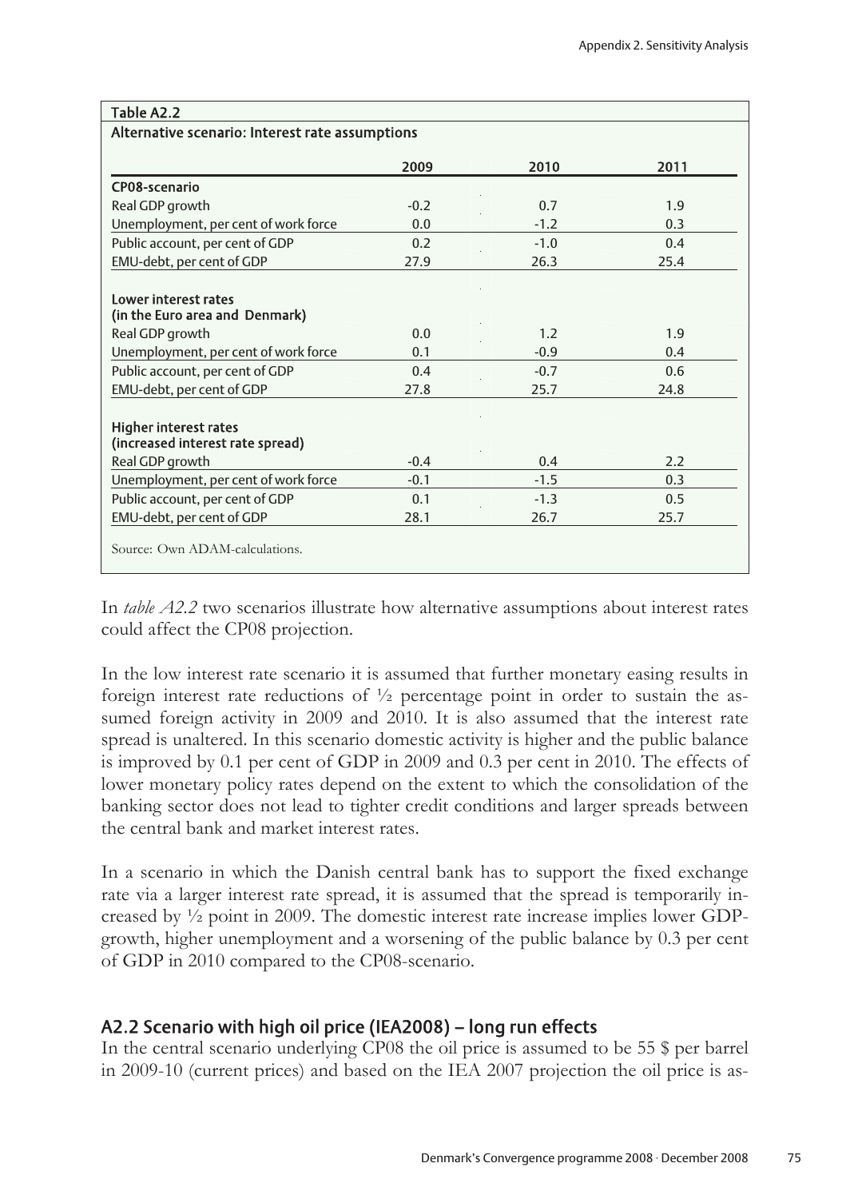| Table A2.2 | | | |
|---|---|---|---|
| **Alternative scenario: Interest rate assumptions** | | | |
| | 2009 | 2010 | 2011 |
| **CP08-scenario** | | | |
| Real GDP growth | -0.2 | 0.7 | 1.9 |
| Unemployment, per cent of work force | 0.0 | -1.2 | 0.3 |
| Public account, per cent of GDP | 0.2 | -1.0 | 0.4 |
| EMU-debt, per cent of GDP | 27.9 | 26.3 | 25.4 |
| **Lower interest rates (in the Euro area and Denmark)** | | | |
| Real GDP growth | 0.0 | 1.2 | 1.9 |
| Unemployment, per cent of work force | 0.1 | -0.9 | 0.4 |
| Public account, per cent of GDP | 0.4 | -0.7 | 0.6 |
| EMU-debt, per cent of GDP | 27.8 | 25.7 | 24.8 |
| **Higher interest rates (increased interest rate spread)** | | | |
| Real GDP growth | -0.4 | 0.4 | 2.2 |
| Unemployment, per cent of work force | -0.1 | -1.5 | 0.3 |
| Public account, per cent of GDP | 0.1 | -1.3 | 0.5 |
| EMU-debt, per cent of GDP | 28.1 | 26.7 | 25.7 |

Source: Own ADAM-calculations.

In *table A2.2* two scenarios illustrate how alternative assumptions about interest rates could affect the CP08 projection.

In the low interest rate scenario it is assumed that further monetary easing results in foreign interest rate reductions of ½ percentage point in order to sustain the assumed foreign activity in 2009 and 2010. It is also assumed that the interest rate spread is unaltered. In this scenario domestic activity is higher and the public balance is improved by 0.1 per cent of GDP in 2009 and 0.3 per cent in 2010. The effects of lower monetary policy rates depend on the extent to which the consolidation of the banking sector does not lead to tighter credit conditions and larger spreads between the central bank and market interest rates.

In a scenario in which the Danish central bank has to support the fixed exchange rate via a larger interest rate spread, it is assumed that the spread is temporarily increased by ½ point in 2009. The domestic interest rate increase implies lower GDP-growth, higher unemployment and a worsening of the public balance by 0.3 per cent of GDP in 2010 compared to the CP08-scenario.

## A2.2 Scenario with high oil price (IEA2008) – long run effects

In the central scenario underlying CP08 the oil price is assumed to be 55 $ per barrel in 2009-10 (current prices) and based on the IEA 2007 projection the oil price is as-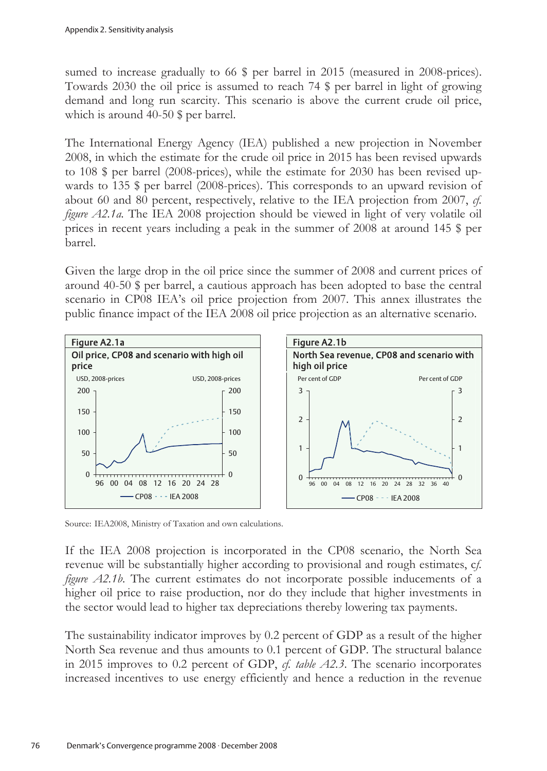sumed to increase gradually to 66 $ per barrel in 2015 (measured in 2008-prices). Towards 2030 the oil price is assumed to reach 74 $ per barrel in light of growing demand and long run scarcity. This scenario is above the current crude oil price, which is around 40-50 $ per barrel.

The International Energy Agency (IEA) published a new projection in November 2008, in which the estimate for the crude oil price in 2015 has been revised upwards to 108 $ per barrel (2008-prices), while the estimate for 2030 has been revised upwards to 135 $ per barrel (2008-prices). This corresponds to an upward revision of about 60 and 80 percent, respectively, relative to the IEA projection from 2007, *cf. figure A2.1a*. The IEA 2008 projection should be viewed in light of very volatile oil prices in recent years including a peak in the summer of 2008 at around 145 $ per barrel.

Given the large drop in the oil price since the summer of 2008 and current prices of around 40-50 $ per barrel, a cautious approach has been adopted to base the central scenario in CP08 IEA's oil price projection from 2007. This annex illustrates the public finance impact of the IEA 2008 oil price projection as an alternative scenario.

**Figure A2.1a**
**Oil price, CP08 and scenario with high oil price**

**Figure A2.1b**
**North Sea revenue, CP08 and scenario with high oil price**

Source: IEA2008, Ministry of Taxation and own calculations.

If the IEA 2008 projection is incorporated in the CP08 scenario, the North Sea revenue will be substantially higher according to provisional and rough estimates, *cf. figure A2.1b*. The current estimates do not incorporate possible inducements of a higher oil price to raise production, nor do they include that higher investments in the sector would lead to higher tax depreciations thereby lowering tax payments.

The sustainability indicator improves by 0.2 percent of GDP as a result of the higher North Sea revenue and thus amounts to 0.1 percent of GDP. The structural balance in 2015 improves to 0.2 percent of GDP, *cf. table A2.3*. The scenario incorporates increased incentives to use energy efficiently and hence a reduction in the revenue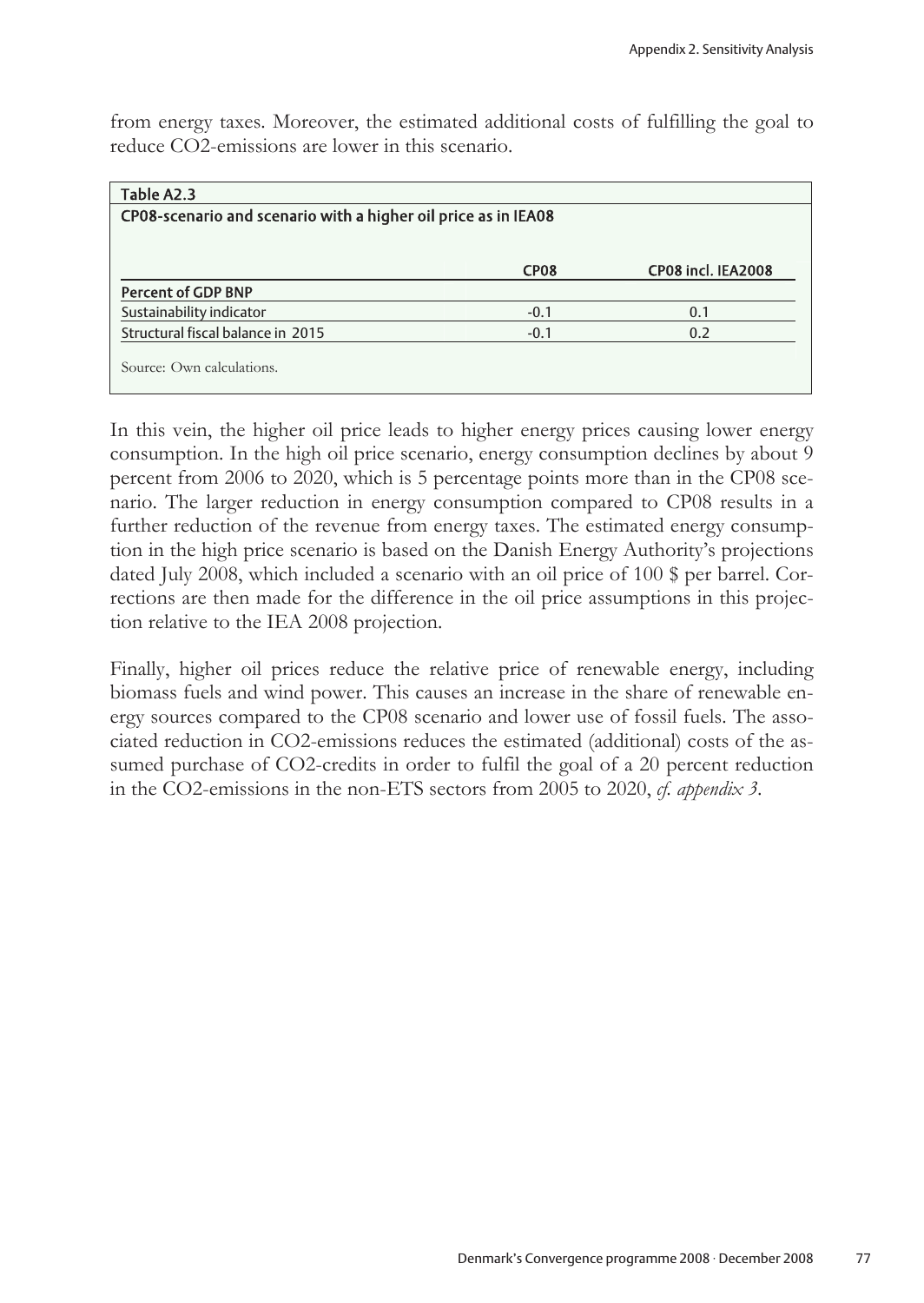from energy taxes. Moreover, the estimated additional costs of fulfilling the goal to reduce CO2-emissions are lower in this scenario.

**Table A2.3**

**CP08-scenario and scenario with a higher oil price as in IEA08**

| | CP08 | CP08 incl. IEA2008 |
|---|---|---|
| **Percent of GDP BNP** | | |
| Sustainability indicator | -0.1 | 0.1 |
| Structural fiscal balance in 2015 | -0.1 | 0.2 |

Source: Own calculations.

In this vein, the higher oil price leads to higher energy prices causing lower energy consumption. In the high oil price scenario, energy consumption declines by about 9 percent from 2006 to 2020, which is 5 percentage points more than in the CP08 scenario. The larger reduction in energy consumption compared to CP08 results in a further reduction of the revenue from energy taxes. The estimated energy consumption in the high price scenario is based on the Danish Energy Authority's projections dated July 2008, which included a scenario with an oil price of 100 $ per barrel. Corrections are then made for the difference in the oil price assumptions in this projection relative to the IEA 2008 projection.

Finally, higher oil prices reduce the relative price of renewable energy, including biomass fuels and wind power. This causes an increase in the share of renewable energy sources compared to the CP08 scenario and lower use of fossil fuels. The associated reduction in CO2-emissions reduces the estimated (additional) costs of the assumed purchase of CO2-credits in order to fulfil the goal of a 20 percent reduction in the CO2-emissions in the non-ETS sectors from 2005 to 2020, *cf. appendix 3*.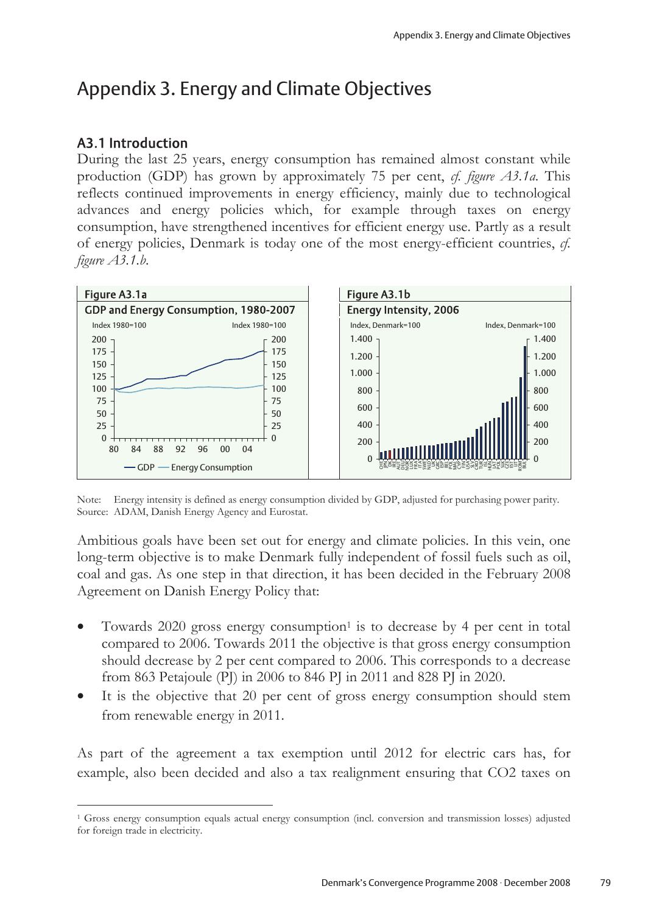# Appendix 3. Energy and Climate Objectives

## A3.1 Introduction

During the last 25 years, energy consumption has remained almost constant while production (GDP) has grown by approximately 75 per cent, *cf. figure A3.1a*. This reflects continued improvements in energy efficiency, mainly due to technological advances and energy policies which, for example through taxes on energy consumption, have strengthened incentives for efficient energy use. Partly as a result of energy policies, Denmark is today one of the most energy-efficient countries, *cf. figure A3.1.b*.

Figure A3.1a
GDP and Energy Consumption, 1980-2007

Figure A3.1b
Energy Intensity, 2006

Note: Energy intensity is defined as energy consumption divided by GDP, adjusted for purchasing power parity.
Source: ADAM, Danish Energy Agency and Eurostat.

Ambitious goals have been set out for energy and climate policies. In this vein, one long-term objective is to make Denmark fully independent of fossil fuels such as oil, coal and gas. As one step in that direction, it has been decided in the February 2008 Agreement on Danish Energy Policy that:

- Towards 2020 gross energy consumption[1] is to decrease by 4 per cent in total compared to 2006. Towards 2011 the objective is that gross energy consumption should decrease by 2 per cent compared to 2006. This corresponds to a decrease from 863 Petajoule (PJ) in 2006 to 846 PJ in 2011 and 828 PJ in 2020.
- It is the objective that 20 per cent of gross energy consumption should stem from renewable energy in 2011.

As part of the agreement a tax exemption until 2012 for electric cars has, for example, also been decided and also a tax realignment ensuring that CO2 taxes on

[1] Gross energy consumption equals actual energy consumption (incl. conversion and transmission losses) adjusted for foreign trade in electricity.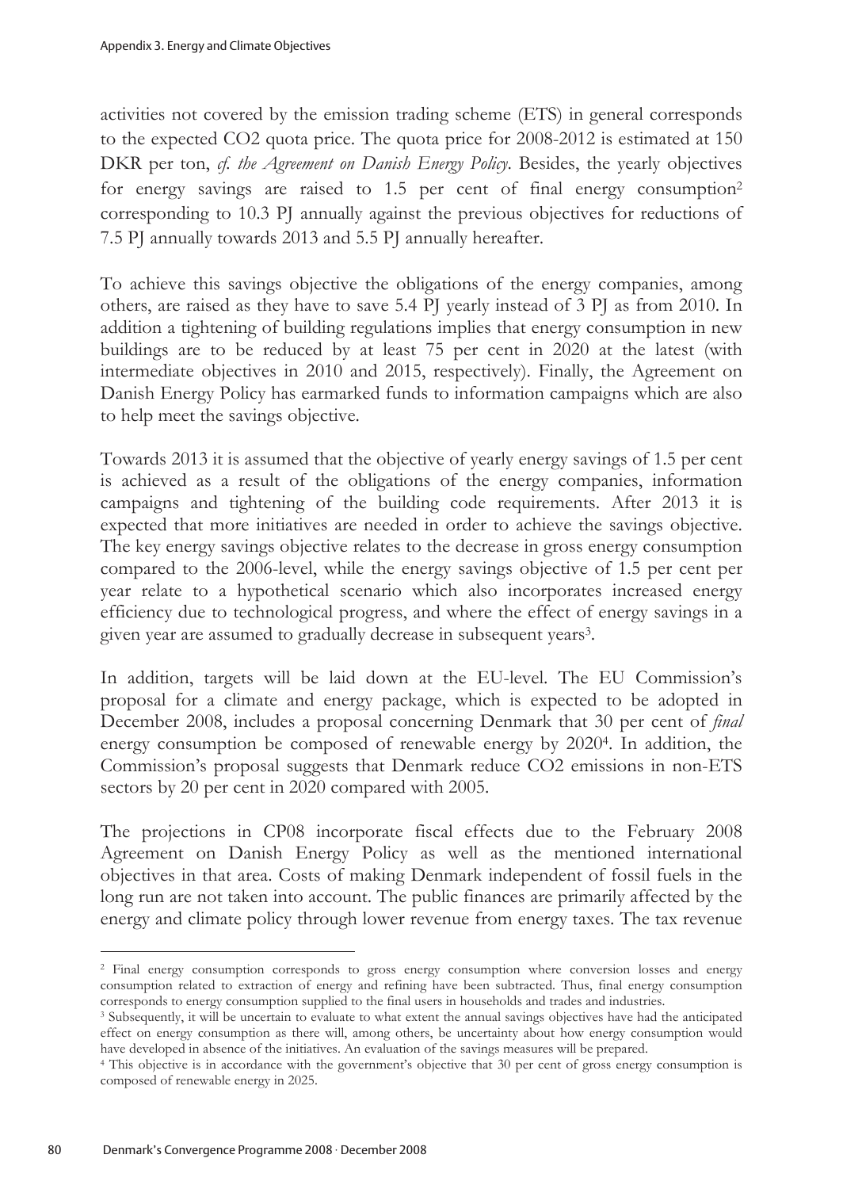activities not covered by the emission trading scheme (ETS) in general corresponds to the expected CO2 quota price. The quota price for 2008-2012 is estimated at 150 DKR per ton, *cf. the Agreement on Danish Energy Policy*. Besides, the yearly objectives for energy savings are raised to 1.5 per cent of final energy consumption[2] corresponding to 10.3 PJ annually against the previous objectives for reductions of 7.5 PJ annually towards 2013 and 5.5 PJ annually hereafter.

To achieve this savings objective the obligations of the energy companies, among others, are raised as they have to save 5.4 PJ yearly instead of 3 PJ as from 2010. In addition a tightening of building regulations implies that energy consumption in new buildings are to be reduced by at least 75 per cent in 2020 at the latest (with intermediate objectives in 2010 and 2015, respectively). Finally, the Agreement on Danish Energy Policy has earmarked funds to information campaigns which are also to help meet the savings objective.

Towards 2013 it is assumed that the objective of yearly energy savings of 1.5 per cent is achieved as a result of the obligations of the energy companies, information campaigns and tightening of the building code requirements. After 2013 it is expected that more initiatives are needed in order to achieve the savings objective. The key energy savings objective relates to the decrease in gross energy consumption compared to the 2006-level, while the energy savings objective of 1.5 per cent per year relate to a hypothetical scenario which also incorporates increased energy efficiency due to technological progress, and where the effect of energy savings in a given year are assumed to gradually decrease in subsequent years[3].

In addition, targets will be laid down at the EU-level. The EU Commission's proposal for a climate and energy package, which is expected to be adopted in December 2008, includes a proposal concerning Denmark that 30 per cent of *final* energy consumption be composed of renewable energy by 2020[4]. In addition, the Commission's proposal suggests that Denmark reduce CO2 emissions in non-ETS sectors by 20 per cent in 2020 compared with 2005.

The projections in CP08 incorporate fiscal effects due to the February 2008 Agreement on Danish Energy Policy as well as the mentioned international objectives in that area. Costs of making Denmark independent of fossil fuels in the long run are not taken into account. The public finances are primarily affected by the energy and climate policy through lower revenue from energy taxes. The tax revenue

---

[2] Final energy consumption corresponds to gross energy consumption where conversion losses and energy consumption related to extraction of energy and refining have been subtracted. Thus, final energy consumption corresponds to energy consumption supplied to the final users in households and trades and industries.

[3] Subsequently, it will be uncertain to evaluate to what extent the annual savings objectives have had the anticipated effect on energy consumption as there will, among others, be uncertainty about how energy consumption would have developed in absence of the initiatives. An evaluation of the savings measures will be prepared.

[4] This objective is in accordance with the government's objective that 30 per cent of gross energy consumption is composed of renewable energy in 2025.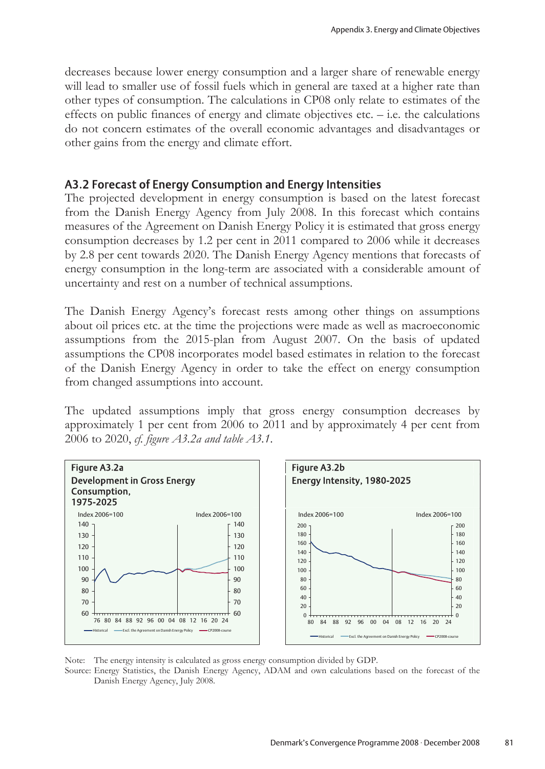decreases because lower energy consumption and a larger share of renewable energy will lead to smaller use of fossil fuels which in general are taxed at a higher rate than other types of consumption. The calculations in CP08 only relate to estimates of the effects on public finances of energy and climate objectives etc. – i.e. the calculations do not concern estimates of the overall economic advantages and disadvantages or other gains from the energy and climate effort.

## A3.2 Forecast of Energy Consumption and Energy Intensities

The projected development in energy consumption is based on the latest forecast from the Danish Energy Agency from July 2008. In this forecast which contains measures of the Agreement on Danish Energy Policy it is estimated that gross energy consumption decreases by 1.2 per cent in 2011 compared to 2006 while it decreases by 2.8 per cent towards 2020. The Danish Energy Agency mentions that forecasts of energy consumption in the long-term are associated with a considerable amount of uncertainty and rest on a number of technical assumptions.

The Danish Energy Agency's forecast rests among other things on assumptions about oil prices etc. at the time the projections were made as well as macroeconomic assumptions from the 2015-plan from August 2007. On the basis of updated assumptions the CP08 incorporates model based estimates in relation to the forecast of the Danish Energy Agency in order to take the effect on energy consumption from changed assumptions into account.

The updated assumptions imply that gross energy consumption decreases by approximately 1 per cent from 2006 to 2011 and by approximately 4 per cent from 2006 to 2020, *cf. figure A3.2a and table A3.1.*

**Figure A3.2a**
**Development in Gross Energy Consumption, 1975-2025**

Index 2006=100

Legend: Historical; Excl. the Agreement on Danish Energy Policy; CP2008-course

**Figure A3.2b**
**Energy Intensity, 1980-2025**

Index 2006=100

Legend: Historical; Excl. the Agreement on Danish Energy Policy; CP2008-course

Note: The energy intensity is calculated as gross energy consumption divided by GDP.
Source: Energy Statistics, the Danish Energy Agency, ADAM and own calculations based on the forecast of the Danish Energy Agency, July 2008.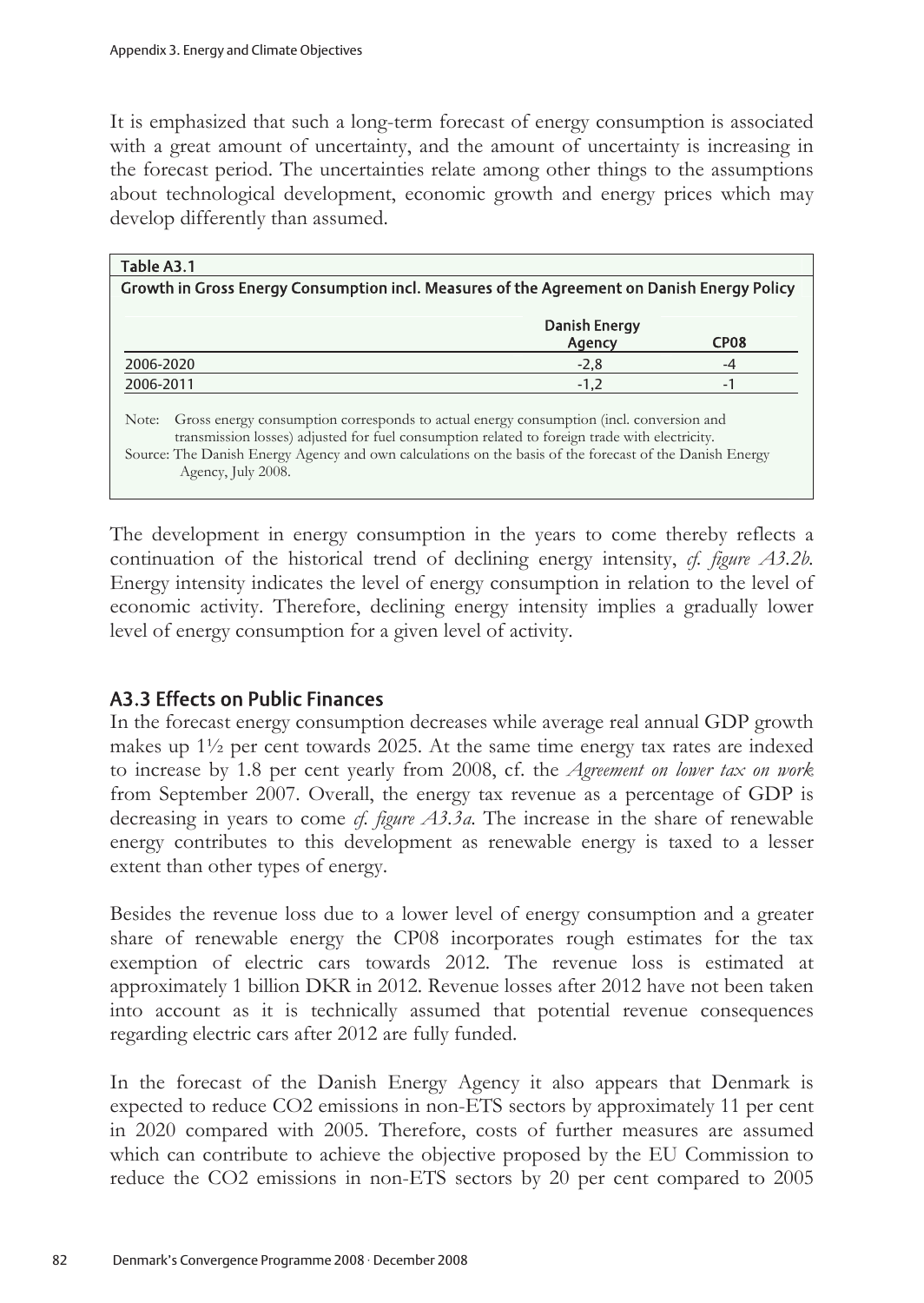It is emphasized that such a long-term forecast of energy consumption is associated with a great amount of uncertainty, and the amount of uncertainty is increasing in the forecast period. The uncertainties relate among other things to the assumptions about technological development, economic growth and energy prices which may develop differently than assumed.

**Table A3.1**

**Growth in Gross Energy Consumption incl. Measures of the Agreement on Danish Energy Policy**

| | Danish Energy Agency | CP08 |
|---|---|---|
| 2006-2020 | -2,8 | -4 |
| 2006-2011 | -1,2 | -1 |

Note: Gross energy consumption corresponds to actual energy consumption (incl. conversion and transmission losses) adjusted for fuel consumption related to foreign trade with electricity.

Source: The Danish Energy Agency and own calculations on the basis of the forecast of the Danish Energy Agency, July 2008.

The development in energy consumption in the years to come thereby reflects a continuation of the historical trend of declining energy intensity, *cf. figure A3.2b*. Energy intensity indicates the level of energy consumption in relation to the level of economic activity. Therefore, declining energy intensity implies a gradually lower level of energy consumption for a given level of activity.

## A3.3 Effects on Public Finances

In the forecast energy consumption decreases while average real annual GDP growth makes up 1½ per cent towards 2025. At the same time energy tax rates are indexed to increase by 1.8 per cent yearly from 2008, cf. the *Agreement on lower tax on work* from September 2007. Overall, the energy tax revenue as a percentage of GDP is decreasing in years to come *cf. figure A3.3a*. The increase in the share of renewable energy contributes to this development as renewable energy is taxed to a lesser extent than other types of energy.

Besides the revenue loss due to a lower level of energy consumption and a greater share of renewable energy the CP08 incorporates rough estimates for the tax exemption of electric cars towards 2012. The revenue loss is estimated at approximately 1 billion DKR in 2012. Revenue losses after 2012 have not been taken into account as it is technically assumed that potential revenue consequences regarding electric cars after 2012 are fully funded.

In the forecast of the Danish Energy Agency it also appears that Denmark is expected to reduce $CO_2$ emissions in non-ETS sectors by approximately 11 per cent in 2020 compared with 2005. Therefore, costs of further measures are assumed which can contribute to achieve the objective proposed by the EU Commission to reduce the $CO_2$ emissions in non-ETS sectors by 20 per cent compared to 2005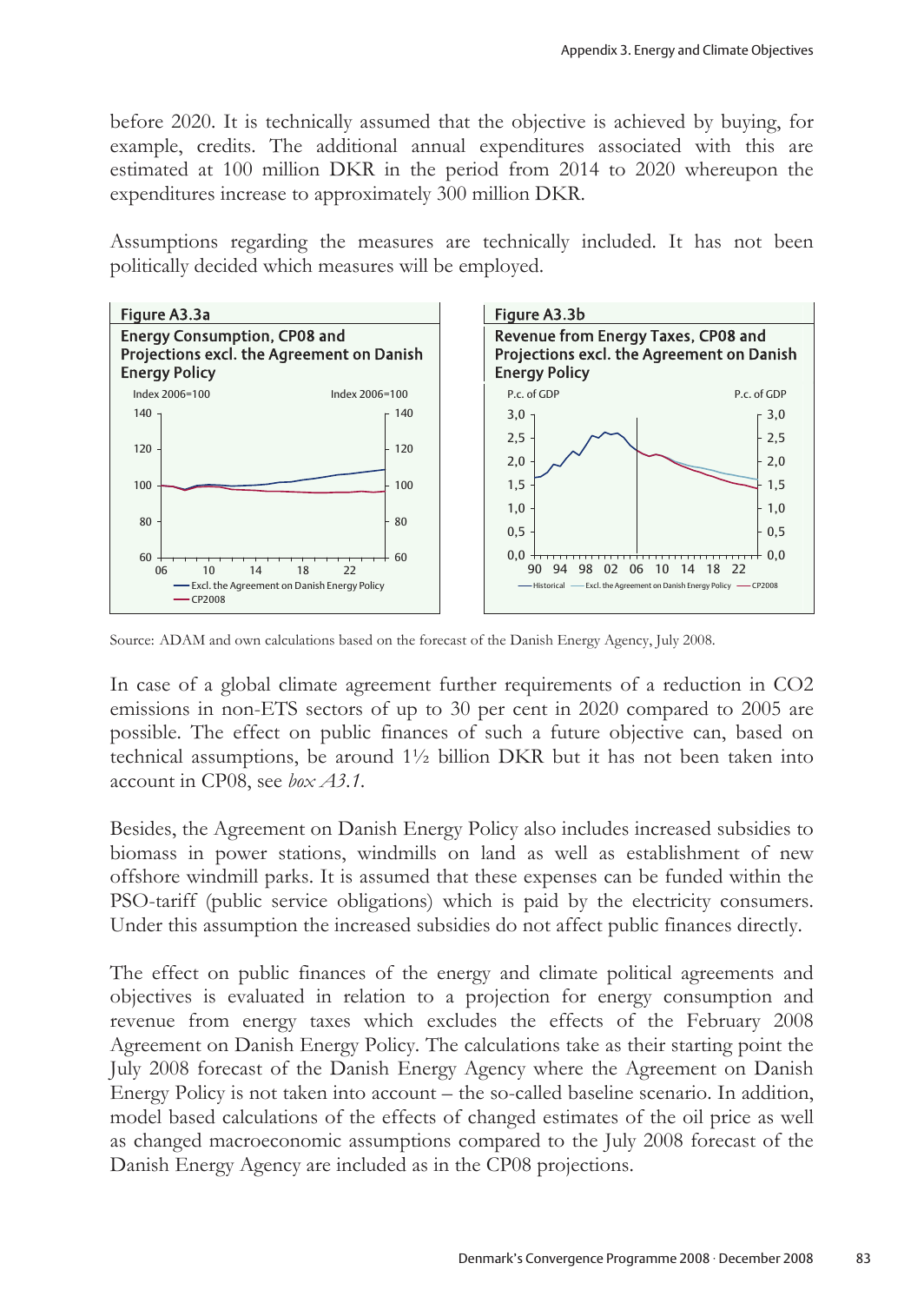before 2020. It is technically assumed that the objective is achieved by buying, for example, credits. The additional annual expenditures associated with this are estimated at 100 million DKR in the period from 2014 to 2020 whereupon the expenditures increase to approximately 300 million DKR.

Assumptions regarding the measures are technically included. It has not been politically decided which measures will be employed.

**Figure A3.3a**

**Energy Consumption, CP08 and Projections excl. the Agreement on Danish Energy Policy**

**Figure A3.3b**

**Revenue from Energy Taxes, CP08 and Projections excl. the Agreement on Danish Energy Policy**

Source: ADAM and own calculations based on the forecast of the Danish Energy Agency, July 2008.

In case of a global climate agreement further requirements of a reduction in $CO_2$ emissions in non-ETS sectors of up to 30 per cent in 2020 compared to 2005 are possible. The effect on public finances of such a future objective can, based on technical assumptions, be around 1½ billion DKR but it has not been taken into account in CP08, see *box A3.1*.

Besides, the Agreement on Danish Energy Policy also includes increased subsidies to biomass in power stations, windmills on land as well as establishment of new offshore windmill parks. It is assumed that these expenses can be funded within the PSO-tariff (public service obligations) which is paid by the electricity consumers. Under this assumption the increased subsidies do not affect public finances directly.

The effect on public finances of the energy and climate political agreements and objectives is evaluated in relation to a projection for energy consumption and revenue from energy taxes which excludes the effects of the February 2008 Agreement on Danish Energy Policy. The calculations take as their starting point the July 2008 forecast of the Danish Energy Agency where the Agreement on Danish Energy Policy is not taken into account – the so-called baseline scenario. In addition, model based calculations of the effects of changed estimates of the oil price as well as changed macroeconomic assumptions compared to the July 2008 forecast of the Danish Energy Agency are included as in the CP08 projections.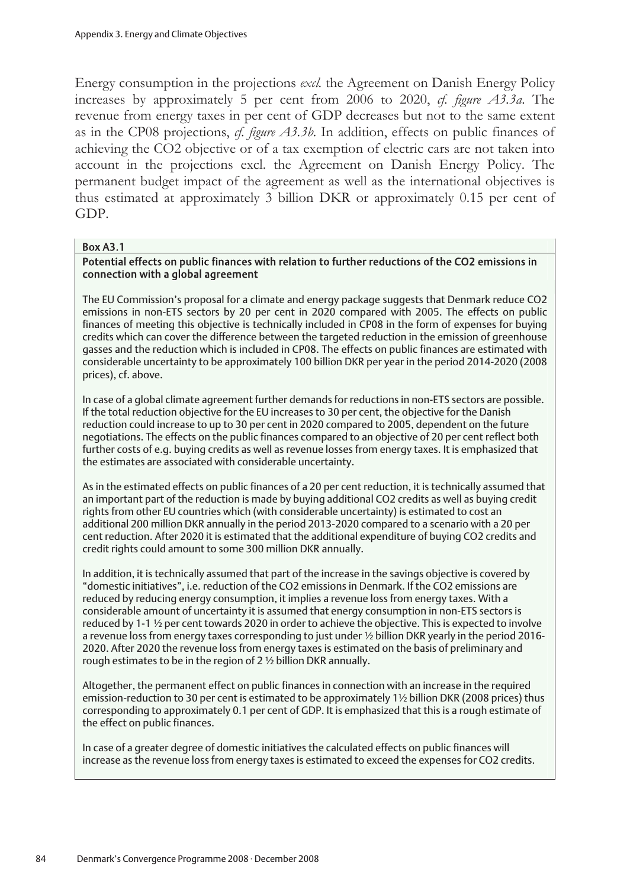Energy consumption in the projections *excl.* the Agreement on Danish Energy Policy increases by approximately 5 per cent from 2006 to 2020, *cf. figure A3.3a*. The revenue from energy taxes in per cent of GDP decreases but not to the same extent as in the CP08 projections, *cf. figure A3.3b*. In addition, effects on public finances of achieving the CO2 objective or of a tax exemption of electric cars are not taken into account in the projections excl. the Agreement on Danish Energy Policy. The permanent budget impact of the agreement as well as the international objectives is thus estimated at approximately 3 billion DKR or approximately 0.15 per cent of GDP.

**Box A3.1**

**Potential effects on public finances with relation to further reductions of the CO2 emissions in connection with a global agreement**

The EU Commission's proposal for a climate and energy package suggests that Denmark reduce CO2 emissions in non-ETS sectors by 20 per cent in 2020 compared with 2005. The effects on public finances of meeting this objective is technically included in CP08 in the form of expenses for buying credits which can cover the difference between the targeted reduction in the emission of greenhouse gasses and the reduction which is included in CP08. The effects on public finances are estimated with considerable uncertainty to be approximately 100 billion DKR per year in the period 2014-2020 (2008 prices), cf. above.

In case of a global climate agreement further demands for reductions in non-ETS sectors are possible. If the total reduction objective for the EU increases to 30 per cent, the objective for the Danish reduction could increase to up to 30 per cent in 2020 compared to 2005, dependent on the future negotiations. The effects on the public finances compared to an objective of 20 per cent reflect both further costs of e.g. buying credits as well as revenue losses from energy taxes. It is emphasized that the estimates are associated with considerable uncertainty.

As in the estimated effects on public finances of a 20 per cent reduction, it is technically assumed that an important part of the reduction is made by buying additional CO2 credits as well as buying credit rights from other EU countries which (with considerable uncertainty) is estimated to cost an additional 200 million DKR annually in the period 2013-2020 compared to a scenario with a 20 per cent reduction. After 2020 it is estimated that the additional expenditure of buying CO2 credits and credit rights could amount to some 300 million DKR annually.

In addition, it is technically assumed that part of the increase in the savings objective is covered by "domestic initiatives", i.e. reduction of the CO2 emissions in Denmark. If the CO2 emissions are reduced by reducing energy consumption, it implies a revenue loss from energy taxes. With a considerable amount of uncertainty it is assumed that energy consumption in non-ETS sectors is reduced by 1-1 ½ per cent towards 2020 in order to achieve the objective. This is expected to involve a revenue loss from energy taxes corresponding to just under ½ billion DKR yearly in the period 2016-2020. After 2020 the revenue loss from energy taxes is estimated on the basis of preliminary and rough estimates to be in the region of 2 ½ billion DKR annually.

Altogether, the permanent effect on public finances in connection with an increase in the required emission-reduction to 30 per cent is estimated to be approximately 1½ billion DKR (2008 prices) thus corresponding to approximately 0.1 per cent of GDP. It is emphasized that this is a rough estimate of the effect on public finances.

In case of a greater degree of domestic initiatives the calculated effects on public finances will increase as the revenue loss from energy taxes is estimated to exceed the expenses for CO2 credits.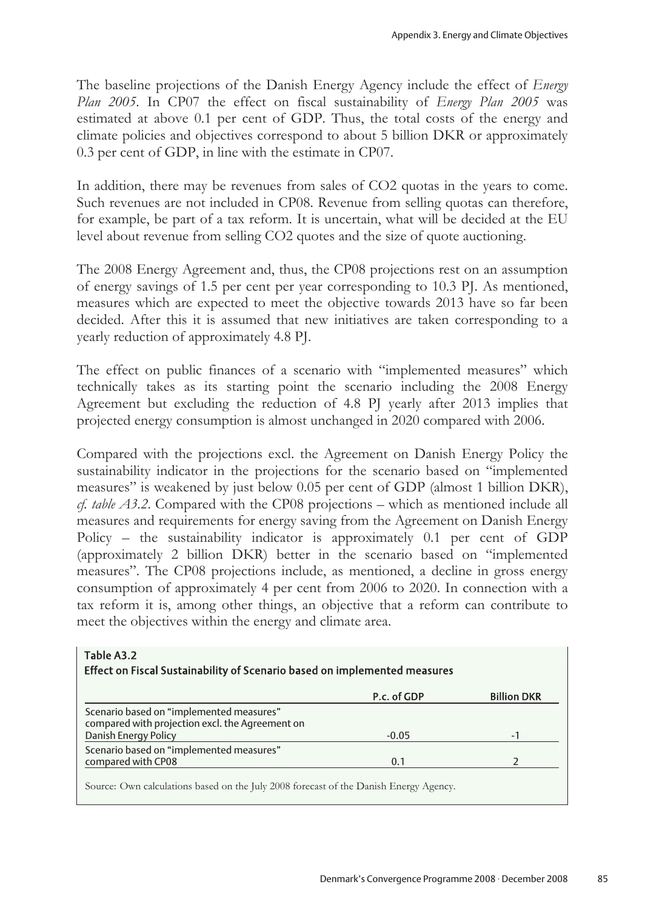The baseline projections of the Danish Energy Agency include the effect of *Energy Plan 2005*. In CP07 the effect on fiscal sustainability of *Energy Plan 2005* was estimated at above 0.1 per cent of GDP. Thus, the total costs of the energy and climate policies and objectives correspond to about 5 billion DKR or approximately 0.3 per cent of GDP, in line with the estimate in CP07.

In addition, there may be revenues from sales of CO2 quotas in the years to come. Such revenues are not included in CP08. Revenue from selling quotas can therefore, for example, be part of a tax reform. It is uncertain, what will be decided at the EU level about revenue from selling CO2 quotes and the size of quote auctioning.

The 2008 Energy Agreement and, thus, the CP08 projections rest on an assumption of energy savings of 1.5 per cent per year corresponding to 10.3 PJ. As mentioned, measures which are expected to meet the objective towards 2013 have so far been decided. After this it is assumed that new initiatives are taken corresponding to a yearly reduction of approximately 4.8 PJ.

The effect on public finances of a scenario with "implemented measures" which technically takes as its starting point the scenario including the 2008 Energy Agreement but excluding the reduction of 4.8 PJ yearly after 2013 implies that projected energy consumption is almost unchanged in 2020 compared with 2006.

Compared with the projections excl. the Agreement on Danish Energy Policy the sustainability indicator in the projections for the scenario based on "implemented measures" is weakened by just below 0.05 per cent of GDP (almost 1 billion DKR), *cf. table A3.2*. Compared with the CP08 projections – which as mentioned include all measures and requirements for energy saving from the Agreement on Danish Energy Policy – the sustainability indicator is approximately 0.1 per cent of GDP (approximately 2 billion DKR) better in the scenario based on "implemented measures". The CP08 projections include, as mentioned, a decline in gross energy consumption of approximately 4 per cent from 2006 to 2020. In connection with a tax reform it is, among other things, an objective that a reform can contribute to meet the objectives within the energy and climate area.

**Table A3.2**
**Effect on Fiscal Sustainability of Scenario based on implemented measures**

| | P.c. of GDP | Billion DKR |
|---|---|---|
| Scenario based on "implemented measures" compared with projection excl. the Agreement on Danish Energy Policy | -0.05 | -1 |
| Scenario based on "implemented measures" compared with CP08 | 0.1 | 2 |

Source: Own calculations based on the July 2008 forecast of the Danish Energy Agency.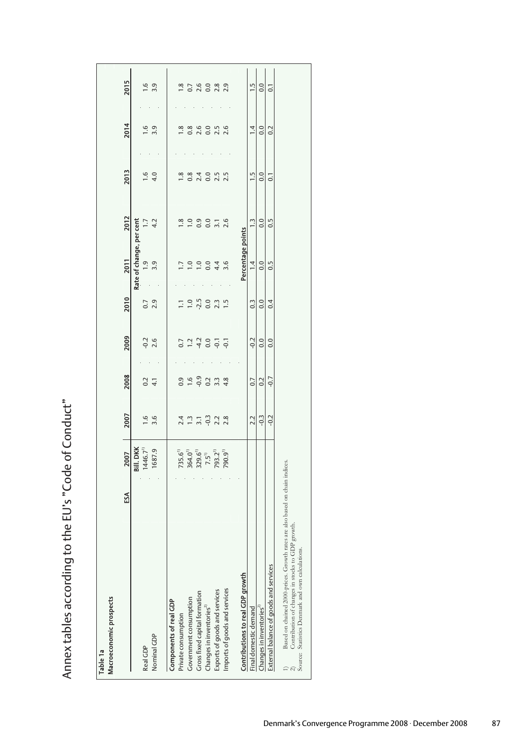# Annex tables according to the EU's "Code of Conduct"

**Table 1a**
**Macroeconomic prospects**

| | ESA | 2007 | 2007 | 2008 | 2009 | 2010 | 2011 | 2012 | 2013 | 2014 | 2015 |
|---|---|---|---|---|---|---|---|---|---|---|---|
| | | Bill. DKK | | | | | Rate of change, per cent | | | | |
| Real GDP | . | 1446.7[1] | 1.6 | 0.2 | -0.2 | 0.7 | 1.9 | 1.7 | 1.6 | 1.6 | 1.6 |
| Nominal GDP | . | 1687.9 | 3.6 | 4.1 | 2.6 | 2.9 | 3.9 | 4.2 | 4.0 | 3.9 | 3.9 |
| **Components of real GDP** | | | | | | | | | | | |
| Private consumption | . | 735.6[1] | 2.4 | 0.9 | 0.7 | 1.1 | 1.7 | 1.8 | 1.8 | 1.8 | 1.8 |
| Government consumption | . | 364.0[1] | 1.3 | 1.6 | 1.2 | 1.0 | 1.0 | 1.0 | 0.8 | 0.8 | 0.7 |
| Gross fixed capital formation | . | 329.6[1] | 3.1 | -0.9 | -4.2 | -2.5 | 1.0 | 0.9 | 2.4 | 2.6 | 2.6 |
| Changes in inventories[2] | . | 7.5[1] | -0.3 | 0.2 | 0.0 | 0.0 | 0.0 | 0.0 | 0.0 | 0.0 | 0.0 |
| Exports of goods and services | . | 793.2[1] | 2.2 | 3.3 | -0.1 | 2.3 | 4.4 | 3.1 | 2.5 | 2.5 | 2.8 |
| Imports of goods and services | . | 790.9[1] | 2.8 | 4.8 | -0.1 | 1.5 | 3.6 | 2.6 | 2.5 | 2.6 | 2.9 |
| **Contributions to real GDP growth** | | | | | | | Percentage points | | | | |
| Final domestic demand | | | 2.2 | 0.7 | -0.2 | 0.3 | 1.4 | 1.3 | 1.5 | 1.4 | 1.5 |
| Changes in inventories[2] | | | -0.3 | 0.2 | 0.0 | 0.0 | 0.0 | 0.0 | 0.0 | 0.0 | 0.0 |
| External balance of goods and services | | | -0.2 | -0.7 | 0.0 | 0.4 | 0.5 | 0.5 | 0.1 | 0.2 | 0.1 |

1) Based on chained 2000-prices. Growth rates are also based on chain indices.
2) Contribution of changes in stocks to GDP growth.
Source: Statistics Denmark and own calculations.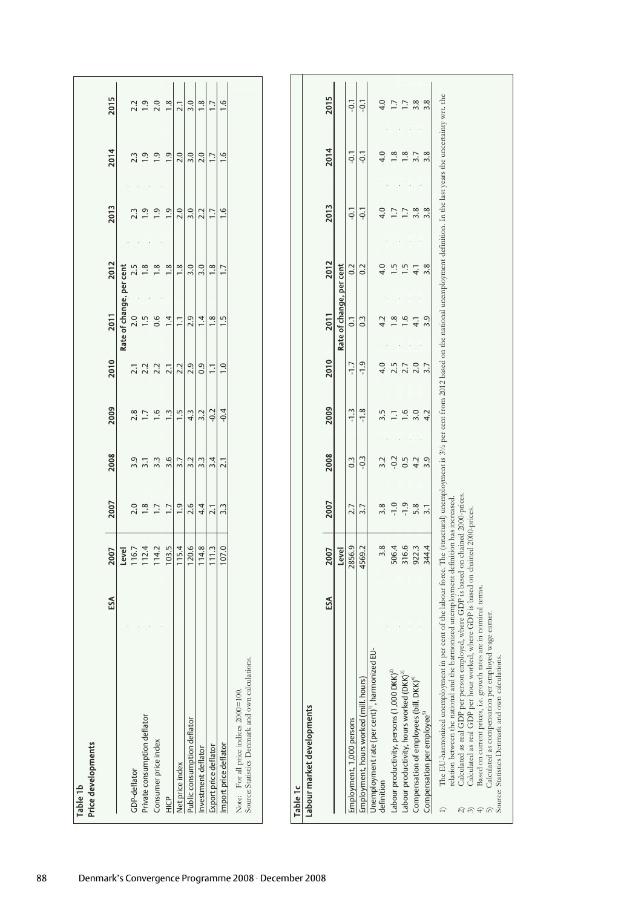**Table 1b**

**Price developments**

| | ESA | 2007 | 2007 | 2008 | 2009 | 2010 | 2011 | 2012 | 2013 | 2014 | 2015 |
|---|---|---|---|---|---|---|---|---|---|---|---|
| | | Level | Rate of change, per cent | | | | | | | | |
| GDP-deflator | | 116.7 | 2.0 | 3.9 | 2.8 | 2.1 | 2.0 | 2.5 | 2.3 | 2.3 | 2.2 |
| Private consumption deflator | | 112.4 | 1.8 | 3.1 | 1.7 | 2.2 | 1.5 | 1.8 | 1.9 | 1.9 | 1.9 |
| Consumer price index | | 114.2 | 1.7 | 3.3 | 1.6 | 2.2 | 0.6 | 1.8 | 1.9 | 1.9 | 2.0 |
| HICP | | 103.5 | 1.7 | 3.6 | 1.3 | 2.1 | 1.4 | 1.8 | 1.9 | 1.9 | 1.8 |
| Net price index | | 115.4 | 1.9 | 3.7 | 1.5 | 2.2 | 1.1 | 1.8 | 2.0 | 2.0 | 2.1 |
| Public consumption deflator | | 120.6 | 2.6 | 3.2 | 4.3 | 2.9 | 2.9 | 3.0 | 3.0 | 3.0 | 3.0 |
| Investment deflator | | 114.8 | 4.4 | 3.3 | 3.2 | 0.9 | 1.4 | 3.0 | 2.2 | 2.0 | 1.8 |
| Export price deflator | | 111.3 | 2.1 | 3.4 | -0.2 | 1.1 | 1.8 | 1.8 | 1.7 | 1.7 | 1.7 |
| Import price deflator | | 107.0 | 3.3 | 2.1 | -0.4 | 1.0 | 1.5 | 1.7 | 1.6 | 1.6 | 1.6 |

Note: For all price indices 2000=100.
Source: Statistics Denmark and own calculations.

**Table 1c**

**Labour market developments**

| | ESA | 2007 | 2007 | 2008 | 2009 | 2010 | 2011 | 2012 | 2013 | 2014 | 2015 |
|---|---|---|---|---|---|---|---|---|---|---|---|
| | | Level | Rate of change, per cent | | | | | | | | |
| Employment, 1,000 persons | | 2856.9 | 2.7 | 0.3 | -1.3 | -1.7 | 0.1 | 0.2 | -0.1 | -0.1 | -0.1 |
| Employment, hours worked (mill. hours) | | 4569.2 | 3.7 | -0.3 | -1.8 | -1.9 | 0.3 | 0.2 | -0.1 | -0.1 | -0.1 |
| Unemployment rate (per cent)[1], harmonized EU-definition | | 3.8 | 3.8 | 3.2 | 3.5 | 4.0 | 4.2 | 4.0 | 4.0 | 4.0 | 4.0 |
| Labour productivity, persons (1,000 DKK)[2] | | 506.4 | -1.0 | -0.2 | 1.1 | 2.5 | 1.8 | 1.5 | 1.7 | 1.8 | 1.7 |
| Labour productivity, hours worked (DKK)[3] | | 316.6 | -1.9 | 0.5 | 1.6 | 2.7 | 1.6 | 1.5 | 1.7 | 1.8 | 1.7 |
| Compensation of employees (bill. DKK)[4] | | 922.3 | 5.8 | 4.2 | 3.0 | 2.0 | 4.1 | 4.1 | 3.8 | 3.7 | 3.8 |
| Compensation per employee[5] | | 344.4 | 3.1 | 3.9 | 4.2 | 3.7 | 3.9 | 3.8 | 3.8 | 3.8 | 3.8 |

1) The EU-harmonized unemployment in per cent of the labour force. The (structural) unemployment is 3½ per cent from 2012 based on the national unemployment definition. In the last years the uncertainty wrt. the relation between the national and the harmonized unemployment definition has increased.
2) Calculated as real GDP per person employed, where GDP is based on chained 2000-prices.
3) Calculated as real GDP per hour worked, where GDP is based on chained 2000-prices.
4) Based on current prices, i.e. growth rates are in nominal terms.
5) Calculated as compensation per employed wage earner.

Source: Statistics Denmark and own calculations.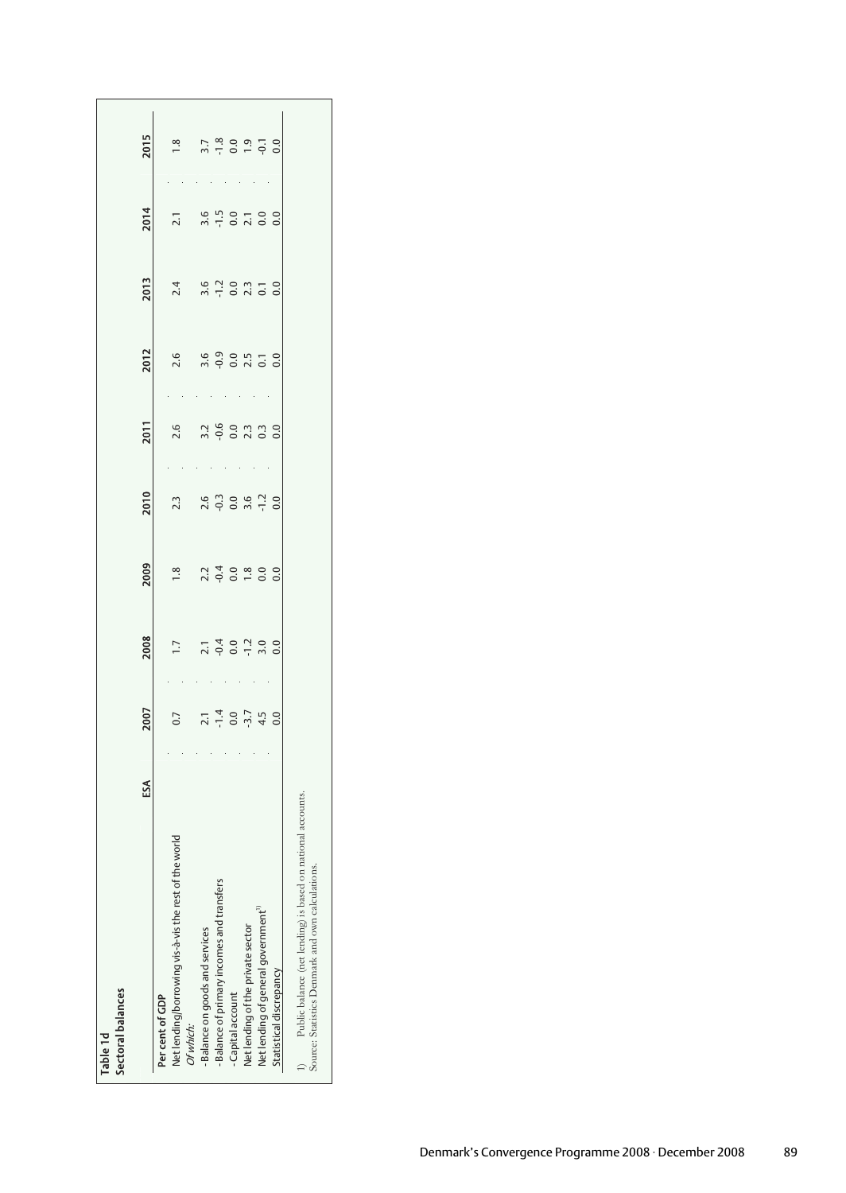**Table 1d**
**Sectoral balances**

| | ESA | 2007 | 2008 | 2009 | 2010 | 2011 | 2012 | 2013 | 2014 | 2015 |
|---|---|---|---|---|---|---|---|---|---|---|
| **Per cent of GDP** | | | | | | | | | | |
| Net lending/borrowing vis-à-vis the rest of the world | | 0.7 | 1.7 | 1.8 | 2.3 | 2.6 | 2.6 | 2.4 | 2.1 | 1.8 |
| *Of which:* | | | | | | | | | | |
| - Balance on goods and services | | 2.1 | 2.1 | 2.2 | 2.6 | 3.2 | 3.6 | 3.6 | 3.6 | 3.7 |
| - Balance of primary incomes and transfers | | -1.4 | -0.4 | -0.4 | -0.3 | -0.6 | -0.9 | -1.2 | -1.5 | -1.8 |
| - Capital account | | 0.0 | 0.0 | 0.0 | 0.0 | 0.0 | 0.0 | 0.0 | 0.0 | 0.0 |
| Net lending of the private sector | | -3.7 | -1.2 | 1.8 | 3.6 | 2.3 | 2.5 | 2.3 | 2.1 | 1.9 |
| Net lending of general government[1] | | 4.5 | 3.0 | 0.0 | -1.2 | 0.3 | 0.1 | 0.1 | 0.0 | -0.1 |
| Statistical discrepancy | | 0.0 | 0.0 | 0.0 | 0.0 | 0.0 | 0.0 | 0.0 | 0.0 | 0.0 |

1) Public balance (net lending) is based on national accounts.
Source: Statistics Denmark and own calculations.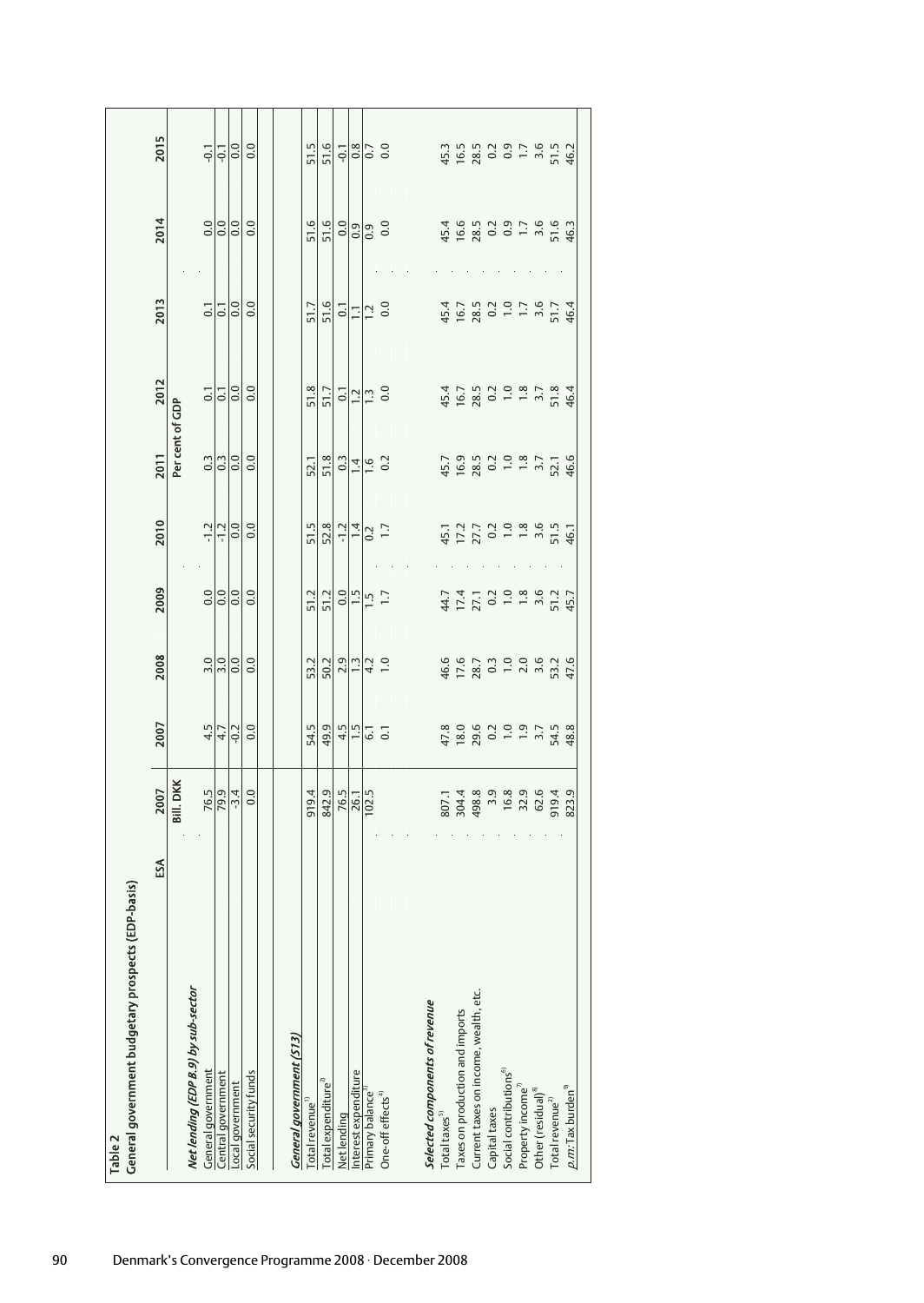Table 2

General government budgetary prospects (EDP-basis)

| | ESA | 2007 | 2007 | 2008 | 2009 | 2010 | 2011 | 2012 | 2013 | 2014 | 2015 |
|---|---|---|---|---|---|---|---|---|---|---|---|
| | | Bill. DKK | Per cent of GDP | | | | | | | | |
| ***Net lending (EDP B.9) by sub-sector*** | | | | | | | | | | | |
| General government | | 76.5 | 4.5 | 3.0 | 0.0 | -1.2 | 0.3 | 0.1 | 0.1 | 0.0 | -0.1 |
| Central government | | 79.9 | 4.7 | 3.0 | 0.0 | -1.2 | 0.3 | 0.1 | 0.1 | 0.0 | -0.1 |
| Local government | | -3.4 | -0.2 | 0.0 | 0.0 | 0.0 | 0.0 | 0.0 | 0.0 | 0.0 | 0.0 |
| Social security funds | | 0.0 | 0.0 | 0.0 | 0.0 | 0.0 | 0.0 | 0.0 | 0.0 | 0.0 | 0.0 |
| ***General government (S13)*** | | | | | | | | | | | |
| Total revenue[1] | | 919.4 | 54.5 | 53.2 | 51.2 | 51.5 | 52.1 | 51.8 | 51.7 | 51.6 | 51.5 |
| Total expenditure[2] | | 842.9 | 49.9 | 50.2 | 51.2 | 52.8 | 51.8 | 51.7 | 51.6 | 51.6 | 51.6 |
| Net lending | | 76.5 | 4.5 | 2.9 | 0.0 | -1.2 | 0.3 | 0.1 | 0.1 | 0.0 | -0.1 |
| Interest expenditure | | 26.1 | 1.5 | 1.3 | 1.5 | 1.4 | 1.4 | 1.2 | 1.1 | 0.9 | 0.8 |
| Primary balance[3] | | 102.5 | 6.1 | 4.2 | 1.5 | 0.2 | 1.6 | 1.3 | 1.2 | 0.9 | 0.7 |
| One-off effects[4] | | | 0.1 | 1.0 | 1.7 | 1.7 | 0.2 | 0.0 | 0.0 | 0.0 | 0.0 |
| ***Selected components of revenue*** | | | | | | | | | | | |
| Total taxes[5] | | 807.1 | 47.8 | 46.6 | 44.7 | 45.1 | 45.7 | 45.4 | 45.4 | 45.4 | 45.3 |
| Taxes on production and imports | | 304.4 | 18.0 | 17.6 | 17.4 | 17.2 | 16.9 | 16.7 | 16.7 | 16.6 | 16.5 |
| Current taxes on income, wealth, etc. | | 498.8 | 29.6 | 28.7 | 27.1 | 27.7 | 28.5 | 28.5 | 28.5 | 28.5 | 28.5 |
| Capital taxes | | 3.9 | 0.2 | 0.3 | 0.2 | 0.2 | 0.2 | 0.2 | 0.2 | 0.2 | 0.2 |
| Social contributions[6] | | 16.8 | 1.0 | 1.0 | 1.0 | 1.0 | 1.0 | 1.0 | 1.0 | 0.9 | 0.9 |
| Property income[7] | | 32.9 | 1.9 | 2.0 | 1.8 | 1.8 | 1.8 | 1.8 | 1.7 | 1.7 | 1.7 |
| Other (residual)[8] | | 62.6 | 3.7 | 3.6 | 3.6 | 3.6 | 3.7 | 3.7 | 3.6 | 3.6 | 3.6 |
| Total revenue[2] | | 919.4 | 54.5 | 53.2 | 51.2 | 51.5 | 52.1 | 51.8 | 51.7 | 51.6 | 51.5 |
| *p.m.*: Tax burden[9] | | 823.9 | 48.8 | 47.6 | 45.7 | 46.1 | 46.6 | 46.4 | 46.4 | 46.3 | 46.2 |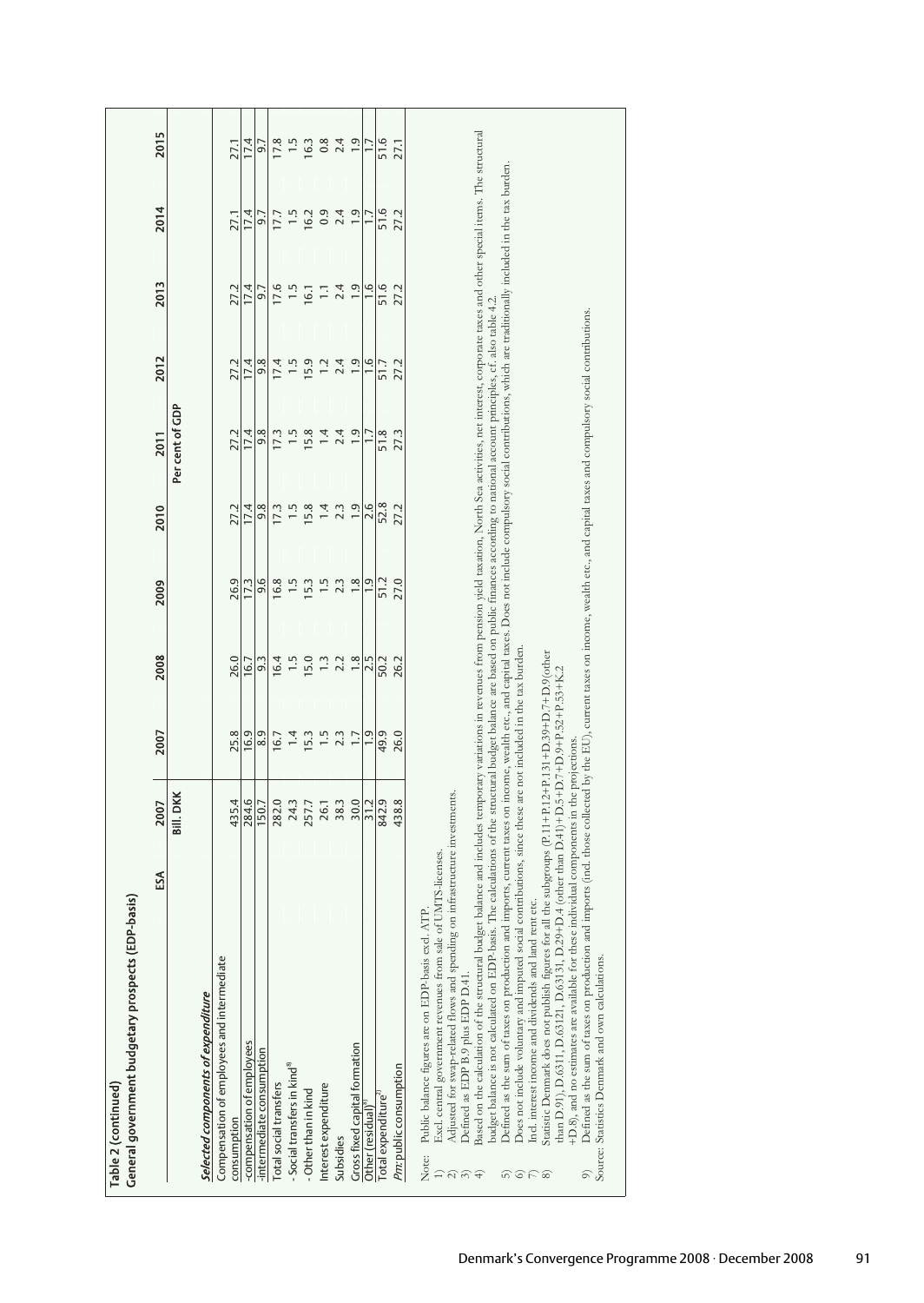**Table 2 (continued)**

**General government budgetary prospects (EDP-basis)**

| ESA | 2007 | 2007 | 2008 | 2009 | 2010 | 2011 | 2012 | 2013 | 2014 | 2015 |
|---|---|---|---|---|---|---|---|---|---|---|
| | Bill. DKK | | | | | Per cent of GDP | | | | |
| ***Selected components of expenditure*** | | | | | | | | | | |
| Compensation of employees and intermediate consumption | 435.4 | 25.8 | 26.0 | 26.9 | 27.2 | 27.2 | 27.2 | 27.2 | 27.1 | 27.1 |
| -compensation of employees | 284.6 | 16.9 | 16.7 | 17.3 | 17.4 | 17.4 | 17.4 | 17.4 | 17.4 | 17.4 |
| -intermediate consumption | 150.7 | 8.9 | 9.3 | 9.6 | 9.8 | 9.8 | 9.8 | 9.7 | 9.7 | 9.7 |
| Total social transfers | 282.0 | 16.7 | 16.4 | 16.8 | 17.3 | 17.3 | 17.4 | 17.6 | 17.7 | 17.8 |
| - Social transfers in kind[8] | 24.3 | 1.4 | 1.5 | 1.5 | 1.5 | 1.5 | 1.5 | 1.5 | 1.5 | 1.5 |
| - Other than in kind | 257.7 | 15.3 | 15.0 | 15.3 | 15.8 | 15.8 | 15.9 | 16.1 | 16.2 | 16.3 |
| Interest expenditure | 26.1 | 1.5 | 1.3 | 1.5 | 1.4 | 1.4 | 1.2 | 1.1 | 0.9 | 0.8 |
| Subsidies | 38.3 | 2.3 | 2.2 | 2.3 | 2.3 | 2.4 | 2.4 | 2.4 | 2.4 | 2.4 |
| Gross fixed capital formation | 30.0 | 1.7 | 1.8 | 1.8 | 1.9 | 1.9 | 1.9 | 1.9 | 1.9 | 1.9 |
| Other (residual)[9] | 31.2 | 1.9 | 2.5 | 1.9 | 2.6 | 1.7 | 1.6 | 1.6 | 1.7 | 1.7 |
| Total expenditure[2] | 842.9 | 49.9 | 50.2 | 51.2 | 52.8 | 51.8 | 51.7 | 51.6 | 51.6 | 51.6 |
| *Pm:* public consumption | 438.8 | 26.0 | 26.2 | 27.0 | 27.2 | 27.3 | 27.2 | 27.2 | 27.2 | 27.1 |

Note: Public balance figures are on EDP-basis excl. ATP.

1) Excl. central government revenues from sale of UMTS-licenses.
2) Adjusted for swap-related flows and spending on infrastructure investments.
3) Defined as EDP B.9 plus EDP D.41.
4) Based on the calculation of the structural budget balance and includes temporary variations in revenues from pension yield taxation, North Sea activities, net interest, corporate taxes and other special items. The structural budget balance is not calculated on EDP-basis. The calculations of the structural budget balance are based on public finances according to national account principles, cf. also table 4.2.
5) Defined as the sum of taxes on production and imports, current taxes on income, wealth etc., and capital taxes. Does not include compulsory social contributions, which are traditionally included in the tax burden.
6) Does not include voluntary and imputed social contributions, since these are not included in the tax burden.
7) Incl. interest income and dividends and land rent etc.
8) Statistic Denmark does not publish figures for all the subgroups (P.11+P.12+P.131+D.39+D.7+D.9(other than D.91), D.6311, D.63121, D.63131, D.29+D.4 (other than D.41)+ D.5+D.7+D.9+P.52+P.53+K.2 +D.8), and no estimates are available for these individual components in the projections.
9) Defined as the sum of taxes on production and imports (incl. those collected by the EU), current taxes on income, wealth etc., and capital taxes and compulsory social contributions.

Source: Statistics Denmark and own calculations.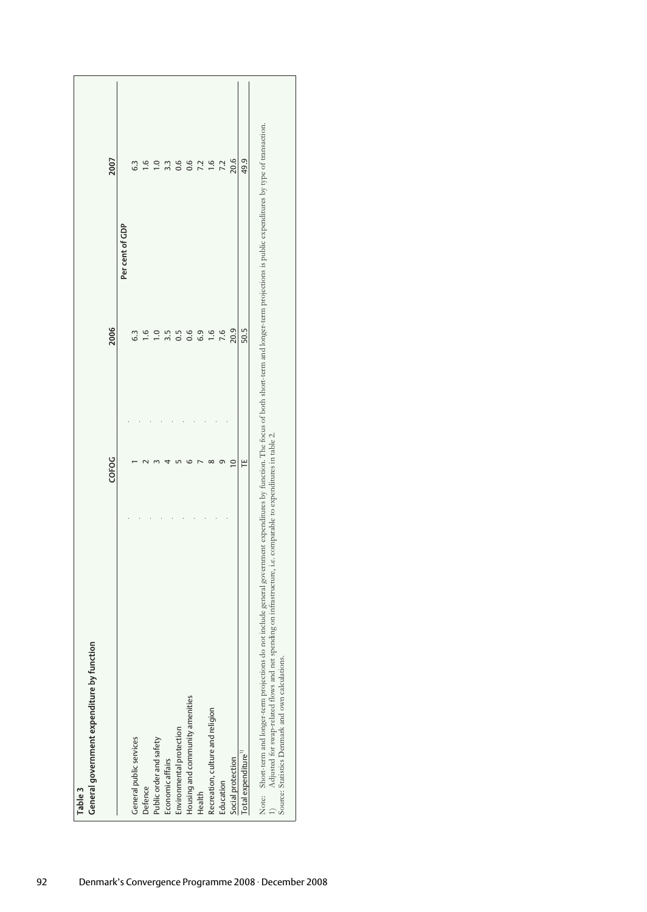**Table 3**
**General government expenditure by function**

| | COFOG | 2006 | 2007 |
|---|---|---|---|
| | | Per cent of GDP | |
| General public services | 1 | 6.3 | 6.3 |
| Defence | 2 | 1.6 | 1.6 |
| Public order and safety | 3 | 1.0 | 1.0 |
| Economic affairs | 4 | 3.5 | 3.3 |
| Environmental protection | 5 | 0.5 | 0.6 |
| Housing and community amenities | 6 | 0.6 | 0.6 |
| Health | 7 | 6.9 | 7.2 |
| Recreation, culture and religion | 8 | 1.6 | 1.6 |
| Education | 9 | 7.6 | 7.2 |
| Social protection | 10 | 20.9 | 20.6 |
| Total expenditure[1] | TE | 50.5 | 49.9 |

Note: Short-term and longer-term projections do not include general government expenditures by function. The focus of both short-term and longer-term projections is public expenditures by type of transaction.
1) Adjusted for swap-related flows and net spending on infrastructure, i.e. comparable to expenditures in table 2.
Source: Statistics Denmark and own calculations.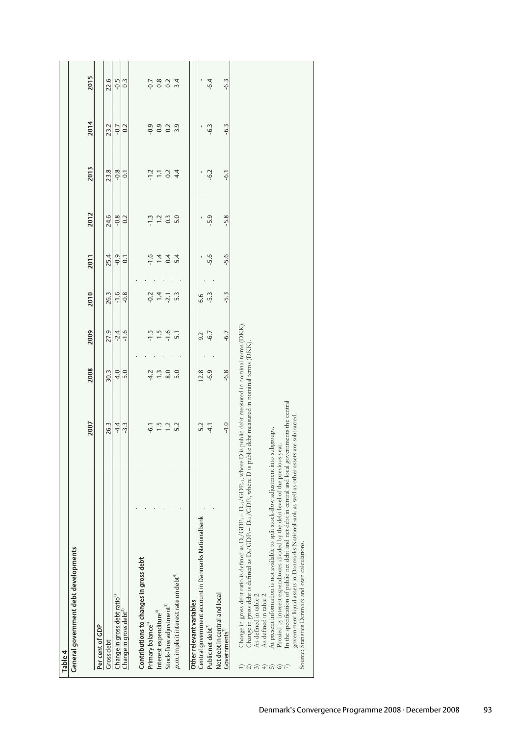**Table 4**

**General government debt developments**

| | 2007 | 2008 | 2009 | 2010 | 2011 | 2012 | 2013 | 2014 | 2015 |
|---|---|---|---|---|---|---|---|---|---|
| **Per cent of GDP** | | | | | | | | | |
| Gross debt | 26.3 | 30.3 | 27.9 | 26.3 | 25.4 | 24.6 | 23.8 | 23.2 | 22.6 |
| Change in gross debt ratio[1] | -4.4 | 4.0 | -2.4 | -1.6 | -0.9 | -0.8 | -0.8 | -0.7 | -0.5 |
| Change in gross debt[2] | -3.3 | 5.0 | -1.6 | -0.8 | 0.1 | 0.2 | 0.1 | 0.2 | 0.3 |
| **Contributions to changes in gross debt** | | | | | | | | | |
| Primary balance[3] | -6.1 | -4.2 | -1.5 | -0.2 | -1.6 | -1.3 | -1.2 | -0.9 | -0.7 |
| Interest expenditure[4] | 1.5 | 1.3 | 1.5 | 1.4 | 1.4 | 1.2 | 1.1 | 0.9 | 0.8 |
| Stock-flow adjustment[5] | 1.2 | 8.0 | -1.6 | -2.1 | 0.4 | 0.3 | 0.2 | 0.2 | 0.2 |
| *p.m.* implicit interest rate on debt[6] | 5.2 | 5.0 | 5.1 | 5.3 | 5.4 | 5.0 | 4.4 | 3.9 | 3.4 |
| **Other relevant variables** | | | | | | | | | |
| Central government account in Danmarks Nationalbank | 5.2 | 12.8 | 9.2 | 6.6 | - | - | - | - | - |
| Public net debt[3] | -4.1 | -6.9 | -6.7 | -5.3 | -5.6 | -5.9 | -6.2 | -6.3 | -6.4 |
| Net debt in central and local Governments[7] | -4.0 | -6.8 | -6.7 | -5.3 | -5.6 | -5.8 | -6.1 | -6.3 | -6.3 |

1) Change in gross debt ratio is defined as $D_t/GDP_t - D_{t-1}/GDP_{t-1}$, where D is public debt measured in nominal terms (DKK).
2) Change in gross debt is defined as $D_t/GDP_t - D_{t-1}/GDP_t$, where D is public debt measured in nominal terms (DKK).
3) As defined in table 2.
4) As defined in table 2.
5) At present information is not available to split stock-flow adjustment into subgroups.
6) Proxied by interest expenditures divided by the debt level of the previous year.
7) In the specification of public net debt and net debt in central and local governments the central government liquid assets in Danmarks Nationalbank as well as other assets are subtracted.

Source: Statistics Denmark and own calculations.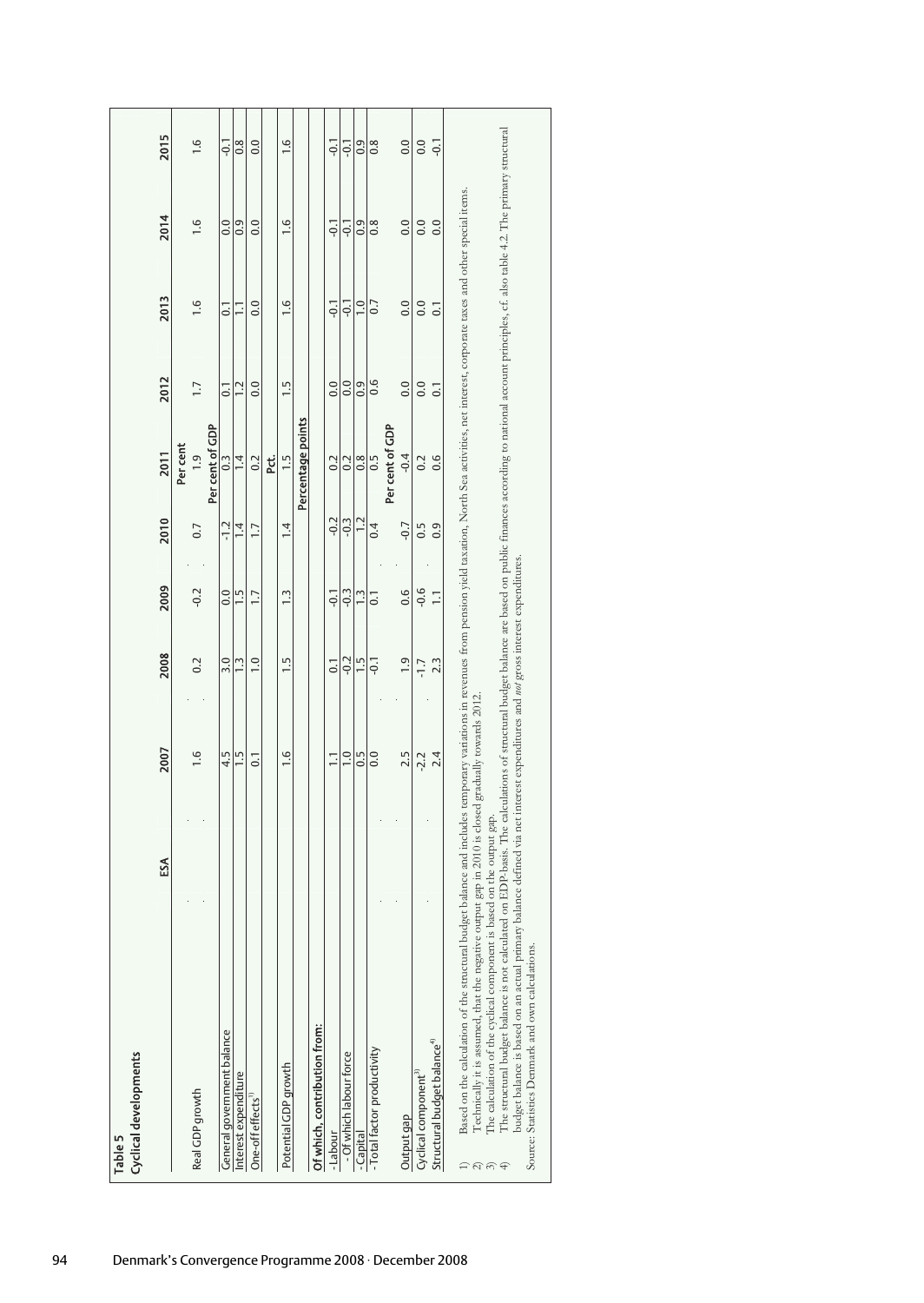**Table 5**
**Cyclical developments**

| | ESA | 2007 | 2008 | 2009 | 2010 | 2011 | 2012 | 2013 | 2014 | 2015 |
|---|---|---|---|---|---|---|---|---|---|---|
| | | | | | | Per cent | | | | |
| Real GDP growth | | 1.6 | 0.2 | -0.2 | 0.7 | 1.9 | 1.7 | 1.6 | 1.6 | 1.6 |
| | | | | | | Per cent of GDP | | | | |
| General government balance | | 4.5 | 3.0 | 0.0 | -1.2 | 0.3 | 0.1 | 0.1 | 0.0 | -0.1 |
| Interest expenditure | | 1.5 | 1.3 | 1.5 | 1.4 | 1.4 | 1.2 | 1.1 | 0.9 | 0.8 |
| One-off effects[1] | | 0.1 | 1.0 | 1.7 | 1.7 | 0.2 | 0.0 | 0.0 | 0.0 | 0.0 |
| | | | | | | Pct. | | | | |
| Potential GDP growth | | 1.6 | 1.5 | 1.3 | 1.4 | 1.5 | 1.5 | 1.6 | 1.6 | 1.6 |
| | | | | | | Percentage points | | | | |
| **Of which, contribution from:** | | | | | | | | | | |
| -Labour | | 1.1 | 0.1 | -0.1 | -0.2 | 0.2 | 0.0 | -0.1 | -0.1 | -0.1 |
| - Of which labour force | | 1.0 | -0.2 | -0.3 | -0.3 | 0.2 | 0.0 | -0.1 | -0.1 | -0.1 |
| -Capital | | 0.5 | 1.5 | 1.3 | 1.2 | 0.8 | 0.9 | 1.0 | 0.9 | 0.9 |
| -Total factor productivity | | 0.0 | -0.1 | 0.1 | 0.4 | 0.5 | 0.6 | 0.7 | 0.8 | 0.8 |
| | | | | | | Per cent of GDP | | | | |
| Output gap | | 2.5 | 1.9 | 0.6 | -0.7 | -0.4 | 0.0 | 0.0 | 0.0 | 0.0 |
| Cyclical component[3] | | -2.2 | -1.7 | -0.6 | 0.5 | 0.2 | 0.0 | 0.0 | 0.0 | 0.0 |
| Structural budget balance[4] | | 2.4 | 2.3 | 1.1 | 0.9 | 0.6 | 0.1 | 0.1 | 0.0 | -0.1 |

1) Based on the calculation of the structural budget balance and includes temporary variations in revenues from pension yield taxation, North Sea activities, net interest, corporate taxes and other special items.
2) Technically it is assumed, that the negative output gap in 2010 is closed gradually towards 2012.
3) The calculation of the cyclical component is based on the output gap.
4) The structural budget balance is not calculated on EDP-basis. The calculations of structural budget balance are based on public finances according to national account principles, cf. also table 4.2. The primary structural budget balance is based on an actual primary balance defined via net interest expenditures and *not* gross interest expenditures.

Source: Statistics Denmark and own calculations.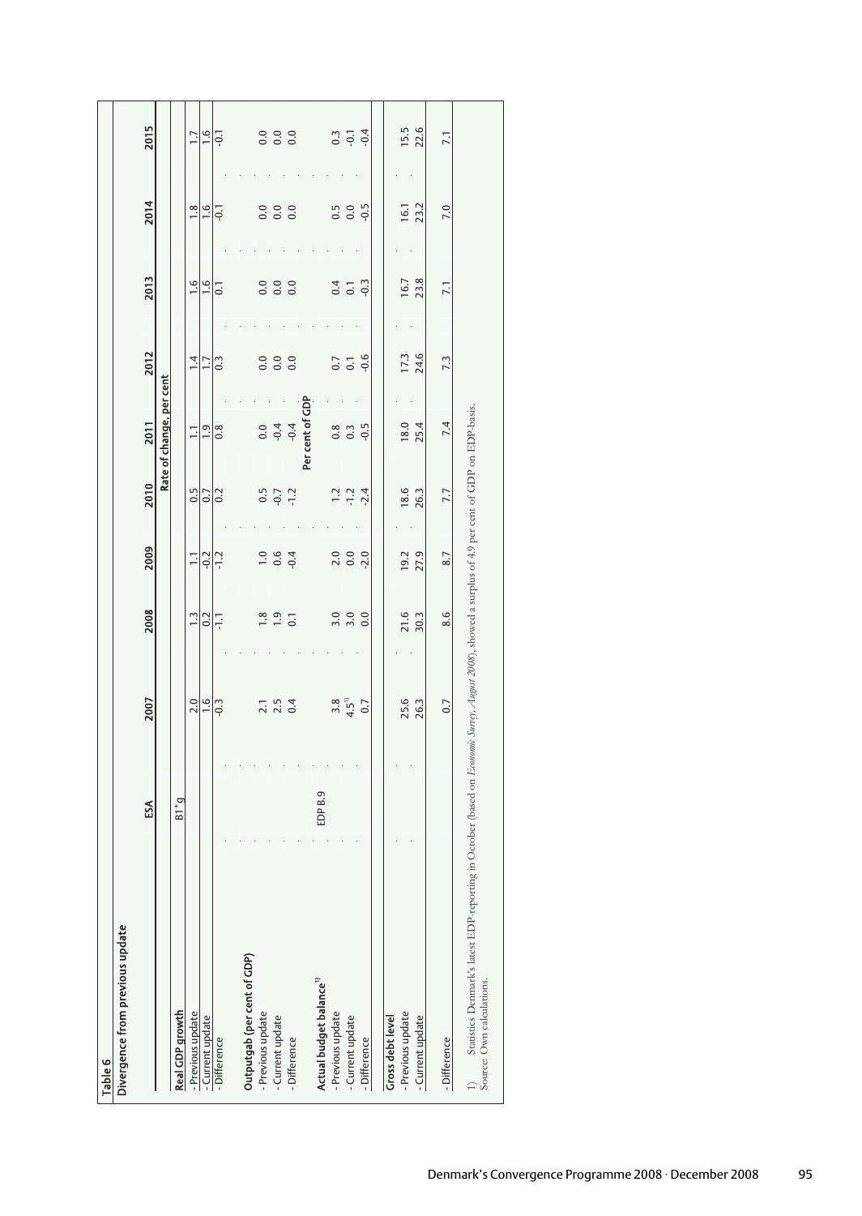**Table 6**

**Divergence from previous update**

| | ESA | 2007 | 2008 | 2009 | 2010 | 2011 | 2012 | 2013 | 2014 | 2015 |
|---|---|---|---|---|---|---|---|---|---|---|
| | | | | | | Rate of change, per cent | | | | |
| **Real GDP growth** | B1*g | | | | | | | | | |
| - Previous update | | 2.0 | 1.3 | 1.1 | 0.5 | 1.1 | 1.4 | 1.6 | 1.8 | 1.7 |
| - Current update | | 1.6 | 0.2 | -0.2 | 0.7 | 1.9 | 1.7 | 1.6 | 1.6 | 1.6 |
| - Difference | | -0.3 | -1.1 | -1.2 | 0.2 | 0.8 | 0.3 | 0.1 | -0.1 | -0.1 |
| **Outputgab (per cent of GDP)** | | | | | | | | | | |
| - Previous update | | 2.1 | 1.8 | 1.0 | 0.5 | 0.0 | 0.0 | 0.0 | 0.0 | 0.0 |
| - Current update | | 2.5 | 1.9 | 0.6 | -0.7 | -0.4 | 0.0 | 0.0 | 0.0 | 0.0 |
| - Difference | | 0.4 | 0.1 | -0.4 | -1.2 | -0.4 | 0.0 | 0.0 | 0.0 | 0.0 |
| | | | | | | Per cent of GDP | | | | |
| **Actual budget balance**[1] | EDP B.9 | | | | | | | | | |
| - Previous update | | 3.8 | 3.0 | 2.0 | 1.2 | 0.8 | 0.7 | 0.4 | 0.5 | 0.3 |
| - Current update | | 4.5[1] | 3.0 | 0.0 | -1.2 | 0.3 | 0.1 | 0.1 | 0.0 | -0.1 |
| - Difference | | 0.7 | 0.0 | -2.0 | -2.4 | -0.5 | -0.6 | -0.3 | -0.5 | -0.4 |
| **Gross debt level** | | | | | | | | | | |
| - Previous update | | 25.6 | 21.6 | 19.2 | 18.6 | 18.0 | 17.3 | 16.7 | 16.1 | 15.5 |
| - Current update | | 26.3 | 30.3 | 27.9 | 26.3 | 25.4 | 24.6 | 23.8 | 23.2 | 22.6 |
| - Difference | | 0.7 | 8.6 | 8.7 | 7.7 | 7.4 | 7.3 | 7.1 | 7.0 | 7.1 |

1) Statistics Denmark's latest EDP-reporting in October (based on *Economic Survey, August 2008*), showed a surplus of 4.9 per cent of GDP on EDP-basis.

Source: Own calculations.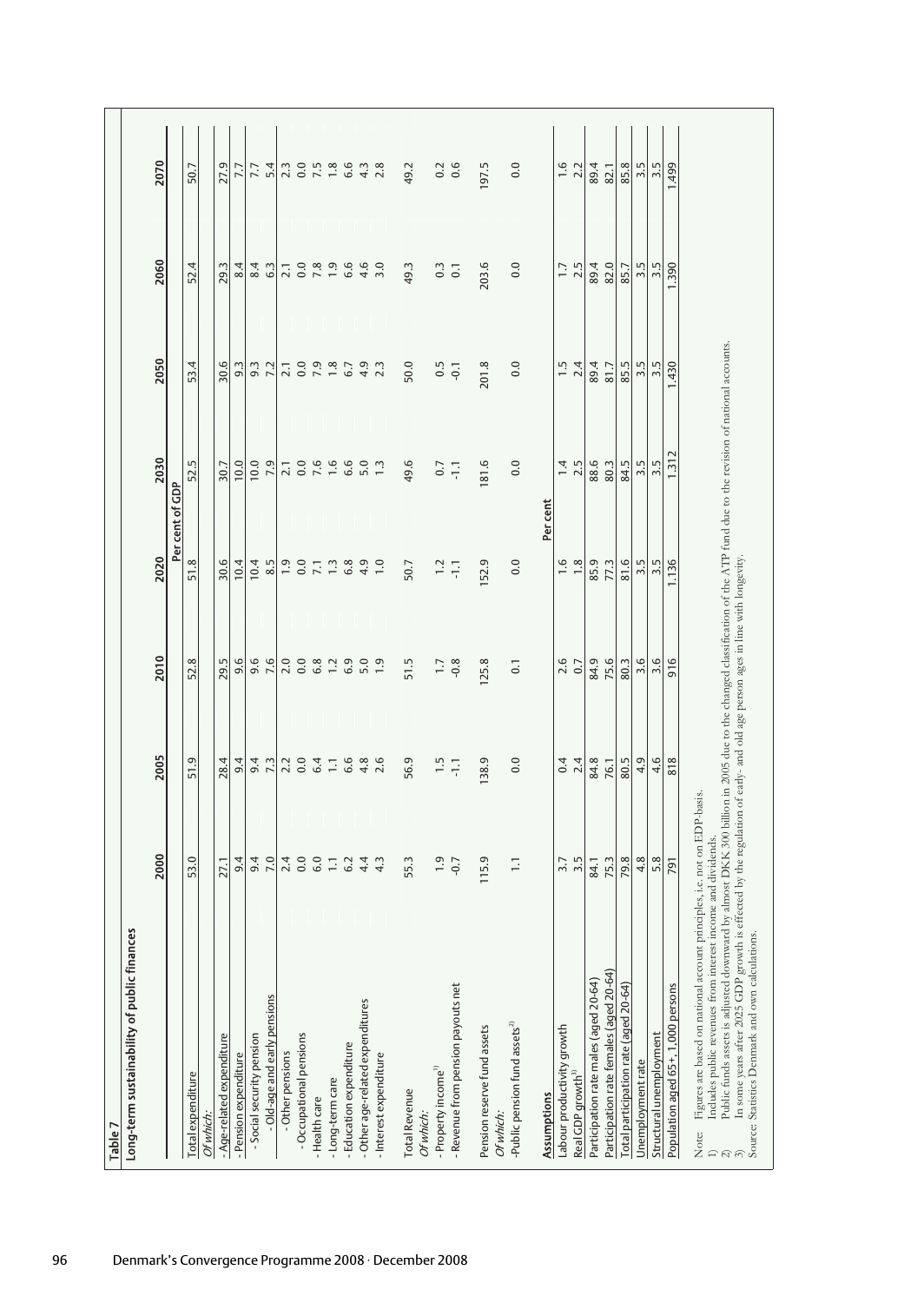Table 7

**Long-term sustainability of public finances**

| | 2000 | 2005 | 2010 | 2020 | 2030 | 2050 | 2060 | 2070 |
|---|---|---|---|---|---|---|---|---|
| | | | | Per cent of GDP | | | | |
| Total expenditure | 53.0 | 51.9 | 52.8 | 51.8 | 52.5 | 53.4 | 52.4 | 50.7 |
| *Of which:* | | | | | | | | |
| - Age-related expenditure | 27.1 | 28.4 | 29.5 | 30.6 | 30.7 | 30.6 | 29.3 | 27.9 |
| - Pension expenditure | 9.4 | 9.4 | 9.6 | 10.4 | 10.0 | 9.3 | 8.4 | 7.7 |
| - Social security pension | 9.4 | 9.4 | 9.6 | 10.4 | 10.0 | 9.3 | 8.4 | 7.7 |
| - Old-age and early pensions | 7.0 | 7.3 | 7.6 | 8.5 | 7.9 | 7.2 | 6.3 | 5.4 |
| - Other pensions | 2.4 | 2.2 | 2.0 | 1.9 | 2.1 | 2.1 | 2.1 | 2.3 |
| - Occupational pensions | 0.0 | 0.0 | 0.0 | 0.0 | 0.0 | 0.0 | 0.0 | 0.0 |
| - Health care | 6.0 | 6.4 | 6.8 | 7.1 | 7.6 | 7.9 | 7.8 | 7.5 |
| - Long-term care | 1.1 | 1.1 | 1.2 | 1.3 | 1.6 | 1.8 | 1.9 | 1.8 |
| - Education expenditure | 6.2 | 6.6 | 6.9 | 6.8 | 6.6 | 6.7 | 6.6 | 6.6 |
| - Other age-related expenditures | 4.4 | 4.8 | 5.0 | 4.9 | 5.0 | 4.9 | 4.6 | 4.3 |
| - Interest expenditure | 4.3 | 2.6 | 1.9 | 1.0 | 1.3 | 2.3 | 3.0 | 2.8 |
| Total Revenue | 55.3 | 56.9 | 51.5 | 50.7 | 49.6 | 50.0 | 49.3 | 49.2 |
| *Of which:* | | | | | | | | |
| - Property income[1] | 1.9 | 1.5 | 1.7 | 1.2 | 0.7 | 0.5 | 0.3 | 0.2 |
| - Revenue from pension payouts net | -0.7 | -1.1 | -0.8 | -1.1 | -1.1 | -0.1 | 0.1 | 0.6 |
| Pension reserve fund assets | 115.9 | 138.9 | 125.8 | 152.9 | 181.6 | 201.8 | 203.6 | 197.5 |
| *Of which:* | | | | | | | | |
| -Public pension fund assets[2] | 1.1 | 0.0 | 0.1 | 0.0 | 0.0 | 0.0 | 0.0 | 0.0 |
| | | | | Per cent | | | | |
| **Assumptions** | | | | | | | | |
| Labour productivity growth | 3.7 | 0.4 | 2.6 | 1.6 | 1.4 | 1.5 | 1.7 | 1.6 |
| Real GDP growth[3] | 3.5 | 2.4 | 0.7 | 1.8 | 2.5 | 2.4 | 2.5 | 2.2 |
| Participation rate males (aged 20-64) | 84.1 | 84.8 | 84.9 | 85.9 | 88.6 | 89.4 | 89.4 | 89.4 |
| Participation rate females (aged 20-64) | 75.3 | 76.1 | 75.6 | 77.3 | 80.3 | 81.7 | 82.0 | 82.1 |
| Total participation rate (aged 20-64) | 79.8 | 80.5 | 80.3 | 81.6 | 84.5 | 85.5 | 85.7 | 85.8 |
| Unemployment rate | 4.8 | 4.9 | 3.6 | 3.5 | 3.5 | 3.5 | 3.5 | 3.5 |
| Structural unemployment | 5.8 | 4.6 | 3.6 | 3.5 | 3.5 | 3.5 | 3.5 | 3.5 |
| Population aged 65+, 1,000 persons | 791 | 818 | 916 | 1,136 | 1,312 | 1,430 | 1,390 | 1,499 |

Note: Figures are based on national account principles, i.e. not on EDP-basis.
1) Includes public revenues from interest income and dividends.
2) Public funds assets is adjusted downward by almost DKK 300 billion in 2005 due to the changed classification of the ATP fund due to the revision of national accounts.
3) In some years after 2025 GDP growth is effected by the regulation of early- and old age person ages in line with longevity.
Source: Statistics Denmark and own calculations.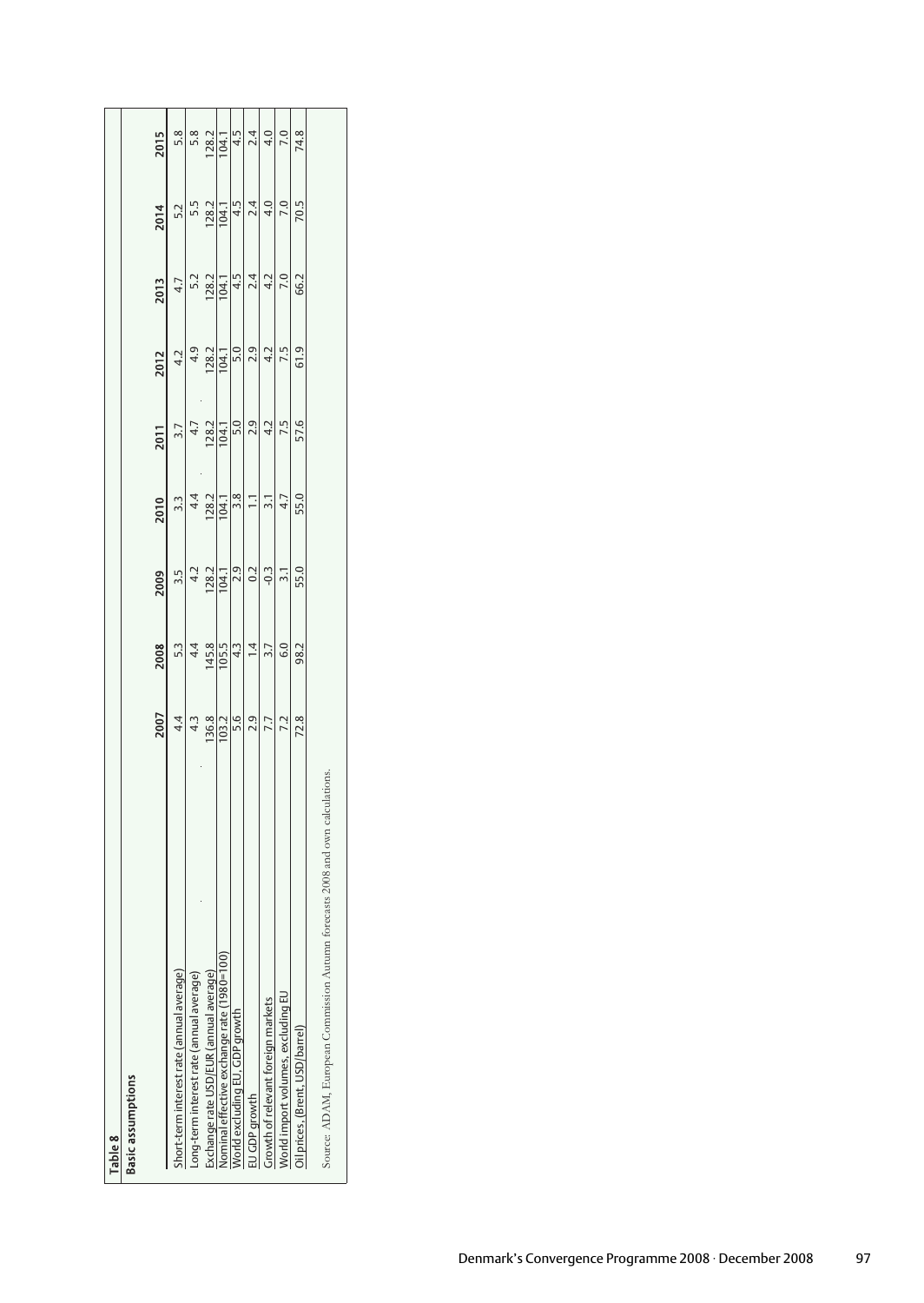**Table 8**

**Basic assumptions**

| | 2007 | 2008 | 2009 | 2010 | 2011 | 2012 | 2013 | 2014 | 2015 |
|---|---|---|---|---|---|---|---|---|---|
| Short-term interest rate (annual average) | 4.4 | 5.3 | 3.5 | 3.3 | 3.7 | 4.2 | 4.7 | 5.2 | 5.8 |
| Long-term interest rate (annual average) | 4.3 | 4.4 | 4.2 | 4.4 | 4.7 | 4.9 | 5.2 | 5.5 | 5.8 |
| Exchange rate USD/EUR (annual average) | 136.8 | 145.8 | 128.2 | 128.2 | 128.2 | 128.2 | 128.2 | 128.2 | 128.2 |
| Nominal effective exchange rate (1980=100) | 103.2 | 105.5 | 104.1 | 104.1 | 104.1 | 104.1 | 104.1 | 104.1 | 104.1 |
| World excluding EU, GDP growth | 5.6 | 4.3 | 2.9 | 3.8 | 5.0 | 5.0 | 4.5 | 4.5 | 4.5 |
| EU GDP growth | 2.9 | 1.4 | 0.2 | 1.1 | 2.9 | 2.9 | 2.4 | 2.4 | 2.4 |
| Growth of relevant foreign markets | 7.7 | 3.7 | -0.3 | 3.1 | 4.2 | 4.2 | 4.2 | 4.0 | 4.0 |
| World import volumes, excluding EU | 7.2 | 6.0 | 3.1 | 4.7 | 7.5 | 7.5 | 7.0 | 7.0 | 7.0 |
| Oil prices, (Brent, USD/barrel) | 72.8 | 98.2 | 55.0 | 55.0 | 57.6 | 61.9 | 66.2 | 70.5 | 74.8 |

Source: ADAM, European Commission Autumn forecasts 2008 and own calculations.